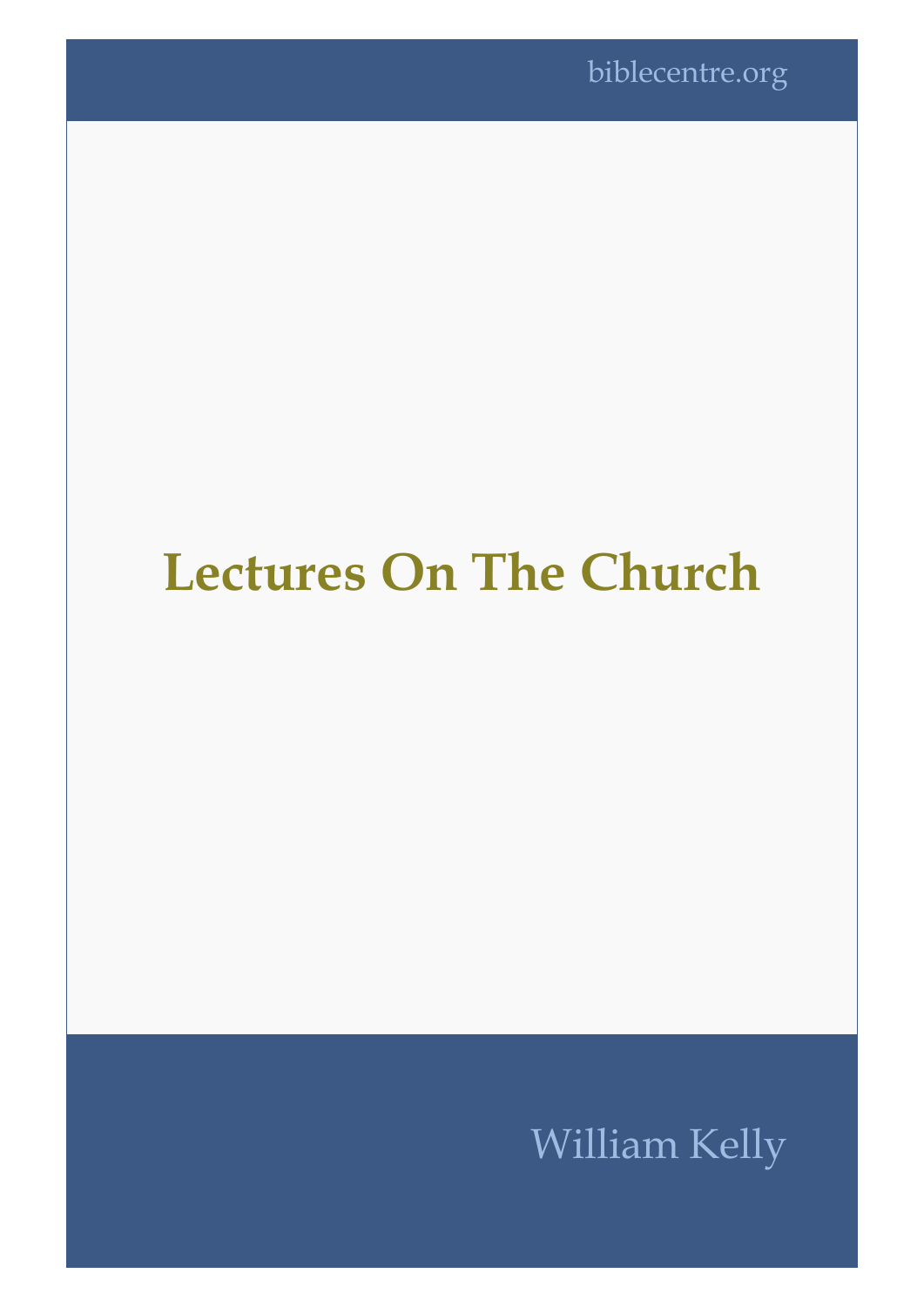biblecentre.org

# Lectures On The Church

William Kelly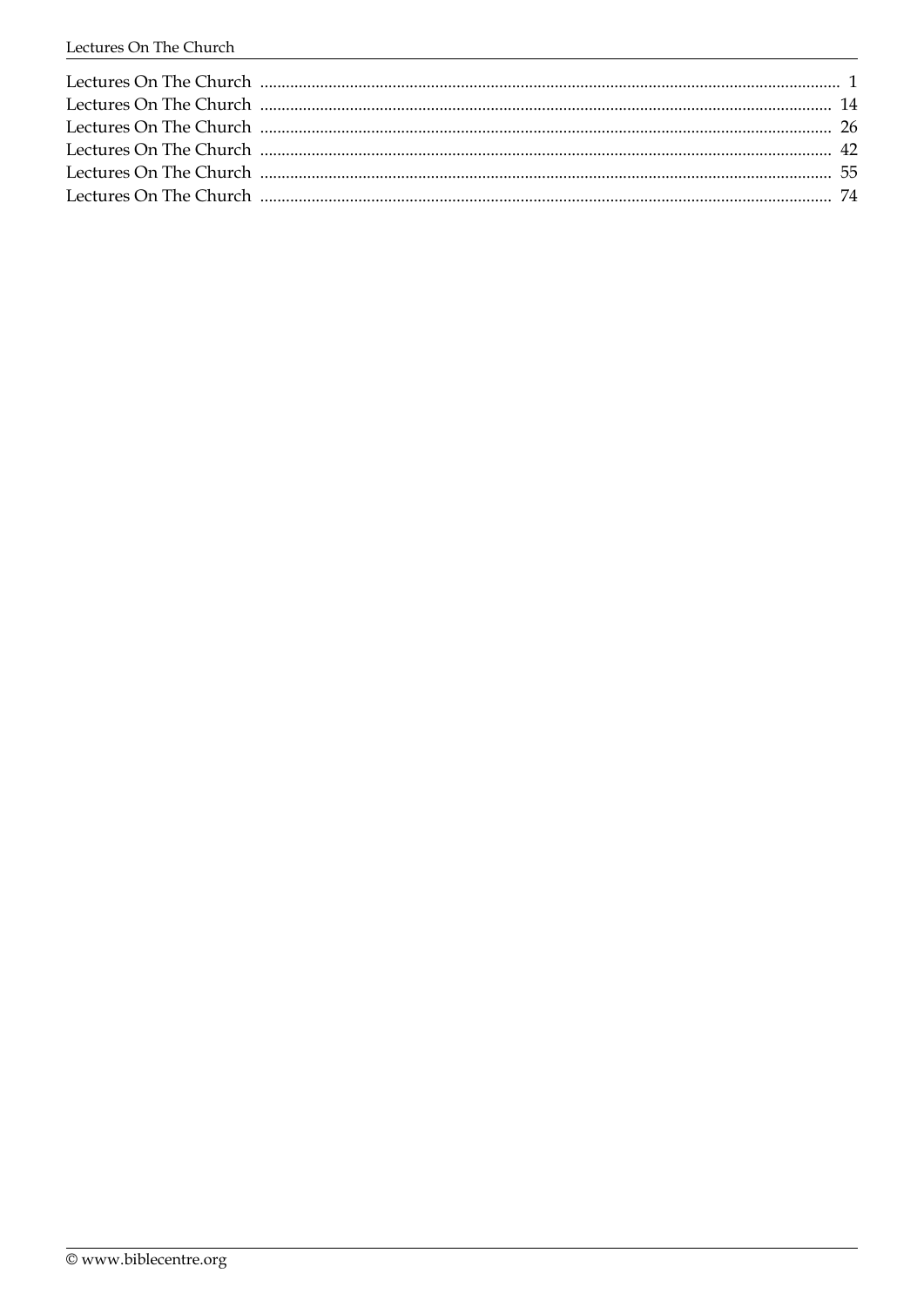Lectures On The Church ........................................................................................................................ 1
Lectures On The Church ........................................................................................................................ 14
Lectures On The Church ........................................................................................................................ 26
Lectures On The Church ........................................................................................................................ 42
Lectures On The Church ........................................................................................................................ 55
Lectures On The Church ........................................................................................................................ 74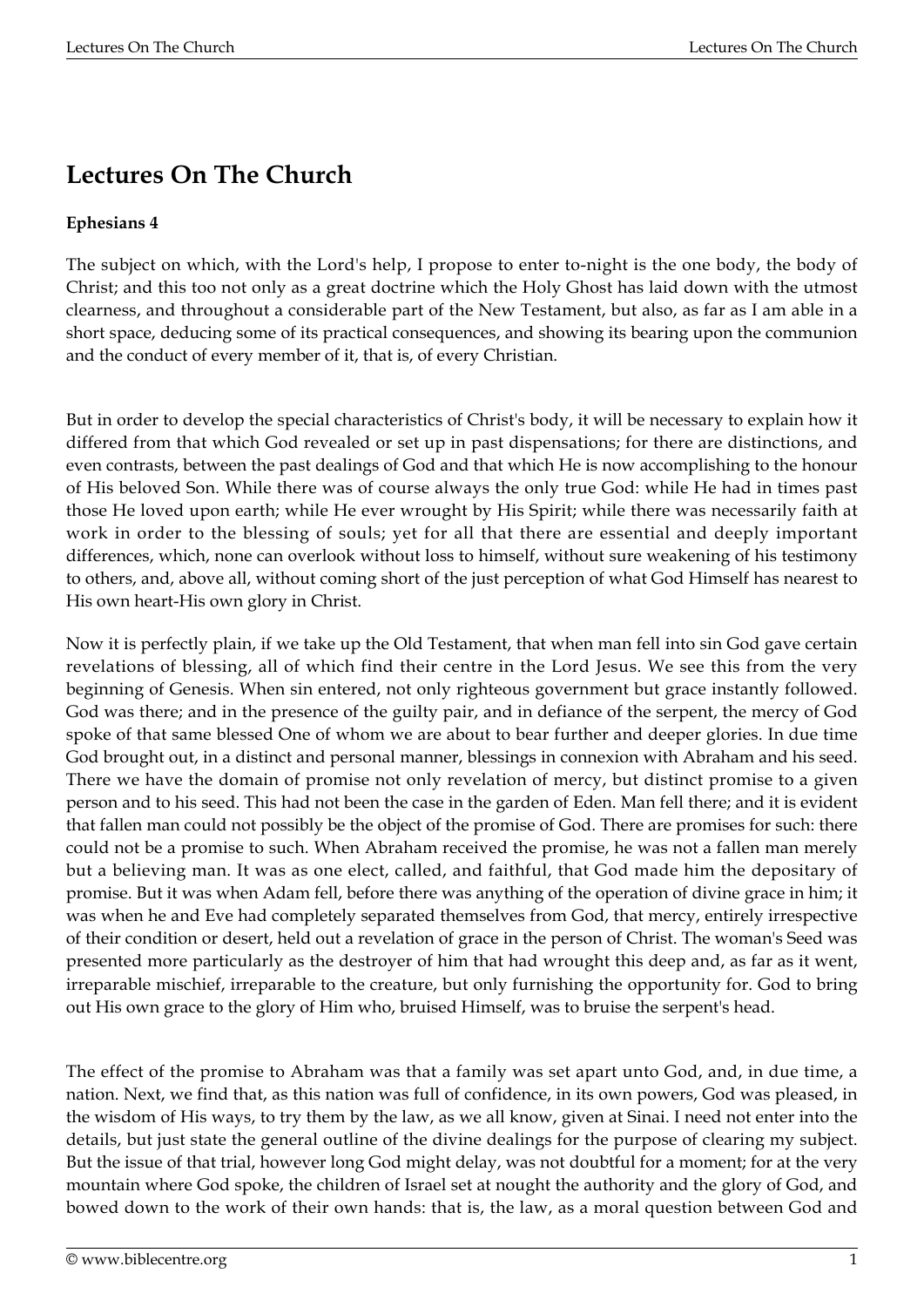# Lectures On The Church

**Ephesians 4**

The subject on which, with the Lord's help, I propose to enter to-night is the one body, the body of Christ; and this too not only as a great doctrine which the Holy Ghost has laid down with the utmost clearness, and throughout a considerable part of the New Testament, but also, as far as I am able in a short space, deducing some of its practical consequences, and showing its bearing upon the communion and the conduct of every member of it, that is, of every Christian.

But in order to develop the special characteristics of Christ's body, it will be necessary to explain how it differed from that which God revealed or set up in past dispensations; for there are distinctions, and even contrasts, between the past dealings of God and that which He is now accomplishing to the honour of His beloved Son. While there was of course always the only true God: while He had in times past those He loved upon earth; while He ever wrought by His Spirit; while there was necessarily faith at work in order to the blessing of souls; yet for all that there are essential and deeply important differences, which, none can overlook without loss to himself, without sure weakening of his testimony to others, and, above all, without coming short of the just perception of what God Himself has nearest to His own heart-His own glory in Christ.

Now it is perfectly plain, if we take up the Old Testament, that when man fell into sin God gave certain revelations of blessing, all of which find their centre in the Lord Jesus. We see this from the very beginning of Genesis. When sin entered, not only righteous government but grace instantly followed. God was there; and in the presence of the guilty pair, and in defiance of the serpent, the mercy of God spoke of that same blessed One of whom we are about to bear further and deeper glories. In due time God brought out, in a distinct and personal manner, blessings in connexion with Abraham and his seed. There we have the domain of promise not only revelation of mercy, but distinct promise to a given person and to his seed. This had not been the case in the garden of Eden. Man fell there; and it is evident that fallen man could not possibly be the object of the promise of God. There are promises for such: there could not be a promise to such. When Abraham received the promise, he was not a fallen man merely but a believing man. It was as one elect, called, and faithful, that God made him the depositary of promise. But it was when Adam fell, before there was anything of the operation of divine grace in him; it was when he and Eve had completely separated themselves from God, that mercy, entirely irrespective of their condition or desert, held out a revelation of grace in the person of Christ. The woman's Seed was presented more particularly as the destroyer of him that had wrought this deep and, as far as it went, irreparable mischief, irreparable to the creature, but only furnishing the opportunity for. God to bring out His own grace to the glory of Him who, bruised Himself, was to bruise the serpent's head.

The effect of the promise to Abraham was that a family was set apart unto God, and, in due time, a nation. Next, we find that, as this nation was full of confidence, in its own powers, God was pleased, in the wisdom of His ways, to try them by the law, as we all know, given at Sinai. I need not enter into the details, but just state the general outline of the divine dealings for the purpose of clearing my subject. But the issue of that trial, however long God might delay, was not doubtful for a moment; for at the very mountain where God spoke, the children of Israel set at nought the authority and the glory of God, and bowed down to the work of their own hands: that is, the law, as a moral question between God and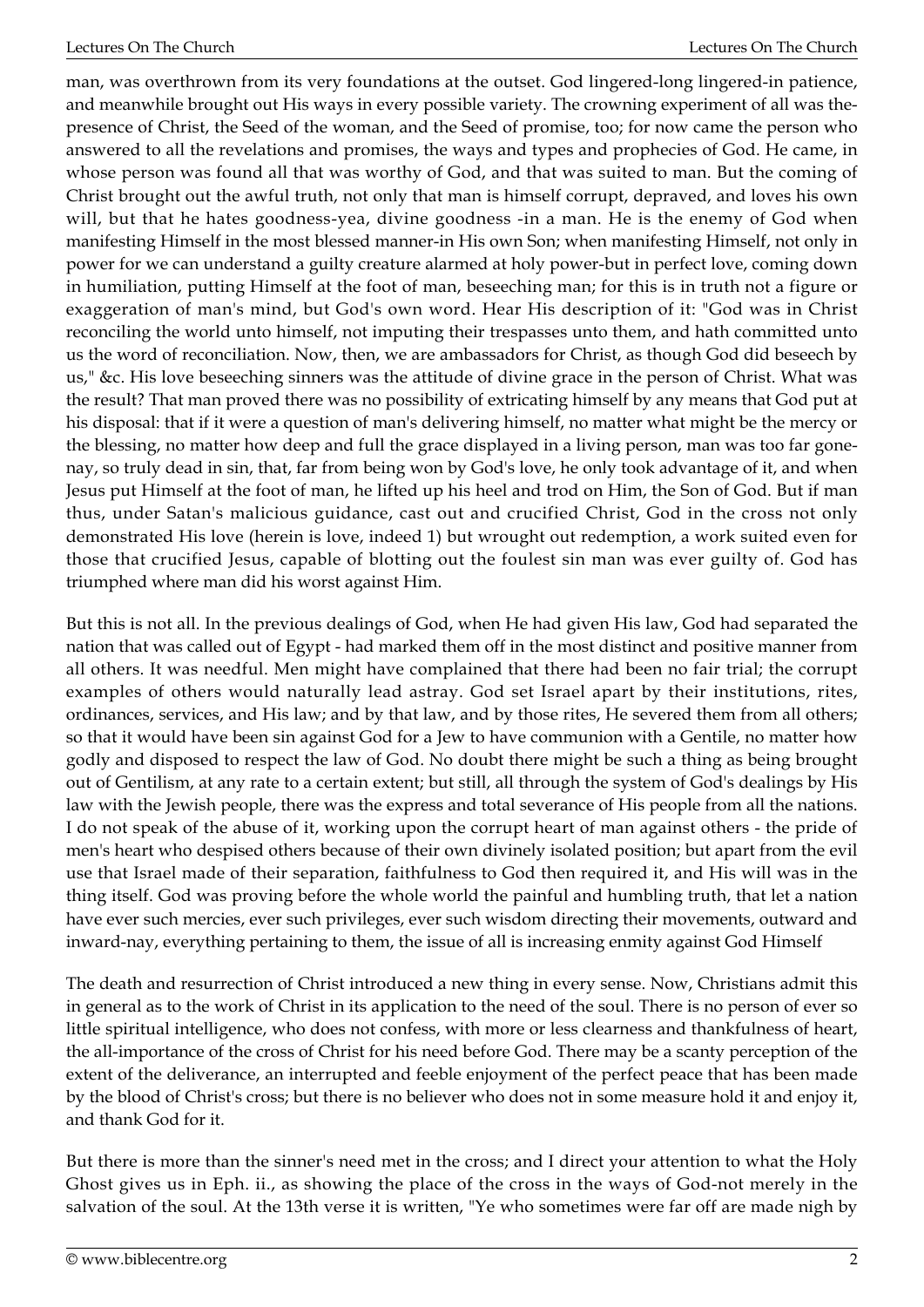man, was overthrown from its very foundations at the outset. God lingered-long lingered-in patience, and meanwhile brought out His ways in every possible variety. The crowning experiment of all was the-presence of Christ, the Seed of the woman, and the Seed of promise, too; for now came the person who answered to all the revelations and promises, the ways and types and prophecies of God. He came, in whose person was found all that was worthy of God, and that was suited to man. But the coming of Christ brought out the awful truth, not only that man is himself corrupt, depraved, and loves his own will, but that he hates goodness-yea, divine goodness -in a man. He is the enemy of God when manifesting Himself in the most blessed manner-in His own Son; when manifesting Himself, not only in power for we can understand a guilty creature alarmed at holy power-but in perfect love, coming down in humiliation, putting Himself at the foot of man, beseeching man; for this is in truth not a figure or exaggeration of man's mind, but God's own word. Hear His description of it: "God was in Christ reconciling the world unto himself, not imputing their trespasses unto them, and hath committed unto us the word of reconciliation. Now, then, we are ambassadors for Christ, as though God did beseech by us," &c. His love beseeching sinners was the attitude of divine grace in the person of Christ. What was the result? That man proved there was no possibility of extricating himself by any means that God put at his disposal: that if it were a question of man's delivering himself, no matter what might be the mercy or the blessing, no matter how deep and full the grace displayed in a living person, man was too far gone-nay, so truly dead in sin, that, far from being won by God's love, he only took advantage of it, and when Jesus put Himself at the foot of man, he lifted up his heel and trod on Him, the Son of God. But if man thus, under Satan's malicious guidance, cast out and crucified Christ, God in the cross not only demonstrated His love (herein is love, indeed 1) but wrought out redemption, a work suited even for those that crucified Jesus, capable of blotting out the foulest sin man was ever guilty of. God has triumphed where man did his worst against Him.

But this is not all. In the previous dealings of God, when He had given His law, God had separated the nation that was called out of Egypt - had marked them off in the most distinct and positive manner from all others. It was needful. Men might have complained that there had been no fair trial; the corrupt examples of others would naturally lead astray. God set Israel apart by their institutions, rites, ordinances, services, and His law; and by that law, and by those rites, He severed them from all others; so that it would have been sin against God for a Jew to have communion with a Gentile, no matter how godly and disposed to respect the law of God. No doubt there might be such a thing as being brought out of Gentilism, at any rate to a certain extent; but still, all through the system of God's dealings by His law with the Jewish people, there was the express and total severance of His people from all the nations. I do not speak of the abuse of it, working upon the corrupt heart of man against others - the pride of men's heart who despised others because of their own divinely isolated position; but apart from the evil use that Israel made of their separation, faithfulness to God then required it, and His will was in the thing itself. God was proving before the whole world the painful and humbling truth, that let a nation have ever such mercies, ever such privileges, ever such wisdom directing their movements, outward and inward-nay, everything pertaining to them, the issue of all is increasing enmity against God Himself

The death and resurrection of Christ introduced a new thing in every sense. Now, Christians admit this in general as to the work of Christ in its application to the need of the soul. There is no person of ever so little spiritual intelligence, who does not confess, with more or less clearness and thankfulness of heart, the all-importance of the cross of Christ for his need before God. There may be a scanty perception of the extent of the deliverance, an interrupted and feeble enjoyment of the perfect peace that has been made by the blood of Christ's cross; but there is no believer who does not in some measure hold it and enjoy it, and thank God for it.

But there is more than the sinner's need met in the cross; and I direct your attention to what the Holy Ghost gives us in Eph. ii., as showing the place of the cross in the ways of God-not merely in the salvation of the soul. At the 13th verse it is written, "Ye who sometimes were far off are made nigh by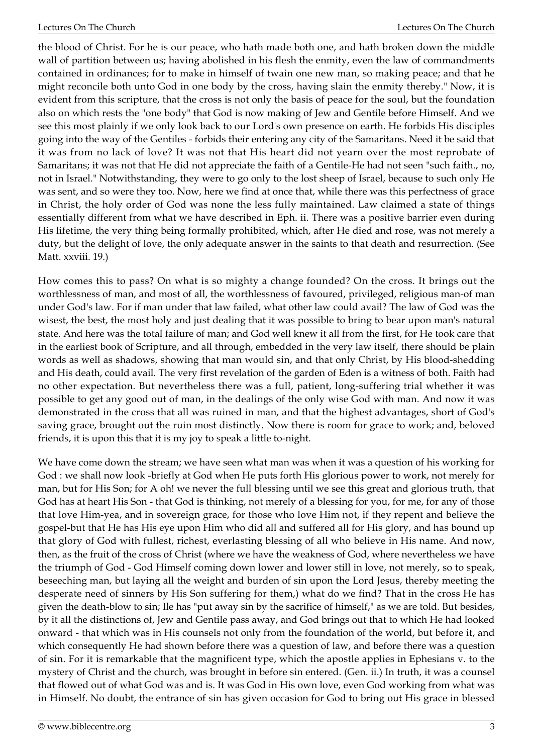the blood of Christ. For he is our peace, who hath made both one, and hath broken down the middle wall of partition between us; having abolished in his flesh the enmity, even the law of commandments contained in ordinances; for to make in himself of twain one new man, so making peace; and that he might reconcile both unto God in one body by the cross, having slain the enmity thereby." Now, it is evident from this scripture, that the cross is not only the basis of peace for the soul, but the foundation also on which rests the "one body" that God is now making of Jew and Gentile before Himself. And we see this most plainly if we only look back to our Lord's own presence on earth. He forbids His disciples going into the way of the Gentiles - forbids their entering any city of the Samaritans. Need it be said that it was from no lack of love? It was not that His heart did not yearn over the most reprobate of Samaritans; it was not that He did not appreciate the faith of a Gentile-He had not seen "such faith., no, not in Israel." Notwithstanding, they were to go only to the lost sheep of Israel, because to such only He was sent, and so were they too. Now, here we find at once that, while there was this perfectness of grace in Christ, the holy order of God was none the less fully maintained. Law claimed a state of things essentially different from what we have described in Eph. ii. There was a positive barrier even during His lifetime, the very thing being formally prohibited, which, after He died and rose, was not merely a duty, but the delight of love, the only adequate answer in the saints to that death and resurrection. (See Matt. xxviii. 19.)

How comes this to pass? On what is so mighty a change founded? On the cross. It brings out the worthlessness of man, and most of all, the worthlessness of favoured, privileged, religious man-of man under God's law. For if man under that law failed, what other law could avail? The law of God was the wisest, the best, the most holy and just dealing that it was possible to bring to bear upon man's natural state. And here was the total failure of man; and God well knew it all from the first, for He took care that in the earliest book of Scripture, and all through, embedded in the very law itself, there should be plain words as well as shadows, showing that man would sin, and that only Christ, by His blood-shedding and His death, could avail. The very first revelation of the garden of Eden is a witness of both. Faith had no other expectation. But nevertheless there was a full, patient, long-suffering trial whether it was possible to get any good out of man, in the dealings of the only wise God with man. And now it was demonstrated in the cross that all was ruined in man, and that the highest advantages, short of God's saving grace, brought out the ruin most distinctly. Now there is room for grace to work; and, beloved friends, it is upon this that it is my joy to speak a little to-night.

We have come down the stream; we have seen what man was when it was a question of his working for God : we shall now look -briefly at God when He puts forth His glorious power to work, not merely for man, but for His Son; for A oh! we never the full blessing until we see this great and glorious truth, that God has at heart His Son - that God is thinking, not merely of a blessing for you, for me, for any of those that love Him-yea, and in sovereign grace, for those who love Him not, if they repent and believe the gospel-but that He has His eye upon Him who did all and suffered all for His glory, and has bound up that glory of God with fullest, richest, everlasting blessing of all who believe in His name. And now, then, as the fruit of the cross of Christ (where we have the weakness of God, where nevertheless we have the triumph of God - God Himself coming down lower and lower still in love, not merely, so to speak, beseeching man, but laying all the weight and burden of sin upon the Lord Jesus, thereby meeting the desperate need of sinners by His Son suffering for them,) what do we find? That in the cross He has given the death-blow to sin; Ile has "put away sin by the sacrifice of himself," as we are told. But besides, by it all the distinctions of, Jew and Gentile pass away, and God brings out that to which He had looked onward - that which was in His counsels not only from the foundation of the world, but before it, and which consequently He had shown before there was a question of law, and before there was a question of sin. For it is remarkable that the magnificent type, which the apostle applies in Ephesians v. to the mystery of Christ and the church, was brought in before sin entered. (Gen. ii.) In truth, it was a counsel that flowed out of what God was and is. It was God in His own love, even God working from what was in Himself. No doubt, the entrance of sin has given occasion for God to bring out His grace in blessed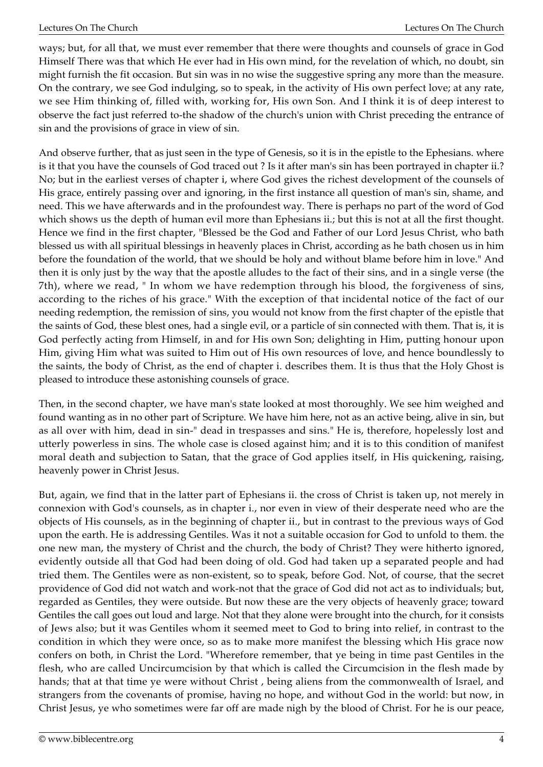ways; but, for all that, we must ever remember that there were thoughts and counsels of grace in God Himself There was that which He ever had in His own mind, for the revelation of which, no doubt, sin might furnish the fit occasion. But sin was in no wise the suggestive spring any more than the measure. On the contrary, we see God indulging, so to speak, in the activity of His own perfect love; at any rate, we see Him thinking of, filled with, working for, His own Son. And I think it is of deep interest to observe the fact just referred to-the shadow of the church's union with Christ preceding the entrance of sin and the provisions of grace in view of sin.

And observe further, that as just seen in the type of Genesis, so it is in the epistle to the Ephesians. where is it that you have the counsels of God traced out ? Is it after man's sin has been portrayed in chapter ii.? No; but in the earliest verses of chapter i, where God gives the richest development of the counsels of His grace, entirely passing over and ignoring, in the first instance all question of man's sin, shame, and need. This we have afterwards and in the profoundest way. There is perhaps no part of the word of God which shows us the depth of human evil more than Ephesians ii.; but this is not at all the first thought. Hence we find in the first chapter, "Blessed be the God and Father of our Lord Jesus Christ, who bath blessed us with all spiritual blessings in heavenly places in Christ, according as he bath chosen us in him before the foundation of the world, that we should be holy and without blame before him in love." And then it is only just by the way that the apostle alludes to the fact of their sins, and in a single verse (the 7th), where we read, " In whom we have redemption through his blood, the forgiveness of sins, according to the riches of his grace." With the exception of that incidental notice of the fact of our needing redemption, the remission of sins, you would not know from the first chapter of the epistle that the saints of God, these blest ones, had a single evil, or a particle of sin connected with them. That is, it is God perfectly acting from Himself, in and for His own Son; delighting in Him, putting honour upon Him, giving Him what was suited to Him out of His own resources of love, and hence boundlessly to the saints, the body of Christ, as the end of chapter i. describes them. It is thus that the Holy Ghost is pleased to introduce these astonishing counsels of grace.

Then, in the second chapter, we have man's state looked at most thoroughly. We see him weighed and found wanting as in no other part of Scripture. We have him here, not as an active being, alive in sin, but as all over with him, dead in sin-" dead in trespasses and sins." He is, therefore, hopelessly lost and utterly powerless in sins. The whole case is closed against him; and it is to this condition of manifest moral death and subjection to Satan, that the grace of God applies itself, in His quickening, raising, heavenly power in Christ Jesus.

But, again, we find that in the latter part of Ephesians ii. the cross of Christ is taken up, not merely in connexion with God's counsels, as in chapter i., nor even in view of their desperate need who are the objects of His counsels, as in the beginning of chapter ii., but in contrast to the previous ways of God upon the earth. He is addressing Gentiles. Was it not a suitable occasion for God to unfold to them. the one new man, the mystery of Christ and the church, the body of Christ? They were hitherto ignored, evidently outside all that God had been doing of old. God had taken up a separated people and had tried them. The Gentiles were as non-existent, so to speak, before God. Not, of course, that the secret providence of God did not watch and work-not that the grace of God did not act as to individuals; but, regarded as Gentiles, they were outside. But now these are the very objects of heavenly grace; toward Gentiles the call goes out loud and large. Not that they alone were brought into the church, for it consists of Jews also; but it was Gentiles whom it seemed meet to God to bring into relief, in contrast to the condition in which they were once, so as to make more manifest the blessing which His grace now confers on both, in Christ the Lord. "Wherefore remember, that ye being in time past Gentiles in the flesh, who are called Uncircumcision by that which is called the Circumcision in the flesh made by hands; that at that time ye were without Christ , being aliens from the commonwealth of Israel, and strangers from the covenants of promise, having no hope, and without God in the world: but now, in Christ Jesus, ye who sometimes were far off are made nigh by the blood of Christ. For he is our peace,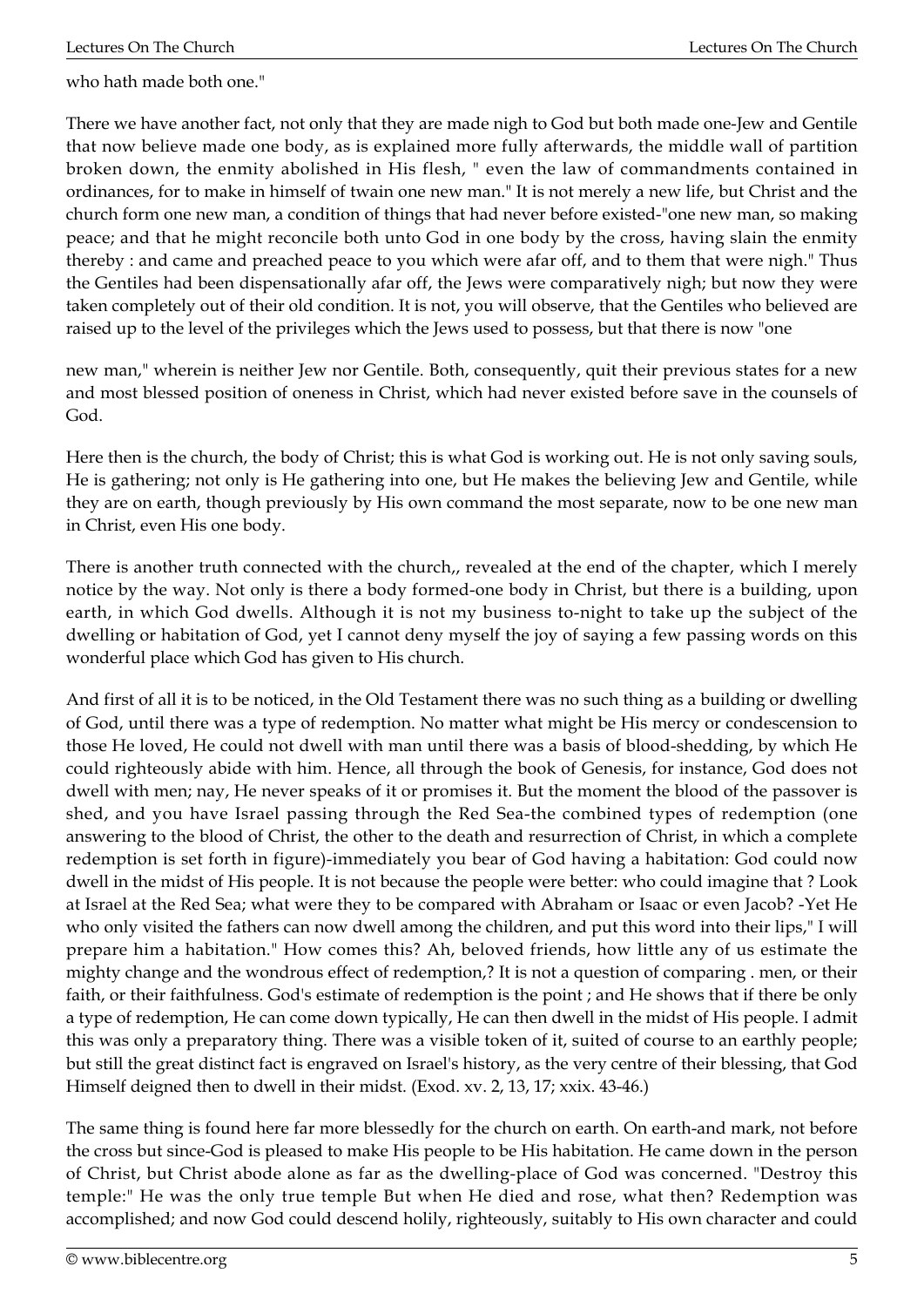who hath made both one."

There we have another fact, not only that they are made nigh to God but both made one-Jew and Gentile that now believe made one body, as is explained more fully afterwards, the middle wall of partition broken down, the enmity abolished in His flesh, " even the law of commandments contained in ordinances, for to make in himself of twain one new man." It is not merely a new life, but Christ and the church form one new man, a condition of things that had never before existed-"one new man, so making peace; and that he might reconcile both unto God in one body by the cross, having slain the enmity thereby : and came and preached peace to you which were afar off, and to them that were nigh." Thus the Gentiles had been dispensationally afar off, the Jews were comparatively nigh; but now they were taken completely out of their old condition. It is not, you will observe, that the Gentiles who believed are raised up to the level of the privileges which the Jews used to possess, but that there is now "one new man," wherein is neither Jew nor Gentile. Both, consequently, quit their previous states for a new and most blessed position of oneness in Christ, which had never existed before save in the counsels of God.

Here then is the church, the body of Christ; this is what God is working out. He is not only saving souls, He is gathering; not only is He gathering into one, but He makes the believing Jew and Gentile, while they are on earth, though previously by His own command the most separate, now to be one new man in Christ, even His one body.

There is another truth connected with the church,, revealed at the end of the chapter, which I merely notice by the way. Not only is there a body formed-one body in Christ, but there is a building, upon earth, in which God dwells. Although it is not my business to-night to take up the subject of the dwelling or habitation of God, yet I cannot deny myself the joy of saying a few passing words on this wonderful place which God has given to His church.

And first of all it is to be noticed, in the Old Testament there was no such thing as a building or dwelling of God, until there was a type of redemption. No matter what might be His mercy or condescension to those He loved, He could not dwell with man until there was a basis of blood-shedding, by which He could righteously abide with him. Hence, all through the book of Genesis, for instance, God does not dwell with men; nay, He never speaks of it or promises it. But the moment the blood of the passover is shed, and you have Israel passing through the Red Sea-the combined types of redemption (one answering to the blood of Christ, the other to the death and resurrection of Christ, in which a complete redemption is set forth in figure)-immediately you bear of God having a habitation: God could now dwell in the midst of His people. It is not because the people were better: who could imagine that ? Look at Israel at the Red Sea; what were they to be compared with Abraham or Isaac or even Jacob? -Yet He who only visited the fathers can now dwell among the children, and put this word into their lips," I will prepare him a habitation." How comes this? Ah, beloved friends, how little any of us estimate the mighty change and the wondrous effect of redemption,? It is not a question of comparing . men, or their faith, or their faithfulness. God's estimate of redemption is the point ; and He shows that if there be only a type of redemption, He can come down typically, He can then dwell in the midst of His people. I admit this was only a preparatory thing. There was a visible token of it, suited of course to an earthly people; but still the great distinct fact is engraved on Israel's history, as the very centre of their blessing, that God Himself deigned then to dwell in their midst. (Exod. xv. 2, 13, 17; xxix. 43-46.)

The same thing is found here far more blessedly for the church on earth. On earth-and mark, not before the cross but since-God is pleased to make His people to be His habitation. He came down in the person of Christ, but Christ abode alone as far as the dwelling-place of God was concerned. "Destroy this temple:" He was the only true temple But when He died and rose, what then? Redemption was accomplished; and now God could descend holily, righteously, suitably to His own character and could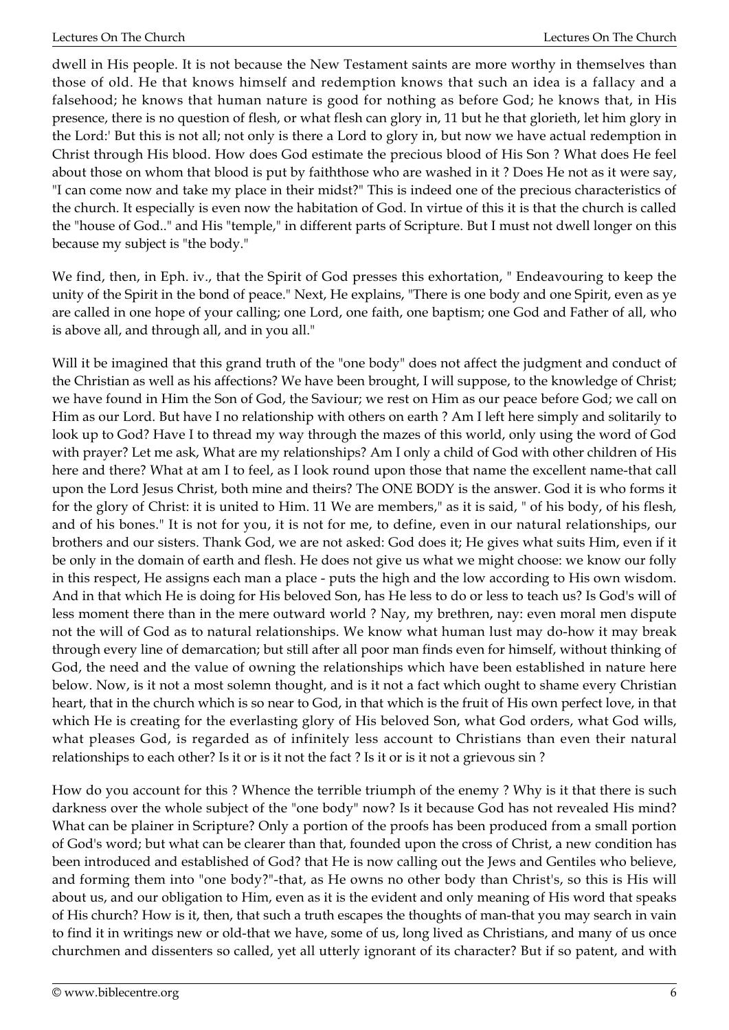dwell in His people. It is not because the New Testament saints are more worthy in themselves than those of old. He that knows himself and redemption knows that such an idea is a fallacy and a falsehood; he knows that human nature is good for nothing as before God; he knows that, in His presence, there is no question of flesh, or what flesh can glory in, 11 but he that glorieth, let him glory in the Lord:' But this is not all; not only is there a Lord to glory in, but now we have actual redemption in Christ through His blood. How does God estimate the precious blood of His Son ? What does He feel about those on whom that blood is put by faiththose who are washed in it ? Does He not as it were say, "I can come now and take my place in their midst?" This is indeed one of the precious characteristics of the church. It especially is even now the habitation of God. In virtue of this it is that the church is called the "house of God.." and His "temple," in different parts of Scripture. But I must not dwell longer on this because my subject is "the body."

We find, then, in Eph. iv., that the Spirit of God presses this exhortation, " Endeavouring to keep the unity of the Spirit in the bond of peace." Next, He explains, "There is one body and one Spirit, even as ye are called in one hope of your calling; one Lord, one faith, one baptism; one God and Father of all, who is above all, and through all, and in you all."

Will it be imagined that this grand truth of the "one body" does not affect the judgment and conduct of the Christian as well as his affections? We have been brought, I will suppose, to the knowledge of Christ; we have found in Him the Son of God, the Saviour; we rest on Him as our peace before God; we call on Him as our Lord. But have I no relationship with others on earth ? Am I left here simply and solitarily to look up to God? Have I to thread my way through the mazes of this world, only using the word of God with prayer? Let me ask, What are my relationships? Am I only a child of God with other children of His here and there? What at am I to feel, as I look round upon those that name the excellent name-that call upon the Lord Jesus Christ, both mine and theirs? The ONE BODY is the answer. God it is who forms it for the glory of Christ: it is united to Him. 11 We are members," as it is said, " of his body, of his flesh, and of his bones." It is not for you, it is not for me, to define, even in our natural relationships, our brothers and our sisters. Thank God, we are not asked: God does it; He gives what suits Him, even if it be only in the domain of earth and flesh. He does not give us what we might choose: we know our folly in this respect, He assigns each man a place - puts the high and the low according to His own wisdom. And in that which He is doing for His beloved Son, has He less to do or less to teach us? Is God's will of less moment there than in the mere outward world ? Nay, my brethren, nay: even moral men dispute not the will of God as to natural relationships. We know what human lust may do-how it may break through every line of demarcation; but still after all poor man finds even for himself, without thinking of God, the need and the value of owning the relationships which have been established in nature here below. Now, is it not a most solemn thought, and is it not a fact which ought to shame every Christian heart, that in the church which is so near to God, in that which is the fruit of His own perfect love, in that which He is creating for the everlasting glory of His beloved Son, what God orders, what God wills, what pleases God, is regarded as of infinitely less account to Christians than even their natural relationships to each other? Is it or is it not the fact ? Is it or is it not a grievous sin ?

How do you account for this ? Whence the terrible triumph of the enemy ? Why is it that there is such darkness over the whole subject of the "one body" now? Is it because God has not revealed His mind? What can be plainer in Scripture? Only a portion of the proofs has been produced from a small portion of God's word; but what can be clearer than that, founded upon the cross of Christ, a new condition has been introduced and established of God? that He is now calling out the Jews and Gentiles who believe, and forming them into "one body?"-that, as He owns no other body than Christ's, so this is His will about us, and our obligation to Him, even as it is the evident and only meaning of His word that speaks of His church? How is it, then, that such a truth escapes the thoughts of man-that you may search in vain to find it in writings new or old-that we have, some of us, long lived as Christians, and many of us once churchmen and dissenters so called, yet all utterly ignorant of its character? But if so patent, and with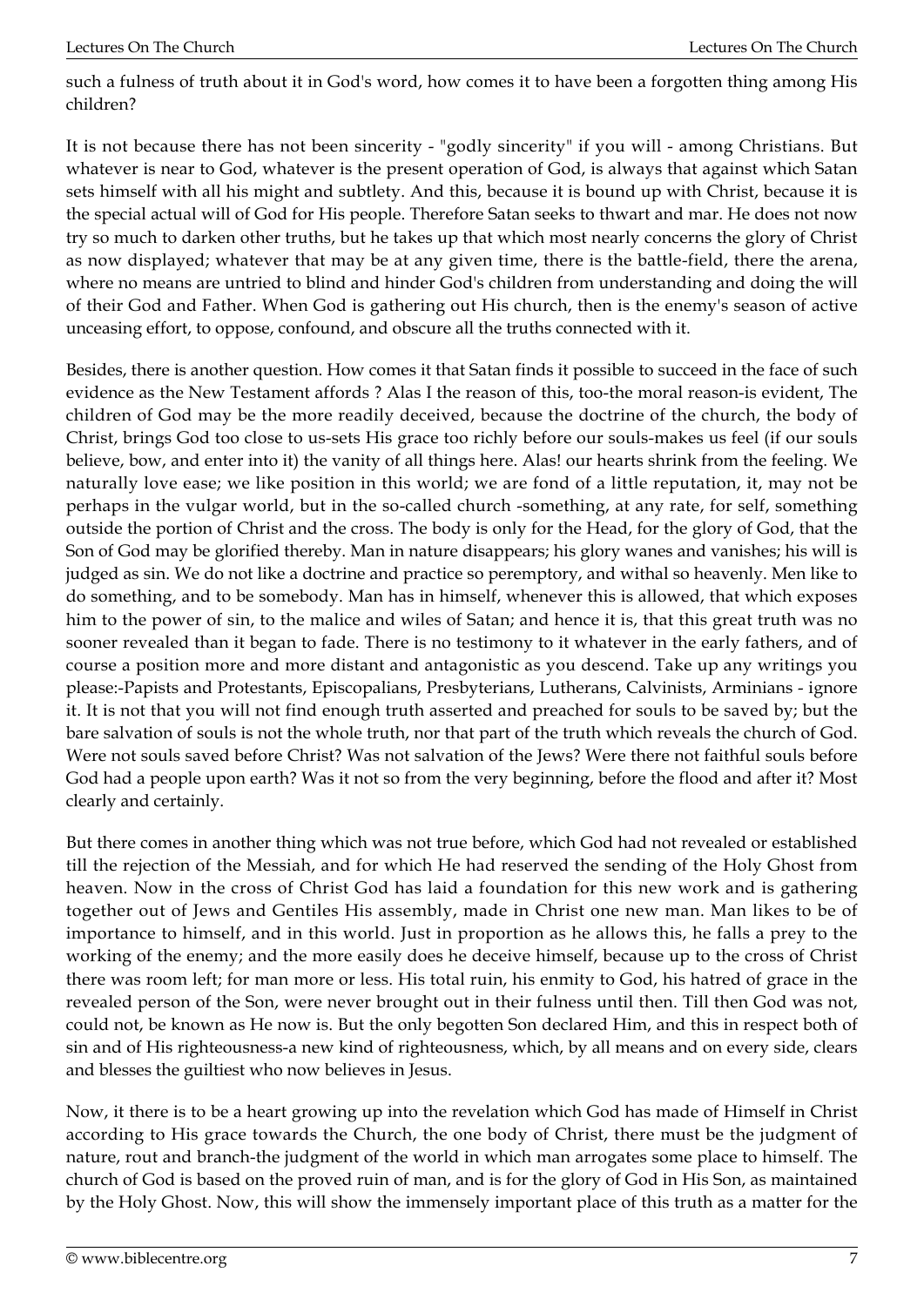such a fulness of truth about it in God's word, how comes it to have been a forgotten thing among His children?

It is not because there has not been sincerity - "godly sincerity" if you will - among Christians. But whatever is near to God, whatever is the present operation of God, is always that against which Satan sets himself with all his might and subtlety. And this, because it is bound up with Christ, because it is the special actual will of God for His people. Therefore Satan seeks to thwart and mar. He does not now try so much to darken other truths, but he takes up that which most nearly concerns the glory of Christ as now displayed; whatever that may be at any given time, there is the battle-field, there the arena, where no means are untried to blind and hinder God's children from understanding and doing the will of their God and Father. When God is gathering out His church, then is the enemy's season of active unceasing effort, to oppose, confound, and obscure all the truths connected with it.

Besides, there is another question. How comes it that Satan finds it possible to succeed in the face of such evidence as the New Testament affords ? Alas I the reason of this, too-the moral reason-is evident, The children of God may be the more readily deceived, because the doctrine of the church, the body of Christ, brings God too close to us-sets His grace too richly before our souls-makes us feel (if our souls believe, bow, and enter into it) the vanity of all things here. Alas! our hearts shrink from the feeling. We naturally love ease; we like position in this world; we are fond of a little reputation, it, may not be perhaps in the vulgar world, but in the so-called church -something, at any rate, for self, something outside the portion of Christ and the cross. The body is only for the Head, for the glory of God, that the Son of God may be glorified thereby. Man in nature disappears; his glory wanes and vanishes; his will is judged as sin. We do not like a doctrine and practice so peremptory, and withal so heavenly. Men like to do something, and to be somebody. Man has in himself, whenever this is allowed, that which exposes him to the power of sin, to the malice and wiles of Satan; and hence it is, that this great truth was no sooner revealed than it began to fade. There is no testimony to it whatever in the early fathers, and of course a position more and more distant and antagonistic as you descend. Take up any writings you please:-Papists and Protestants, Episcopalians, Presbyterians, Lutherans, Calvinists, Arminians - ignore it. It is not that you will not find enough truth asserted and preached for souls to be saved by; but the bare salvation of souls is not the whole truth, nor that part of the truth which reveals the church of God. Were not souls saved before Christ? Was not salvation of the Jews? Were there not faithful souls before God had a people upon earth? Was it not so from the very beginning, before the flood and after it? Most clearly and certainly.

But there comes in another thing which was not true before, which God had not revealed or established till the rejection of the Messiah, and for which He had reserved the sending of the Holy Ghost from heaven. Now in the cross of Christ God has laid a foundation for this new work and is gathering together out of Jews and Gentiles His assembly, made in Christ one new man. Man likes to be of importance to himself, and in this world. Just in proportion as he allows this, he falls a prey to the working of the enemy; and the more easily does he deceive himself, because up to the cross of Christ there was room left; for man more or less. His total ruin, his enmity to God, his hatred of grace in the revealed person of the Son, were never brought out in their fulness until then. Till then God was not, could not, be known as He now is. But the only begotten Son declared Him, and this in respect both of sin and of His righteousness-a new kind of righteousness, which, by all means and on every side, clears and blesses the guiltiest who now believes in Jesus.

Now, it there is to be a heart growing up into the revelation which God has made of Himself in Christ according to His grace towards the Church, the one body of Christ, there must be the judgment of nature, rout and branch-the judgment of the world in which man arrogates some place to himself. The church of God is based on the proved ruin of man, and is for the glory of God in His Son, as maintained by the Holy Ghost. Now, this will show the immensely important place of this truth as a matter for the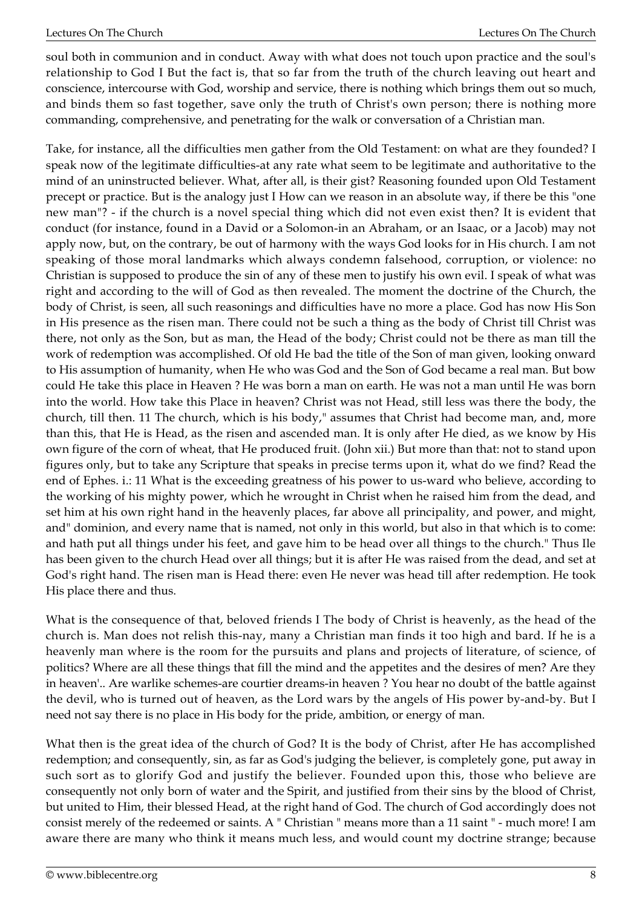soul both in communion and in conduct. Away with what does not touch upon practice and the soul's relationship to God I But the fact is, that so far from the truth of the church leaving out heart and conscience, intercourse with God, worship and service, there is nothing which brings them out so much, and binds them so fast together, save only the truth of Christ's own person; there is nothing more commanding, comprehensive, and penetrating for the walk or conversation of a Christian man.

Take, for instance, all the difficulties men gather from the Old Testament: on what are they founded? I speak now of the legitimate difficulties-at any rate what seem to be legitimate and authoritative to the mind of an uninstructed believer. What, after all, is their gist? Reasoning founded upon Old Testament precept or practice. But is the analogy just I How can we reason in an absolute way, if there be this "one new man"? - if the church is a novel special thing which did not even exist then? It is evident that conduct (for instance, found in a David or a Solomon-in an Abraham, or an Isaac, or a Jacob) may not apply now, but, on the contrary, be out of harmony with the ways God looks for in His church. I am not speaking of those moral landmarks which always condemn falsehood, corruption, or violence: no Christian is supposed to produce the sin of any of these men to justify his own evil. I speak of what was right and according to the will of God as then revealed. The moment the doctrine of the Church, the body of Christ, is seen, all such reasonings and difficulties have no more a place. God has now His Son in His presence as the risen man. There could not be such a thing as the body of Christ till Christ was there, not only as the Son, but as man, the Head of the body; Christ could not be there as man till the work of redemption was accomplished. Of old He bad the title of the Son of man given, looking onward to His assumption of humanity, when He who was God and the Son of God became a real man. But bow could He take this place in Heaven ? He was born a man on earth. He was not a man until He was born into the world. How take this Place in heaven? Christ was not Head, still less was there the body, the church, till then. 11 The church, which is his body," assumes that Christ had become man, and, more than this, that He is Head, as the risen and ascended man. It is only after He died, as we know by His own figure of the corn of wheat, that He produced fruit. (John xii.) But more than that: not to stand upon figures only, but to take any Scripture that speaks in precise terms upon it, what do we find? Read the end of Ephes. i.: 11 What is the exceeding greatness of his power to us-ward who believe, according to the working of his mighty power, which he wrought in Christ when he raised him from the dead, and set him at his own right hand in the heavenly places, far above all principality, and power, and might, and" dominion, and every name that is named, not only in this world, but also in that which is to come: and hath put all things under his feet, and gave him to be head over all things to the church." Thus Ile has been given to the church Head over all things; but it is after He was raised from the dead, and set at God's right hand. The risen man is Head there: even He never was head till after redemption. He took His place there and thus.

What is the consequence of that, beloved friends I The body of Christ is heavenly, as the head of the church is. Man does not relish this-nay, many a Christian man finds it too high and bard. If he is a heavenly man where is the room for the pursuits and plans and projects of literature, of science, of politics? Where are all these things that fill the mind and the appetites and the desires of men? Are they in heaven'.. Are warlike schemes-are courtier dreams-in heaven ? You hear no doubt of the battle against the devil, who is turned out of heaven, as the Lord wars by the angels of His power by-and-by. But I need not say there is no place in His body for the pride, ambition, or energy of man.

What then is the great idea of the church of God? It is the body of Christ, after He has accomplished redemption; and consequently, sin, as far as God's judging the believer, is completely gone, put away in such sort as to glorify God and justify the believer. Founded upon this, those who believe are consequently not only born of water and the Spirit, and justified from their sins by the blood of Christ, but united to Him, their blessed Head, at the right hand of God. The church of God accordingly does not consist merely of the redeemed or saints. A " Christian " means more than a 11 saint " - much more! I am aware there are many who think it means much less, and would count my doctrine strange; because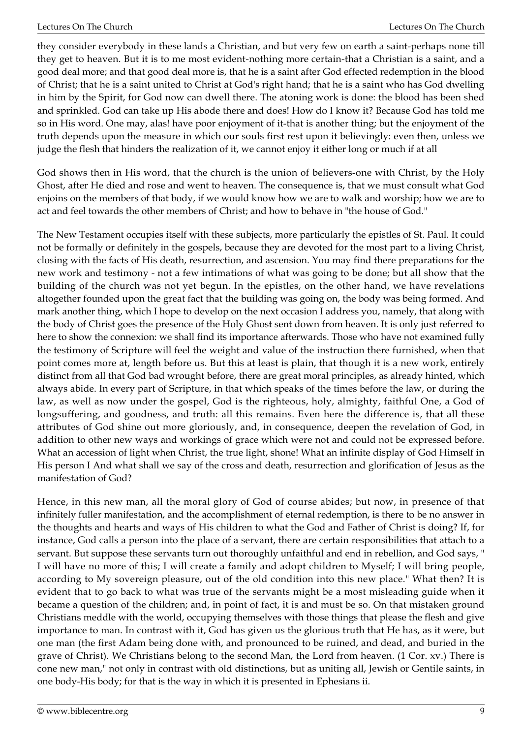they consider everybody in these lands a Christian, and but very few on earth a saint-perhaps none till they get to heaven. But it is to me most evident-nothing more certain-that a Christian is a saint, and a good deal more; and that good deal more is, that he is a saint after God effected redemption in the blood of Christ; that he is a saint united to Christ at God's right hand; that he is a saint who has God dwelling in him by the Spirit, for God now can dwell there. The atoning work is done: the blood has been shed and sprinkled. God can take up His abode there and does! How do I know it? Because God has told me so in His word. One may, alas! have poor enjoyment of it-that is another thing; but the enjoyment of the truth depends upon the measure in which our souls first rest upon it believingly: even then, unless we judge the flesh that hinders the realization of it, we cannot enjoy it either long or much if at all

God shows then in His word, that the church is the union of believers-one with Christ, by the Holy Ghost, after He died and rose and went to heaven. The consequence is, that we must consult what God enjoins on the members of that body, if we would know how we are to walk and worship; how we are to act and feel towards the other members of Christ; and how to behave in "the house of God."

The New Testament occupies itself with these subjects, more particularly the epistles of St. Paul. It could not be formally or definitely in the gospels, because they are devoted for the most part to a living Christ, closing with the facts of His death, resurrection, and ascension. You may find there preparations for the new work and testimony - not a few intimations of what was going to be done; but all show that the building of the church was not yet begun. In the epistles, on the other hand, we have revelations altogether founded upon the great fact that the building was going on, the body was being formed. And mark another thing, which I hope to develop on the next occasion I address you, namely, that along with the body of Christ goes the presence of the Holy Ghost sent down from heaven. It is only just referred to here to show the connexion: we shall find its importance afterwards. Those who have not examined fully the testimony of Scripture will feel the weight and value of the instruction there furnished, when that point comes more at, length before us. But this at least is plain, that though it is a new work, entirely distinct from all that God bad wrought before, there are great moral principles, as already hinted, which always abide. In every part of Scripture, in that which speaks of the times before the law, or during the law, as well as now under the gospel, God is the righteous, holy, almighty, faithful One, a God of longsuffering, and goodness, and truth: all this remains. Even here the difference is, that all these attributes of God shine out more gloriously, and, in consequence, deepen the revelation of God, in addition to other new ways and workings of grace which were not and could not be expressed before. What an accession of light when Christ, the true light, shone! What an infinite display of God Himself in His person I And what shall we say of the cross and death, resurrection and glorification of Jesus as the manifestation of God?

Hence, in this new man, all the moral glory of God of course abides; but now, in presence of that infinitely fuller manifestation, and the accomplishment of eternal redemption, is there to be no answer in the thoughts and hearts and ways of His children to what the God and Father of Christ is doing? If, for instance, God calls a person into the place of a servant, there are certain responsibilities that attach to a servant. But suppose these servants turn out thoroughly unfaithful and end in rebellion, and God says, " I will have no more of this; I will create a family and adopt children to Myself; I will bring people, according to My sovereign pleasure, out of the old condition into this new place." What then? It is evident that to go back to what was true of the servants might be a most misleading guide when it became a question of the children; and, in point of fact, it is and must be so. On that mistaken ground Christians meddle with the world, occupying themselves with those things that please the flesh and give importance to man. In contrast with it, God has given us the glorious truth that He has, as it were, but one man (the first Adam being done with, and pronounced to be ruined, and dead, and buried in the grave of Christ). We Christians belong to the second Man, the Lord from heaven. (1 Cor. xv.) There is cone new man," not only in contrast with old distinctions, but as uniting all, Jewish or Gentile saints, in one body-His body; for that is the way in which it is presented in Ephesians ii.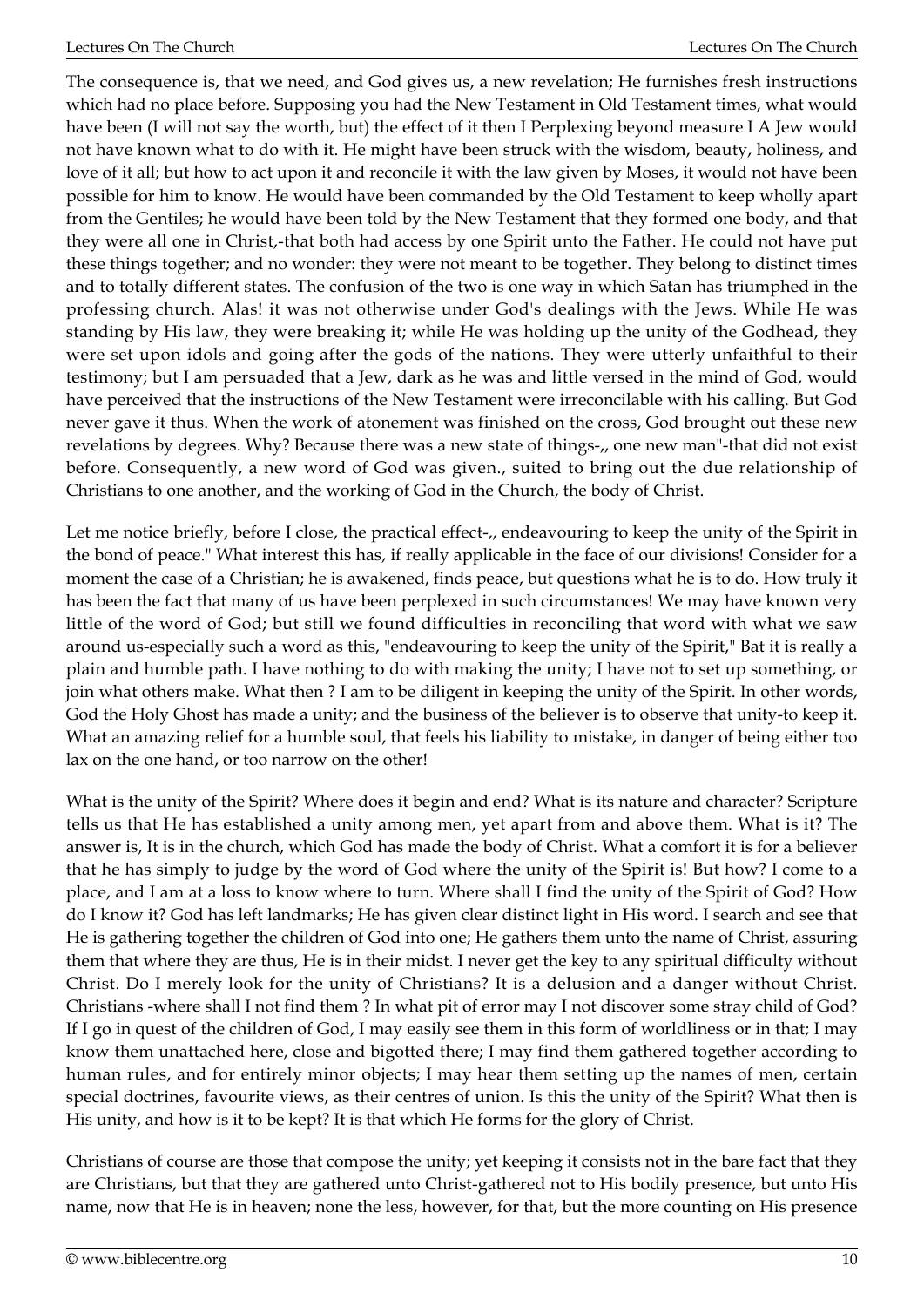The consequence is, that we need, and God gives us, a new revelation; He furnishes fresh instructions which had no place before. Supposing you had the New Testament in Old Testament times, what would have been (I will not say the worth, but) the effect of it then I Perplexing beyond measure I A Jew would not have known what to do with it. He might have been struck with the wisdom, beauty, holiness, and love of it all; but how to act upon it and reconcile it with the law given by Moses, it would not have been possible for him to know. He would have been commanded by the Old Testament to keep wholly apart from the Gentiles; he would have been told by the New Testament that they formed one body, and that they were all one in Christ,-that both had access by one Spirit unto the Father. He could not have put these things together; and no wonder: they were not meant to be together. They belong to distinct times and to totally different states. The confusion of the two is one way in which Satan has triumphed in the professing church. Alas! it was not otherwise under God's dealings with the Jews. While He was standing by His law, they were breaking it; while He was holding up the unity of the Godhead, they were set upon idols and going after the gods of the nations. They were utterly unfaithful to their testimony; but I am persuaded that a Jew, dark as he was and little versed in the mind of God, would have perceived that the instructions of the New Testament were irreconcilable with his calling. But God never gave it thus. When the work of atonement was finished on the cross, God brought out these new revelations by degrees. Why? Because there was a new state of things-,, one new man"-that did not exist before. Consequently, a new word of God was given., suited to bring out the due relationship of Christians to one another, and the working of God in the Church, the body of Christ.

Let me notice briefly, before I close, the practical effect-,, endeavouring to keep the unity of the Spirit in the bond of peace." What interest this has, if really applicable in the face of our divisions! Consider for a moment the case of a Christian; he is awakened, finds peace, but questions what he is to do. How truly it has been the fact that many of us have been perplexed in such circumstances! We may have known very little of the word of God; but still we found difficulties in reconciling that word with what we saw around us-especially such a word as this, "endeavouring to keep the unity of the Spirit," Bat it is really a plain and humble path. I have nothing to do with making the unity; I have not to set up something, or join what others make. What then ? I am to be diligent in keeping the unity of the Spirit. In other words, God the Holy Ghost has made a unity; and the business of the believer is to observe that unity-to keep it. What an amazing relief for a humble soul, that feels his liability to mistake, in danger of being either too lax on the one hand, or too narrow on the other!

What is the unity of the Spirit? Where does it begin and end? What is its nature and character? Scripture tells us that He has established a unity among men, yet apart from and above them. What is it? The answer is, It is in the church, which God has made the body of Christ. What a comfort it is for a believer that he has simply to judge by the word of God where the unity of the Spirit is! But how? I come to a place, and I am at a loss to know where to turn. Where shall I find the unity of the Spirit of God? How do I know it? God has left landmarks; He has given clear distinct light in His word. I search and see that He is gathering together the children of God into one; He gathers them unto the name of Christ, assuring them that where they are thus, He is in their midst. I never get the key to any spiritual difficulty without Christ. Do I merely look for the unity of Christians? It is a delusion and a danger without Christ. Christians -where shall I not find them ? In what pit of error may I not discover some stray child of God? If I go in quest of the children of God, I may easily see them in this form of worldliness or in that; I may know them unattached here, close and bigotted there; I may find them gathered together according to human rules, and for entirely minor objects; I may hear them setting up the names of men, certain special doctrines, favourite views, as their centres of union. Is this the unity of the Spirit? What then is His unity, and how is it to be kept? It is that which He forms for the glory of Christ.

Christians of course are those that compose the unity; yet keeping it consists not in the bare fact that they are Christians, but that they are gathered unto Christ-gathered not to His bodily presence, but unto His name, now that He is in heaven; none the less, however, for that, but the more counting on His presence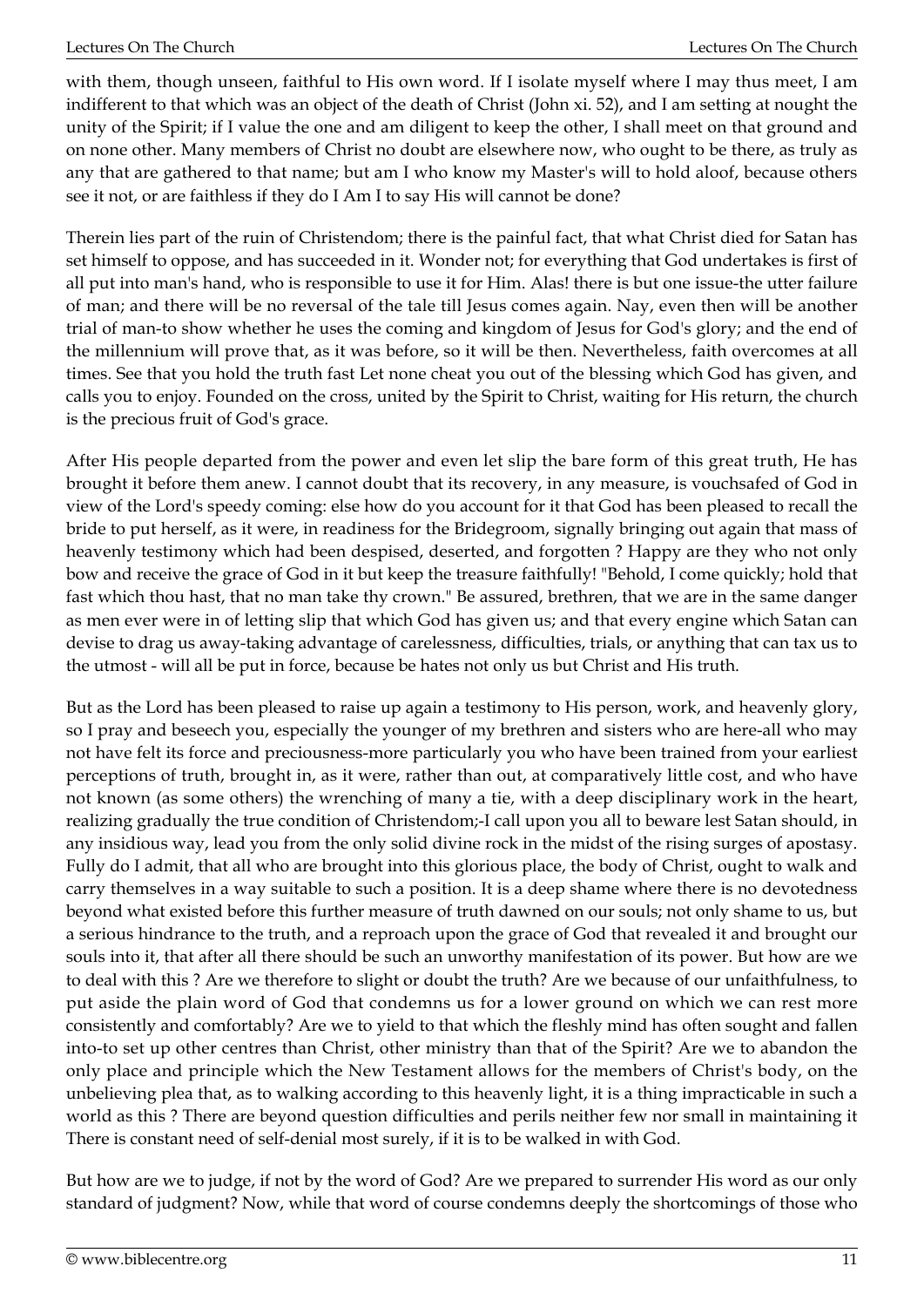with them, though unseen, faithful to His own word. If I isolate myself where I may thus meet, I am indifferent to that which was an object of the death of Christ (John xi. 52), and I am setting at nought the unity of the Spirit; if I value the one and am diligent to keep the other, I shall meet on that ground and on none other. Many members of Christ no doubt are elsewhere now, who ought to be there, as truly as any that are gathered to that name; but am I who know my Master's will to hold aloof, because others see it not, or are faithless if they do I Am I to say His will cannot be done?

Therein lies part of the ruin of Christendom; there is the painful fact, that what Christ died for Satan has set himself to oppose, and has succeeded in it. Wonder not; for everything that God undertakes is first of all put into man's hand, who is responsible to use it for Him. Alas! there is but one issue-the utter failure of man; and there will be no reversal of the tale till Jesus comes again. Nay, even then will be another trial of man-to show whether he uses the coming and kingdom of Jesus for God's glory; and the end of the millennium will prove that, as it was before, so it will be then. Nevertheless, faith overcomes at all times. See that you hold the truth fast Let none cheat you out of the blessing which God has given, and calls you to enjoy. Founded on the cross, united by the Spirit to Christ, waiting for His return, the church is the precious fruit of God's grace.

After His people departed from the power and even let slip the bare form of this great truth, He has brought it before them anew. I cannot doubt that its recovery, in any measure, is vouchsafed of God in view of the Lord's speedy coming: else how do you account for it that God has been pleased to recall the bride to put herself, as it were, in readiness for the Bridegroom, signally bringing out again that mass of heavenly testimony which had been despised, deserted, and forgotten ? Happy are they who not only bow and receive the grace of God in it but keep the treasure faithfully! "Behold, I come quickly; hold that fast which thou hast, that no man take thy crown." Be assured, brethren, that we are in the same danger as men ever were in of letting slip that which God has given us; and that every engine which Satan can devise to drag us away-taking advantage of carelessness, difficulties, trials, or anything that can tax us to the utmost - will all be put in force, because be hates not only us but Christ and His truth.

But as the Lord has been pleased to raise up again a testimony to His person, work, and heavenly glory, so I pray and beseech you, especially the younger of my brethren and sisters who are here-all who may not have felt its force and preciousness-more particularly you who have been trained from your earliest perceptions of truth, brought in, as it were, rather than out, at comparatively little cost, and who have not known (as some others) the wrenching of many a tie, with a deep disciplinary work in the heart, realizing gradually the true condition of Christendom;-I call upon you all to beware lest Satan should, in any insidious way, lead you from the only solid divine rock in the midst of the rising surges of apostasy. Fully do I admit, that all who are brought into this glorious place, the body of Christ, ought to walk and carry themselves in a way suitable to such a position. It is a deep shame where there is no devotedness beyond what existed before this further measure of truth dawned on our souls; not only shame to us, but a serious hindrance to the truth, and a reproach upon the grace of God that revealed it and brought our souls into it, that after all there should be such an unworthy manifestation of its power. But how are we to deal with this ? Are we therefore to slight or doubt the truth? Are we because of our unfaithfulness, to put aside the plain word of God that condemns us for a lower ground on which we can rest more consistently and comfortably? Are we to yield to that which the fleshly mind has often sought and fallen into-to set up other centres than Christ, other ministry than that of the Spirit? Are we to abandon the only place and principle which the New Testament allows for the members of Christ's body, on the unbelieving plea that, as to walking according to this heavenly light, it is a thing impracticable in such a world as this ? There are beyond question difficulties and perils neither few nor small in maintaining it There is constant need of self-denial most surely, if it is to be walked in with God.

But how are we to judge, if not by the word of God? Are we prepared to surrender His word as our only standard of judgment? Now, while that word of course condemns deeply the shortcomings of those who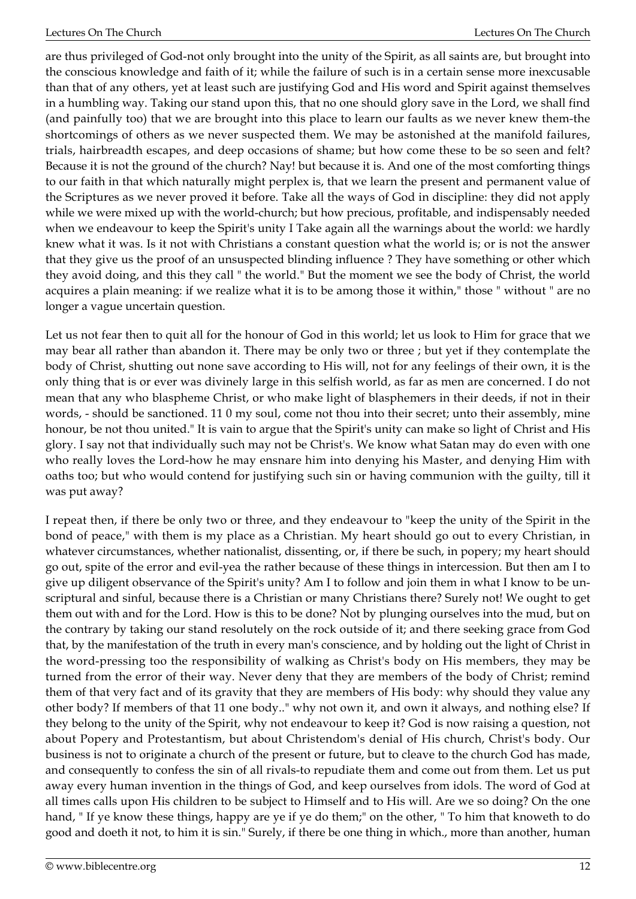are thus privileged of God-not only brought into the unity of the Spirit, as all saints are, but brought into the conscious knowledge and faith of it; while the failure of such is in a certain sense more inexcusable than that of any others, yet at least such are justifying God and His word and Spirit against themselves in a humbling way. Taking our stand upon this, that no one should glory save in the Lord, we shall find (and painfully too) that we are brought into this place to learn our faults as we never knew them-the shortcomings of others as we never suspected them. We may be astonished at the manifold failures, trials, hairbreadth escapes, and deep occasions of shame; but how come these to be so seen and felt? Because it is not the ground of the church? Nay! but because it is. And one of the most comforting things to our faith in that which naturally might perplex is, that we learn the present and permanent value of the Scriptures as we never proved it before. Take all the ways of God in discipline: they did not apply while we were mixed up with the world-church; but how precious, profitable, and indispensably needed when we endeavour to keep the Spirit's unity I Take again all the warnings about the world: we hardly knew what it was. Is it not with Christians a constant question what the world is; or is not the answer that they give us the proof of an unsuspected blinding influence ? They have something or other which they avoid doing, and this they call " the world." But the moment we see the body of Christ, the world acquires a plain meaning: if we realize what it is to be among those it within," those " without " are no longer a vague uncertain question.

Let us not fear then to quit all for the honour of God in this world; let us look to Him for grace that we may bear all rather than abandon it. There may be only two or three ; but yet if they contemplate the body of Christ, shutting out none save according to His will, not for any feelings of their own, it is the only thing that is or ever was divinely large in this selfish world, as far as men are concerned. I do not mean that any who blaspheme Christ, or who make light of blasphemers in their deeds, if not in their words, - should be sanctioned. 11 0 my soul, come not thou into their secret; unto their assembly, mine honour, be not thou united." It is vain to argue that the Spirit's unity can make so light of Christ and His glory. I say not that individually such may not be Christ's. We know what Satan may do even with one who really loves the Lord-how he may ensnare him into denying his Master, and denying Him with oaths too; but who would contend for justifying such sin or having communion with the guilty, till it was put away?

I repeat then, if there be only two or three, and they endeavour to "keep the unity of the Spirit in the bond of peace," with them is my place as a Christian. My heart should go out to every Christian, in whatever circumstances, whether nationalist, dissenting, or, if there be such, in popery; my heart should go out, spite of the error and evil-yea the rather because of these things in intercession. But then am I to give up diligent observance of the Spirit's unity? Am I to follow and join them in what I know to be unscriptural and sinful, because there is a Christian or many Christians there? Surely not! We ought to get them out with and for the Lord. How is this to be done? Not by plunging ourselves into the mud, but on the contrary by taking our stand resolutely on the rock outside of it; and there seeking grace from God that, by the manifestation of the truth in every man's conscience, and by holding out the light of Christ in the word-pressing too the responsibility of walking as Christ's body on His members, they may be turned from the error of their way. Never deny that they are members of the body of Christ; remind them of that very fact and of its gravity that they are members of His body: why should they value any other body? If members of that 11 one body.." why not own it, and own it always, and nothing else? If they belong to the unity of the Spirit, why not endeavour to keep it? God is now raising a question, not about Popery and Protestantism, but about Christendom's denial of His church, Christ's body. Our business is not to originate a church of the present or future, but to cleave to the church God has made, and consequently to confess the sin of all rivals-to repudiate them and come out from them. Let us put away every human invention in the things of God, and keep ourselves from idols. The word of God at all times calls upon His children to be subject to Himself and to His will. Are we so doing? On the one hand, " If ye know these things, happy are ye if ye do them;" on the other, " To him that knoweth to do good and doeth it not, to him it is sin." Surely, if there be one thing in which., more than another, human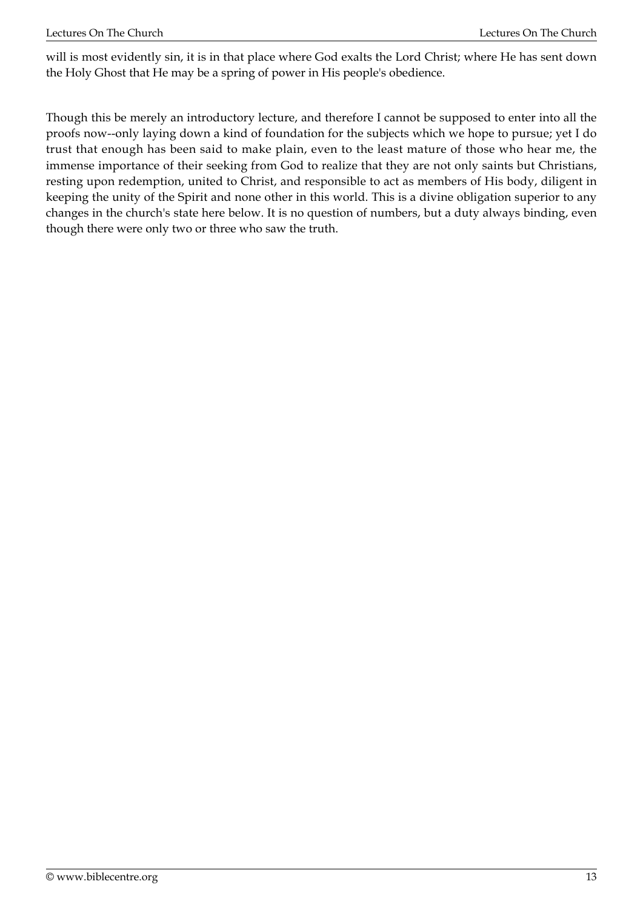will is most evidently sin, it is in that place where God exalts the Lord Christ; where He has sent down the Holy Ghost that He may be a spring of power in His people's obedience.

Though this be merely an introductory lecture, and therefore I cannot be supposed to enter into all the proofs now--only laying down a kind of foundation for the subjects which we hope to pursue; yet I do trust that enough has been said to make plain, even to the least mature of those who hear me, the immense importance of their seeking from God to realize that they are not only saints but Christians, resting upon redemption, united to Christ, and responsible to act as members of His body, diligent in keeping the unity of the Spirit and none other in this world. This is a divine obligation superior to any changes in the church's state here below. It is no question of numbers, but a duty always binding, even though there were only two or three who saw the truth.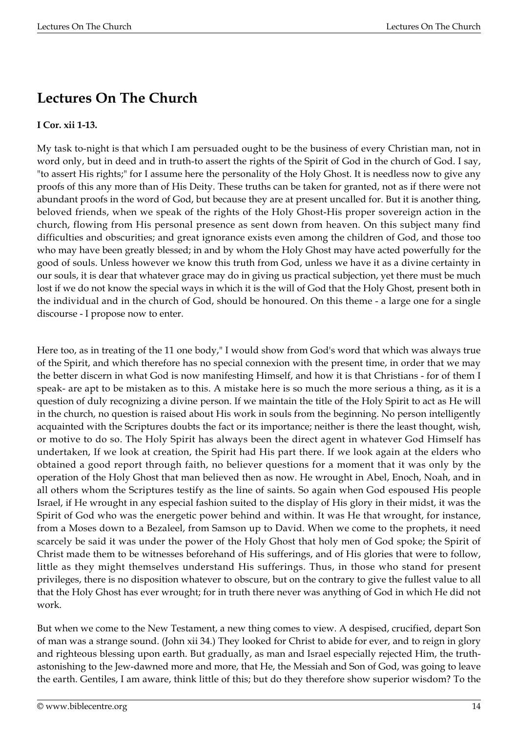# Lectures On The Church

**I Cor. xii 1-13.**

My task to-night is that which I am persuaded ought to be the business of every Christian man, not in word only, but in deed and in truth-to assert the rights of the Spirit of God in the church of God. I say, "to assert His rights;" for I assume here the personality of the Holy Ghost. It is needless now to give any proofs of this any more than of His Deity. These truths can be taken for granted, not as if there were not abundant proofs in the word of God, but because they are at present uncalled for. But it is another thing, beloved friends, when we speak of the rights of the Holy Ghost-His proper sovereign action in the church, flowing from His personal presence as sent down from heaven. On this subject many find difficulties and obscurities; and great ignorance exists even among the children of God, and those too who may have been greatly blessed; in and by whom the Holy Ghost may have acted powerfully for the good of souls. Unless however we know this truth from God, unless we have it as a divine certainty in our souls, it is dear that whatever grace may do in giving us practical subjection, yet there must be much lost if we do not know the special ways in which it is the will of God that the Holy Ghost, present both in the individual and in the church of God, should be honoured. On this theme - a large one for a single discourse - I propose now to enter.

Here too, as in treating of the 11 one body," I would show from God's word that which was always true of the Spirit, and which therefore has no special connexion with the present time, in order that we may the better discern in what God is now manifesting Himself, and how it is that Christians - for of them I speak- are apt to be mistaken as to this. A mistake here is so much the more serious a thing, as it is a question of duly recognizing a divine person. If we maintain the title of the Holy Spirit to act as He will in the church, no question is raised about His work in souls from the beginning. No person intelligently acquainted with the Scriptures doubts the fact or its importance; neither is there the least thought, wish, or motive to do so. The Holy Spirit has always been the direct agent in whatever God Himself has undertaken, If we look at creation, the Spirit had His part there. If we look again at the elders who obtained a good report through faith, no believer questions for a moment that it was only by the operation of the Holy Ghost that man believed then as now. He wrought in Abel, Enoch, Noah, and in all others whom the Scriptures testify as the line of saints. So again when God espoused His people Israel, if He wrought in any especial fashion suited to the display of His glory in their midst, it was the Spirit of God who was the energetic power behind and within. It was He that wrought, for instance, from a Moses down to a Bezaleel, from Samson up to David. When we come to the prophets, it need scarcely be said it was under the power of the Holy Ghost that holy men of God spoke; the Spirit of Christ made them to be witnesses beforehand of His sufferings, and of His glories that were to follow, little as they might themselves understand His sufferings. Thus, in those who stand for present privileges, there is no disposition whatever to obscure, but on the contrary to give the fullest value to all that the Holy Ghost has ever wrought; for in truth there never was anything of God in which He did not work.

But when we come to the New Testament, a new thing comes to view. A despised, crucified, depart Son of man was a strange sound. (John xii 34.) They looked for Christ to abide for ever, and to reign in glory and righteous blessing upon earth. But gradually, as man and Israel especially rejected Him, the truth-astonishing to the Jew-dawned more and more, that He, the Messiah and Son of God, was going to leave the earth. Gentiles, I am aware, think little of this; but do they therefore show superior wisdom? To the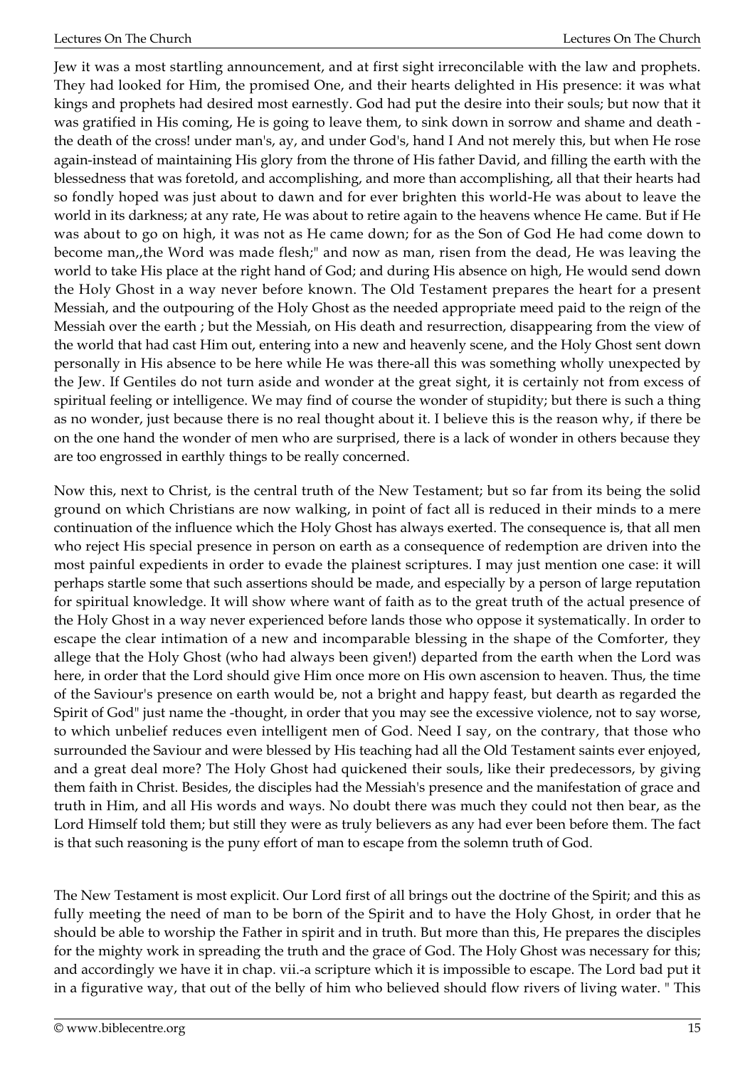Jew it was a most startling announcement, and at first sight irreconcilable with the law and prophets. They had looked for Him, the promised One, and their hearts delighted in His presence: it was what kings and prophets had desired most earnestly. God had put the desire into their souls; but now that it was gratified in His coming, He is going to leave them, to sink down in sorrow and shame and death - the death of the cross! under man's, ay, and under God's, hand I And not merely this, but when He rose again-instead of maintaining His glory from the throne of His father David, and filling the earth with the blessedness that was foretold, and accomplishing, and more than accomplishing, all that their hearts had so fondly hoped was just about to dawn and for ever brighten this world-He was about to leave the world in its darkness; at any rate, He was about to retire again to the heavens whence He came. But if He was about to go on high, it was not as He came down; for as the Son of God He had come down to become man,,the Word was made flesh;" and now as man, risen from the dead, He was leaving the world to take His place at the right hand of God; and during His absence on high, He would send down the Holy Ghost in a way never before known. The Old Testament prepares the heart for a present Messiah, and the outpouring of the Holy Ghost as the needed appropriate meed paid to the reign of the Messiah over the earth ; but the Messiah, on His death and resurrection, disappearing from the view of the world that had cast Him out, entering into a new and heavenly scene, and the Holy Ghost sent down personally in His absence to be here while He was there-all this was something wholly unexpected by the Jew. If Gentiles do not turn aside and wonder at the great sight, it is certainly not from excess of spiritual feeling or intelligence. We may find of course the wonder of stupidity; but there is such a thing as no wonder, just because there is no real thought about it. I believe this is the reason why, if there be on the one hand the wonder of men who are surprised, there is a lack of wonder in others because they are too engrossed in earthly things to be really concerned.

Now this, next to Christ, is the central truth of the New Testament; but so far from its being the solid ground on which Christians are now walking, in point of fact all is reduced in their minds to a mere continuation of the influence which the Holy Ghost has always exerted. The consequence is, that all men who reject His special presence in person on earth as a consequence of redemption are driven into the most painful expedients in order to evade the plainest scriptures. I may just mention one case: it will perhaps startle some that such assertions should be made, and especially by a person of large reputation for spiritual knowledge. It will show where want of faith as to the great truth of the actual presence of the Holy Ghost in a way never experienced before lands those who oppose it systematically. In order to escape the clear intimation of a new and incomparable blessing in the shape of the Comforter, they allege that the Holy Ghost (who had always been given!) departed from the earth when the Lord was here, in order that the Lord should give Him once more on His own ascension to heaven. Thus, the time of the Saviour's presence on earth would be, not a bright and happy feast, but dearth as regarded the Spirit of God" just name the -thought, in order that you may see the excessive violence, not to say worse, to which unbelief reduces even intelligent men of God. Need I say, on the contrary, that those who surrounded the Saviour and were blessed by His teaching had all the Old Testament saints ever enjoyed, and a great deal more? The Holy Ghost had quickened their souls, like their predecessors, by giving them faith in Christ. Besides, the disciples had the Messiah's presence and the manifestation of grace and truth in Him, and all His words and ways. No doubt there was much they could not then bear, as the Lord Himself told them; but still they were as truly believers as any had ever been before them. The fact is that such reasoning is the puny effort of man to escape from the solemn truth of God.

The New Testament is most explicit. Our Lord first of all brings out the doctrine of the Spirit; and this as fully meeting the need of man to be born of the Spirit and to have the Holy Ghost, in order that he should be able to worship the Father in spirit and in truth. But more than this, He prepares the disciples for the mighty work in spreading the truth and the grace of God. The Holy Ghost was necessary for this; and accordingly we have it in chap. vii.-a scripture which it is impossible to escape. The Lord bad put it in a figurative way, that out of the belly of him who believed should flow rivers of living water. " This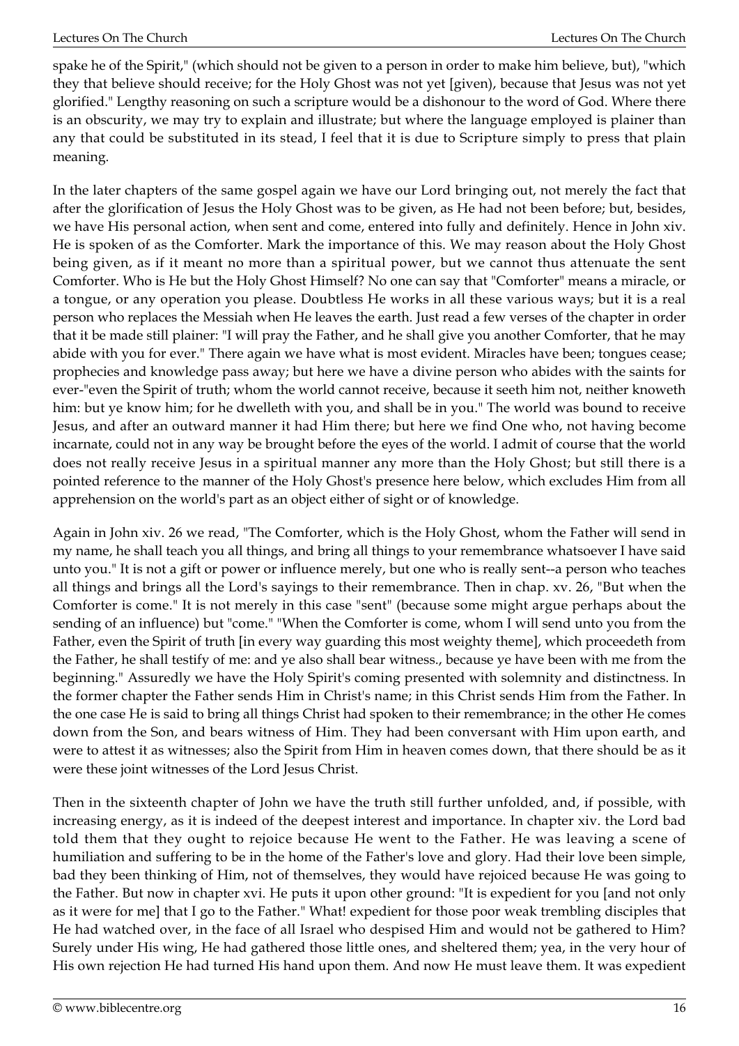spake he of the Spirit," (which should not be given to a person in order to make him believe, but), "which they that believe should receive; for the Holy Ghost was not yet [given), because that Jesus was not yet glorified." Lengthy reasoning on such a scripture would be a dishonour to the word of God. Where there is an obscurity, we may try to explain and illustrate; but where the language employed is plainer than any that could be substituted in its stead, I feel that it is due to Scripture simply to press that plain meaning.

In the later chapters of the same gospel again we have our Lord bringing out, not merely the fact that after the glorification of Jesus the Holy Ghost was to be given, as He had not been before; but, besides, we have His personal action, when sent and come, entered into fully and definitely. Hence in John xiv. He is spoken of as the Comforter. Mark the importance of this. We may reason about the Holy Ghost being given, as if it meant no more than a spiritual power, but we cannot thus attenuate the sent Comforter. Who is He but the Holy Ghost Himself? No one can say that "Comforter" means a miracle, or a tongue, or any operation you please. Doubtless He works in all these various ways; but it is a real person who replaces the Messiah when He leaves the earth. Just read a few verses of the chapter in order that it be made still plainer: "I will pray the Father, and he shall give you another Comforter, that he may abide with you for ever." There again we have what is most evident. Miracles have been; tongues cease; prophecies and knowledge pass away; but here we have a divine person who abides with the saints for ever-"even the Spirit of truth; whom the world cannot receive, because it seeth him not, neither knoweth him: but ye know him; for he dwelleth with you, and shall be in you." The world was bound to receive Jesus, and after an outward manner it had Him there; but here we find One who, not having become incarnate, could not in any way be brought before the eyes of the world. I admit of course that the world does not really receive Jesus in a spiritual manner any more than the Holy Ghost; but still there is a pointed reference to the manner of the Holy Ghost's presence here below, which excludes Him from all apprehension on the world's part as an object either of sight or of knowledge.

Again in John xiv. 26 we read, "The Comforter, which is the Holy Ghost, whom the Father will send in my name, he shall teach you all things, and bring all things to your remembrance whatsoever I have said unto you." It is not a gift or power or influence merely, but one who is really sent--a person who teaches all things and brings all the Lord's sayings to their remembrance. Then in chap. xv. 26, "But when the Comforter is come." It is not merely in this case "sent" (because some might argue perhaps about the sending of an influence) but "come." "When the Comforter is come, whom I will send unto you from the Father, even the Spirit of truth [in every way guarding this most weighty theme], which proceedeth from the Father, he shall testify of me: and ye also shall bear witness., because ye have been with me from the beginning." Assuredly we have the Holy Spirit's coming presented with solemnity and distinctness. In the former chapter the Father sends Him in Christ's name; in this Christ sends Him from the Father. In the one case He is said to bring all things Christ had spoken to their remembrance; in the other He comes down from the Son, and bears witness of Him. They had been conversant with Him upon earth, and were to attest it as witnesses; also the Spirit from Him in heaven comes down, that there should be as it were these joint witnesses of the Lord Jesus Christ.

Then in the sixteenth chapter of John we have the truth still further unfolded, and, if possible, with increasing energy, as it is indeed of the deepest interest and importance. In chapter xiv. the Lord bad told them that they ought to rejoice because He went to the Father. He was leaving a scene of humiliation and suffering to be in the home of the Father's love and glory. Had their love been simple, bad they been thinking of Him, not of themselves, they would have rejoiced because He was going to the Father. But now in chapter xvi. He puts it upon other ground: "It is expedient for you [and not only as it were for me] that I go to the Father." What! expedient for those poor weak trembling disciples that He had watched over, in the face of all Israel who despised Him and would not be gathered to Him? Surely under His wing, He had gathered those little ones, and sheltered them; yea, in the very hour of His own rejection He had turned His hand upon them. And now He must leave them. It was expedient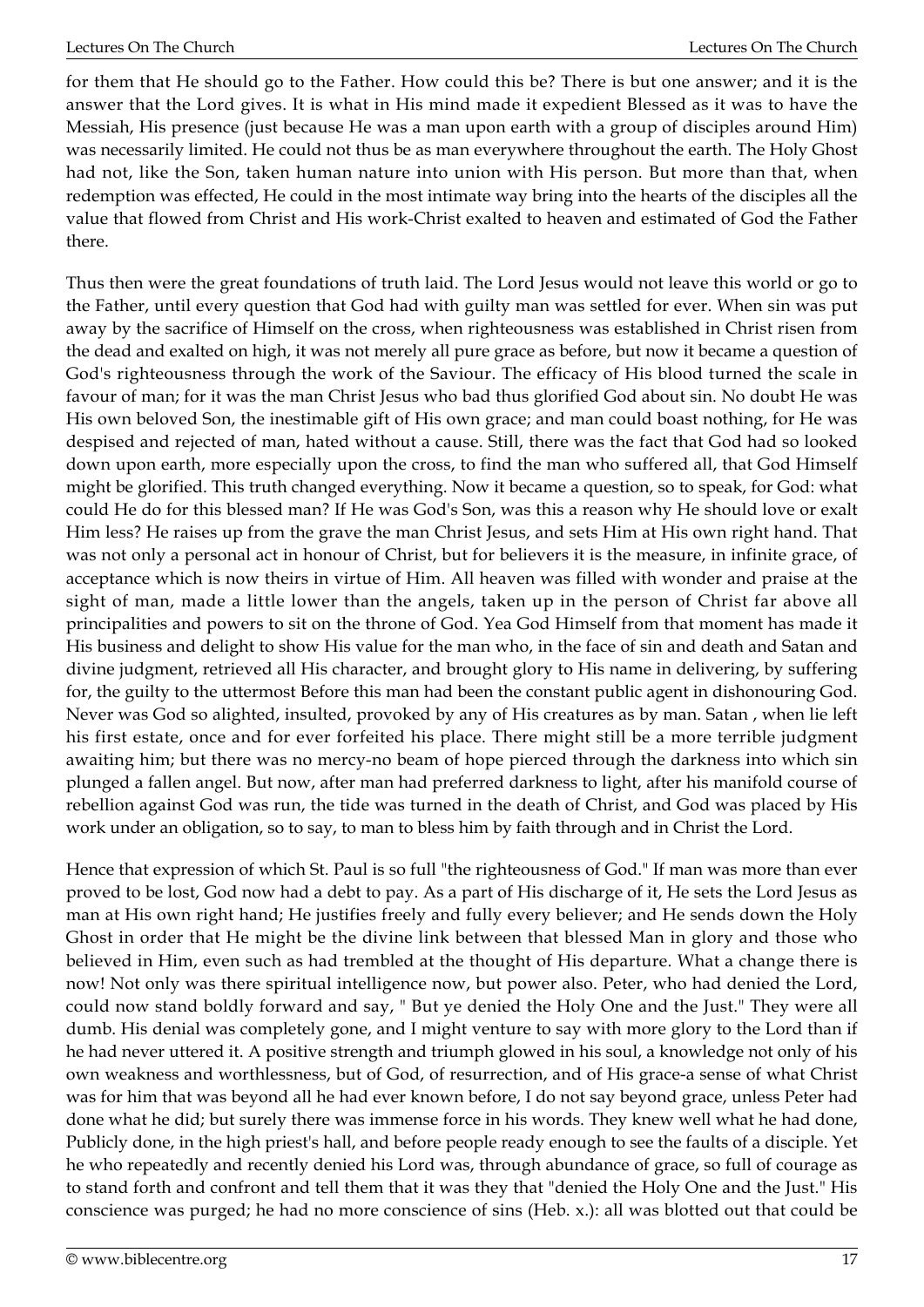for them that He should go to the Father. How could this be? There is but one answer; and it is the answer that the Lord gives. It is what in His mind made it expedient Blessed as it was to have the Messiah, His presence (just because He was a man upon earth with a group of disciples around Him) was necessarily limited. He could not thus be as man everywhere throughout the earth. The Holy Ghost had not, like the Son, taken human nature into union with His person. But more than that, when redemption was effected, He could in the most intimate way bring into the hearts of the disciples all the value that flowed from Christ and His work-Christ exalted to heaven and estimated of God the Father there.

Thus then were the great foundations of truth laid. The Lord Jesus would not leave this world or go to the Father, until every question that God had with guilty man was settled for ever. When sin was put away by the sacrifice of Himself on the cross, when righteousness was established in Christ risen from the dead and exalted on high, it was not merely all pure grace as before, but now it became a question of God's righteousness through the work of the Saviour. The efficacy of His blood turned the scale in favour of man; for it was the man Christ Jesus who bad thus glorified God about sin. No doubt He was His own beloved Son, the inestimable gift of His own grace; and man could boast nothing, for He was despised and rejected of man, hated without a cause. Still, there was the fact that God had so looked down upon earth, more especially upon the cross, to find the man who suffered all, that God Himself might be glorified. This truth changed everything. Now it became a question, so to speak, for God: what could He do for this blessed man? If He was God's Son, was this a reason why He should love or exalt Him less? He raises up from the grave the man Christ Jesus, and sets Him at His own right hand. That was not only a personal act in honour of Christ, but for believers it is the measure, in infinite grace, of acceptance which is now theirs in virtue of Him. All heaven was filled with wonder and praise at the sight of man, made a little lower than the angels, taken up in the person of Christ far above all principalities and powers to sit on the throne of God. Yea God Himself from that moment has made it His business and delight to show His value for the man who, in the face of sin and death and Satan and divine judgment, retrieved all His character, and brought glory to His name in delivering, by suffering for, the guilty to the uttermost Before this man had been the constant public agent in dishonouring God. Never was God so alighted, insulted, provoked by any of His creatures as by man. Satan , when lie left his first estate, once and for ever forfeited his place. There might still be a more terrible judgment awaiting him; but there was no mercy-no beam of hope pierced through the darkness into which sin plunged a fallen angel. But now, after man had preferred darkness to light, after his manifold course of rebellion against God was run, the tide was turned in the death of Christ, and God was placed by His work under an obligation, so to say, to man to bless him by faith through and in Christ the Lord.

Hence that expression of which St. Paul is so full "the righteousness of God." If man was more than ever proved to be lost, God now had a debt to pay. As a part of His discharge of it, He sets the Lord Jesus as man at His own right hand; He justifies freely and fully every believer; and He sends down the Holy Ghost in order that He might be the divine link between that blessed Man in glory and those who believed in Him, even such as had trembled at the thought of His departure. What a change there is now! Not only was there spiritual intelligence now, but power also. Peter, who had denied the Lord, could now stand boldly forward and say, " But ye denied the Holy One and the Just." They were all dumb. His denial was completely gone, and I might venture to say with more glory to the Lord than if he had never uttered it. A positive strength and triumph glowed in his soul, a knowledge not only of his own weakness and worthlessness, but of God, of resurrection, and of His grace-a sense of what Christ was for him that was beyond all he had ever known before, I do not say beyond grace, unless Peter had done what he did; but surely there was immense force in his words. They knew well what he had done, Publicly done, in the high priest's hall, and before people ready enough to see the faults of a disciple. Yet he who repeatedly and recently denied his Lord was, through abundance of grace, so full of courage as to stand forth and confront and tell them that it was they that "denied the Holy One and the Just." His conscience was purged; he had no more conscience of sins (Heb. x.): all was blotted out that could be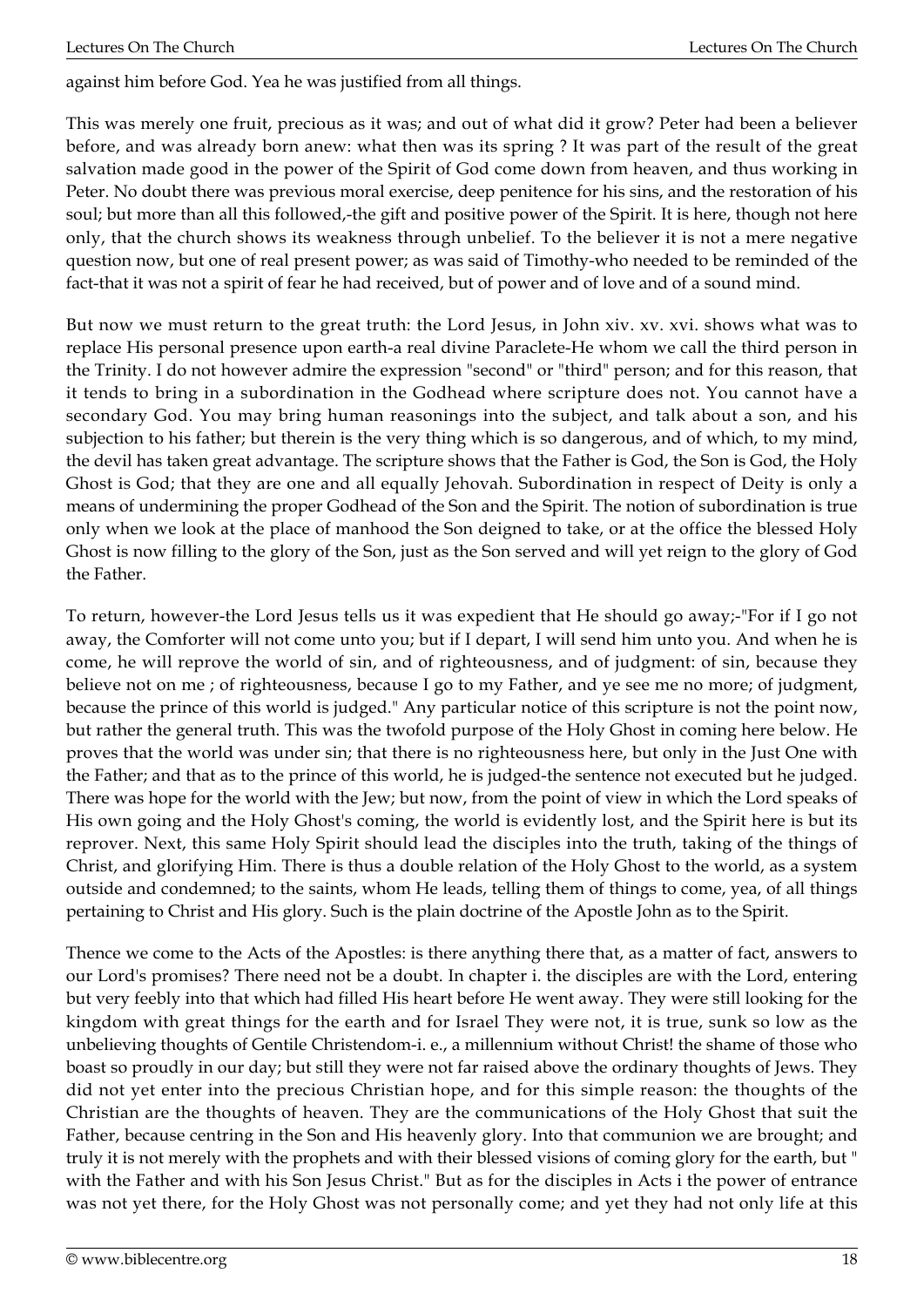against him before God. Yea he was justified from all things.

This was merely one fruit, precious as it was; and out of what did it grow? Peter had been a believer before, and was already born anew: what then was its spring ? It was part of the result of the great salvation made good in the power of the Spirit of God come down from heaven, and thus working in Peter. No doubt there was previous moral exercise, deep penitence for his sins, and the restoration of his soul; but more than all this followed,-the gift and positive power of the Spirit. It is here, though not here only, that the church shows its weakness through unbelief. To the believer it is not a mere negative question now, but one of real present power; as was said of Timothy-who needed to be reminded of the fact-that it was not a spirit of fear he had received, but of power and of love and of a sound mind.

But now we must return to the great truth: the Lord Jesus, in John xiv. xv. xvi. shows what was to replace His personal presence upon earth-a real divine Paraclete-He whom we call the third person in the Trinity. I do not however admire the expression "second" or "third" person; and for this reason, that it tends to bring in a subordination in the Godhead where scripture does not. You cannot have a secondary God. You may bring human reasonings into the subject, and talk about a son, and his subjection to his father; but therein is the very thing which is so dangerous, and of which, to my mind, the devil has taken great advantage. The scripture shows that the Father is God, the Son is God, the Holy Ghost is God; that they are one and all equally Jehovah. Subordination in respect of Deity is only a means of undermining the proper Godhead of the Son and the Spirit. The notion of subordination is true only when we look at the place of manhood the Son deigned to take, or at the office the blessed Holy Ghost is now filling to the glory of the Son, just as the Son served and will yet reign to the glory of God the Father.

To return, however-the Lord Jesus tells us it was expedient that He should go away;-"For if I go not away, the Comforter will not come unto you; but if I depart, I will send him unto you. And when he is come, he will reprove the world of sin, and of righteousness, and of judgment: of sin, because they believe not on me ; of righteousness, because I go to my Father, and ye see me no more; of judgment, because the prince of this world is judged." Any particular notice of this scripture is not the point now, but rather the general truth. This was the twofold purpose of the Holy Ghost in coming here below. He proves that the world was under sin; that there is no righteousness here, but only in the Just One with the Father; and that as to the prince of this world, he is judged-the sentence not executed but he judged. There was hope for the world with the Jew; but now, from the point of view in which the Lord speaks of His own going and the Holy Ghost's coming, the world is evidently lost, and the Spirit here is but its reprover. Next, this same Holy Spirit should lead the disciples into the truth, taking of the things of Christ, and glorifying Him. There is thus a double relation of the Holy Ghost to the world, as a system outside and condemned; to the saints, whom He leads, telling them of things to come, yea, of all things pertaining to Christ and His glory. Such is the plain doctrine of the Apostle John as to the Spirit.

Thence we come to the Acts of the Apostles: is there anything there that, as a matter of fact, answers to our Lord's promises? There need not be a doubt. In chapter i. the disciples are with the Lord, entering but very feebly into that which had filled His heart before He went away. They were still looking for the kingdom with great things for the earth and for Israel They were not, it is true, sunk so low as the unbelieving thoughts of Gentile Christendom-i. e., a millennium without Christ! the shame of those who boast so proudly in our day; but still they were not far raised above the ordinary thoughts of Jews. They did not yet enter into the precious Christian hope, and for this simple reason: the thoughts of the Christian are the thoughts of heaven. They are the communications of the Holy Ghost that suit the Father, because centring in the Son and His heavenly glory. Into that communion we are brought; and truly it is not merely with the prophets and with their blessed visions of coming glory for the earth, but " with the Father and with his Son Jesus Christ." But as for the disciples in Acts i the power of entrance was not yet there, for the Holy Ghost was not personally come; and yet they had not only life at this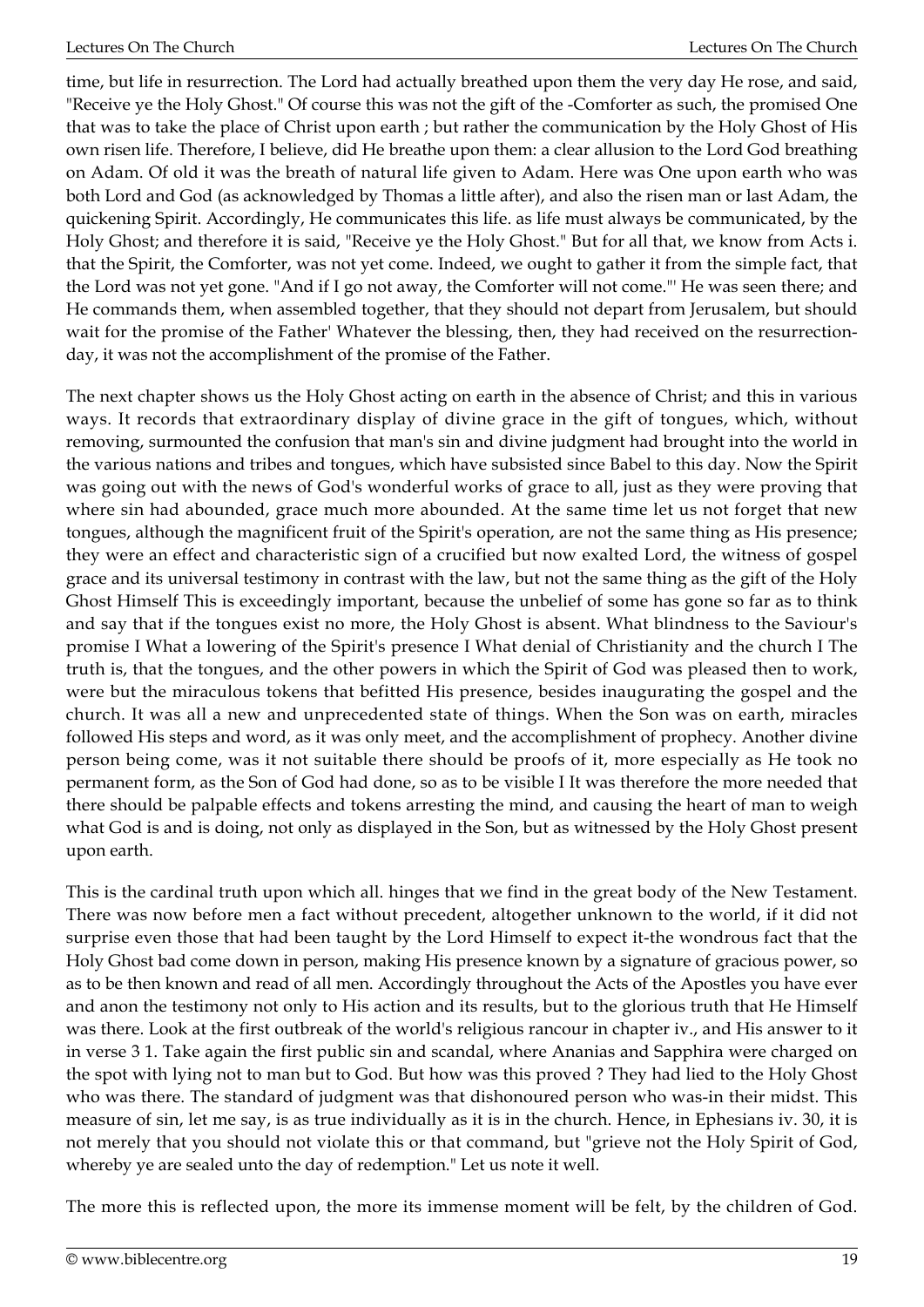time, but life in resurrection. The Lord had actually breathed upon them the very day He rose, and said, "Receive ye the Holy Ghost." Of course this was not the gift of the -Comforter as such, the promised One that was to take the place of Christ upon earth ; but rather the communication by the Holy Ghost of His own risen life. Therefore, I believe, did He breathe upon them: a clear allusion to the Lord God breathing on Adam. Of old it was the breath of natural life given to Adam. Here was One upon earth who was both Lord and God (as acknowledged by Thomas a little after), and also the risen man or last Adam, the quickening Spirit. Accordingly, He communicates this life. as life must always be communicated, by the Holy Ghost; and therefore it is said, "Receive ye the Holy Ghost." But for all that, we know from Acts i. that the Spirit, the Comforter, was not yet come. Indeed, we ought to gather it from the simple fact, that the Lord was not yet gone. "And if I go not away, the Comforter will not come."' He was seen there; and He commands them, when assembled together, that they should not depart from Jerusalem, but should wait for the promise of the Father' Whatever the blessing, then, they had received on the resurrection-day, it was not the accomplishment of the promise of the Father.

The next chapter shows us the Holy Ghost acting on earth in the absence of Christ; and this in various ways. It records that extraordinary display of divine grace in the gift of tongues, which, without removing, surmounted the confusion that man's sin and divine judgment had brought into the world in the various nations and tribes and tongues, which have subsisted since Babel to this day. Now the Spirit was going out with the news of God's wonderful works of grace to all, just as they were proving that where sin had abounded, grace much more abounded. At the same time let us not forget that new tongues, although the magnificent fruit of the Spirit's operation, are not the same thing as His presence; they were an effect and characteristic sign of a crucified but now exalted Lord, the witness of gospel grace and its universal testimony in contrast with the law, but not the same thing as the gift of the Holy Ghost Himself This is exceedingly important, because the unbelief of some has gone so far as to think and say that if the tongues exist no more, the Holy Ghost is absent. What blindness to the Saviour's promise I What a lowering of the Spirit's presence I What denial of Christianity and the church I The truth is, that the tongues, and the other powers in which the Spirit of God was pleased then to work, were but the miraculous tokens that befitted His presence, besides inaugurating the gospel and the church. It was all a new and unprecedented state of things. When the Son was on earth, miracles followed His steps and word, as it was only meet, and the accomplishment of prophecy. Another divine person being come, was it not suitable there should be proofs of it, more especially as He took no permanent form, as the Son of God had done, so as to be visible I It was therefore the more needed that there should be palpable effects and tokens arresting the mind, and causing the heart of man to weigh what God is and is doing, not only as displayed in the Son, but as witnessed by the Holy Ghost present upon earth.

This is the cardinal truth upon which all. hinges that we find in the great body of the New Testament. There was now before men a fact without precedent, altogether unknown to the world, if it did not surprise even those that had been taught by the Lord Himself to expect it-the wondrous fact that the Holy Ghost bad come down in person, making His presence known by a signature of gracious power, so as to be then known and read of all men. Accordingly throughout the Acts of the Apostles you have ever and anon the testimony not only to His action and its results, but to the glorious truth that He Himself was there. Look at the first outbreak of the world's religious rancour in chapter iv., and His answer to it in verse 3 1. Take again the first public sin and scandal, where Ananias and Sapphira were charged on the spot with lying not to man but to God. But how was this proved ? They had lied to the Holy Ghost who was there. The standard of judgment was that dishonoured person who was-in their midst. This measure of sin, let me say, is as true individually as it is in the church. Hence, in Ephesians iv. 30, it is not merely that you should not violate this or that command, but "grieve not the Holy Spirit of God, whereby ye are sealed unto the day of redemption." Let us note it well.

The more this is reflected upon, the more its immense moment will be felt, by the children of God.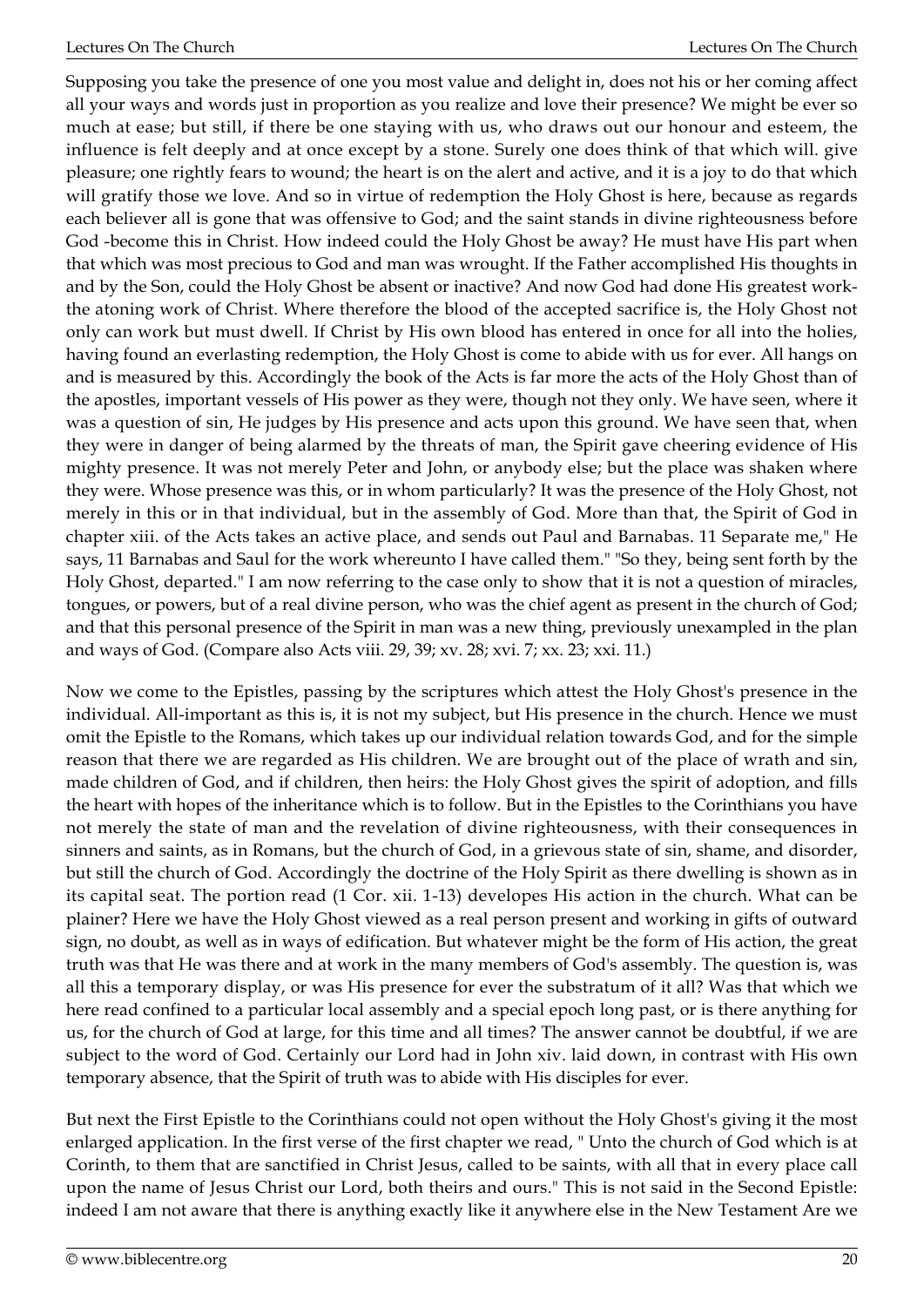Supposing you take the presence of one you most value and delight in, does not his or her coming affect all your ways and words just in proportion as you realize and love their presence? We might be ever so much at ease; but still, if there be one staying with us, who draws out our honour and esteem, the influence is felt deeply and at once except by a stone. Surely one does think of that which will. give pleasure; one rightly fears to wound; the heart is on the alert and active, and it is a joy to do that which will gratify those we love. And so in virtue of redemption the Holy Ghost is here, because as regards each believer all is gone that was offensive to God; and the saint stands in divine righteousness before God -become this in Christ. How indeed could the Holy Ghost be away? He must have His part when that which was most precious to God and man was wrought. If the Father accomplished His thoughts in and by the Son, could the Holy Ghost be absent or inactive? And now God had done His greatest work- the atoning work of Christ. Where therefore the blood of the accepted sacrifice is, the Holy Ghost not only can work but must dwell. If Christ by His own blood has entered in once for all into the holies, having found an everlasting redemption, the Holy Ghost is come to abide with us for ever. All hangs on and is measured by this. Accordingly the book of the Acts is far more the acts of the Holy Ghost than of the apostles, important vessels of His power as they were, though not they only. We have seen, where it was a question of sin, He judges by His presence and acts upon this ground. We have seen that, when they were in danger of being alarmed by the threats of man, the Spirit gave cheering evidence of His mighty presence. It was not merely Peter and John, or anybody else; but the place was shaken where they were. Whose presence was this, or in whom particularly? It was the presence of the Holy Ghost, not merely in this or in that individual, but in the assembly of God. More than that, the Spirit of God in chapter xiii. of the Acts takes an active place, and sends out Paul and Barnabas. 11 Separate me," He says, 11 Barnabas and Saul for the work whereunto I have called them." "So they, being sent forth by the Holy Ghost, departed." I am now referring to the case only to show that it is not a question of miracles, tongues, or powers, but of a real divine person, who was the chief agent as present in the church of God; and that this personal presence of the Spirit in man was a new thing, previously unexampled in the plan and ways of God. (Compare also Acts viii. 29, 39; xv. 28; xvi. 7; xx. 23; xxi. 11.)

Now we come to the Epistles, passing by the scriptures which attest the Holy Ghost's presence in the individual. All-important as this is, it is not my subject, but His presence in the church. Hence we must omit the Epistle to the Romans, which takes up our individual relation towards God, and for the simple reason that there we are regarded as His children. We are brought out of the place of wrath and sin, made children of God, and if children, then heirs: the Holy Ghost gives the spirit of adoption, and fills the heart with hopes of the inheritance which is to follow. But in the Epistles to the Corinthians you have not merely the state of man and the revelation of divine righteousness, with their consequences in sinners and saints, as in Romans, but the church of God, in a grievous state of sin, shame, and disorder, but still the church of God. Accordingly the doctrine of the Holy Spirit as there dwelling is shown as in its capital seat. The portion read (1 Cor. xii. 1-13) developes His action in the church. What can be plainer? Here we have the Holy Ghost viewed as a real person present and working in gifts of outward sign, no doubt, as well as in ways of edification. But whatever might be the form of His action, the great truth was that He was there and at work in the many members of God's assembly. The question is, was all this a temporary display, or was His presence for ever the substratum of it all? Was that which we here read confined to a particular local assembly and a special epoch long past, or is there anything for us, for the church of God at large, for this time and all times? The answer cannot be doubtful, if we are subject to the word of God. Certainly our Lord had in John xiv. laid down, in contrast with His own temporary absence, that the Spirit of truth was to abide with His disciples for ever.

But next the First Epistle to the Corinthians could not open without the Holy Ghost's giving it the most enlarged application. In the first verse of the first chapter we read, " Unto the church of God which is at Corinth, to them that are sanctified in Christ Jesus, called to be saints, with all that in every place call upon the name of Jesus Christ our Lord, both theirs and ours." This is not said in the Second Epistle: indeed I am not aware that there is anything exactly like it anywhere else in the New Testament Are we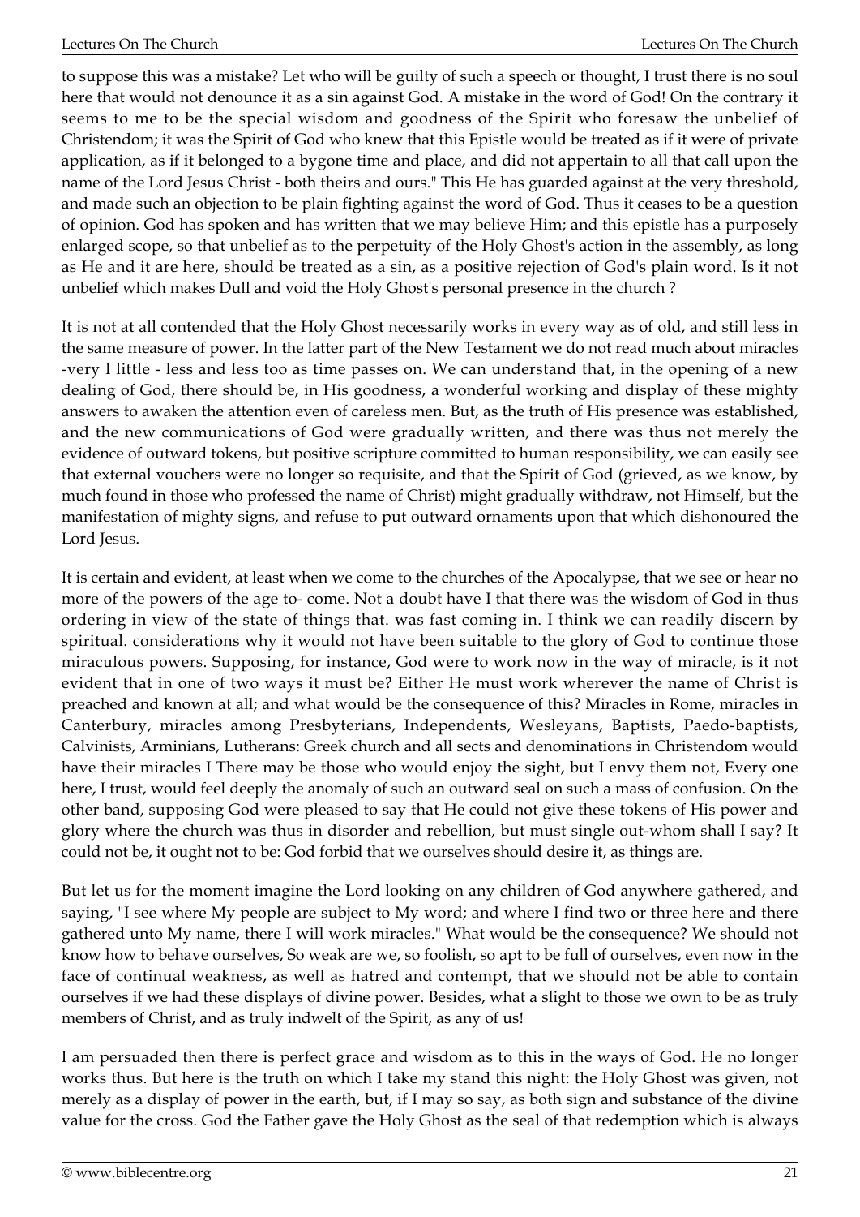to suppose this was a mistake? Let who will be guilty of such a speech or thought, I trust there is no soul here that would not denounce it as a sin against God. A mistake in the word of God! On the contrary it seems to me to be the special wisdom and goodness of the Spirit who foresaw the unbelief of Christendom; it was the Spirit of God who knew that this Epistle would be treated as if it were of private application, as if it belonged to a bygone time and place, and did not appertain to all that call upon the name of the Lord Jesus Christ - both theirs and ours." This He has guarded against at the very threshold, and made such an objection to be plain fighting against the word of God. Thus it ceases to be a question of opinion. God has spoken and has written that we may believe Him; and this epistle has a purposely enlarged scope, so that unbelief as to the perpetuity of the Holy Ghost's action in the assembly, as long as He and it are here, should be treated as a sin, as a positive rejection of God's plain word. Is it not unbelief which makes Dull and void the Holy Ghost's personal presence in the church ?

It is not at all contended that the Holy Ghost necessarily works in every way as of old, and still less in the same measure of power. In the latter part of the New Testament we do not read much about miracles -very I little - less and less too as time passes on. We can understand that, in the opening of a new dealing of God, there should be, in His goodness, a wonderful working and display of these mighty answers to awaken the attention even of careless men. But, as the truth of His presence was established, and the new communications of God were gradually written, and there was thus not merely the evidence of outward tokens, but positive scripture committed to human responsibility, we can easily see that external vouchers were no longer so requisite, and that the Spirit of God (grieved, as we know, by much found in those who professed the name of Christ) might gradually withdraw, not Himself, but the manifestation of mighty signs, and refuse to put outward ornaments upon that which dishonoured the Lord Jesus.

It is certain and evident, at least when we come to the churches of the Apocalypse, that we see or hear no more of the powers of the age to- come. Not a doubt have I that there was the wisdom of God in thus ordering in view of the state of things that. was fast coming in. I think we can readily discern by spiritual. considerations why it would not have been suitable to the glory of God to continue those miraculous powers. Supposing, for instance, God were to work now in the way of miracle, is it not evident that in one of two ways it must be? Either He must work wherever the name of Christ is preached and known at all; and what would be the consequence of this? Miracles in Rome, miracles in Canterbury, miracles among Presbyterians, Independents, Wesleyans, Baptists, Paedo-baptists, Calvinists, Arminians, Lutherans: Greek church and all sects and denominations in Christendom would have their miracles I There may be those who would enjoy the sight, but I envy them not, Every one here, I trust, would feel deeply the anomaly of such an outward seal on such a mass of confusion. On the other band, supposing God were pleased to say that He could not give these tokens of His power and glory where the church was thus in disorder and rebellion, but must single out-whom shall I say? It could not be, it ought not to be: God forbid that we ourselves should desire it, as things are.

But let us for the moment imagine the Lord looking on any children of God anywhere gathered, and saying, "I see where My people are subject to My word; and where I find two or three here and there gathered unto My name, there I will work miracles." What would be the consequence? We should not know how to behave ourselves, So weak are we, so foolish, so apt to be full of ourselves, even now in the face of continual weakness, as well as hatred and contempt, that we should not be able to contain ourselves if we had these displays of divine power. Besides, what a slight to those we own to be as truly members of Christ, and as truly indwelt of the Spirit, as any of us!

I am persuaded then there is perfect grace and wisdom as to this in the ways of God. He no longer works thus. But here is the truth on which I take my stand this night: the Holy Ghost was given, not merely as a display of power in the earth, but, if I may so say, as both sign and substance of the divine value for the cross. God the Father gave the Holy Ghost as the seal of that redemption which is always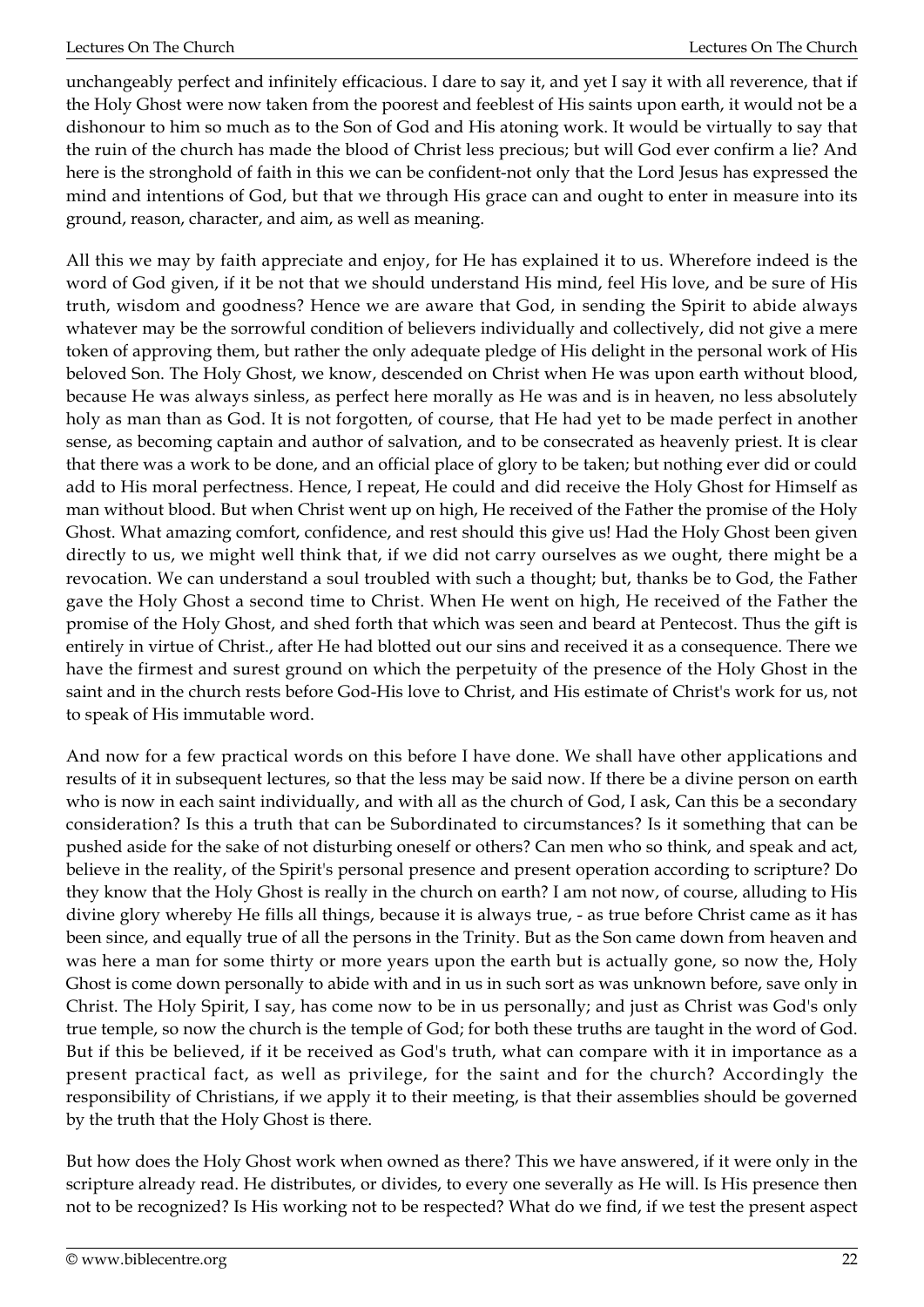unchangeably perfect and infinitely efficacious. I dare to say it, and yet I say it with all reverence, that if the Holy Ghost were now taken from the poorest and feeblest of His saints upon earth, it would not be a dishonour to him so much as to the Son of God and His atoning work. It would be virtually to say that the ruin of the church has made the blood of Christ less precious; but will God ever confirm a lie? And here is the stronghold of faith in this we can be confident-not only that the Lord Jesus has expressed the mind and intentions of God, but that we through His grace can and ought to enter in measure into its ground, reason, character, and aim, as well as meaning.

All this we may by faith appreciate and enjoy, for He has explained it to us. Wherefore indeed is the word of God given, if it be not that we should understand His mind, feel His love, and be sure of His truth, wisdom and goodness? Hence we are aware that God, in sending the Spirit to abide always whatever may be the sorrowful condition of believers individually and collectively, did not give a mere token of approving them, but rather the only adequate pledge of His delight in the personal work of His beloved Son. The Holy Ghost, we know, descended on Christ when He was upon earth without blood, because He was always sinless, as perfect here morally as He was and is in heaven, no less absolutely holy as man than as God. It is not forgotten, of course, that He had yet to be made perfect in another sense, as becoming captain and author of salvation, and to be consecrated as heavenly priest. It is clear that there was a work to be done, and an official place of glory to be taken; but nothing ever did or could add to His moral perfectness. Hence, I repeat, He could and did receive the Holy Ghost for Himself as man without blood. But when Christ went up on high, He received of the Father the promise of the Holy Ghost. What amazing comfort, confidence, and rest should this give us! Had the Holy Ghost been given directly to us, we might well think that, if we did not carry ourselves as we ought, there might be a revocation. We can understand a soul troubled with such a thought; but, thanks be to God, the Father gave the Holy Ghost a second time to Christ. When He went on high, He received of the Father the promise of the Holy Ghost, and shed forth that which was seen and beard at Pentecost. Thus the gift is entirely in virtue of Christ., after He had blotted out our sins and received it as a consequence. There we have the firmest and surest ground on which the perpetuity of the presence of the Holy Ghost in the saint and in the church rests before God-His love to Christ, and His estimate of Christ's work for us, not to speak of His immutable word.

And now for a few practical words on this before I have done. We shall have other applications and results of it in subsequent lectures, so that the less may be said now. If there be a divine person on earth who is now in each saint individually, and with all as the church of God, I ask, Can this be a secondary consideration? Is this a truth that can be Subordinated to circumstances? Is it something that can be pushed aside for the sake of not disturbing oneself or others? Can men who so think, and speak and act, believe in the reality, of the Spirit's personal presence and present operation according to scripture? Do they know that the Holy Ghost is really in the church on earth? I am not now, of course, alluding to His divine glory whereby He fills all things, because it is always true, - as true before Christ came as it has been since, and equally true of all the persons in the Trinity. But as the Son came down from heaven and was here a man for some thirty or more years upon the earth but is actually gone, so now the, Holy Ghost is come down personally to abide with and in us in such sort as was unknown before, save only in Christ. The Holy Spirit, I say, has come now to be in us personally; and just as Christ was God's only true temple, so now the church is the temple of God; for both these truths are taught in the word of God. But if this be believed, if it be received as God's truth, what can compare with it in importance as a present practical fact, as well as privilege, for the saint and for the church? Accordingly the responsibility of Christians, if we apply it to their meeting, is that their assemblies should be governed by the truth that the Holy Ghost is there.

But how does the Holy Ghost work when owned as there? This we have answered, if it were only in the scripture already read. He distributes, or divides, to every one severally as He will. Is His presence then not to be recognized? Is His working not to be respected? What do we find, if we test the present aspect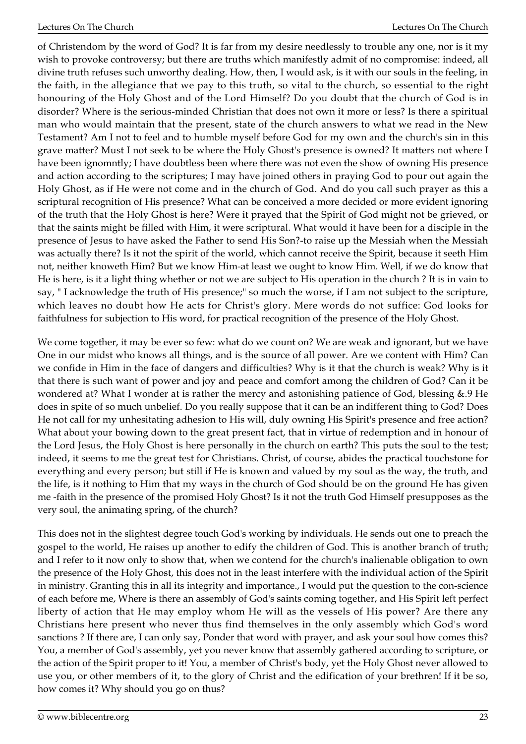of Christendom by the word of God? It is far from my desire needlessly to trouble any one, nor is it my wish to provoke controversy; but there are truths which manifestly admit of no compromise: indeed, all divine truth refuses such unworthy dealing. How, then, I would ask, is it with our souls in the feeling, in the faith, in the allegiance that we pay to this truth, so vital to the church, so essential to the right honouring of the Holy Ghost and of the Lord Himself? Do you doubt that the church of God is in disorder? Where is the serious-minded Christian that does not own it more or less? Is there a spiritual man who would maintain that the present, state of the church answers to what we read in the New Testament? Am I not to feel and to humble myself before God for my own and the church's sin in this grave matter? Must I not seek to be where the Holy Ghost's presence is owned? It matters not where I have been ignomntly; I have doubtless been where there was not even the show of owning His presence and action according to the scriptures; I may have joined others in praying God to pour out again the Holy Ghost, as if He were not come and in the church of God. And do you call such prayer as this a scriptural recognition of His presence? What can be conceived a more decided or more evident ignoring of the truth that the Holy Ghost is here? Were it prayed that the Spirit of God might not be grieved, or that the saints might be filled with Him, it were scriptural. What would it have been for a disciple in the presence of Jesus to have asked the Father to send His Son?-to raise up the Messiah when the Messiah was actually there? Is it not the spirit of the world, which cannot receive the Spirit, because it seeth Him not, neither knoweth Him? But we know Him-at least we ought to know Him. Well, if we do know that He is here, is it a light thing whether or not we are subject to His operation in the church ? It is in vain to say, " I acknowledge the truth of His presence;" so much the worse, if I am not subject to the scripture, which leaves no doubt how He acts for Christ's glory. Mere words do not suffice: God looks for faithfulness for subjection to His word, for practical recognition of the presence of the Holy Ghost.

We come together, it may be ever so few: what do we count on? We are weak and ignorant, but we have One in our midst who knows all things, and is the source of all power. Are we content with Him? Can we confide in Him in the face of dangers and difficulties? Why is it that the church is weak? Why is it that there is such want of power and joy and peace and comfort among the children of God? Can it be wondered at? What I wonder at is rather the mercy and astonishing patience of God, blessing &.9 He does in spite of so much unbelief. Do you really suppose that it can be an indifferent thing to God? Does He not call for my unhesitating adhesion to His will, duly owning His Spirit's presence and free action? What about your bowing down to the great present fact, that in virtue of redemption and in honour of the Lord Jesus, the Holy Ghost is here personally in the church on earth? This puts the soul to the test; indeed, it seems to me the great test for Christians. Christ, of course, abides the practical touchstone for everything and every person; but still if He is known and valued by my soul as the way, the truth, and the life, is it nothing to Him that my ways in the church of God should be on the ground He has given me -faith in the presence of the promised Holy Ghost? Is it not the truth God Himself presupposes as the very soul, the animating spring, of the church?

This does not in the slightest degree touch God's working by individuals. He sends out one to preach the gospel to the world, He raises up another to edify the children of God. This is another branch of truth; and I refer to it now only to show that, when we contend for the church's inalienable obligation to own the presence of the Holy Ghost, this does not in the least interfere with the individual action of the Spirit in ministry. Granting this in all its integrity and importance., I would put the question to the con-science of each before me, Where is there an assembly of God's saints coming together, and His Spirit left perfect liberty of action that He may employ whom He will as the vessels of His power? Are there any Christians here present who never thus find themselves in the only assembly which God's word sanctions ? If there are, I can only say, Ponder that word with prayer, and ask your soul how comes this? You, a member of God's assembly, yet you never know that assembly gathered according to scripture, or the action of the Spirit proper to it! You, a member of Christ's body, yet the Holy Ghost never allowed to use you, or other members of it, to the glory of Christ and the edification of your brethren! If it be so, how comes it? Why should you go on thus?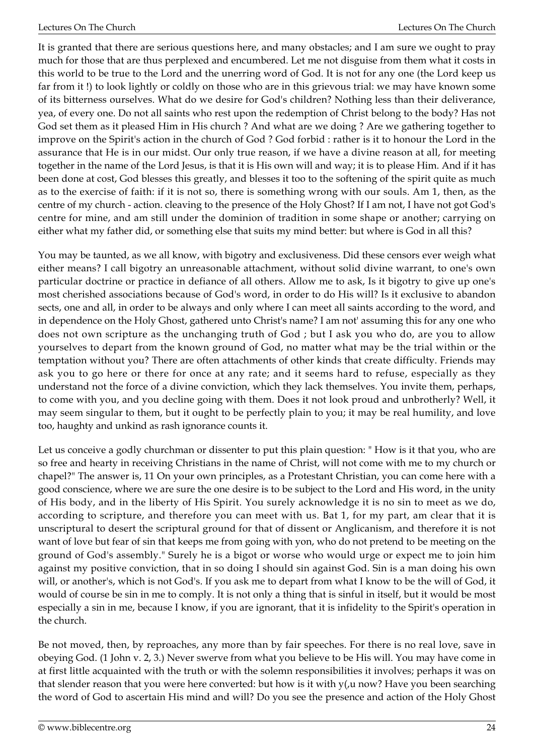It is granted that there are serious questions here, and many obstacles; and I am sure we ought to pray much for those that are thus perplexed and encumbered. Let me not disguise from them what it costs in this world to be true to the Lord and the unerring word of God. It is not for any one (the Lord keep us far from it !) to look lightly or coldly on those who are in this grievous trial: we may have known some of its bitterness ourselves. What do we desire for God's children? Nothing less than their deliverance, yea, of every one. Do not all saints who rest upon the redemption of Christ belong to the body? Has not God set them as it pleased Him in His church ? And what are we doing ? Are we gathering together to improve on the Spirit's action in the church of God ? God forbid : rather is it to honour the Lord in the assurance that He is in our midst. Our only true reason, if we have a divine reason at all, for meeting together in the name of the Lord Jesus, is that it is His own will and way; it is to please Him. And if it has been done at cost, God blesses this greatly, and blesses it too to the softening of the spirit quite as much as to the exercise of faith: if it is not so, there is something wrong with our souls. Am 1, then, as the centre of my church - action. cleaving to the presence of the Holy Ghost? If I am not, I have not got God's centre for mine, and am still under the dominion of tradition in some shape or another; carrying on either what my father did, or something else that suits my mind better: but where is God in all this?

You may be taunted, as we all know, with bigotry and exclusiveness. Did these censors ever weigh what either means? I call bigotry an unreasonable attachment, without solid divine warrant, to one's own particular doctrine or practice in defiance of all others. Allow me to ask, Is it bigotry to give up one's most cherished associations because of God's word, in order to do His will? Is it exclusive to abandon sects, one and all, in order to be always and only where I can meet all saints according to the word, and in dependence on the Holy Ghost, gathered unto Christ's name? I am not' assuming this for any one who does not own scripture as the unchanging truth of God ; but I ask you who do, are you to allow yourselves to depart from the known ground of God, no matter what may be the trial within or the temptation without you? There are often attachments of other kinds that create difficulty. Friends may ask you to go here or there for once at any rate; and it seems hard to refuse, especially as they understand not the force of a divine conviction, which they lack themselves. You invite them, perhaps, to come with you, and you decline going with them. Does it not look proud and unbrotherly? Well, it may seem singular to them, but it ought to be perfectly plain to you; it may be real humility, and love too, haughty and unkind as rash ignorance counts it.

Let us conceive a godly churchman or dissenter to put this plain question: " How is it that you, who are so free and hearty in receiving Christians in the name of Christ, will not come with me to my church or chapel?" The answer is, 11 On your own principles, as a Protestant Christian, you can come here with a good conscience, where we are sure the one desire is to be subject to the Lord and His word, in the unity of His body, and in the liberty of His Spirit. You surely acknowledge it is no sin to meet as we do, according to scripture, and therefore you can meet with us. Bat 1, for my part, am clear that it is unscriptural to desert the scriptural ground for that of dissent or Anglicanism, and therefore it is not want of love but fear of sin that keeps me from going with yon, who do not pretend to be meeting on the ground of God's assembly." Surely he is a bigot or worse who would urge or expect me to join him against my positive conviction, that in so doing I should sin against God. Sin is a man doing his own will, or another's, which is not God's. If you ask me to depart from what I know to be the will of God, it would of course be sin in me to comply. It is not only a thing that is sinful in itself, but it would be most especially a sin in me, because I know, if you are ignorant, that it is infidelity to the Spirit's operation in the church.

Be not moved, then, by reproaches, any more than by fair speeches. For there is no real love, save in obeying God. (1 John v. 2, 3.) Never swerve from what you believe to be His will. You may have come in at first little acquainted with the truth or with the solemn responsibilities it involves; perhaps it was on that slender reason that you were here converted: but how is it with y(,u now? Have you been searching the word of God to ascertain His mind and will? Do you see the presence and action of the Holy Ghost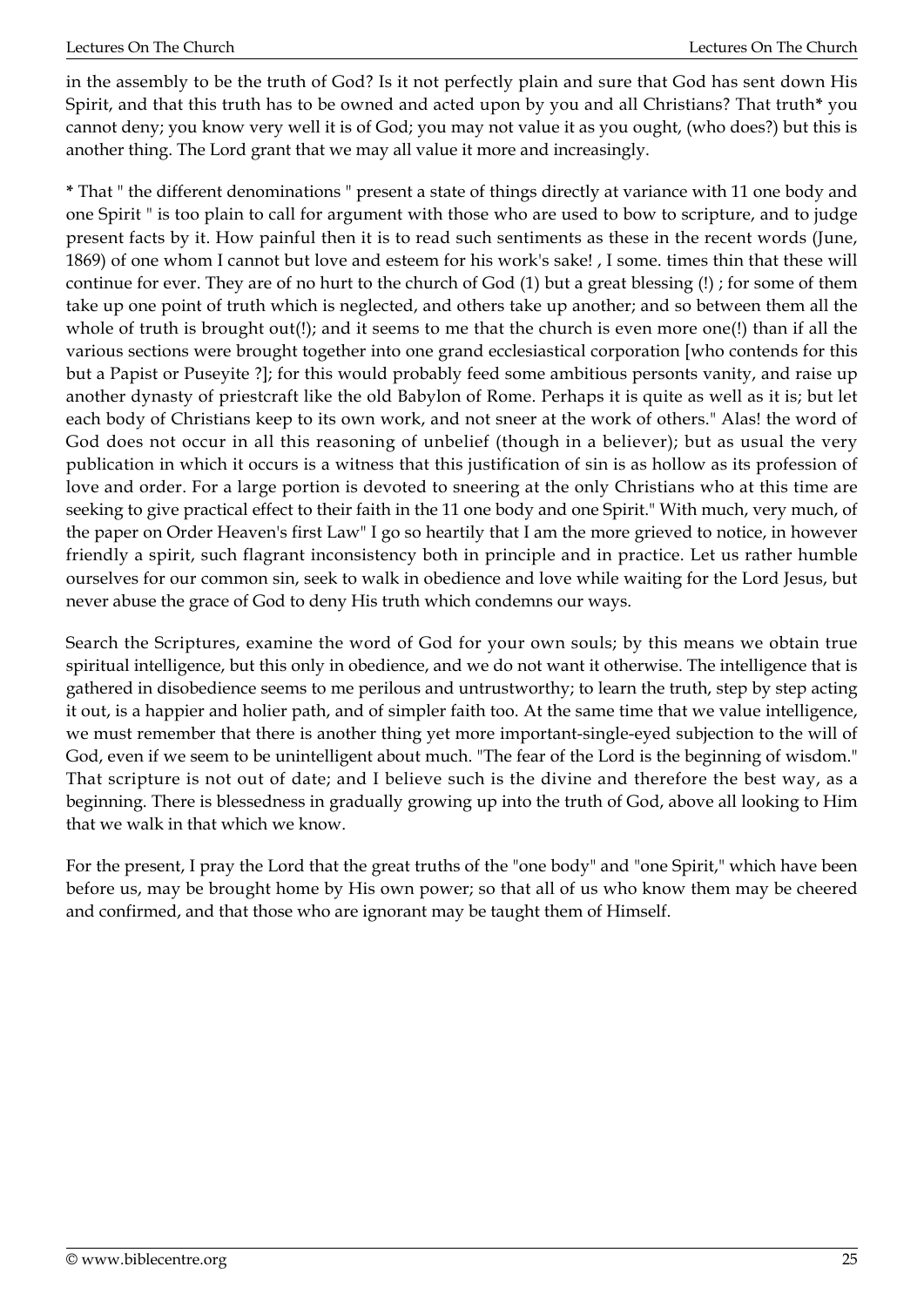in the assembly to be the truth of God? Is it not perfectly plain and sure that God has sent down His Spirit, and that this truth has to be owned and acted upon by you and all Christians? That truth* you cannot deny; you know very well it is of God; you may not value it as you ought, (who does?) but this is another thing. The Lord grant that we may all value it more and increasingly.

* That " the different denominations " present a state of things directly at variance with 11 one body and one Spirit " is too plain to call for argument with those who are used to bow to scripture, and to judge present facts by it. How painful then it is to read such sentiments as these in the recent words (June, 1869) of one whom I cannot but love and esteem for his work's sake! , I some. times thin that these will continue for ever. They are of no hurt to the church of God (1) but a great blessing (!) ; for some of them take up one point of truth which is neglected, and others take up another; and so between them all the whole of truth is brought out(!); and it seems to me that the church is even more one(!) than if all the various sections were brought together into one grand ecclesiastical corporation [who contends for this but a Papist or Puseyite ?]; for this would probably feed some ambitious persons vanity, and raise up another dynasty of priestcraft like the old Babylon of Rome. Perhaps it is quite as well as it is; but let each body of Christians keep to its own work, and not sneer at the work of others." Alas! the word of God does not occur in all this reasoning of unbelief (though in a believer); but as usual the very publication in which it occurs is a witness that this justification of sin is as hollow as its profession of love and order. For a large portion is devoted to sneering at the only Christians who at this time are seeking to give practical effect to their faith in the 11 one body and one Spirit." With much, very much, of the paper on Order Heaven's first Law" I go so heartily that I am the more grieved to notice, in however friendly a spirit, such flagrant inconsistency both in principle and in practice. Let us rather humble ourselves for our common sin, seek to walk in obedience and love while waiting for the Lord Jesus, but never abuse the grace of God to deny His truth which condemns our ways.

Search the Scriptures, examine the word of God for your own souls; by this means we obtain true spiritual intelligence, but this only in obedience, and we do not want it otherwise. The intelligence that is gathered in disobedience seems to me perilous and untrustworthy; to learn the truth, step by step acting it out, is a happier and holier path, and of simpler faith too. At the same time that we value intelligence, we must remember that there is another thing yet more important-single-eyed subjection to the will of God, even if we seem to be unintelligent about much. "The fear of the Lord is the beginning of wisdom." That scripture is not out of date; and I believe such is the divine and therefore the best way, as a beginning. There is blessedness in gradually growing up into the truth of God, above all looking to Him that we walk in that which we know.

For the present, I pray the Lord that the great truths of the "one body" and "one Spirit," which have been before us, may be brought home by His own power; so that all of us who know them may be cheered and confirmed, and that those who are ignorant may be taught them of Himself.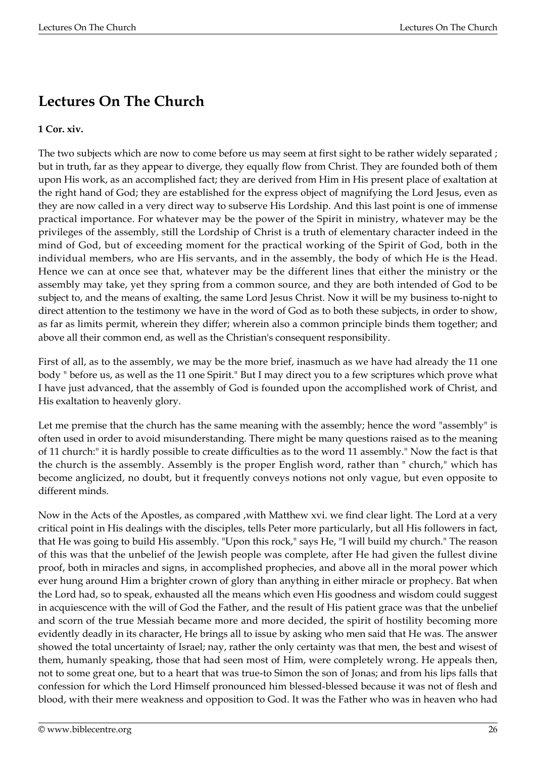## Lectures On The Church

**1 Cor. xiv.**

The two subjects which are now to come before us may seem at first sight to be rather widely separated ; but in truth, far as they appear to diverge, they equally flow from Christ. They are founded both of them upon His work, as an accomplished fact; they are derived from Him in His present place of exaltation at the right hand of God; they are established for the express object of magnifying the Lord Jesus, even as they are now called in a very direct way to subserve His Lordship. And this last point is one of immense practical importance. For whatever may be the power of the Spirit in ministry, whatever may be the privileges of the assembly, still the Lordship of Christ is a truth of elementary character indeed in the mind of God, but of exceeding moment for the practical working of the Spirit of God, both in the individual members, who are His servants, and in the assembly, the body of which He is the Head. Hence we can at once see that, whatever may be the different lines that either the ministry or the assembly may take, yet they spring from a common source, and they are both intended of God to be subject to, and the means of exalting, the same Lord Jesus Christ. Now it will be my business to-night to direct attention to the testimony we have in the word of God as to both these subjects, in order to show, as far as limits permit, wherein they differ; wherein also a common principle binds them together; and above all their common end, as well as the Christian's consequent responsibility.

First of all, as to the assembly, we may be the more brief, inasmuch as we have had already the 11 one body " before us, as well as the 11 one Spirit." But I may direct you to a few scriptures which prove what I have just advanced, that the assembly of God is founded upon the accomplished work of Christ, and His exaltation to heavenly glory.

Let me premise that the church has the same meaning with the assembly; hence the word "assembly" is often used in order to avoid misunderstanding. There might be many questions raised as to the meaning of 11 church:" it is hardly possible to create difficulties as to the word 11 assembly." Now the fact is that the church is the assembly. Assembly is the proper English word, rather than " church," which has become anglicized, no doubt, but it frequently conveys notions not only vague, but even opposite to different minds.

Now in the Acts of the Apostles, as compared ,with Matthew xvi. we find clear light. The Lord at a very critical point in His dealings with the disciples, tells Peter more particularly, but all His followers in fact, that He was going to build His assembly. "Upon this rock," says He, "I will build my church." The reason of this was that the unbelief of the Jewish people was complete, after He had given the fullest divine proof, both in miracles and signs, in accomplished prophecies, and above all in the moral power which ever hung around Him a brighter crown of glory than anything in either miracle or prophecy. Bat when the Lord had, so to speak, exhausted all the means which even His goodness and wisdom could suggest in acquiescence with the will of God the Father, and the result of His patient grace was that the unbelief and scorn of the true Messiah became more and more decided, the spirit of hostility becoming more evidently deadly in its character, He brings all to issue by asking who men said that He was. The answer showed the total uncertainty of Israel; nay, rather the only certainty was that men, the best and wisest of them, humanly speaking, those that had seen most of Him, were completely wrong. He appeals then, not to some great one, but to a heart that was true-to Simon the son of Jonas; and from his lips falls that confession for which the Lord Himself pronounced him blessed-blessed because it was not of flesh and blood, with their mere weakness and opposition to God. It was the Father who was in heaven who had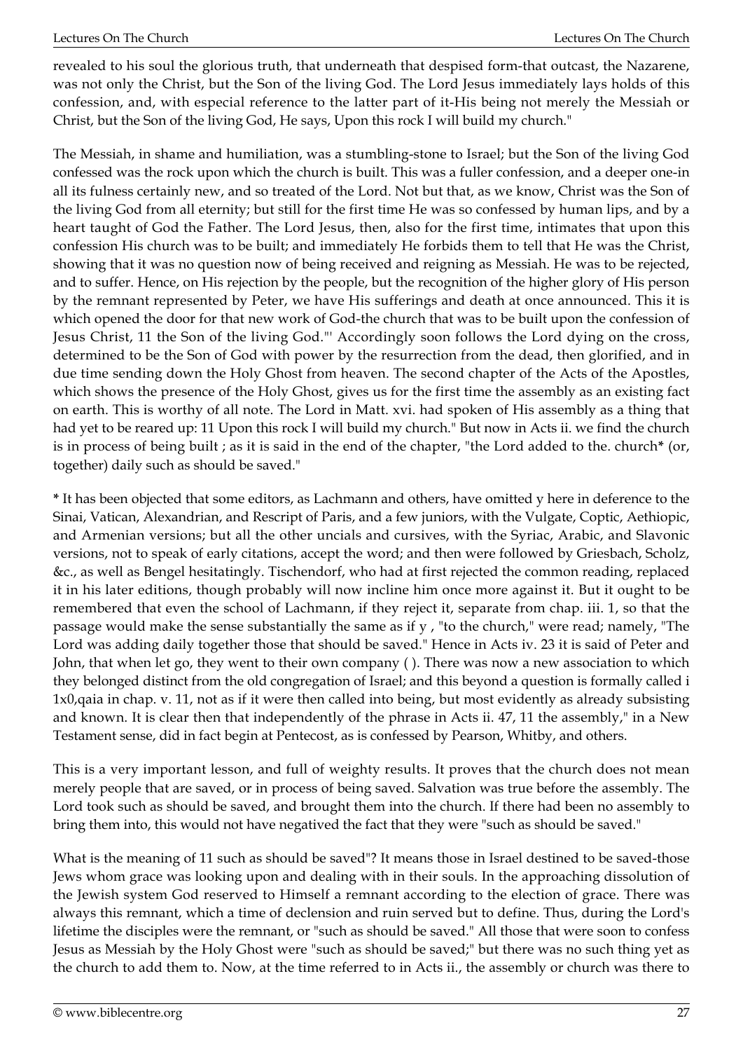revealed to his soul the glorious truth, that underneath that despised form-that outcast, the Nazarene, was not only the Christ, but the Son of the living God. The Lord Jesus immediately lays holds of this confession, and, with especial reference to the latter part of it-His being not merely the Messiah or Christ, but the Son of the living God, He says, Upon this rock I will build my church."

The Messiah, in shame and humiliation, was a stumbling-stone to Israel; but the Son of the living God confessed was the rock upon which the church is built. This was a fuller confession, and a deeper one-in all its fulness certainly new, and so treated of the Lord. Not but that, as we know, Christ was the Son of the living God from all eternity; but still for the first time He was so confessed by human lips, and by a heart taught of God the Father. The Lord Jesus, then, also for the first time, intimates that upon this confession His church was to be built; and immediately He forbids them to tell that He was the Christ, showing that it was no question now of being received and reigning as Messiah. He was to be rejected, and to suffer. Hence, on His rejection by the people, but the recognition of the higher glory of His person by the remnant represented by Peter, we have His sufferings and death at once announced. This it is which opened the door for that new work of God-the church that was to be built upon the confession of Jesus Christ, 11 the Son of the living God."' Accordingly soon follows the Lord dying on the cross, determined to be the Son of God with power by the resurrection from the dead, then glorified, and in due time sending down the Holy Ghost from heaven. The second chapter of the Acts of the Apostles, which shows the presence of the Holy Ghost, gives us for the first time the assembly as an existing fact on earth. This is worthy of all note. The Lord in Matt. xvi. had spoken of His assembly as a thing that had yet to be reared up: 11 Upon this rock I will build my church." But now in Acts ii. we find the church is in process of being built ; as it is said in the end of the chapter, "the Lord added to the. church* (or, together) daily such as should be saved."

* It has been objected that some editors, as Lachmann and others, have omitted y here in deference to the Sinai, Vatican, Alexandrian, and Rescript of Paris, and a few juniors, with the Vulgate, Coptic, Aethiopic, and Armenian versions; but all the other uncials and cursives, with the Syriac, Arabic, and Slavonic versions, not to speak of early citations, accept the word; and then were followed by Griesbach, Scholz, &c., as well as Bengel hesitatingly. Tischendorf, who had at first rejected the common reading, replaced it in his later editions, though probably will now incline him once more against it. But it ought to be remembered that even the school of Lachmann, if they reject it, separate from chap. iii. 1, so that the passage would make the sense substantially the same as if y , "to the church," were read; namely, "The Lord was adding daily together those that should be saved." Hence in Acts iv. 23 it is said of Peter and John, that when let go, they went to their own company ( ). There was now a new association to which they belonged distinct from the old congregation of Israel; and this beyond a question is formally called i 1x0,qaia in chap. v. 11, not as if it were then called into being, but most evidently as already subsisting and known. It is clear then that independently of the phrase in Acts ii. 47, 11 the assembly," in a New Testament sense, did in fact begin at Pentecost, as is confessed by Pearson, Whitby, and others.

This is a very important lesson, and full of weighty results. It proves that the church does not mean merely people that are saved, or in process of being saved. Salvation was true before the assembly. The Lord took such as should be saved, and brought them into the church. If there had been no assembly to bring them into, this would not have negatived the fact that they were "such as should be saved."

What is the meaning of 11 such as should be saved"? It means those in Israel destined to be saved-those Jews whom grace was looking upon and dealing with in their souls. In the approaching dissolution of the Jewish system God reserved to Himself a remnant according to the election of grace. There was always this remnant, which a time of declension and ruin served but to define. Thus, during the Lord's lifetime the disciples were the remnant, or "such as should be saved." All those that were soon to confess Jesus as Messiah by the Holy Ghost were "such as should be saved;" but there was no such thing yet as the church to add them to. Now, at the time referred to in Acts ii., the assembly or church was there to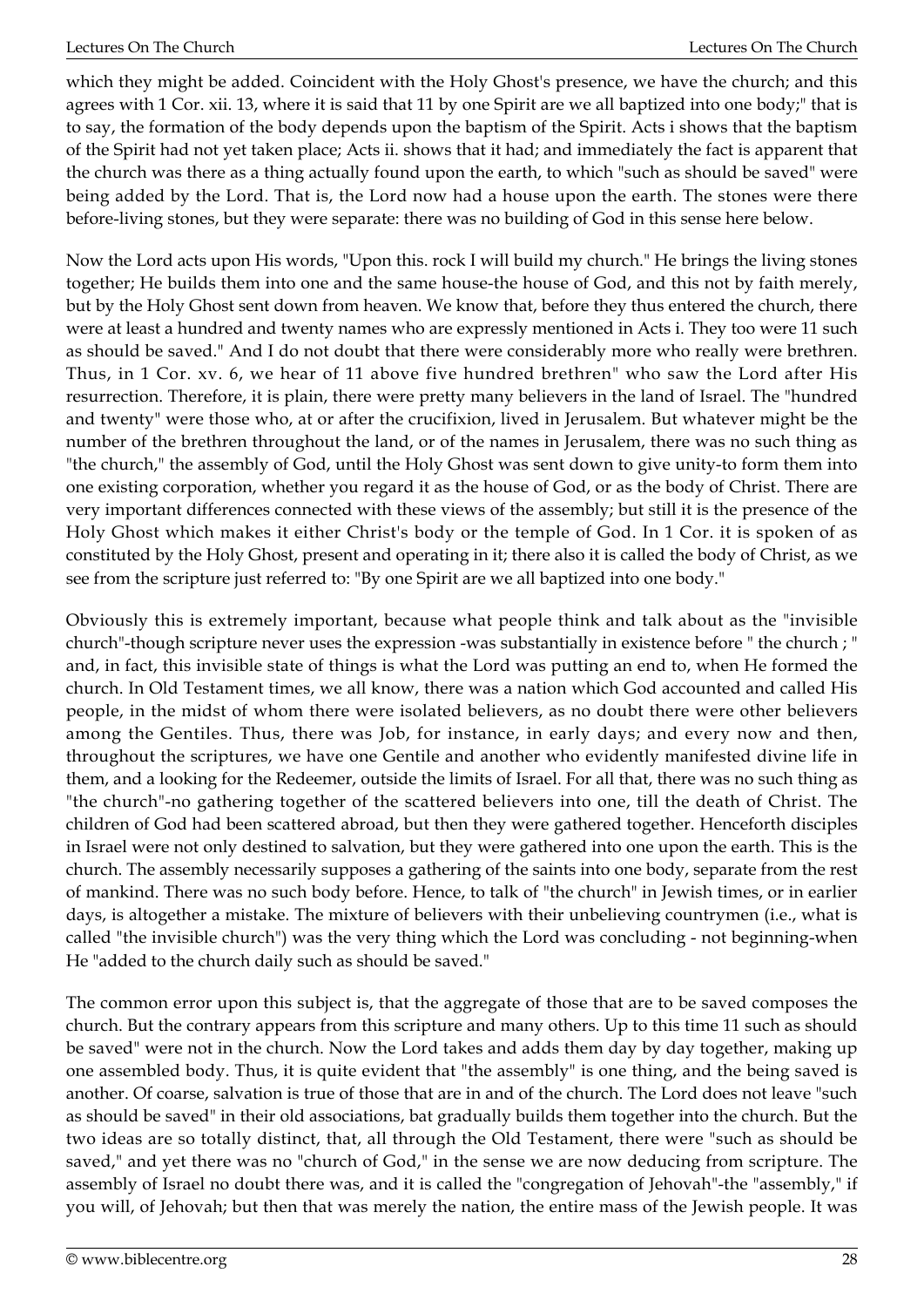which they might be added. Coincident with the Holy Ghost's presence, we have the church; and this agrees with 1 Cor. xii. 13, where it is said that 11 by one Spirit are we all baptized into one body;" that is to say, the formation of the body depends upon the baptism of the Spirit. Acts i shows that the baptism of the Spirit had not yet taken place; Acts ii. shows that it had; and immediately the fact is apparent that the church was there as a thing actually found upon the earth, to which "such as should be saved" were being added by the Lord. That is, the Lord now had a house upon the earth. The stones were there before-living stones, but they were separate: there was no building of God in this sense here below.

Now the Lord acts upon His words, "Upon this. rock I will build my church." He brings the living stones together; He builds them into one and the same house-the house of God, and this not by faith merely, but by the Holy Ghost sent down from heaven. We know that, before they thus entered the church, there were at least a hundred and twenty names who are expressly mentioned in Acts i. They too were 11 such as should be saved." And I do not doubt that there were considerably more who really were brethren. Thus, in 1 Cor. xv. 6, we hear of 11 above five hundred brethren" who saw the Lord after His resurrection. Therefore, it is plain, there were pretty many believers in the land of Israel. The "hundred and twenty" were those who, at or after the crucifixion, lived in Jerusalem. But whatever might be the number of the brethren throughout the land, or of the names in Jerusalem, there was no such thing as "the church," the assembly of God, until the Holy Ghost was sent down to give unity-to form them into one existing corporation, whether you regard it as the house of God, or as the body of Christ. There are very important differences connected with these views of the assembly; but still it is the presence of the Holy Ghost which makes it either Christ's body or the temple of God. In 1 Cor. it is spoken of as constituted by the Holy Ghost, present and operating in it; there also it is called the body of Christ, as we see from the scripture just referred to: "By one Spirit are we all baptized into one body."

Obviously this is extremely important, because what people think and talk about as the "invisible church"-though scripture never uses the expression -was substantially in existence before " the church ; " and, in fact, this invisible state of things is what the Lord was putting an end to, when He formed the church. In Old Testament times, we all know, there was a nation which God accounted and called His people, in the midst of whom there were isolated believers, as no doubt there were other believers among the Gentiles. Thus, there was Job, for instance, in early days; and every now and then, throughout the scriptures, we have one Gentile and another who evidently manifested divine life in them, and a looking for the Redeemer, outside the limits of Israel. For all that, there was no such thing as "the church"-no gathering together of the scattered believers into one, till the death of Christ. The children of God had been scattered abroad, but then they were gathered together. Henceforth disciples in Israel were not only destined to salvation, but they were gathered into one upon the earth. This is the church. The assembly necessarily supposes a gathering of the saints into one body, separate from the rest of mankind. There was no such body before. Hence, to talk of "the church" in Jewish times, or in earlier days, is altogether a mistake. The mixture of believers with their unbelieving countrymen (i.e., what is called "the invisible church") was the very thing which the Lord was concluding - not beginning-when He "added to the church daily such as should be saved."

The common error upon this subject is, that the aggregate of those that are to be saved composes the church. But the contrary appears from this scripture and many others. Up to this time 11 such as should be saved" were not in the church. Now the Lord takes and adds them day by day together, making up one assembled body. Thus, it is quite evident that "the assembly" is one thing, and the being saved is another. Of coarse, salvation is true of those that are in and of the church. The Lord does not leave "such as should be saved" in their old associations, bat gradually builds them together into the church. But the two ideas are so totally distinct, that, all through the Old Testament, there were "such as should be saved," and yet there was no "church of God," in the sense we are now deducing from scripture. The assembly of Israel no doubt there was, and it is called the "congregation of Jehovah"-the "assembly," if you will, of Jehovah; but then that was merely the nation, the entire mass of the Jewish people. It was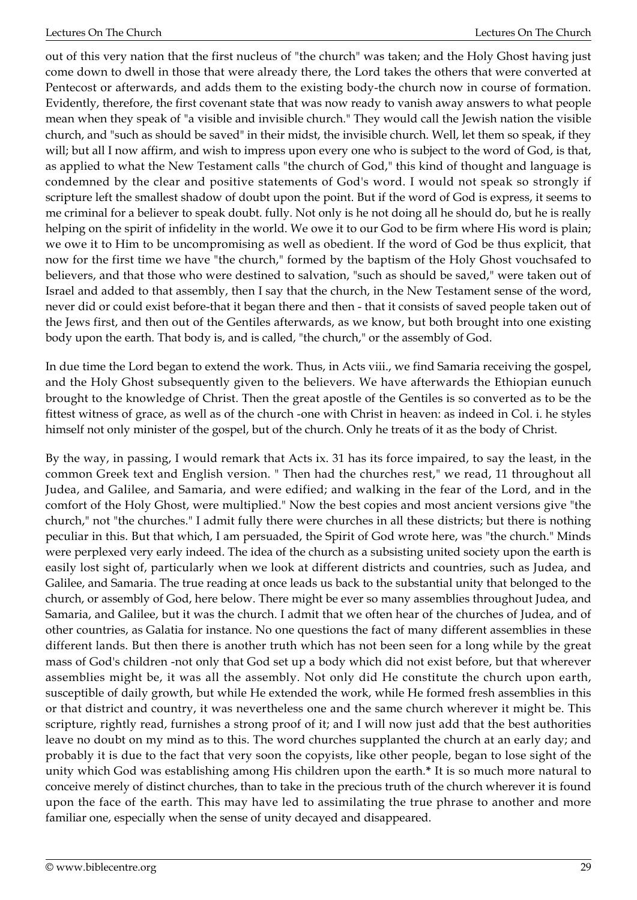out of this very nation that the first nucleus of "the church" was taken; and the Holy Ghost having just come down to dwell in those that were already there, the Lord takes the others that were converted at Pentecost or afterwards, and adds them to the existing body-the church now in course of formation. Evidently, therefore, the first covenant state that was now ready to vanish away answers to what people mean when they speak of "a visible and invisible church." They would call the Jewish nation the visible church, and "such as should be saved" in their midst, the invisible church. Well, let them so speak, if they will; but all I now affirm, and wish to impress upon every one who is subject to the word of God, is that, as applied to what the New Testament calls "the church of God," this kind of thought and language is condemned by the clear and positive statements of God's word. I would not speak so strongly if scripture left the smallest shadow of doubt upon the point. But if the word of God is express, it seems to me criminal for a believer to speak doubt. fully. Not only is he not doing all he should do, but he is really helping on the spirit of infidelity in the world. We owe it to our God to be firm where His word is plain; we owe it to Him to be uncompromising as well as obedient. If the word of God be thus explicit, that now for the first time we have "the church," formed by the baptism of the Holy Ghost vouchsafed to believers, and that those who were destined to salvation, "such as should be saved," were taken out of Israel and added to that assembly, then I say that the church, in the New Testament sense of the word, never did or could exist before-that it began there and then - that it consists of saved people taken out of the Jews first, and then out of the Gentiles afterwards, as we know, but both brought into one existing body upon the earth. That body is, and is called, "the church," or the assembly of God.

In due time the Lord began to extend the work. Thus, in Acts viii., we find Samaria receiving the gospel, and the Holy Ghost subsequently given to the believers. We have afterwards the Ethiopian eunuch brought to the knowledge of Christ. Then the great apostle of the Gentiles is so converted as to be the fittest witness of grace, as well as of the church -one with Christ in heaven: as indeed in Col. i. he styles himself not only minister of the gospel, but of the church. Only he treats of it as the body of Christ.

By the way, in passing, I would remark that Acts ix. 31 has its force impaired, to say the least, in the common Greek text and English version. " Then had the churches rest," we read, 11 throughout all Judea, and Galilee, and Samaria, and were edified; and walking in the fear of the Lord, and in the comfort of the Holy Ghost, were multiplied." Now the best copies and most ancient versions give "the church," not "the churches." I admit fully there were churches in all these districts; but there is nothing peculiar in this. But that which, I am persuaded, the Spirit of God wrote here, was "the church." Minds were perplexed very early indeed. The idea of the church as a subsisting united society upon the earth is easily lost sight of, particularly when we look at different districts and countries, such as Judea, and Galilee, and Samaria. The true reading at once leads us back to the substantial unity that belonged to the church, or assembly of God, here below. There might be ever so many assemblies throughout Judea, and Samaria, and Galilee, but it was the church. I admit that we often hear of the churches of Judea, and of other countries, as Galatia for instance. No one questions the fact of many different assemblies in these different lands. But then there is another truth which has not been seen for a long while by the great mass of God's children -not only that God set up a body which did not exist before, but that wherever assemblies might be, it was all the assembly. Not only did He constitute the church upon earth, susceptible of daily growth, but while He extended the work, while He formed fresh assemblies in this or that district and country, it was nevertheless one and the same church wherever it might be. This scripture, rightly read, furnishes a strong proof of it; and I will now just add that the best authorities leave no doubt on my mind as to this. The word churches supplanted the church at an early day; and probably it is due to the fact that very soon the copyists, like other people, began to lose sight of the unity which God was establishing among His children upon the earth.* It is so much more natural to conceive merely of distinct churches, than to take in the precious truth of the church wherever it is found upon the face of the earth. This may have led to assimilating the true phrase to another and more familiar one, especially when the sense of unity decayed and disappeared.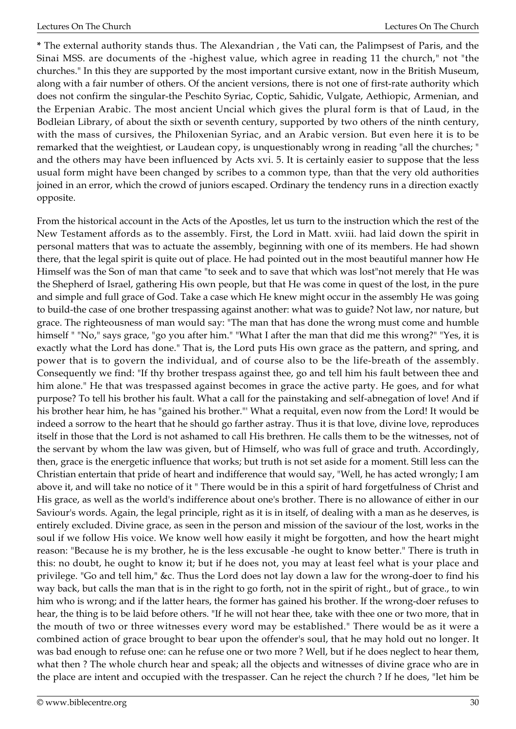* The external authority stands thus. The Alexandrian , the Vati can, the Palimpsest of Paris, and the Sinai MSS. are documents of the -highest value, which agree in reading 11 the church," not "the churches." In this they are supported by the most important cursive extant, now in the British Museum, along with a fair number of others. Of the ancient versions, there is not one of first-rate authority which does not confirm the singular-the Peschito Syriac, Coptic, Sahidic, Vulgate, Aethiopic, Armenian, and the Erpenian Arabic. The most ancient Uncial which gives the plural form is that of Laud, in the Bodleian Library, of about the sixth or seventh century, supported by two others of the ninth century, with the mass of cursives, the Philoxenian Syriac, and an Arabic version. But even here it is to be remarked that the weightiest, or Laudean copy, is unquestionably wrong in reading "all the churches; " and the others may have been influenced by Acts xvi. 5. It is certainly easier to suppose that the less usual form might have been changed by scribes to a common type, than that the very old authorities joined in an error, which the crowd of juniors escaped. Ordinary the tendency runs in a direction exactly opposite.

From the historical account in the Acts of the Apostles, let us turn to the instruction which the rest of the New Testament affords as to the assembly. First, the Lord in Matt. xviii. had laid down the spirit in personal matters that was to actuate the assembly, beginning with one of its members. He had shown there, that the legal spirit is quite out of place. He had pointed out in the most beautiful manner how He Himself was the Son of man that came "to seek and to save that which was lost"not merely that He was the Shepherd of Israel, gathering His own people, but that He was come in quest of the lost, in the pure and simple and full grace of God. Take a case which He knew might occur in the assembly He was going to build-the case of one brother trespassing against another: what was to guide? Not law, nor nature, but grace. The righteousness of man would say: "The man that has done the wrong must come and humble himself " "No," says grace, "go you after him." "What I after the man that did me this wrong?" "Yes, it is exactly what the Lord has done." That is, the Lord puts His own grace as the pattern, and spring, and power that is to govern the individual, and of course also to be the life-breath of the assembly. Consequently we find: "If thy brother trespass against thee, go and tell him his fault between thee and him alone." He that was trespassed against becomes in grace the active party. He goes, and for what purpose? To tell his brother his fault. What a call for the painstaking and self-abnegation of love! And if his brother hear him, he has "gained his brother."' What a requital, even now from the Lord! It would be indeed a sorrow to the heart that he should go farther astray. Thus it is that love, divine love, reproduces itself in those that the Lord is not ashamed to call His brethren. He calls them to be the witnesses, not of the servant by whom the law was given, but of Himself, who was full of grace and truth. Accordingly, then, grace is the energetic influence that works; but truth is not set aside for a moment. Still less can the Christian entertain that pride of heart and indifference that would say, "Well, he has acted wrongly; I am above it, and will take no notice of it " There would be in this a spirit of hard forgetfulness of Christ and His grace, as well as the world's indifference about one's brother. There is no allowance of either in our Saviour's words. Again, the legal principle, right as it is in itself, of dealing with a man as he deserves, is entirely excluded. Divine grace, as seen in the person and mission of the saviour of the lost, works in the soul if we follow His voice. We know well how easily it might be forgotten, and how the heart might reason: "Because he is my brother, he is the less excusable -he ought to know better." There is truth in this: no doubt, he ought to know it; but if he does not, you may at least feel what is your place and privilege. "Go and tell him," &c. Thus the Lord does not lay down a law for the wrong-doer to find his way back, but calls the man that is in the right to go forth, not in the spirit of right., but of grace., to win him who is wrong; and if the latter hears, the former has gained his brother. If the wrong-doer refuses to hear, the thing is to be laid before others. "If he will not hear thee, take with thee one or two more, that in the mouth of two or three witnesses every word may be established." There would be as it were a combined action of grace brought to bear upon the offender's soul, that he may hold out no longer. It was bad enough to refuse one: can he refuse one or two more ? Well, but if he does neglect to hear them, what then ? The whole church hear and speak; all the objects and witnesses of divine grace who are in the place are intent and occupied with the trespasser. Can he reject the church ? If he does, "let him be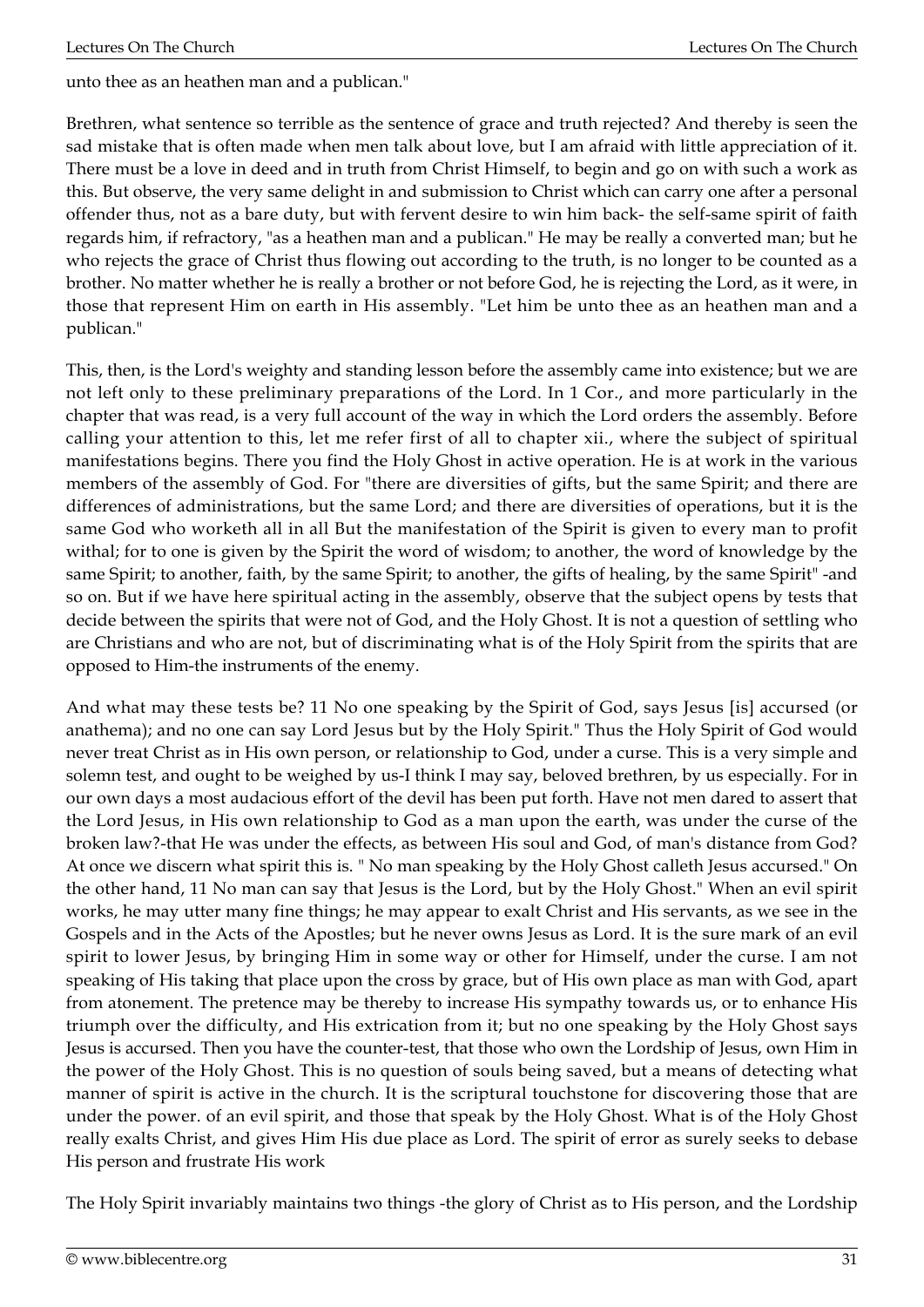unto thee as an heathen man and a publican."

Brethren, what sentence so terrible as the sentence of grace and truth rejected? And thereby is seen the sad mistake that is often made when men talk about love, but I am afraid with little appreciation of it. There must be a love in deed and in truth from Christ Himself, to begin and go on with such a work as this. But observe, the very same delight in and submission to Christ which can carry one after a personal offender thus, not as a bare duty, but with fervent desire to win him back- the self-same spirit of faith regards him, if refractory, "as a heathen man and a publican." He may be really a converted man; but he who rejects the grace of Christ thus flowing out according to the truth, is no longer to be counted as a brother. No matter whether he is really a brother or not before God, he is rejecting the Lord, as it were, in those that represent Him on earth in His assembly. "Let him be unto thee as an heathen man and a publican."

This, then, is the Lord's weighty and standing lesson before the assembly came into existence; but we are not left only to these preliminary preparations of the Lord. In 1 Cor., and more particularly in the chapter that was read, is a very full account of the way in which the Lord orders the assembly. Before calling your attention to this, let me refer first of all to chapter xii., where the subject of spiritual manifestations begins. There you find the Holy Ghost in active operation. He is at work in the various members of the assembly of God. For "there are diversities of gifts, but the same Spirit; and there are differences of administrations, but the same Lord; and there are diversities of operations, but it is the same God who worketh all in all But the manifestation of the Spirit is given to every man to profit withal; for to one is given by the Spirit the word of wisdom; to another, the word of knowledge by the same Spirit; to another, faith, by the same Spirit; to another, the gifts of healing, by the same Spirit" -and so on. But if we have here spiritual acting in the assembly, observe that the subject opens by tests that decide between the spirits that were not of God, and the Holy Ghost. It is not a question of settling who are Christians and who are not, but of discriminating what is of the Holy Spirit from the spirits that are opposed to Him-the instruments of the enemy.

And what may these tests be? 11 No one speaking by the Spirit of God, says Jesus [is] accursed (or anathema); and no one can say Lord Jesus but by the Holy Spirit." Thus the Holy Spirit of God would never treat Christ as in His own person, or relationship to God, under a curse. This is a very simple and solemn test, and ought to be weighed by us-I think I may say, beloved brethren, by us especially. For in our own days a most audacious effort of the devil has been put forth. Have not men dared to assert that the Lord Jesus, in His own relationship to God as a man upon the earth, was under the curse of the broken law?-that He was under the effects, as between His soul and God, of man's distance from God? At once we discern what spirit this is. " No man speaking by the Holy Ghost calleth Jesus accursed." On the other hand, 11 No man can say that Jesus is the Lord, but by the Holy Ghost." When an evil spirit works, he may utter many fine things; he may appear to exalt Christ and His servants, as we see in the Gospels and in the Acts of the Apostles; but he never owns Jesus as Lord. It is the sure mark of an evil spirit to lower Jesus, by bringing Him in some way or other for Himself, under the curse. I am not speaking of His taking that place upon the cross by grace, but of His own place as man with God, apart from atonement. The pretence may be thereby to increase His sympathy towards us, or to enhance His triumph over the difficulty, and His extrication from it; but no one speaking by the Holy Ghost says Jesus is accursed. Then you have the counter-test, that those who own the Lordship of Jesus, own Him in the power of the Holy Ghost. This is no question of souls being saved, but a means of detecting what manner of spirit is active in the church. It is the scriptural touchstone for discovering those that are under the power. of an evil spirit, and those that speak by the Holy Ghost. What is of the Holy Ghost really exalts Christ, and gives Him His due place as Lord. The spirit of error as surely seeks to debase His person and frustrate His work

The Holy Spirit invariably maintains two things -the glory of Christ as to His person, and the Lordship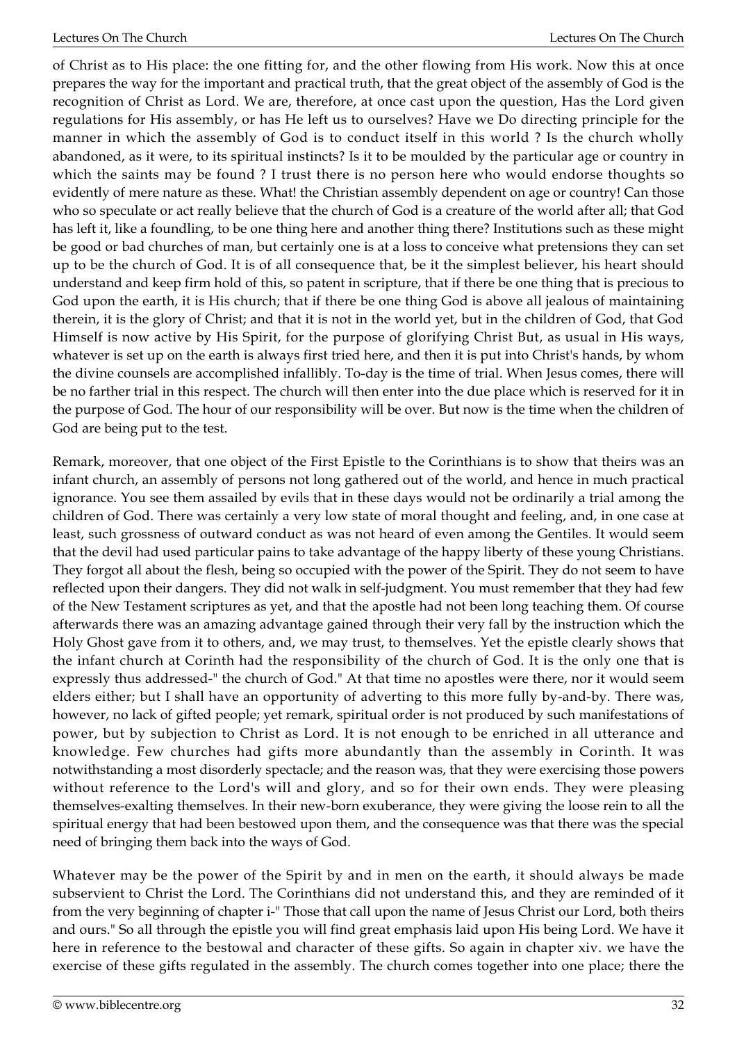of Christ as to His place: the one fitting for, and the other flowing from His work. Now this at once prepares the way for the important and practical truth, that the great object of the assembly of God is the recognition of Christ as Lord. We are, therefore, at once cast upon the question, Has the Lord given regulations for His assembly, or has He left us to ourselves? Have we Do directing principle for the manner in which the assembly of God is to conduct itself in this world ? Is the church wholly abandoned, as it were, to its spiritual instincts? Is it to be moulded by the particular age or country in which the saints may be found ? I trust there is no person here who would endorse thoughts so evidently of mere nature as these. What! the Christian assembly dependent on age or country! Can those who so speculate or act really believe that the church of God is a creature of the world after all; that God has left it, like a foundling, to be one thing here and another thing there? Institutions such as these might be good or bad churches of man, but certainly one is at a loss to conceive what pretensions they can set up to be the church of God. It is of all consequence that, be it the simplest believer, his heart should understand and keep firm hold of this, so patent in scripture, that if there be one thing that is precious to God upon the earth, it is His church; that if there be one thing God is above all jealous of maintaining therein, it is the glory of Christ; and that it is not in the world yet, but in the children of God, that God Himself is now active by His Spirit, for the purpose of glorifying Christ But, as usual in His ways, whatever is set up on the earth is always first tried here, and then it is put into Christ's hands, by whom the divine counsels are accomplished infallibly. To-day is the time of trial. When Jesus comes, there will be no farther trial in this respect. The church will then enter into the due place which is reserved for it in the purpose of God. The hour of our responsibility will be over. But now is the time when the children of God are being put to the test.

Remark, moreover, that one object of the First Epistle to the Corinthians is to show that theirs was an infant church, an assembly of persons not long gathered out of the world, and hence in much practical ignorance. You see them assailed by evils that in these days would not be ordinarily a trial among the children of God. There was certainly a very low state of moral thought and feeling, and, in one case at least, such grossness of outward conduct as was not heard of even among the Gentiles. It would seem that the devil had used particular pains to take advantage of the happy liberty of these young Christians. They forgot all about the flesh, being so occupied with the power of the Spirit. They do not seem to have reflected upon their dangers. They did not walk in self-judgment. You must remember that they had few of the New Testament scriptures as yet, and that the apostle had not been long teaching them. Of course afterwards there was an amazing advantage gained through their very fall by the instruction which the Holy Ghost gave from it to others, and, we may trust, to themselves. Yet the epistle clearly shows that the infant church at Corinth had the responsibility of the church of God. It is the only one that is expressly thus addressed-" the church of God." At that time no apostles were there, nor it would seem elders either; but I shall have an opportunity of adverting to this more fully by-and-by. There was, however, no lack of gifted people; yet remark, spiritual order is not produced by such manifestations of power, but by subjection to Christ as Lord. It is not enough to be enriched in all utterance and knowledge. Few churches had gifts more abundantly than the assembly in Corinth. It was notwithstanding a most disorderly spectacle; and the reason was, that they were exercising those powers without reference to the Lord's will and glory, and so for their own ends. They were pleasing themselves-exalting themselves. In their new-born exuberance, they were giving the loose rein to all the spiritual energy that had been bestowed upon them, and the consequence was that there was the special need of bringing them back into the ways of God.

Whatever may be the power of the Spirit by and in men on the earth, it should always be made subservient to Christ the Lord. The Corinthians did not understand this, and they are reminded of it from the very beginning of chapter i-" Those that call upon the name of Jesus Christ our Lord, both theirs and ours." So all through the epistle you will find great emphasis laid upon His being Lord. We have it here in reference to the bestowal and character of these gifts. So again in chapter xiv. we have the exercise of these gifts regulated in the assembly. The church comes together into one place; there the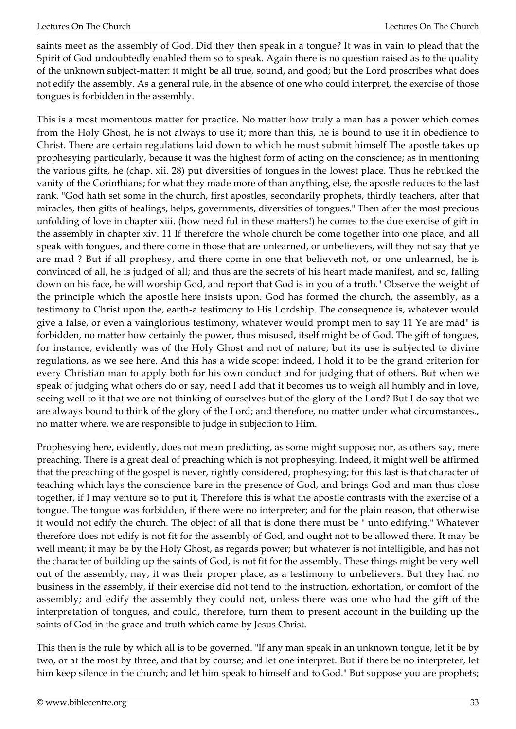saints meet as the assembly of God. Did they then speak in a tongue? It was in vain to plead that the Spirit of God undoubtedly enabled them so to speak. Again there is no question raised as to the quality of the unknown subject-matter: it might be all true, sound, and good; but the Lord proscribes what does not edify the assembly. As a general rule, in the absence of one who could interpret, the exercise of those tongues is forbidden in the assembly.

This is a most momentous matter for practice. No matter how truly a man has a power which comes from the Holy Ghost, he is not always to use it; more than this, he is bound to use it in obedience to Christ. There are certain regulations laid down to which he must submit himself The apostle takes up prophesying particularly, because it was the highest form of acting on the conscience; as in mentioning the various gifts, he (chap. xii. 28) put diversities of tongues in the lowest place. Thus he rebuked the vanity of the Corinthians; for what they made more of than anything, else, the apostle reduces to the last rank. "God hath set some in the church, first apostles, secondarily prophets, thirdly teachers, after that miracles, then gifts of healings, helps, governments, diversities of tongues." Then after the most precious unfolding of love in chapter xiii. (how need ful in these matters!) he comes to the due exercise of gift in the assembly in chapter xiv. 11 If therefore the whole church be come together into one place, and all speak with tongues, and there come in those that are unlearned, or unbelievers, will they not say that ye are mad ? But if all prophesy, and there come in one that believeth not, or one unlearned, he is convinced of all, he is judged of all; and thus are the secrets of his heart made manifest, and so, falling down on his face, he will worship God, and report that God is in you of a truth." Observe the weight of the principle which the apostle here insists upon. God has formed the church, the assembly, as a testimony to Christ upon the, earth-a testimony to His Lordship. The consequence is, whatever would give a false, or even a vainglorious testimony, whatever would prompt men to say 11 Ye are mad" is forbidden, no matter how certainly the power, thus misused, itself might be of God. The gift of tongues, for instance, evidently was of the Holy Ghost and not of nature; but its use is subjected to divine regulations, as we see here. And this has a wide scope: indeed, I hold it to be the grand criterion for every Christian man to apply both for his own conduct and for judging that of others. But when we speak of judging what others do or say, need I add that it becomes us to weigh all humbly and in love, seeing well to it that we are not thinking of ourselves but of the glory of the Lord? But I do say that we are always bound to think of the glory of the Lord; and therefore, no matter under what circumstances., no matter where, we are responsible to judge in subjection to Him.

Prophesying here, evidently, does not mean predicting, as some might suppose; nor, as others say, mere preaching. There is a great deal of preaching which is not prophesying. Indeed, it might well be affirmed that the preaching of the gospel is never, rightly considered, prophesying; for this last is that character of teaching which lays the conscience bare in the presence of God, and brings God and man thus close together, if I may venture so to put it, Therefore this is what the apostle contrasts with the exercise of a tongue. The tongue was forbidden, if there were no interpreter; and for the plain reason, that otherwise it would not edify the church. The object of all that is done there must be " unto edifying." Whatever therefore does not edify is not fit for the assembly of God, and ought not to be allowed there. It may be well meant; it may be by the Holy Ghost, as regards power; but whatever is not intelligible, and has not the character of building up the saints of God, is not fit for the assembly. These things might be very well out of the assembly; nay, it was their proper place, as a testimony to unbelievers. But they had no business in the assembly, if their exercise did not tend to the instruction, exhortation, or comfort of the assembly; and edify the assembly they could not, unless there was one who had the gift of the interpretation of tongues, and could, therefore, turn them to present account in the building up the saints of God in the grace and truth which came by Jesus Christ.

This then is the rule by which all is to be governed. "If any man speak in an unknown tongue, let it be by two, or at the most by three, and that by course; and let one interpret. But if there be no interpreter, let him keep silence in the church; and let him speak to himself and to God." But suppose you are prophets;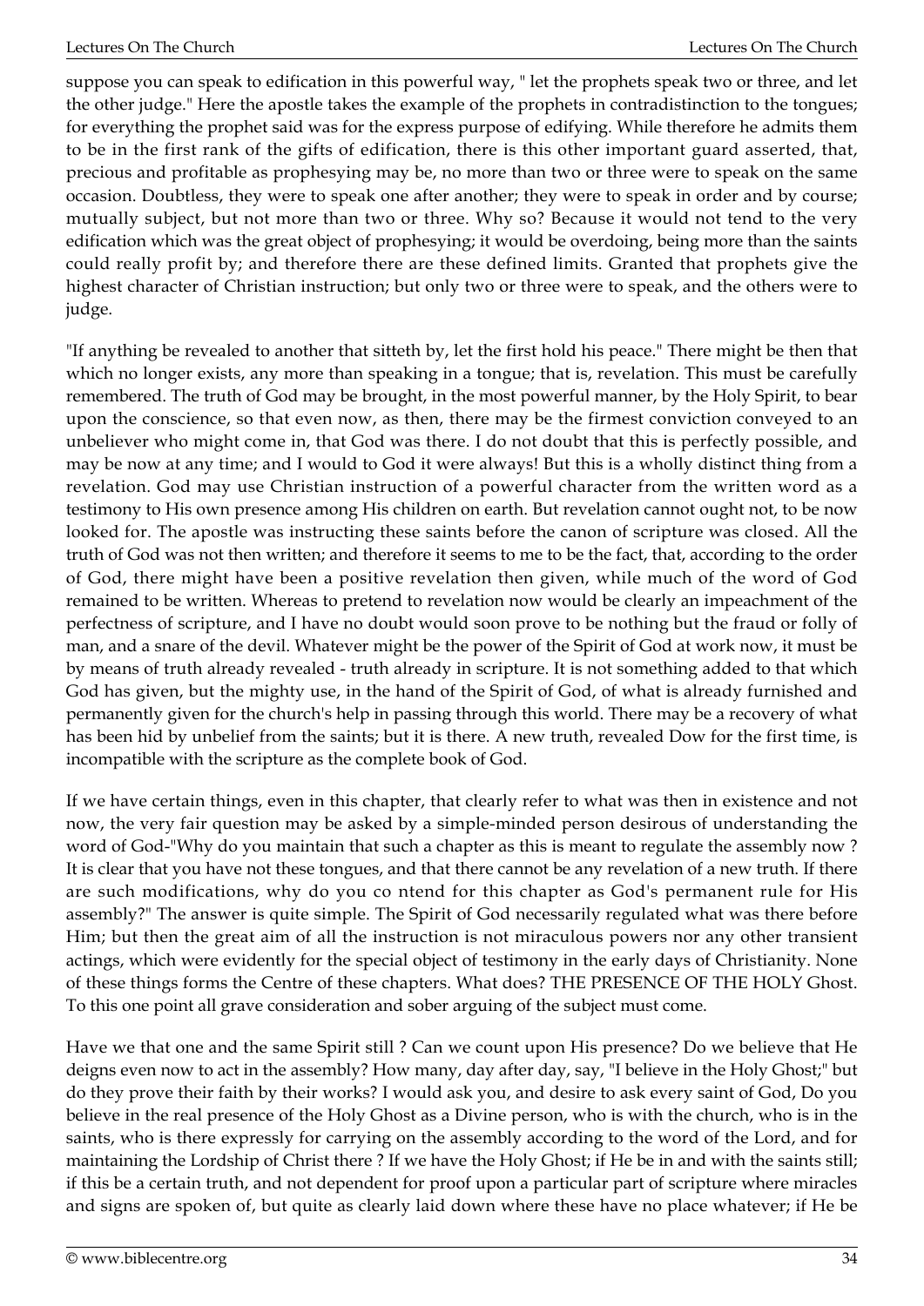suppose you can speak to edification in this powerful way, " let the prophets speak two or three, and let the other judge." Here the apostle takes the example of the prophets in contradistinction to the tongues; for everything the prophet said was for the express purpose of edifying. While therefore he admits them to be in the first rank of the gifts of edification, there is this other important guard asserted, that, precious and profitable as prophesying may be, no more than two or three were to speak on the same occasion. Doubtless, they were to speak one after another; they were to speak in order and by course; mutually subject, but not more than two or three. Why so? Because it would not tend to the very edification which was the great object of prophesying; it would be overdoing, being more than the saints could really profit by; and therefore there are these defined limits. Granted that prophets give the highest character of Christian instruction; but only two or three were to speak, and the others were to judge.

"If anything be revealed to another that sitteth by, let the first hold his peace." There might be then that which no longer exists, any more than speaking in a tongue; that is, revelation. This must be carefully remembered. The truth of God may be brought, in the most powerful manner, by the Holy Spirit, to bear upon the conscience, so that even now, as then, there may be the firmest conviction conveyed to an unbeliever who might come in, that God was there. I do not doubt that this is perfectly possible, and may be now at any time; and I would to God it were always! But this is a wholly distinct thing from a revelation. God may use Christian instruction of a powerful character from the written word as a testimony to His own presence among His children on earth. But revelation cannot ought not, to be now looked for. The apostle was instructing these saints before the canon of scripture was closed. All the truth of God was not then written; and therefore it seems to me to be the fact, that, according to the order of God, there might have been a positive revelation then given, while much of the word of God remained to be written. Whereas to pretend to revelation now would be clearly an impeachment of the perfectness of scripture, and I have no doubt would soon prove to be nothing but the fraud or folly of man, and a snare of the devil. Whatever might be the power of the Spirit of God at work now, it must be by means of truth already revealed - truth already in scripture. It is not something added to that which God has given, but the mighty use, in the hand of the Spirit of God, of what is already furnished and permanently given for the church's help in passing through this world. There may be a recovery of what has been hid by unbelief from the saints; but it is there. A new truth, revealed Dow for the first time, is incompatible with the scripture as the complete book of God.

If we have certain things, even in this chapter, that clearly refer to what was then in existence and not now, the very fair question may be asked by a simple-minded person desirous of understanding the word of God-"Why do you maintain that such a chapter as this is meant to regulate the assembly now ? It is clear that you have not these tongues, and that there cannot be any revelation of a new truth. If there are such modifications, why do you co ntend for this chapter as God's permanent rule for His assembly?" The answer is quite simple. The Spirit of God necessarily regulated what was there before Him; but then the great aim of all the instruction is not miraculous powers nor any other transient actings, which were evidently for the special object of testimony in the early days of Christianity. None of these things forms the Centre of these chapters. What does? THE PRESENCE OF THE HOLY Ghost. To this one point all grave consideration and sober arguing of the subject must come.

Have we that one and the same Spirit still ? Can we count upon His presence? Do we believe that He deigns even now to act in the assembly? How many, day after day, say, "I believe in the Holy Ghost;" but do they prove their faith by their works? I would ask you, and desire to ask every saint of God, Do you believe in the real presence of the Holy Ghost as a Divine person, who is with the church, who is in the saints, who is there expressly for carrying on the assembly according to the word of the Lord, and for maintaining the Lordship of Christ there ? If we have the Holy Ghost; if He be in and with the saints still; if this be a certain truth, and not dependent for proof upon a particular part of scripture where miracles and signs are spoken of, but quite as clearly laid down where these have no place whatever; if He be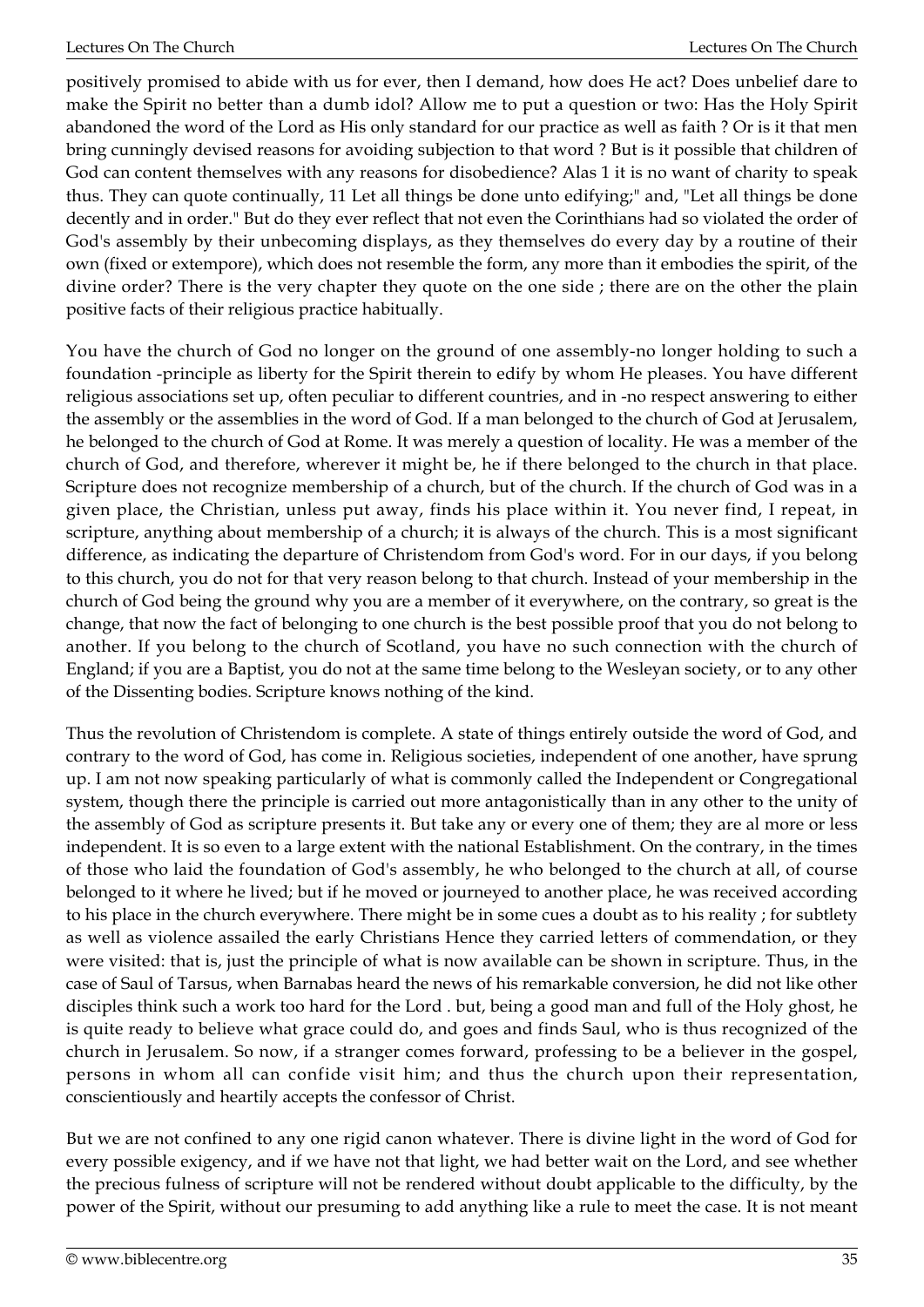positively promised to abide with us for ever, then I demand, how does He act? Does unbelief dare to make the Spirit no better than a dumb idol? Allow me to put a question or two: Has the Holy Spirit abandoned the word of the Lord as His only standard for our practice as well as faith ? Or is it that men bring cunningly devised reasons for avoiding subjection to that word ? But is it possible that children of God can content themselves with any reasons for disobedience? Alas 1 it is no want of charity to speak thus. They can quote continually, 11 Let all things be done unto edifying;" and, "Let all things be done decently and in order." But do they ever reflect that not even the Corinthians had so violated the order of God's assembly by their unbecoming displays, as they themselves do every day by a routine of their own (fixed or extempore), which does not resemble the form, any more than it embodies the spirit, of the divine order? There is the very chapter they quote on the one side ; there are on the other the plain positive facts of their religious practice habitually.

You have the church of God no longer on the ground of one assembly-no longer holding to such a foundation -principle as liberty for the Spirit therein to edify by whom He pleases. You have different religious associations set up, often peculiar to different countries, and in -no respect answering to either the assembly or the assemblies in the word of God. If a man belonged to the church of God at Jerusalem, he belonged to the church of God at Rome. It was merely a question of locality. He was a member of the church of God, and therefore, wherever it might be, he if there belonged to the church in that place. Scripture does not recognize membership of a church, but of the church. If the church of God was in a given place, the Christian, unless put away, finds his place within it. You never find, I repeat, in scripture, anything about membership of a church; it is always of the church. This is a most significant difference, as indicating the departure of Christendom from God's word. For in our days, if you belong to this church, you do not for that very reason belong to that church. Instead of your membership in the church of God being the ground why you are a member of it everywhere, on the contrary, so great is the change, that now the fact of belonging to one church is the best possible proof that you do not belong to another. If you belong to the church of Scotland, you have no such connection with the church of England; if you are a Baptist, you do not at the same time belong to the Wesleyan society, or to any other of the Dissenting bodies. Scripture knows nothing of the kind.

Thus the revolution of Christendom is complete. A state of things entirely outside the word of God, and contrary to the word of God, has come in. Religious societies, independent of one another, have sprung up. I am not now speaking particularly of what is commonly called the Independent or Congregational system, though there the principle is carried out more antagonistically than in any other to the unity of the assembly of God as scripture presents it. But take any or every one of them; they are al more or less independent. It is so even to a large extent with the national Establishment. On the contrary, in the times of those who laid the foundation of God's assembly, he who belonged to the church at all, of course belonged to it where he lived; but if he moved or journeyed to another place, he was received according to his place in the church everywhere. There might be in some cues a doubt as to his reality ; for subtlety as well as violence assailed the early Christians Hence they carried letters of commendation, or they were visited: that is, just the principle of what is now available can be shown in scripture. Thus, in the case of Saul of Tarsus, when Barnabas heard the news of his remarkable conversion, he did not like other disciples think such a work too hard for the Lord . but, being a good man and full of the Holy ghost, he is quite ready to believe what grace could do, and goes and finds Saul, who is thus recognized of the church in Jerusalem. So now, if a stranger comes forward, professing to be a believer in the gospel, persons in whom all can confide visit him; and thus the church upon their representation, conscientiously and heartily accepts the confessor of Christ.

But we are not confined to any one rigid canon whatever. There is divine light in the word of God for every possible exigency, and if we have not that light, we had better wait on the Lord, and see whether the precious fulness of scripture will not be rendered without doubt applicable to the difficulty, by the power of the Spirit, without our presuming to add anything like a rule to meet the case. It is not meant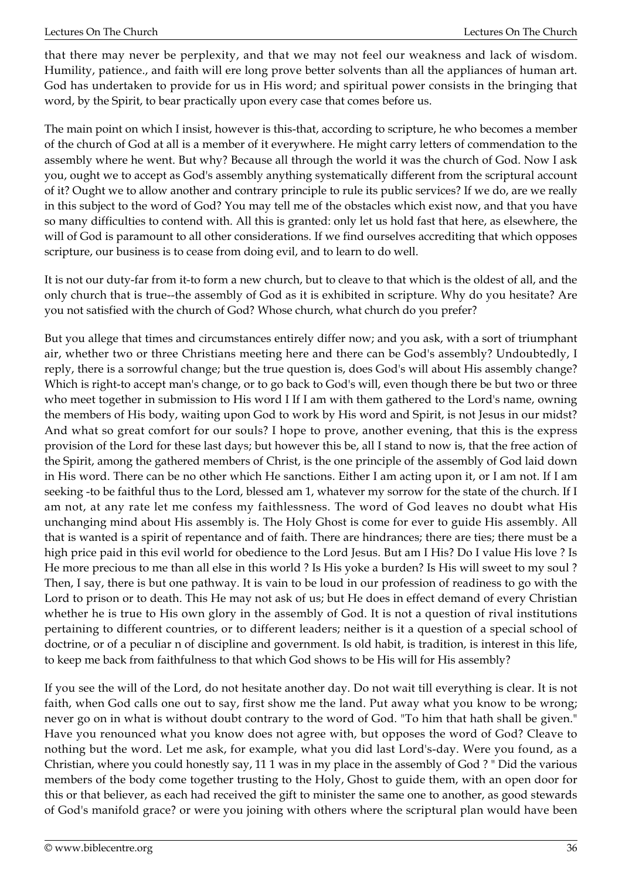that there may never be perplexity, and that we may not feel our weakness and lack of wisdom. Humility, patience., and faith will ere long prove better solvents than all the appliances of human art. God has undertaken to provide for us in His word; and spiritual power consists in the bringing that word, by the Spirit, to bear practically upon every case that comes before us.

The main point on which I insist, however is this-that, according to scripture, he who becomes a member of the church of God at all is a member of it everywhere. He might carry letters of commendation to the assembly where he went. But why? Because all through the world it was the church of God. Now I ask you, ought we to accept as God's assembly anything systematically different from the scriptural account of it? Ought we to allow another and contrary principle to rule its public services? If we do, are we really in this subject to the word of God? You may tell me of the obstacles which exist now, and that you have so many difficulties to contend with. All this is granted: only let us hold fast that here, as elsewhere, the will of God is paramount to all other considerations. If we find ourselves accrediting that which opposes scripture, our business is to cease from doing evil, and to learn to do well.

It is not our duty-far from it-to form a new church, but to cleave to that which is the oldest of all, and the only church that is true--the assembly of God as it is exhibited in scripture. Why do you hesitate? Are you not satisfied with the church of God? Whose church, what church do you prefer?

But you allege that times and circumstances entirely differ now; and you ask, with a sort of triumphant air, whether two or three Christians meeting here and there can be God's assembly? Undoubtedly, I reply, there is a sorrowful change; but the true question is, does God's will about His assembly change? Which is right-to accept man's change, or to go back to God's will, even though there be but two or three who meet together in submission to His word I If I am with them gathered to the Lord's name, owning the members of His body, waiting upon God to work by His word and Spirit, is not Jesus in our midst? And what so great comfort for our souls? I hope to prove, another evening, that this is the express provision of the Lord for these last days; but however this be, all I stand to now is, that the free action of the Spirit, among the gathered members of Christ, is the one principle of the assembly of God laid down in His word. There can be no other which He sanctions. Either I am acting upon it, or I am not. If I am seeking -to be faithful thus to the Lord, blessed am 1, whatever my sorrow for the state of the church. If I am not, at any rate let me confess my faithlessness. The word of God leaves no doubt what His unchanging mind about His assembly is. The Holy Ghost is come for ever to guide His assembly. All that is wanted is a spirit of repentance and of faith. There are hindrances; there are ties; there must be a high price paid in this evil world for obedience to the Lord Jesus. But am I His? Do I value His love ? Is He more precious to me than all else in this world ? Is His yoke a burden? Is His will sweet to my soul ? Then, I say, there is but one pathway. It is vain to be loud in our profession of readiness to go with the Lord to prison or to death. This He may not ask of us; but He does in effect demand of every Christian whether he is true to His own glory in the assembly of God. It is not a question of rival institutions pertaining to different countries, or to different leaders; neither is it a question of a special school of doctrine, or of a peculiar n of discipline and government. Is old habit, is tradition, is interest in this life, to keep me back from faithfulness to that which God shows to be His will for His assembly?

If you see the will of the Lord, do not hesitate another day. Do not wait till everything is clear. It is not faith, when God calls one out to say, first show me the land. Put away what you know to be wrong; never go on in what is without doubt contrary to the word of God. "To him that hath shall be given." Have you renounced what you know does not agree with, but opposes the word of God? Cleave to nothing but the word. Let me ask, for example, what you did last Lord's-day. Were you found, as a Christian, where you could honestly say, 11 1 was in my place in the assembly of God ? " Did the various members of the body come together trusting to the Holy, Ghost to guide them, with an open door for this or that believer, as each had received the gift to minister the same one to another, as good stewards of God's manifold grace? or were you joining with others where the scriptural plan would have been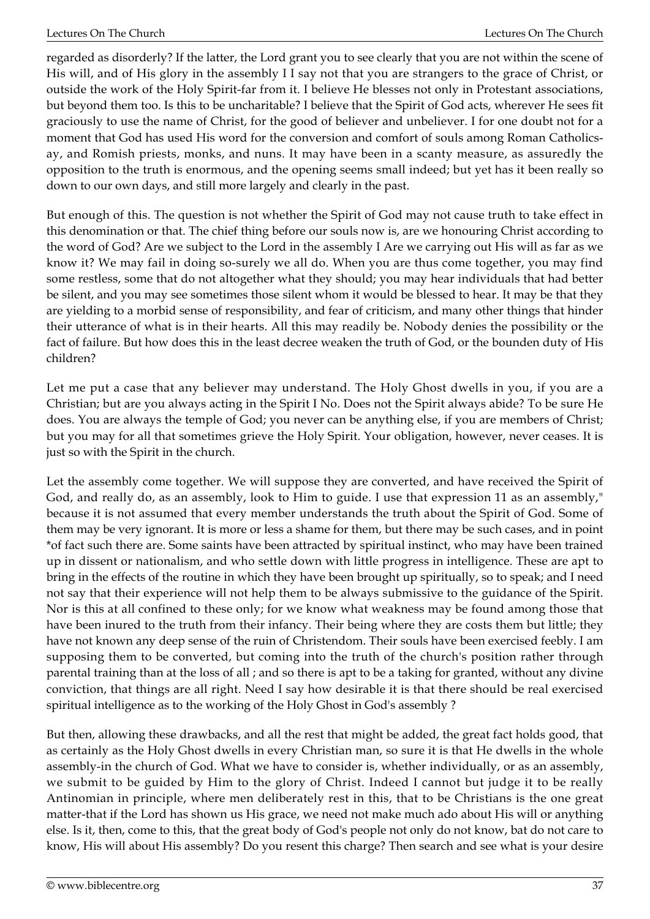regarded as disorderly? If the latter, the Lord grant you to see clearly that you are not within the scene of His will, and of His glory in the assembly I I say not that you are strangers to the grace of Christ, or outside the work of the Holy Spirit-far from it. I believe He blesses not only in Protestant associations, but beyond them too. Is this to be uncharitable? I believe that the Spirit of God acts, wherever He sees fit graciously to use the name of Christ, for the good of believer and unbeliever. I for one doubt not for a moment that God has used His word for the conversion and comfort of souls among Roman Catholics-ay, and Romish priests, monks, and nuns. It may have been in a scanty measure, as assuredly the opposition to the truth is enormous, and the opening seems small indeed; but yet has it been really so down to our own days, and still more largely and clearly in the past.

But enough of this. The question is not whether the Spirit of God may not cause truth to take effect in this denomination or that. The chief thing before our souls now is, are we honouring Christ according to the word of God? Are we subject to the Lord in the assembly I Are we carrying out His will as far as we know it? We may fail in doing so-surely we all do. When you are thus come together, you may find some restless, some that do not altogether what they should; you may hear individuals that had better be silent, and you may see sometimes those silent whom it would be blessed to hear. It may be that they are yielding to a morbid sense of responsibility, and fear of criticism, and many other things that hinder their utterance of what is in their hearts. All this may readily be. Nobody denies the possibility or the fact of failure. But how does this in the least decree weaken the truth of God, or the bounden duty of His children?

Let me put a case that any believer may understand. The Holy Ghost dwells in you, if you are a Christian; but are you always acting in the Spirit I No. Does not the Spirit always abide? To be sure He does. You are always the temple of God; you never can be anything else, if you are members of Christ; but you may for all that sometimes grieve the Holy Spirit. Your obligation, however, never ceases. It is just so with the Spirit in the church.

Let the assembly come together. We will suppose they are converted, and have received the Spirit of God, and really do, as an assembly, look to Him to guide. I use that expression 11 as an assembly," because it is not assumed that every member understands the truth about the Spirit of God. Some of them may be very ignorant. It is more or less a shame for them, but there may be such cases, and in point *of fact such there are. Some saints have been attracted by spiritual instinct, who may have been trained up in dissent or nationalism, and who settle down with little progress in intelligence. These are apt to bring in the effects of the routine in which they have been brought up spiritually, so to speak; and I need not say that their experience will not help them to be always submissive to the guidance of the Spirit. Nor is this at all confined to these only; for we know what weakness may be found among those that have been inured to the truth from their infancy. Their being where they are costs them but little; they have not known any deep sense of the ruin of Christendom. Their souls have been exercised feebly. I am supposing them to be converted, but coming into the truth of the church's position rather through parental training than at the loss of all ; and so there is apt to be a taking for granted, without any divine conviction, that things are all right. Need I say how desirable it is that there should be real exercised spiritual intelligence as to the working of the Holy Ghost in God's assembly ?

But then, allowing these drawbacks, and all the rest that might be added, the great fact holds good, that as certainly as the Holy Ghost dwells in every Christian man, so sure it is that He dwells in the whole assembly-in the church of God. What we have to consider is, whether individually, or as an assembly, we submit to be guided by Him to the glory of Christ. Indeed I cannot but judge it to be really Antinomian in principle, where men deliberately rest in this, that to be Christians is the one great matter-that if the Lord has shown us His grace, we need not make much ado about His will or anything else. Is it, then, come to this, that the great body of God's people not only do not know, bat do not care to know, His will about His assembly? Do you resent this charge? Then search and see what is your desire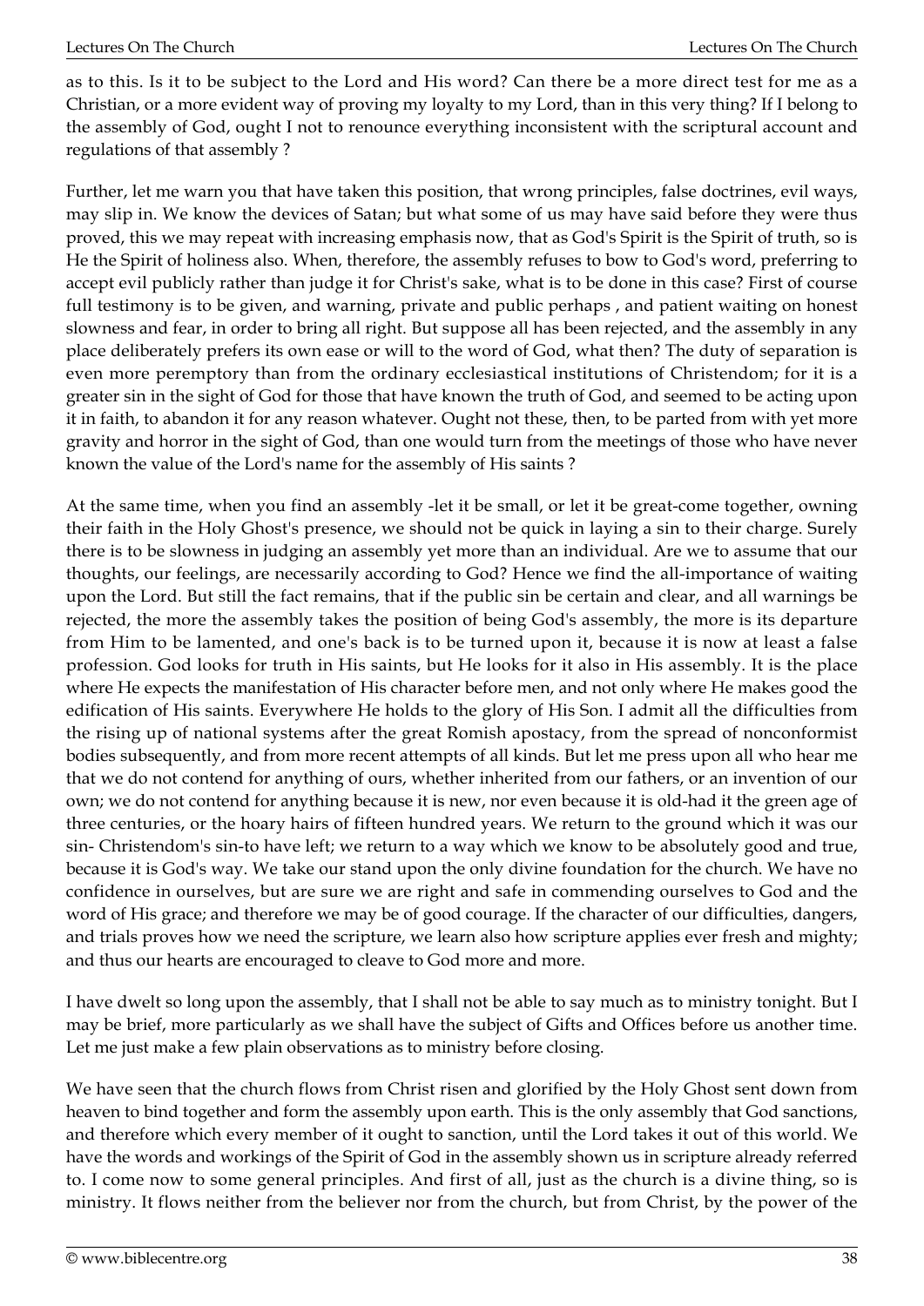as to this. Is it to be subject to the Lord and His word? Can there be a more direct test for me as a Christian, or a more evident way of proving my loyalty to my Lord, than in this very thing? If I belong to the assembly of God, ought I not to renounce everything inconsistent with the scriptural account and regulations of that assembly ?

Further, let me warn you that have taken this position, that wrong principles, false doctrines, evil ways, may slip in. We know the devices of Satan; but what some of us may have said before they were thus proved, this we may repeat with increasing emphasis now, that as God's Spirit is the Spirit of truth, so is He the Spirit of holiness also. When, therefore, the assembly refuses to bow to God's word, preferring to accept evil publicly rather than judge it for Christ's sake, what is to be done in this case? First of course full testimony is to be given, and warning, private and public perhaps , and patient waiting on honest slowness and fear, in order to bring all right. But suppose all has been rejected, and the assembly in any place deliberately prefers its own ease or will to the word of God, what then? The duty of separation is even more peremptory than from the ordinary ecclesiastical institutions of Christendom; for it is a greater sin in the sight of God for those that have known the truth of God, and seemed to be acting upon it in faith, to abandon it for any reason whatever. Ought not these, then, to be parted from with yet more gravity and horror in the sight of God, than one would turn from the meetings of those who have never known the value of the Lord's name for the assembly of His saints ?

At the same time, when you find an assembly -let it be small, or let it be great-come together, owning their faith in the Holy Ghost's presence, we should not be quick in laying a sin to their charge. Surely there is to be slowness in judging an assembly yet more than an individual. Are we to assume that our thoughts, our feelings, are necessarily according to God? Hence we find the all-importance of waiting upon the Lord. But still the fact remains, that if the public sin be certain and clear, and all warnings be rejected, the more the assembly takes the position of being God's assembly, the more is its departure from Him to be lamented, and one's back is to be turned upon it, because it is now at least a false profession. God looks for truth in His saints, but He looks for it also in His assembly. It is the place where He expects the manifestation of His character before men, and not only where He makes good the edification of His saints. Everywhere He holds to the glory of His Son. I admit all the difficulties from the rising up of national systems after the great Romish apostacy, from the spread of nonconformist bodies subsequently, and from more recent attempts of all kinds. But let me press upon all who hear me that we do not contend for anything of ours, whether inherited from our fathers, or an invention of our own; we do not contend for anything because it is new, nor even because it is old-had it the green age of three centuries, or the hoary hairs of fifteen hundred years. We return to the ground which it was our sin- Christendom's sin-to have left; we return to a way which we know to be absolutely good and true, because it is God's way. We take our stand upon the only divine foundation for the church. We have no confidence in ourselves, but are sure we are right and safe in commending ourselves to God and the word of His grace; and therefore we may be of good courage. If the character of our difficulties, dangers, and trials proves how we need the scripture, we learn also how scripture applies ever fresh and mighty; and thus our hearts are encouraged to cleave to God more and more.

I have dwelt so long upon the assembly, that I shall not be able to say much as to ministry tonight. But I may be brief, more particularly as we shall have the subject of Gifts and Offices before us another time. Let me just make a few plain observations as to ministry before closing.

We have seen that the church flows from Christ risen and glorified by the Holy Ghost sent down from heaven to bind together and form the assembly upon earth. This is the only assembly that God sanctions, and therefore which every member of it ought to sanction, until the Lord takes it out of this world. We have the words and workings of the Spirit of God in the assembly shown us in scripture already referred to. I come now to some general principles. And first of all, just as the church is a divine thing, so is ministry. It flows neither from the believer nor from the church, but from Christ, by the power of the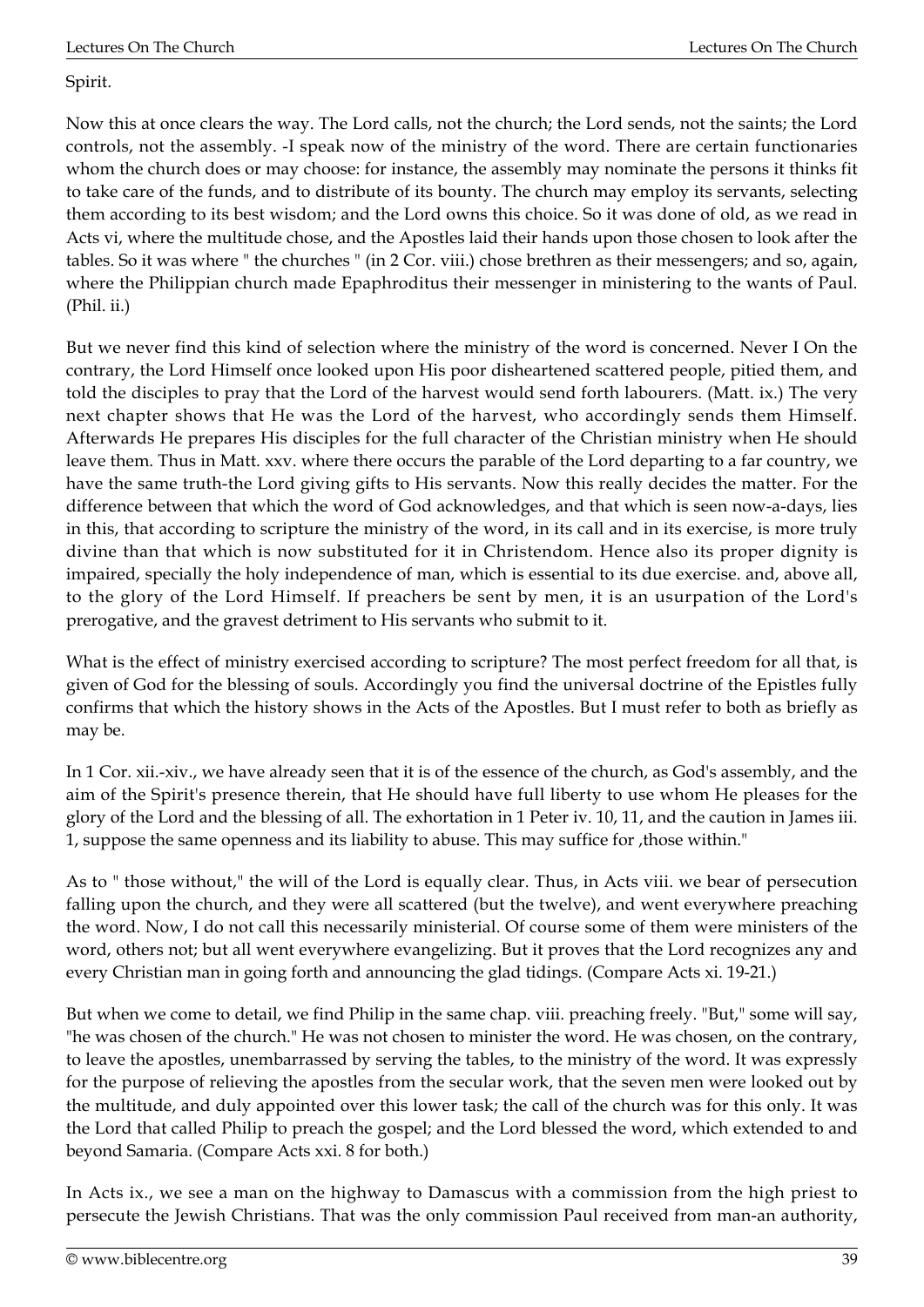Spirit.

Now this at once clears the way. The Lord calls, not the church; the Lord sends, not the saints; the Lord controls, not the assembly. -I speak now of the ministry of the word. There are certain functionaries whom the church does or may choose: for instance, the assembly may nominate the persons it thinks fit to take care of the funds, and to distribute of its bounty. The church may employ its servants, selecting them according to its best wisdom; and the Lord owns this choice. So it was done of old, as we read in Acts vi, where the multitude chose, and the Apostles laid their hands upon those chosen to look after the tables. So it was where " the churches " (in 2 Cor. viii.) chose brethren as their messengers; and so, again, where the Philippian church made Epaphroditus their messenger in ministering to the wants of Paul. (Phil. ii.)

But we never find this kind of selection where the ministry of the word is concerned. Never I On the contrary, the Lord Himself once looked upon His poor disheartened scattered people, pitied them, and told the disciples to pray that the Lord of the harvest would send forth labourers. (Matt. ix.) The very next chapter shows that He was the Lord of the harvest, who accordingly sends them Himself. Afterwards He prepares His disciples for the full character of the Christian ministry when He should leave them. Thus in Matt. xxv. where there occurs the parable of the Lord departing to a far country, we have the same truth-the Lord giving gifts to His servants. Now this really decides the matter. For the difference between that which the word of God acknowledges, and that which is seen now-a-days, lies in this, that according to scripture the ministry of the word, in its call and in its exercise, is more truly divine than that which is now substituted for it in Christendom. Hence also its proper dignity is impaired, specially the holy independence of man, which is essential to its due exercise. and, above all, to the glory of the Lord Himself. If preachers be sent by men, it is an usurpation of the Lord's prerogative, and the gravest detriment to His servants who submit to it.

What is the effect of ministry exercised according to scripture? The most perfect freedom for all that, is given of God for the blessing of souls. Accordingly you find the universal doctrine of the Epistles fully confirms that which the history shows in the Acts of the Apostles. But I must refer to both as briefly as may be.

In 1 Cor. xii.-xiv., we have already seen that it is of the essence of the church, as God's assembly, and the aim of the Spirit's presence therein, that He should have full liberty to use whom He pleases for the glory of the Lord and the blessing of all. The exhortation in 1 Peter iv. 10, 11, and the caution in James iii. 1, suppose the same openness and its liability to abuse. This may suffice for ,those within."

As to " those without," the will of the Lord is equally clear. Thus, in Acts viii. we bear of persecution falling upon the church, and they were all scattered (but the twelve), and went everywhere preaching the word. Now, I do not call this necessarily ministerial. Of course some of them were ministers of the word, others not; but all went everywhere evangelizing. But it proves that the Lord recognizes any and every Christian man in going forth and announcing the glad tidings. (Compare Acts xi. 19-21.)

But when we come to detail, we find Philip in the same chap. viii. preaching freely. "But," some will say, "he was chosen of the church." He was not chosen to minister the word. He was chosen, on the contrary, to leave the apostles, unembarrassed by serving the tables, to the ministry of the word. It was expressly for the purpose of relieving the apostles from the secular work, that the seven men were looked out by the multitude, and duly appointed over this lower task; the call of the church was for this only. It was the Lord that called Philip to preach the gospel; and the Lord blessed the word, which extended to and beyond Samaria. (Compare Acts xxi. 8 for both.)

In Acts ix., we see a man on the highway to Damascus with a commission from the high priest to persecute the Jewish Christians. That was the only commission Paul received from man-an authority,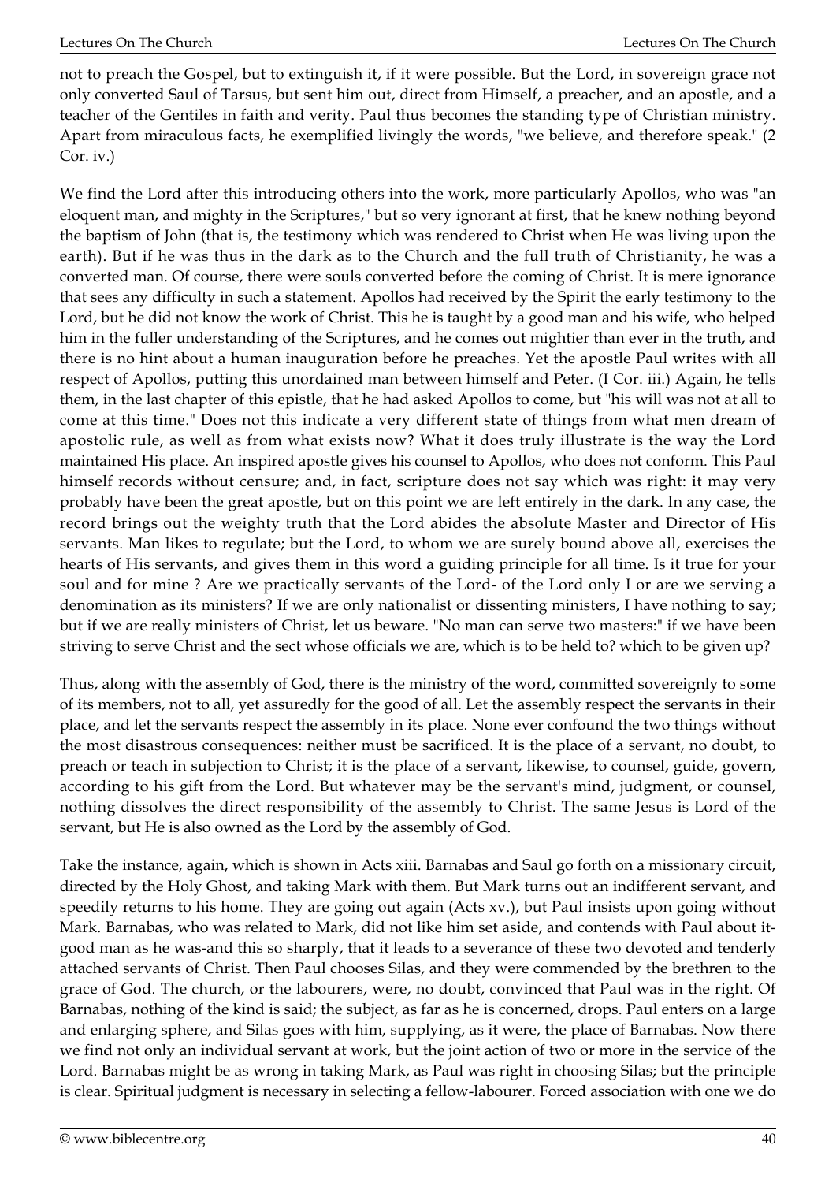not to preach the Gospel, but to extinguish it, if it were possible. But the Lord, in sovereign grace not only converted Saul of Tarsus, but sent him out, direct from Himself, a preacher, and an apostle, and a teacher of the Gentiles in faith and verity. Paul thus becomes the standing type of Christian ministry. Apart from miraculous facts, he exemplified livingly the words, "we believe, and therefore speak." (2 Cor. iv.)

We find the Lord after this introducing others into the work, more particularly Apollos, who was "an eloquent man, and mighty in the Scriptures," but so very ignorant at first, that he knew nothing beyond the baptism of John (that is, the testimony which was rendered to Christ when He was living upon the earth). But if he was thus in the dark as to the Church and the full truth of Christianity, he was a converted man. Of course, there were souls converted before the coming of Christ. It is mere ignorance that sees any difficulty in such a statement. Apollos had received by the Spirit the early testimony to the Lord, but he did not know the work of Christ. This he is taught by a good man and his wife, who helped him in the fuller understanding of the Scriptures, and he comes out mightier than ever in the truth, and there is no hint about a human inauguration before he preaches. Yet the apostle Paul writes with all respect of Apollos, putting this unordained man between himself and Peter. (I Cor. iii.) Again, he tells them, in the last chapter of this epistle, that he had asked Apollos to come, but "his will was not at all to come at this time." Does not this indicate a very different state of things from what men dream of apostolic rule, as well as from what exists now? What it does truly illustrate is the way the Lord maintained His place. An inspired apostle gives his counsel to Apollos, who does not conform. This Paul himself records without censure; and, in fact, scripture does not say which was right: it may very probably have been the great apostle, but on this point we are left entirely in the dark. In any case, the record brings out the weighty truth that the Lord abides the absolute Master and Director of His servants. Man likes to regulate; but the Lord, to whom we are surely bound above all, exercises the hearts of His servants, and gives them in this word a guiding principle for all time. Is it true for your soul and for mine ? Are we practically servants of the Lord- of the Lord only I or are we serving a denomination as its ministers? If we are only nationalist or dissenting ministers, I have nothing to say; but if we are really ministers of Christ, let us beware. "No man can serve two masters:" if we have been striving to serve Christ and the sect whose officials we are, which is to be held to? which to be given up?

Thus, along with the assembly of God, there is the ministry of the word, committed sovereignly to some of its members, not to all, yet assuredly for the good of all. Let the assembly respect the servants in their place, and let the servants respect the assembly in its place. None ever confound the two things without the most disastrous consequences: neither must be sacrificed. It is the place of a servant, no doubt, to preach or teach in subjection to Christ; it is the place of a servant, likewise, to counsel, guide, govern, according to his gift from the Lord. But whatever may be the servant's mind, judgment, or counsel, nothing dissolves the direct responsibility of the assembly to Christ. The same Jesus is Lord of the servant, but He is also owned as the Lord by the assembly of God.

Take the instance, again, which is shown in Acts xiii. Barnabas and Saul go forth on a missionary circuit, directed by the Holy Ghost, and taking Mark with them. But Mark turns out an indifferent servant, and speedily returns to his home. They are going out again (Acts xv.), but Paul insists upon going without Mark. Barnabas, who was related to Mark, did not like him set aside, and contends with Paul about it-good man as he was-and this so sharply, that it leads to a severance of these two devoted and tenderly attached servants of Christ. Then Paul chooses Silas, and they were commended by the brethren to the grace of God. The church, or the labourers, were, no doubt, convinced that Paul was in the right. Of Barnabas, nothing of the kind is said; the subject, as far as he is concerned, drops. Paul enters on a large and enlarging sphere, and Silas goes with him, supplying, as it were, the place of Barnabas. Now there we find not only an individual servant at work, but the joint action of two or more in the service of the Lord. Barnabas might be as wrong in taking Mark, as Paul was right in choosing Silas; but the principle is clear. Spiritual judgment is necessary in selecting a fellow-labourer. Forced association with one we do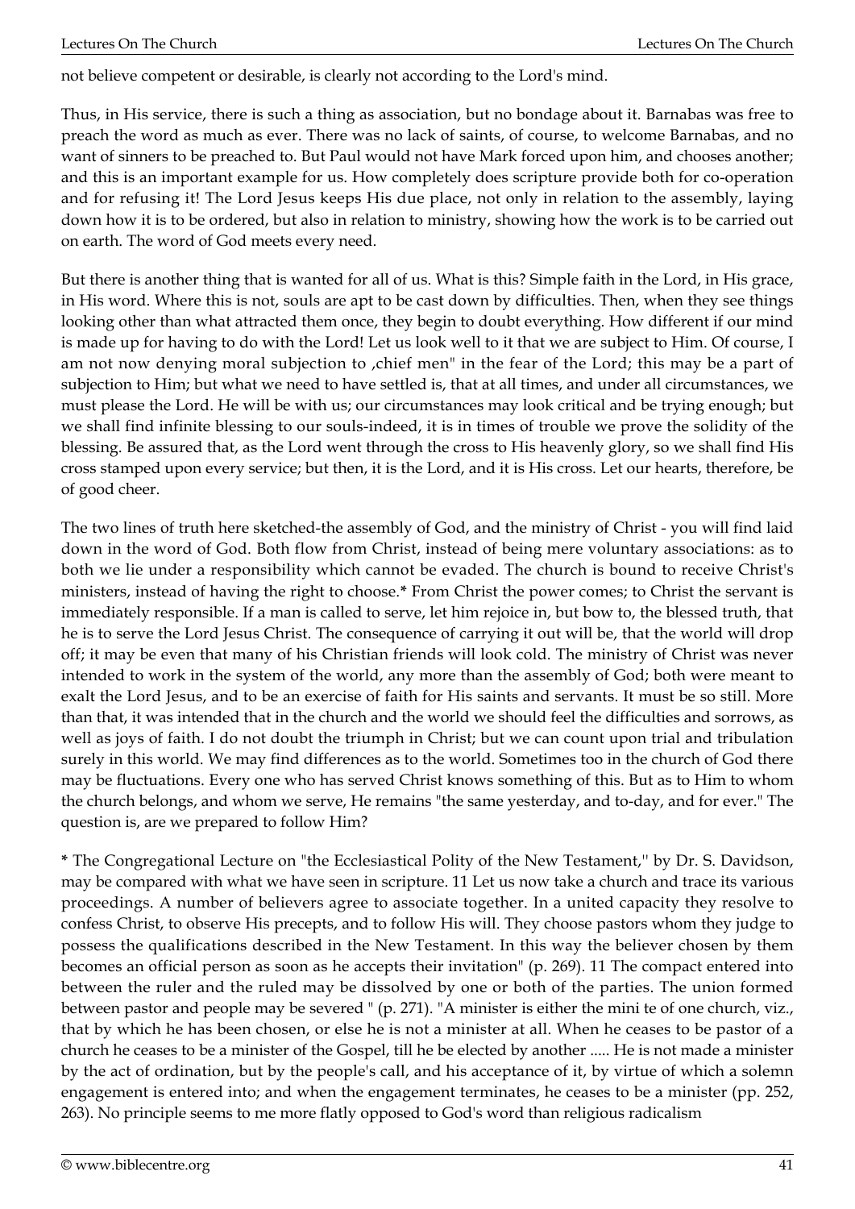not believe competent or desirable, is clearly not according to the Lord's mind.

Thus, in His service, there is such a thing as association, but no bondage about it. Barnabas was free to preach the word as much as ever. There was no lack of saints, of course, to welcome Barnabas, and no want of sinners to be preached to. But Paul would not have Mark forced upon him, and chooses another; and this is an important example for us. How completely does scripture provide both for co-operation and for refusing it! The Lord Jesus keeps His due place, not only in relation to the assembly, laying down how it is to be ordered, but also in relation to ministry, showing how the work is to be carried out on earth. The word of God meets every need.

But there is another thing that is wanted for all of us. What is this? Simple faith in the Lord, in His grace, in His word. Where this is not, souls are apt to be cast down by difficulties. Then, when they see things looking other than what attracted them once, they begin to doubt everything. How different if our mind is made up for having to do with the Lord! Let us look well to it that we are subject to Him. Of course, I am not now denying moral subjection to ,chief men" in the fear of the Lord; this may be a part of subjection to Him; but what we need to have settled is, that at all times, and under all circumstances, we must please the Lord. He will be with us; our circumstances may look critical and be trying enough; but we shall find infinite blessing to our souls-indeed, it is in times of trouble we prove the solidity of the blessing. Be assured that, as the Lord went through the cross to His heavenly glory, so we shall find His cross stamped upon every service; but then, it is the Lord, and it is His cross. Let our hearts, therefore, be of good cheer.

The two lines of truth here sketched-the assembly of God, and the ministry of Christ - you will find laid down in the word of God. Both flow from Christ, instead of being mere voluntary associations: as to both we lie under a responsibility which cannot be evaded. The church is bound to receive Christ's ministers, instead of having the right to choose.* From Christ the power comes; to Christ the servant is immediately responsible. If a man is called to serve, let him rejoice in, but bow to, the blessed truth, that he is to serve the Lord Jesus Christ. The consequence of carrying it out will be, that the world will drop off; it may be even that many of his Christian friends will look cold. The ministry of Christ was never intended to work in the system of the world, any more than the assembly of God; both were meant to exalt the Lord Jesus, and to be an exercise of faith for His saints and servants. It must be so still. More than that, it was intended that in the church and the world we should feel the difficulties and sorrows, as well as joys of faith. I do not doubt the triumph in Christ; but we can count upon trial and tribulation surely in this world. We may find differences as to the world. Sometimes too in the church of God there may be fluctuations. Every one who has served Christ knows something of this. But as to Him to whom the church belongs, and whom we serve, He remains "the same yesterday, and to-day, and for ever." The question is, are we prepared to follow Him?

* The Congregational Lecture on "the Ecclesiastical Polity of the New Testament,'' by Dr. S. Davidson, may be compared with what we have seen in scripture. 11 Let us now take a church and trace its various proceedings. A number of believers agree to associate together. In a united capacity they resolve to confess Christ, to observe His precepts, and to follow His will. They choose pastors whom they judge to possess the qualifications described in the New Testament. In this way the believer chosen by them becomes an official person as soon as he accepts their invitation" (p. 269). 11 The compact entered into between the ruler and the ruled may be dissolved by one or both of the parties. The union formed between pastor and people may be severed " (p. 271). "A minister is either the mini te of one church, viz., that by which he has been chosen, or else he is not a minister at all. When he ceases to be pastor of a church he ceases to be a minister of the Gospel, till he be elected by another ..... He is not made a minister by the act of ordination, but by the people's call, and his acceptance of it, by virtue of which a solemn engagement is entered into; and when the engagement terminates, he ceases to be a minister (pp. 252, 263). No principle seems to me more flatly opposed to God's word than religious radicalism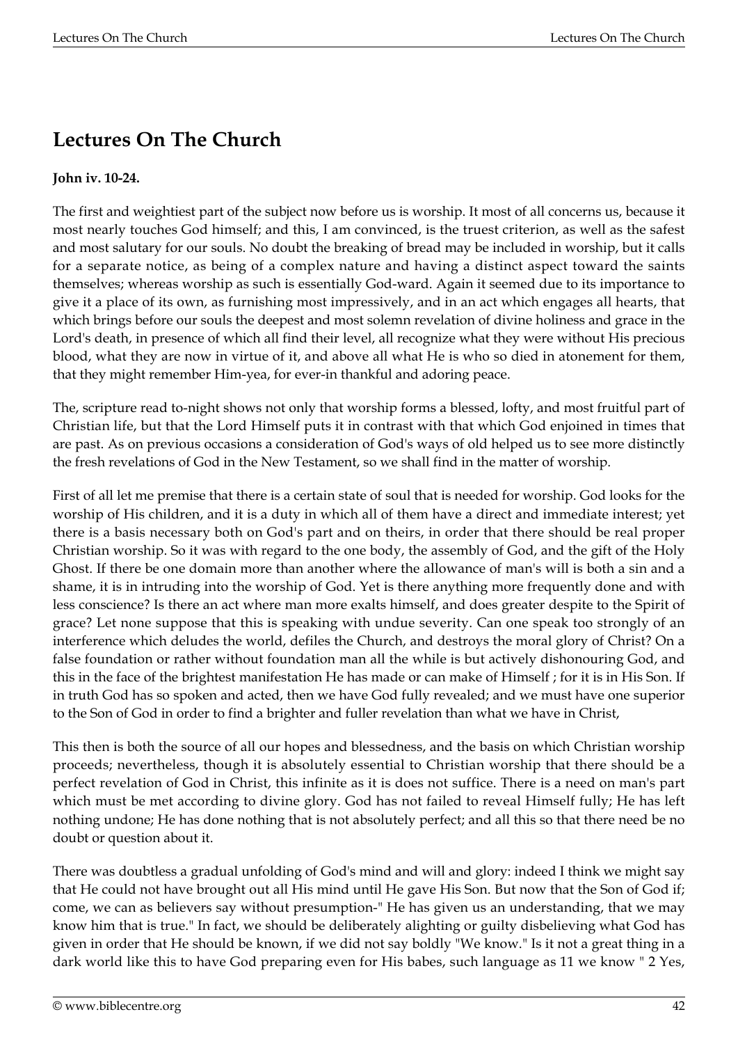## Lectures On The Church

**John iv. 10-24.**

The first and weightiest part of the subject now before us is worship. It most of all concerns us, because it most nearly touches God himself; and this, I am convinced, is the truest criterion, as well as the safest and most salutary for our souls. No doubt the breaking of bread may be included in worship, but it calls for a separate notice, as being of a complex nature and having a distinct aspect toward the saints themselves; whereas worship as such is essentially God-ward. Again it seemed due to its importance to give it a place of its own, as furnishing most impressively, and in an act which engages all hearts, that which brings before our souls the deepest and most solemn revelation of divine holiness and grace in the Lord's death, in presence of which all find their level, all recognize what they were without His precious blood, what they are now in virtue of it, and above all what He is who so died in atonement for them, that they might remember Him-yea, for ever-in thankful and adoring peace.

The, scripture read to-night shows not only that worship forms a blessed, lofty, and most fruitful part of Christian life, but that the Lord Himself puts it in contrast with that which God enjoined in times that are past. As on previous occasions a consideration of God's ways of old helped us to see more distinctly the fresh revelations of God in the New Testament, so we shall find in the matter of worship.

First of all let me premise that there is a certain state of soul that is needed for worship. God looks for the worship of His children, and it is a duty in which all of them have a direct and immediate interest; yet there is a basis necessary both on God's part and on theirs, in order that there should be real proper Christian worship. So it was with regard to the one body, the assembly of God, and the gift of the Holy Ghost. If there be one domain more than another where the allowance of man's will is both a sin and a shame, it is in intruding into the worship of God. Yet is there anything more frequently done and with less conscience? Is there an act where man more exalts himself, and does greater despite to the Spirit of grace? Let none suppose that this is speaking with undue severity. Can one speak too strongly of an interference which deludes the world, defiles the Church, and destroys the moral glory of Christ? On a false foundation or rather without foundation man all the while is but actively dishonouring God, and this in the face of the brightest manifestation He has made or can make of Himself ; for it is in His Son. If in truth God has so spoken and acted, then we have God fully revealed; and we must have one superior to the Son of God in order to find a brighter and fuller revelation than what we have in Christ,

This then is both the source of all our hopes and blessedness, and the basis on which Christian worship proceeds; nevertheless, though it is absolutely essential to Christian worship that there should be a perfect revelation of God in Christ, this infinite as it is does not suffice. There is a need on man's part which must be met according to divine glory. God has not failed to reveal Himself fully; He has left nothing undone; He has done nothing that is not absolutely perfect; and all this so that there need be no doubt or question about it.

There was doubtless a gradual unfolding of God's mind and will and glory: indeed I think we might say that He could not have brought out all His mind until He gave His Son. But now that the Son of God if; come, we can as believers say without presumption-" He has given us an understanding, that we may know him that is true." In fact, we should be deliberately alighting or guilty disbelieving what God has given in order that He should be known, if we did not say boldly "We know." Is it not a great thing in a dark world like this to have God preparing even for His babes, such language as 11 we know " 2 Yes,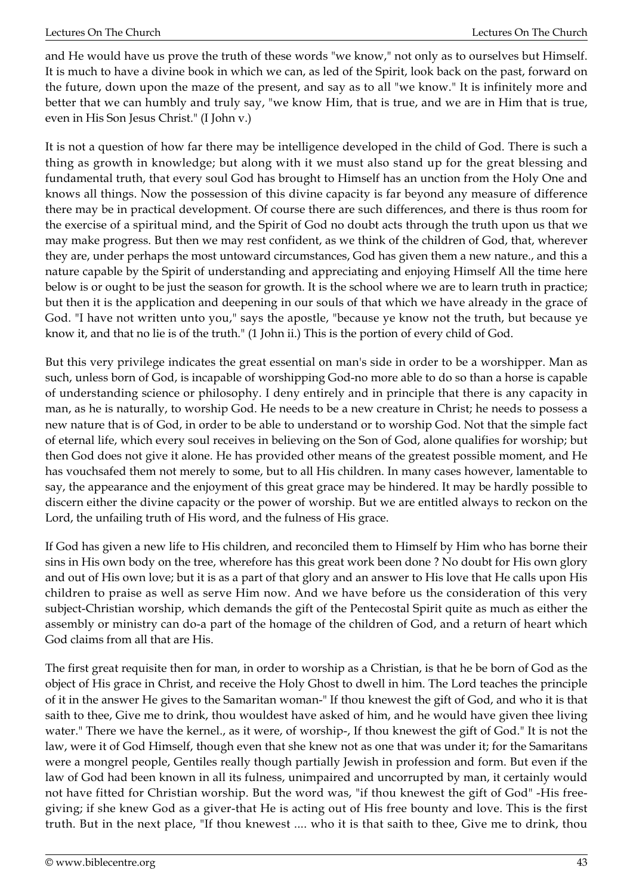and He would have us prove the truth of these words "we know," not only as to ourselves but Himself. It is much to have a divine book in which we can, as led of the Spirit, look back on the past, forward on the future, down upon the maze of the present, and say as to all "we know." It is infinitely more and better that we can humbly and truly say, "we know Him, that is true, and we are in Him that is true, even in His Son Jesus Christ." (I John v.)

It is not a question of how far there may be intelligence developed in the child of God. There is such a thing as growth in knowledge; but along with it we must also stand up for the great blessing and fundamental truth, that every soul God has brought to Himself has an unction from the Holy One and knows all things. Now the possession of this divine capacity is far beyond any measure of difference there may be in practical development. Of course there are such differences, and there is thus room for the exercise of a spiritual mind, and the Spirit of God no doubt acts through the truth upon us that we may make progress. But then we may rest confident, as we think of the children of God, that, wherever they are, under perhaps the most untoward circumstances, God has given them a new nature., and this a nature capable by the Spirit of understanding and appreciating and enjoying Himself All the time here below is or ought to be just the season for growth. It is the school where we are to learn truth in practice; but then it is the application and deepening in our souls of that which we have already in the grace of God. "I have not written unto you," says the apostle, "because ye know not the truth, but because ye know it, and that no lie is of the truth." (1 John ii.) This is the portion of every child of God.

But this very privilege indicates the great essential on man's side in order to be a worshipper. Man as such, unless born of God, is incapable of worshipping God-no more able to do so than a horse is capable of understanding science or philosophy. I deny entirely and in principle that there is any capacity in man, as he is naturally, to worship God. He needs to be a new creature in Christ; he needs to possess a new nature that is of God, in order to be able to understand or to worship God. Not that the simple fact of eternal life, which every soul receives in believing on the Son of God, alone qualifies for worship; but then God does not give it alone. He has provided other means of the greatest possible moment, and He has vouchsafed them not merely to some, but to all His children. In many cases however, lamentable to say, the appearance and the enjoyment of this great grace may be hindered. It may be hardly possible to discern either the divine capacity or the power of worship. But we are entitled always to reckon on the Lord, the unfailing truth of His word, and the fulness of His grace.

If God has given a new life to His children, and reconciled them to Himself by Him who has borne their sins in His own body on the tree, wherefore has this great work been done ? No doubt for His own glory and out of His own love; but it is as a part of that glory and an answer to His love that He calls upon His children to praise as well as serve Him now. And we have before us the consideration of this very subject-Christian worship, which demands the gift of the Pentecostal Spirit quite as much as either the assembly or ministry can do-a part of the homage of the children of God, and a return of heart which God claims from all that are His.

The first great requisite then for man, in order to worship as a Christian, is that he be born of God as the object of His grace in Christ, and receive the Holy Ghost to dwell in him. The Lord teaches the principle of it in the answer He gives to the Samaritan woman-" If thou knewest the gift of God, and who it is that saith to thee, Give me to drink, thou wouldest have asked of him, and he would have given thee living water." There we have the kernel., as it were, of worship-, If thou knewest the gift of God." It is not the law, were it of God Himself, though even that she knew not as one that was under it; for the Samaritans were a mongrel people, Gentiles really though partially Jewish in profession and form. But even if the law of God had been known in all its fulness, unimpaired and uncorrupted by man, it certainly would not have fitted for Christian worship. But the word was, "if thou knewest the gift of God" -His free-giving; if she knew God as a giver-that He is acting out of His free bounty and love. This is the first truth. But in the next place, "If thou knewest .... who it is that saith to thee, Give me to drink, thou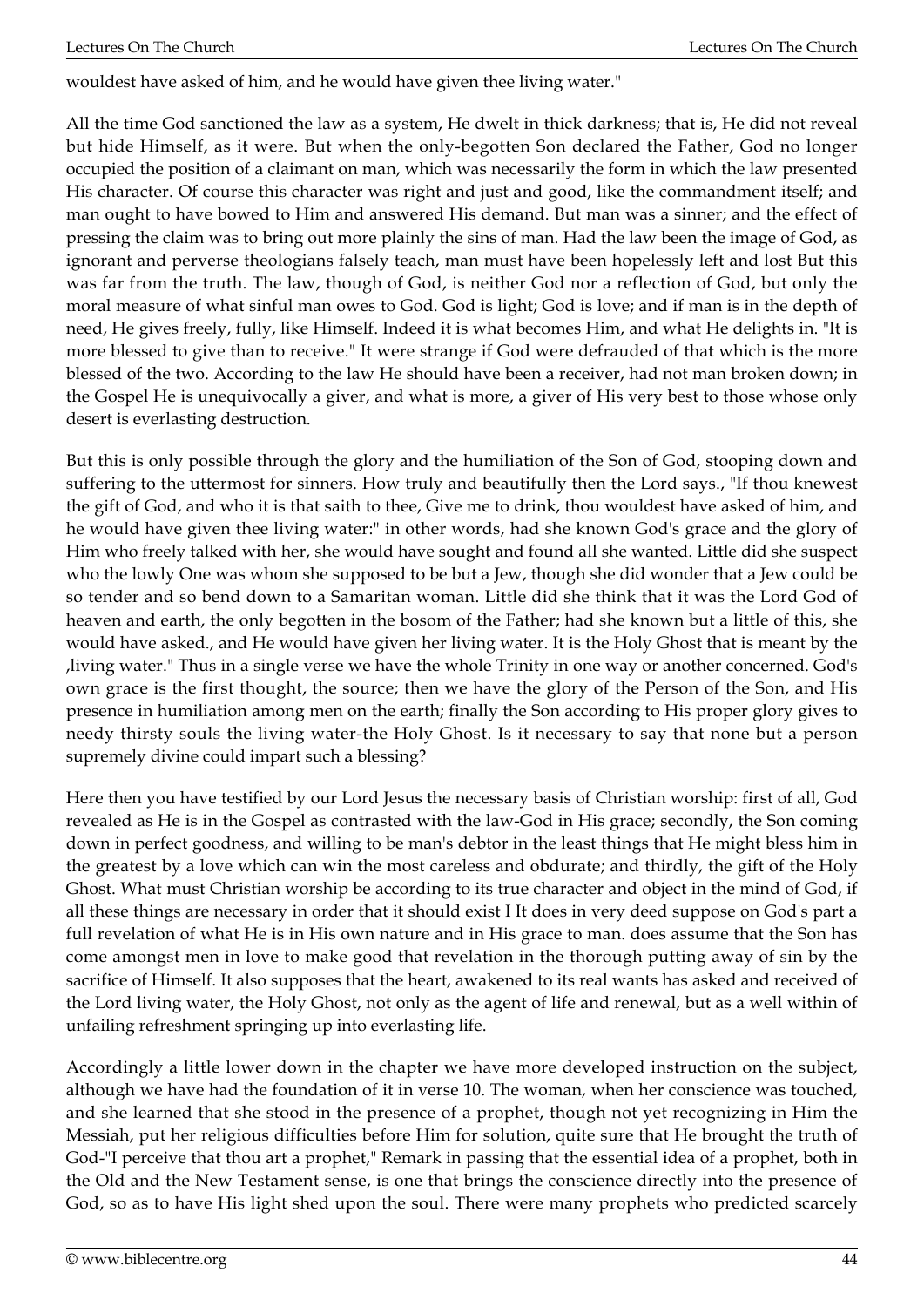wouldest have asked of him, and he would have given thee living water."

All the time God sanctioned the law as a system, He dwelt in thick darkness; that is, He did not reveal but hide Himself, as it were. But when the only-begotten Son declared the Father, God no longer occupied the position of a claimant on man, which was necessarily the form in which the law presented His character. Of course this character was right and just and good, like the commandment itself; and man ought to have bowed to Him and answered His demand. But man was a sinner; and the effect of pressing the claim was to bring out more plainly the sins of man. Had the law been the image of God, as ignorant and perverse theologians falsely teach, man must have been hopelessly left and lost But this was far from the truth. The law, though of God, is neither God nor a reflection of God, but only the moral measure of what sinful man owes to God. God is light; God is love; and if man is in the depth of need, He gives freely, fully, like Himself. Indeed it is what becomes Him, and what He delights in. "It is more blessed to give than to receive." It were strange if God were defrauded of that which is the more blessed of the two. According to the law He should have been a receiver, had not man broken down; in the Gospel He is unequivocally a giver, and what is more, a giver of His very best to those whose only desert is everlasting destruction.

But this is only possible through the glory and the humiliation of the Son of God, stooping down and suffering to the uttermost for sinners. How truly and beautifully then the Lord says., "If thou knewest the gift of God, and who it is that saith to thee, Give me to drink, thou wouldest have asked of him, and he would have given thee living water:" in other words, had she known God's grace and the glory of Him who freely talked with her, she would have sought and found all she wanted. Little did she suspect who the lowly One was whom she supposed to be but a Jew, though she did wonder that a Jew could be so tender and so bend down to a Samaritan woman. Little did she think that it was the Lord God of heaven and earth, the only begotten in the bosom of the Father; had she known but a little of this, she would have asked., and He would have given her living water. It is the Holy Ghost that is meant by the ,living water." Thus in a single verse we have the whole Trinity in one way or another concerned. God's own grace is the first thought, the source; then we have the glory of the Person of the Son, and His presence in humiliation among men on the earth; finally the Son according to His proper glory gives to needy thirsty souls the living water-the Holy Ghost. Is it necessary to say that none but a person supremely divine could impart such a blessing?

Here then you have testified by our Lord Jesus the necessary basis of Christian worship: first of all, God revealed as He is in the Gospel as contrasted with the law-God in His grace; secondly, the Son coming down in perfect goodness, and willing to be man's debtor in the least things that He might bless him in the greatest by a love which can win the most careless and obdurate; and thirdly, the gift of the Holy Ghost. What must Christian worship be according to its true character and object in the mind of God, if all these things are necessary in order that it should exist I It does in very deed suppose on God's part a full revelation of what He is in His own nature and in His grace to man. does assume that the Son has come amongst men in love to make good that revelation in the thorough putting away of sin by the sacrifice of Himself. It also supposes that the heart, awakened to its real wants has asked and received of the Lord living water, the Holy Ghost, not only as the agent of life and renewal, but as a well within of unfailing refreshment springing up into everlasting life.

Accordingly a little lower down in the chapter we have more developed instruction on the subject, although we have had the foundation of it in verse 10. The woman, when her conscience was touched, and she learned that she stood in the presence of a prophet, though not yet recognizing in Him the Messiah, put her religious difficulties before Him for solution, quite sure that He brought the truth of God-"I perceive that thou art a prophet," Remark in passing that the essential idea of a prophet, both in the Old and the New Testament sense, is one that brings the conscience directly into the presence of God, so as to have His light shed upon the soul. There were many prophets who predicted scarcely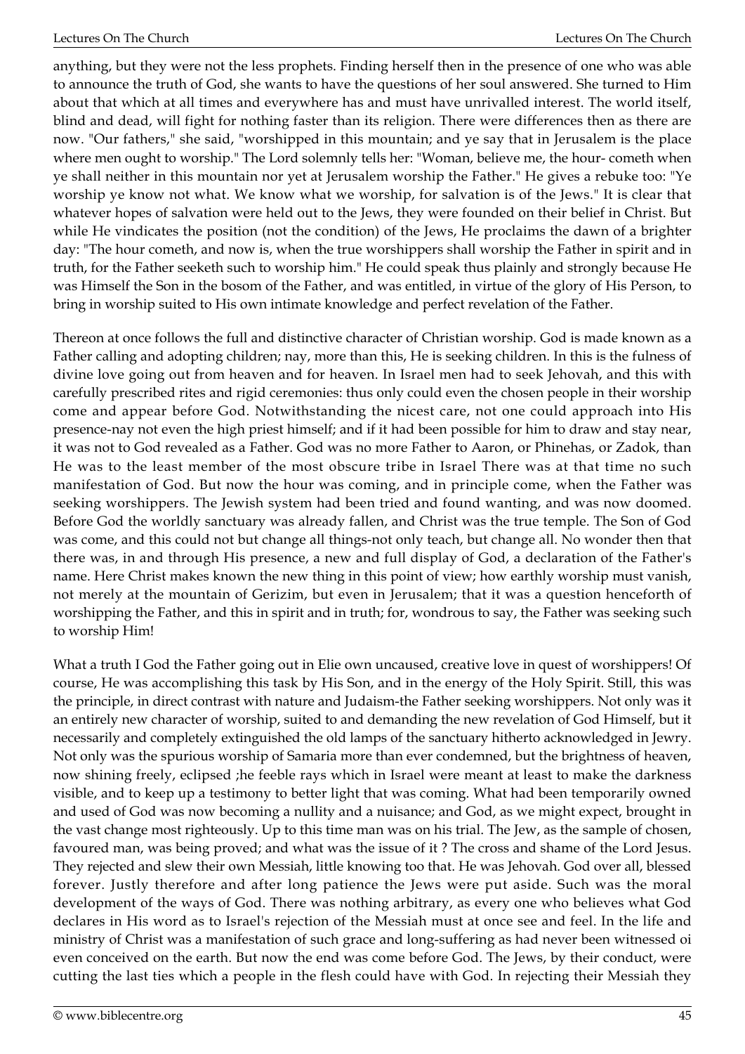anything, but they were not the less prophets. Finding herself then in the presence of one who was able to announce the truth of God, she wants to have the questions of her soul answered. She turned to Him about that which at all times and everywhere has and must have unrivalled interest. The world itself, blind and dead, will fight for nothing faster than its religion. There were differences then as there are now. "Our fathers," she said, "worshipped in this mountain; and ye say that in Jerusalem is the place where men ought to worship." The Lord solemnly tells her: "Woman, believe me, the hour- cometh when ye shall neither in this mountain nor yet at Jerusalem worship the Father." He gives a rebuke too: "Ye worship ye know not what. We know what we worship, for salvation is of the Jews." It is clear that whatever hopes of salvation were held out to the Jews, they were founded on their belief in Christ. But while He vindicates the position (not the condition) of the Jews, He proclaims the dawn of a brighter day: "The hour cometh, and now is, when the true worshippers shall worship the Father in spirit and in truth, for the Father seeketh such to worship him." He could speak thus plainly and strongly because He was Himself the Son in the bosom of the Father, and was entitled, in virtue of the glory of His Person, to bring in worship suited to His own intimate knowledge and perfect revelation of the Father.

Thereon at once follows the full and distinctive character of Christian worship. God is made known as a Father calling and adopting children; nay, more than this, He is seeking children. In this is the fulness of divine love going out from heaven and for heaven. In Israel men had to seek Jehovah, and this with carefully prescribed rites and rigid ceremonies: thus only could even the chosen people in their worship come and appear before God. Notwithstanding the nicest care, not one could approach into His presence-nay not even the high priest himself; and if it had been possible for him to draw and stay near, it was not to God revealed as a Father. God was no more Father to Aaron, or Phinehas, or Zadok, than He was to the least member of the most obscure tribe in Israel There was at that time no such manifestation of God. But now the hour was coming, and in principle come, when the Father was seeking worshippers. The Jewish system had been tried and found wanting, and was now doomed. Before God the worldly sanctuary was already fallen, and Christ was the true temple. The Son of God was come, and this could not but change all things-not only teach, but change all. No wonder then that there was, in and through His presence, a new and full display of God, a declaration of the Father's name. Here Christ makes known the new thing in this point of view; how earthly worship must vanish, not merely at the mountain of Gerizim, but even in Jerusalem; that it was a question henceforth of worshipping the Father, and this in spirit and in truth; for, wondrous to say, the Father was seeking such to worship Him!

What a truth I God the Father going out in Elie own uncaused, creative love in quest of worshippers! Of course, He was accomplishing this task by His Son, and in the energy of the Holy Spirit. Still, this was the principle, in direct contrast with nature and Judaism-the Father seeking worshippers. Not only was it an entirely new character of worship, suited to and demanding the new revelation of God Himself, but it necessarily and completely extinguished the old lamps of the sanctuary hitherto acknowledged in Jewry. Not only was the spurious worship of Samaria more than ever condemned, but the brightness of heaven, now shining freely, eclipsed ;he feeble rays which in Israel were meant at least to make the darkness visible, and to keep up a testimony to better light that was coming. What had been temporarily owned and used of God was now becoming a nullity and a nuisance; and God, as we might expect, brought in the vast change most righteously. Up to this time man was on his trial. The Jew, as the sample of chosen, favoured man, was being proved; and what was the issue of it ? The cross and shame of the Lord Jesus. They rejected and slew their own Messiah, little knowing too that. He was Jehovah. God over all, blessed forever. Justly therefore and after long patience the Jews were put aside. Such was the moral development of the ways of God. There was nothing arbitrary, as every one who believes what God declares in His word as to Israel's rejection of the Messiah must at once see and feel. In the life and ministry of Christ was a manifestation of such grace and long-suffering as had never been witnessed oi even conceived on the earth. But now the end was come before God. The Jews, by their conduct, were cutting the last ties which a people in the flesh could have with God. In rejecting their Messiah they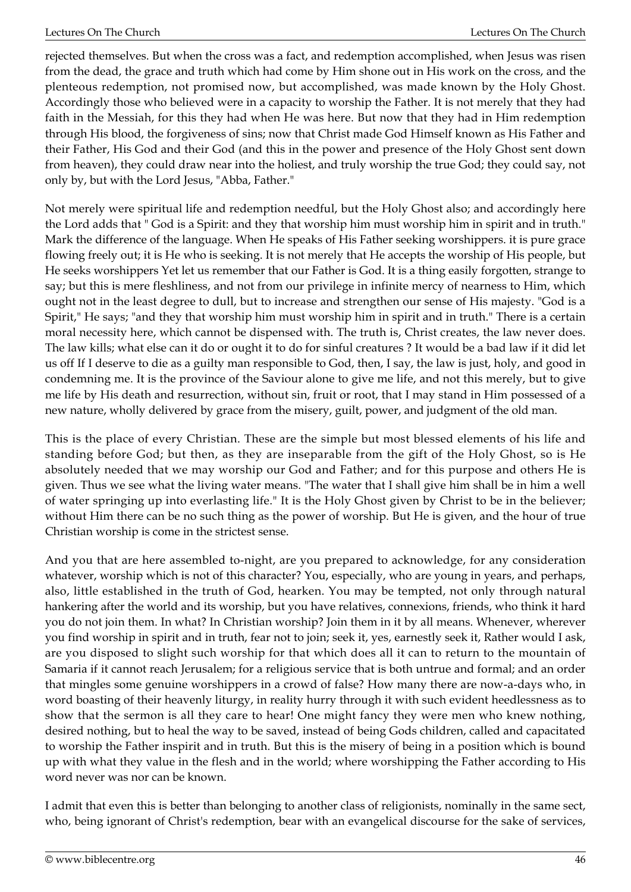rejected themselves. But when the cross was a fact, and redemption accomplished, when Jesus was risen from the dead, the grace and truth which had come by Him shone out in His work on the cross, and the plenteous redemption, not promised now, but accomplished, was made known by the Holy Ghost. Accordingly those who believed were in a capacity to worship the Father. It is not merely that they had faith in the Messiah, for this they had when He was here. But now that they had in Him redemption through His blood, the forgiveness of sins; now that Christ made God Himself known as His Father and their Father, His God and their God (and this in the power and presence of the Holy Ghost sent down from heaven), they could draw near into the holiest, and truly worship the true God; they could say, not only by, but with the Lord Jesus, "Abba, Father."

Not merely were spiritual life and redemption needful, but the Holy Ghost also; and accordingly here the Lord adds that " God is a Spirit: and they that worship him must worship him in spirit and in truth." Mark the difference of the language. When He speaks of His Father seeking worshippers. it is pure grace flowing freely out; it is He who is seeking. It is not merely that He accepts the worship of His people, but He seeks worshippers Yet let us remember that our Father is God. It is a thing easily forgotten, strange to say; but this is mere fleshliness, and not from our privilege in infinite mercy of nearness to Him, which ought not in the least degree to dull, but to increase and strengthen our sense of His majesty. "God is a Spirit," He says; "and they that worship him must worship him in spirit and in truth." There is a certain moral necessity here, which cannot be dispensed with. The truth is, Christ creates, the law never does. The law kills; what else can it do or ought it to do for sinful creatures ? It would be a bad law if it did let us off If I deserve to die as a guilty man responsible to God, then, I say, the law is just, holy, and good in condemning me. It is the province of the Saviour alone to give me life, and not this merely, but to give me life by His death and resurrection, without sin, fruit or root, that I may stand in Him possessed of a new nature, wholly delivered by grace from the misery, guilt, power, and judgment of the old man.

This is the place of every Christian. These are the simple but most blessed elements of his life and standing before God; but then, as they are inseparable from the gift of the Holy Ghost, so is He absolutely needed that we may worship our God and Father; and for this purpose and others He is given. Thus we see what the living water means. "The water that I shall give him shall be in him a well of water springing up into everlasting life." It is the Holy Ghost given by Christ to be in the believer; without Him there can be no such thing as the power of worship. But He is given, and the hour of true Christian worship is come in the strictest sense.

And you that are here assembled to-night, are you prepared to acknowledge, for any consideration whatever, worship which is not of this character? You, especially, who are young in years, and perhaps, also, little established in the truth of God, hearken. You may be tempted, not only through natural hankering after the world and its worship, but you have relatives, connexions, friends, who think it hard you do not join them. In what? In Christian worship? Join them in it by all means. Whenever, wherever you find worship in spirit and in truth, fear not to join; seek it, yes, earnestly seek it, Rather would I ask, are you disposed to slight such worship for that which does all it can to return to the mountain of Samaria if it cannot reach Jerusalem; for a religious service that is both untrue and formal; and an order that mingles some genuine worshippers in a crowd of false? How many there are now-a-days who, in word boasting of their heavenly liturgy, in reality hurry through it with such evident heedlessness as to show that the sermon is all they care to hear! One might fancy they were men who knew nothing, desired nothing, but to heal the way to be saved, instead of being Gods children, called and capacitated to worship the Father inspirit and in truth. But this is the misery of being in a position which is bound up with what they value in the flesh and in the world; where worshipping the Father according to His word never was nor can be known.

I admit that even this is better than belonging to another class of religionists, nominally in the same sect, who, being ignorant of Christ's redemption, bear with an evangelical discourse for the sake of services,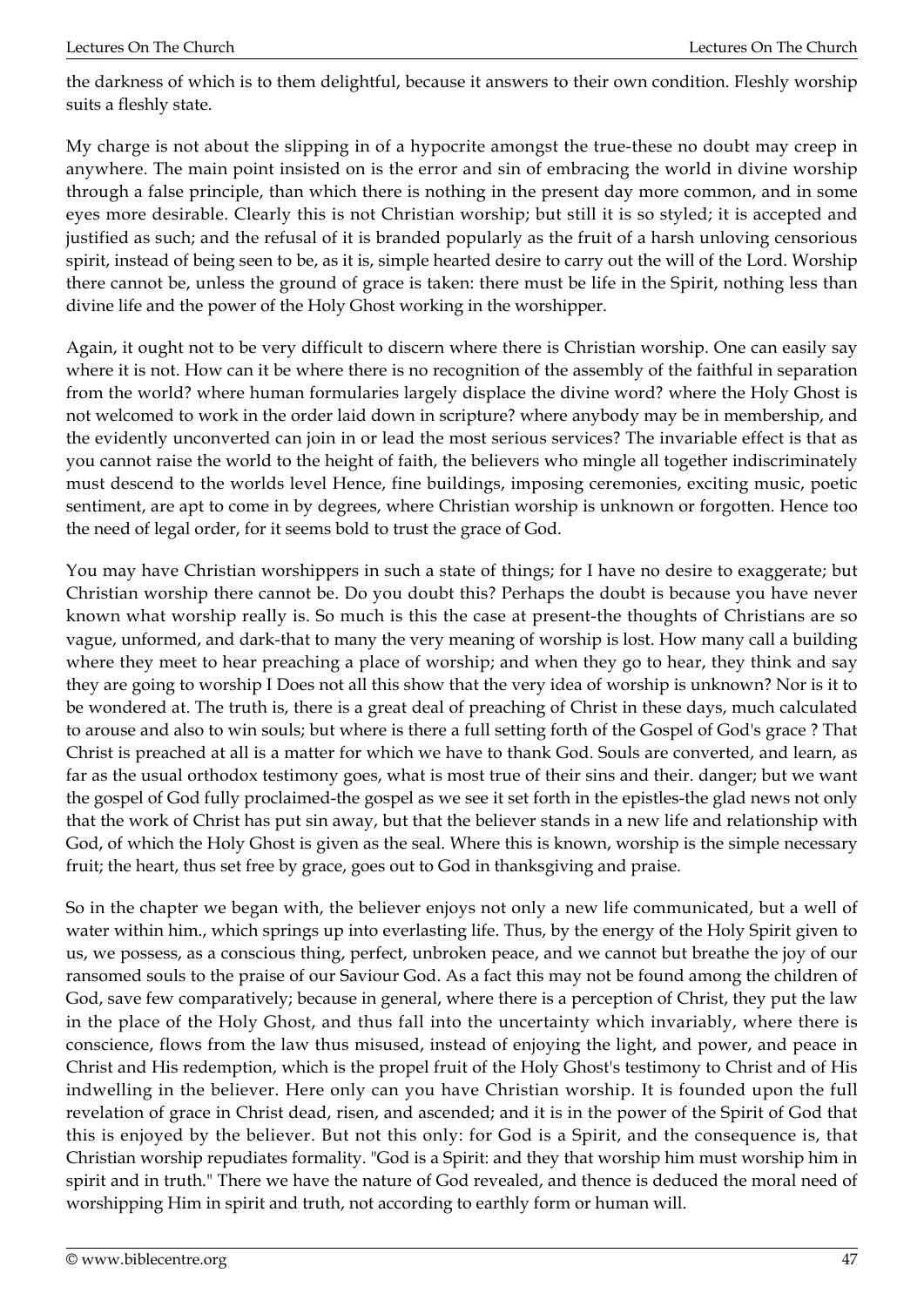the darkness of which is to them delightful, because it answers to their own condition. Fleshly worship suits a fleshly state.

My charge is not about the slipping in of a hypocrite amongst the true-these no doubt may creep in anywhere. The main point insisted on is the error and sin of embracing the world in divine worship through a false principle, than which there is nothing in the present day more common, and in some eyes more desirable. Clearly this is not Christian worship; but still it is so styled; it is accepted and justified as such; and the refusal of it is branded popularly as the fruit of a harsh unloving censorious spirit, instead of being seen to be, as it is, simple hearted desire to carry out the will of the Lord. Worship there cannot be, unless the ground of grace is taken: there must be life in the Spirit, nothing less than divine life and the power of the Holy Ghost working in the worshipper.

Again, it ought not to be very difficult to discern where there is Christian worship. One can easily say where it is not. How can it be where there is no recognition of the assembly of the faithful in separation from the world? where human formularies largely displace the divine word? where the Holy Ghost is not welcomed to work in the order laid down in scripture? where anybody may be in membership, and the evidently unconverted can join in or lead the most serious services? The invariable effect is that as you cannot raise the world to the height of faith, the believers who mingle all together indiscriminately must descend to the worlds level Hence, fine buildings, imposing ceremonies, exciting music, poetic sentiment, are apt to come in by degrees, where Christian worship is unknown or forgotten. Hence too the need of legal order, for it seems bold to trust the grace of God.

You may have Christian worshippers in such a state of things; for I have no desire to exaggerate; but Christian worship there cannot be. Do you doubt this? Perhaps the doubt is because you have never known what worship really is. So much is this the case at present-the thoughts of Christians are so vague, unformed, and dark-that to many the very meaning of worship is lost. How many call a building where they meet to hear preaching a place of worship; and when they go to hear, they think and say they are going to worship I Does not all this show that the very idea of worship is unknown? Nor is it to be wondered at. The truth is, there is a great deal of preaching of Christ in these days, much calculated to arouse and also to win souls; but where is there a full setting forth of the Gospel of God's grace ? That Christ is preached at all is a matter for which we have to thank God. Souls are converted, and learn, as far as the usual orthodox testimony goes, what is most true of their sins and their. danger; but we want the gospel of God fully proclaimed-the gospel as we see it set forth in the epistles-the glad news not only that the work of Christ has put sin away, but that the believer stands in a new life and relationship with God, of which the Holy Ghost is given as the seal. Where this is known, worship is the simple necessary fruit; the heart, thus set free by grace, goes out to God in thanksgiving and praise.

So in the chapter we began with, the believer enjoys not only a new life communicated, but a well of water within him., which springs up into everlasting life. Thus, by the energy of the Holy Spirit given to us, we possess, as a conscious thing, perfect, unbroken peace, and we cannot but breathe the joy of our ransomed souls to the praise of our Saviour God. As a fact this may not be found among the children of God, save few comparatively; because in general, where there is a perception of Christ, they put the law in the place of the Holy Ghost, and thus fall into the uncertainty which invariably, where there is conscience, flows from the law thus misused, instead of enjoying the light, and power, and peace in Christ and His redemption, which is the propel fruit of the Holy Ghost's testimony to Christ and of His indwelling in the believer. Here only can you have Christian worship. It is founded upon the full revelation of grace in Christ dead, risen, and ascended; and it is in the power of the Spirit of God that this is enjoyed by the believer. But not this only: for God is a Spirit, and the consequence is, that Christian worship repudiates formality. "God is a Spirit: and they that worship him must worship him in spirit and in truth." There we have the nature of God revealed, and thence is deduced the moral need of worshipping Him in spirit and truth, not according to earthly form or human will.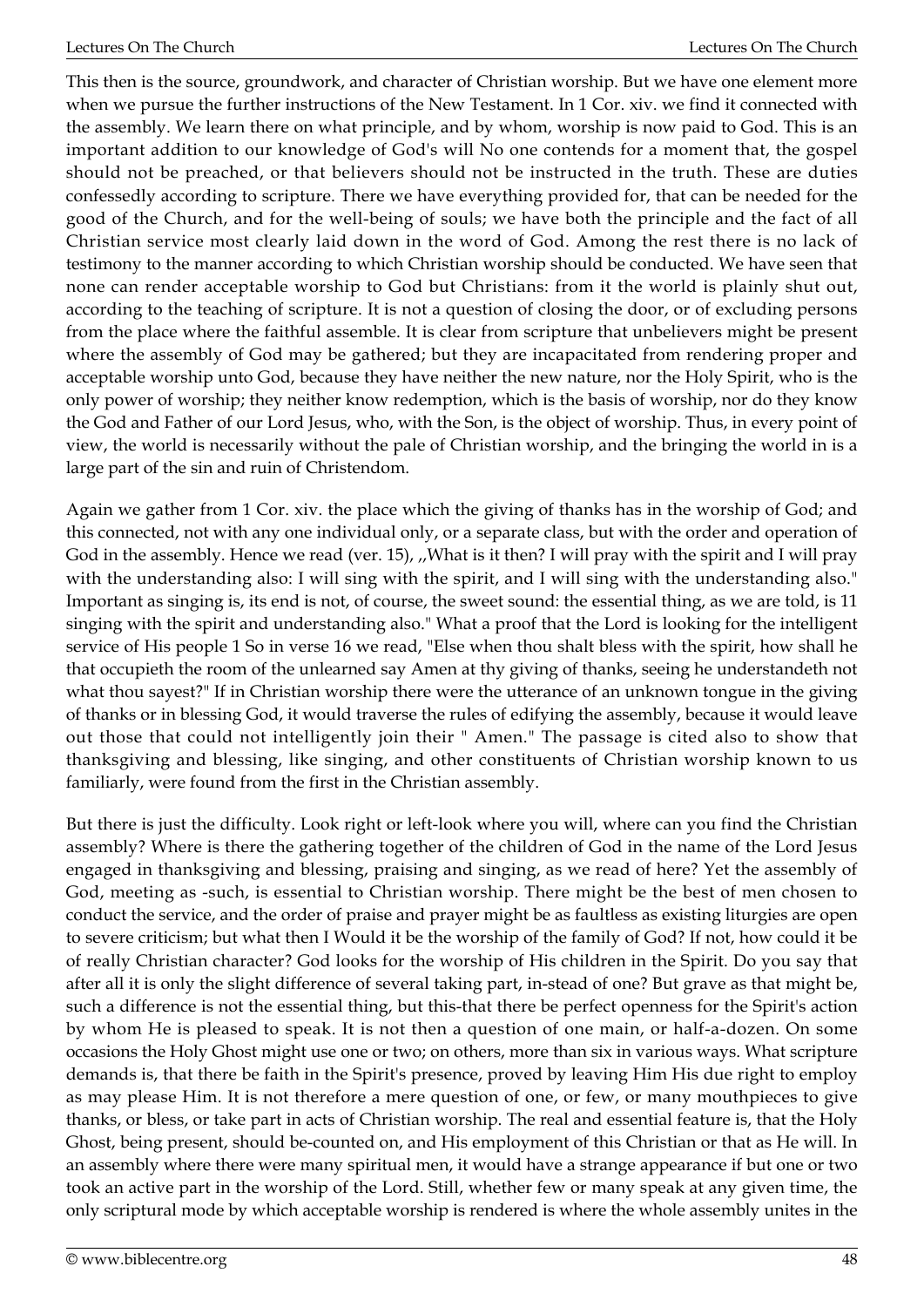This then is the source, groundwork, and character of Christian worship. But we have one element more when we pursue the further instructions of the New Testament. In 1 Cor. xiv. we find it connected with the assembly. We learn there on what principle, and by whom, worship is now paid to God. This is an important addition to our knowledge of God's will No one contends for a moment that, the gospel should not be preached, or that believers should not be instructed in the truth. These are duties confessedly according to scripture. There we have everything provided for, that can be needed for the good of the Church, and for the well-being of souls; we have both the principle and the fact of all Christian service most clearly laid down in the word of God. Among the rest there is no lack of testimony to the manner according to which Christian worship should be conducted. We have seen that none can render acceptable worship to God but Christians: from it the world is plainly shut out, according to the teaching of scripture. It is not a question of closing the door, or of excluding persons from the place where the faithful assemble. It is clear from scripture that unbelievers might be present where the assembly of God may be gathered; but they are incapacitated from rendering proper and acceptable worship unto God, because they have neither the new nature, nor the Holy Spirit, who is the only power of worship; they neither know redemption, which is the basis of worship, nor do they know the God and Father of our Lord Jesus, who, with the Son, is the object of worship. Thus, in every point of view, the world is necessarily without the pale of Christian worship, and the bringing the world in is a large part of the sin and ruin of Christendom.

Again we gather from 1 Cor. xiv. the place which the giving of thanks has in the worship of God; and this connected, not with any one individual only, or a separate class, but with the order and operation of God in the assembly. Hence we read (ver. 15), ,,What is it then? I will pray with the spirit and I will pray with the understanding also: I will sing with the spirit, and I will sing with the understanding also." Important as singing is, its end is not, of course, the sweet sound: the essential thing, as we are told, is 11 singing with the spirit and understanding also." What a proof that the Lord is looking for the intelligent service of His people 1 So in verse 16 we read, "Else when thou shalt bless with the spirit, how shall he that occupieth the room of the unlearned say Amen at thy giving of thanks, seeing he understandeth not what thou sayest?" If in Christian worship there were the utterance of an unknown tongue in the giving of thanks or in blessing God, it would traverse the rules of edifying the assembly, because it would leave out those that could not intelligently join their " Amen." The passage is cited also to show that thanksgiving and blessing, like singing, and other constituents of Christian worship known to us familiarly, were found from the first in the Christian assembly.

But there is just the difficulty. Look right or left-look where you will, where can you find the Christian assembly? Where is there the gathering together of the children of God in the name of the Lord Jesus engaged in thanksgiving and blessing, praising and singing, as we read of here? Yet the assembly of God, meeting as -such, is essential to Christian worship. There might be the best of men chosen to conduct the service, and the order of praise and prayer might be as faultless as existing liturgies are open to severe criticism; but what then I Would it be the worship of the family of God? If not, how could it be of really Christian character? God looks for the worship of His children in the Spirit. Do you say that after all it is only the slight difference of several taking part, in-stead of one? But grave as that might be, such a difference is not the essential thing, but this-that there be perfect openness for the Spirit's action by whom He is pleased to speak. It is not then a question of one main, or half-a-dozen. On some occasions the Holy Ghost might use one or two; on others, more than six in various ways. What scripture demands is, that there be faith in the Spirit's presence, proved by leaving Him His due right to employ as may please Him. It is not therefore a mere question of one, or few, or many mouthpieces to give thanks, or bless, or take part in acts of Christian worship. The real and essential feature is, that the Holy Ghost, being present, should be-counted on, and His employment of this Christian or that as He will. In an assembly where there were many spiritual men, it would have a strange appearance if but one or two took an active part in the worship of the Lord. Still, whether few or many speak at any given time, the only scriptural mode by which acceptable worship is rendered is where the whole assembly unites in the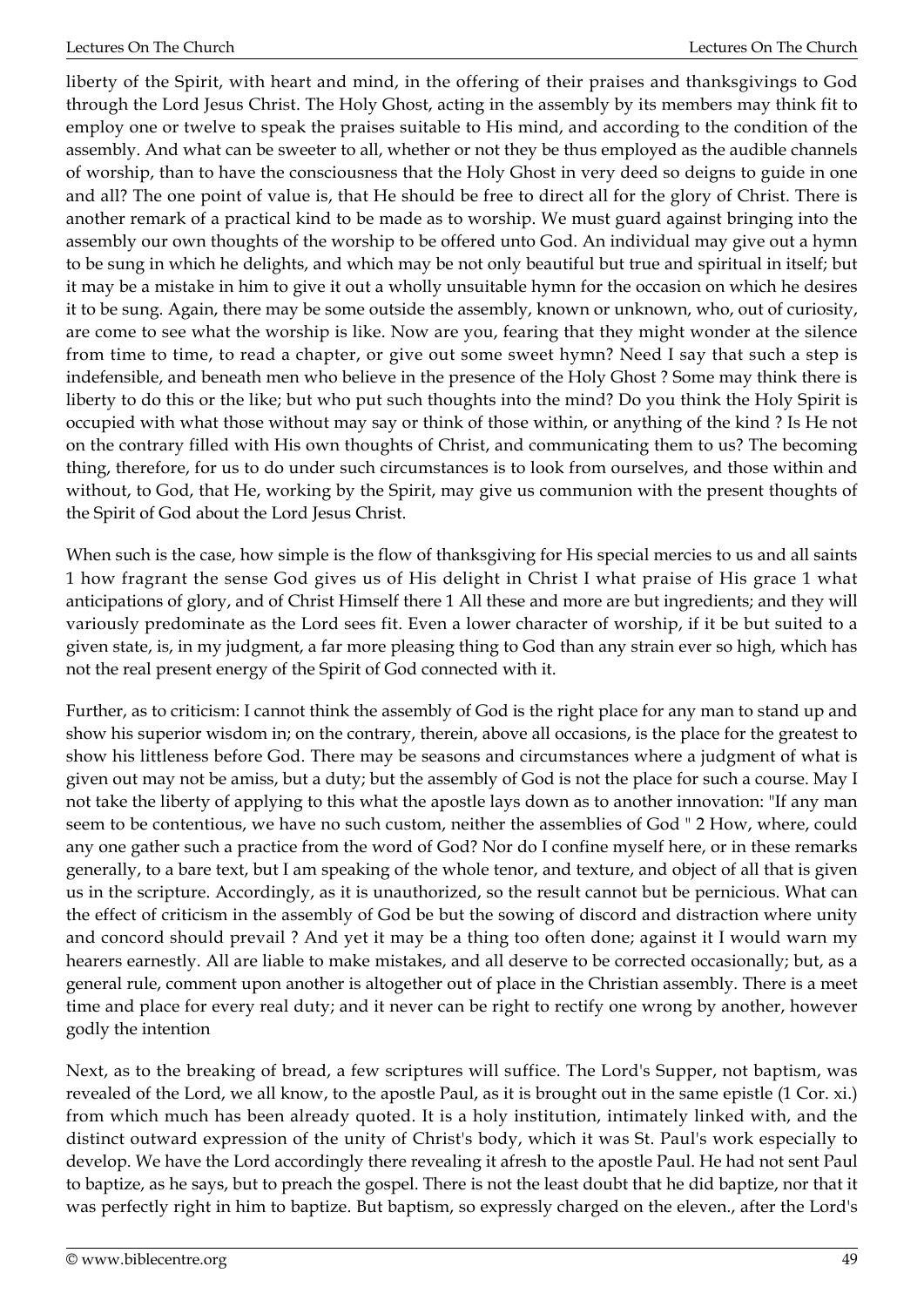liberty of the Spirit, with heart and mind, in the offering of their praises and thanksgivings to God through the Lord Jesus Christ. The Holy Ghost, acting in the assembly by its members may think fit to employ one or twelve to speak the praises suitable to His mind, and according to the condition of the assembly. And what can be sweeter to all, whether or not they be thus employed as the audible channels of worship, than to have the consciousness that the Holy Ghost in very deed so deigns to guide in one and all? The one point of value is, that He should be free to direct all for the glory of Christ. There is another remark of a practical kind to be made as to worship. We must guard against bringing into the assembly our own thoughts of the worship to be offered unto God. An individual may give out a hymn to be sung in which he delights, and which may be not only beautiful but true and spiritual in itself; but it may be a mistake in him to give it out a wholly unsuitable hymn for the occasion on which he desires it to be sung. Again, there may be some outside the assembly, known or unknown, who, out of curiosity, are come to see what the worship is like. Now are you, fearing that they might wonder at the silence from time to time, to read a chapter, or give out some sweet hymn? Need I say that such a step is indefensible, and beneath men who believe in the presence of the Holy Ghost ? Some may think there is liberty to do this or the like; but who put such thoughts into the mind? Do you think the Holy Spirit is occupied with what those without may say or think of those within, or anything of the kind ? Is He not on the contrary filled with His own thoughts of Christ, and communicating them to us? The becoming thing, therefore, for us to do under such circumstances is to look from ourselves, and those within and without, to God, that He, working by the Spirit, may give us communion with the present thoughts of the Spirit of God about the Lord Jesus Christ.

When such is the case, how simple is the flow of thanksgiving for His special mercies to us and all saints 1 how fragrant the sense God gives us of His delight in Christ I what praise of His grace 1 what anticipations of glory, and of Christ Himself there 1 All these and more are but ingredients; and they will variously predominate as the Lord sees fit. Even a lower character of worship, if it be but suited to a given state, is, in my judgment, a far more pleasing thing to God than any strain ever so high, which has not the real present energy of the Spirit of God connected with it.

Further, as to criticism: I cannot think the assembly of God is the right place for any man to stand up and show his superior wisdom in; on the contrary, therein, above all occasions, is the place for the greatest to show his littleness before God. There may be seasons and circumstances where a judgment of what is given out may not be amiss, but a duty; but the assembly of God is not the place for such a course. May I not take the liberty of applying to this what the apostle lays down as to another innovation: "If any man seem to be contentious, we have no such custom, neither the assemblies of God " 2 How, where, could any one gather such a practice from the word of God? Nor do I confine myself here, or in these remarks generally, to a bare text, but I am speaking of the whole tenor, and texture, and object of all that is given us in the scripture. Accordingly, as it is unauthorized, so the result cannot but be pernicious. What can the effect of criticism in the assembly of God be but the sowing of discord and distraction where unity and concord should prevail ? And yet it may be a thing too often done; against it I would warn my hearers earnestly. All are liable to make mistakes, and all deserve to be corrected occasionally; but, as a general rule, comment upon another is altogether out of place in the Christian assembly. There is a meet time and place for every real duty; and it never can be right to rectify one wrong by another, however godly the intention

Next, as to the breaking of bread, a few scriptures will suffice. The Lord's Supper, not baptism, was revealed of the Lord, we all know, to the apostle Paul, as it is brought out in the same epistle (1 Cor. xi.) from which much has been already quoted. It is a holy institution, intimately linked with, and the distinct outward expression of the unity of Christ's body, which it was St. Paul's work especially to develop. We have the Lord accordingly there revealing it afresh to the apostle Paul. He had not sent Paul to baptize, as he says, but to preach the gospel. There is not the least doubt that he did baptize, nor that it was perfectly right in him to baptize. But baptism, so expressly charged on the eleven., after the Lord's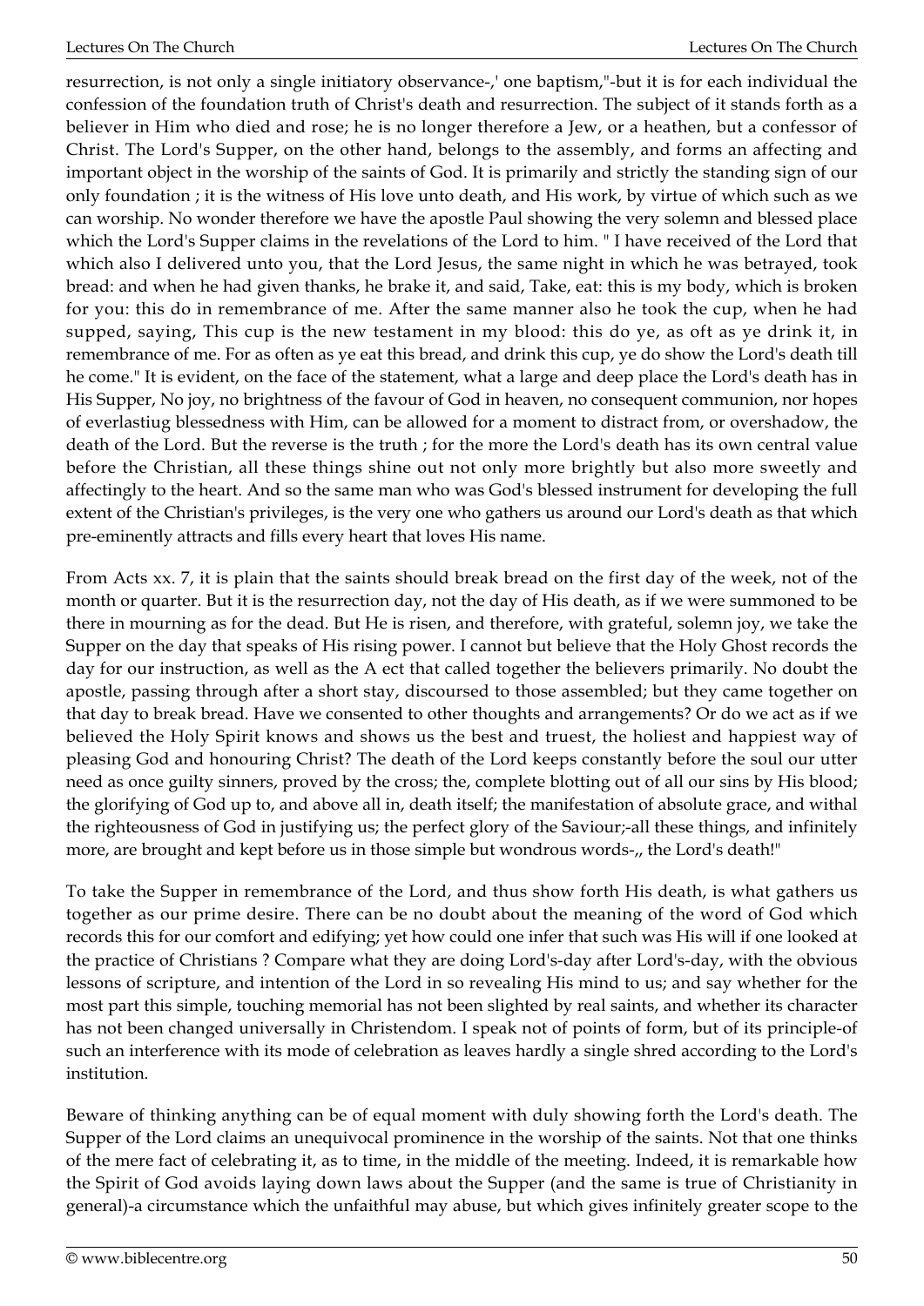resurrection, is not only a single initiatory observance-,' one baptism,"-but it is for each individual the confession of the foundation truth of Christ's death and resurrection. The subject of it stands forth as a believer in Him who died and rose; he is no longer therefore a Jew, or a heathen, but a confessor of Christ. The Lord's Supper, on the other hand, belongs to the assembly, and forms an affecting and important object in the worship of the saints of God. It is primarily and strictly the standing sign of our only foundation ; it is the witness of His love unto death, and His work, by virtue of which such as we can worship. No wonder therefore we have the apostle Paul showing the very solemn and blessed place which the Lord's Supper claims in the revelations of the Lord to him. " I have received of the Lord that which also I delivered unto you, that the Lord Jesus, the same night in which he was betrayed, took bread: and when he had given thanks, he brake it, and said, Take, eat: this is my body, which is broken for you: this do in remembrance of me. After the same manner also he took the cup, when he had supped, saying, This cup is the new testament in my blood: this do ye, as oft as ye drink it, in remembrance of me. For as often as ye eat this bread, and drink this cup, ye do show the Lord's death till he come." It is evident, on the face of the statement, what a large and deep place the Lord's death has in His Supper, No joy, no brightness of the favour of God in heaven, no consequent communion, nor hopes of everlastiug blessedness with Him, can be allowed for a moment to distract from, or overshadow, the death of the Lord. But the reverse is the truth ; for the more the Lord's death has its own central value before the Christian, all these things shine out not only more brightly but also more sweetly and affectingly to the heart. And so the same man who was God's blessed instrument for developing the full extent of the Christian's privileges, is the very one who gathers us around our Lord's death as that which pre-eminently attracts and fills every heart that loves His name.

From Acts xx. 7, it is plain that the saints should break bread on the first day of the week, not of the month or quarter. But it is the resurrection day, not the day of His death, as if we were summoned to be there in mourning as for the dead. But He is risen, and therefore, with grateful, solemn joy, we take the Supper on the day that speaks of His rising power. I cannot but believe that the Holy Ghost records the day for our instruction, as well as the A ect that called together the believers primarily. No doubt the apostle, passing through after a short stay, discoursed to those assembled; but they came together on that day to break bread. Have we consented to other thoughts and arrangements? Or do we act as if we believed the Holy Spirit knows and shows us the best and truest, the holiest and happiest way of pleasing God and honouring Christ? The death of the Lord keeps constantly before the soul our utter need as once guilty sinners, proved by the cross; the, complete blotting out of all our sins by His blood; the glorifying of God up to, and above all in, death itself; the manifestation of absolute grace, and withal the righteousness of God in justifying us; the perfect glory of the Saviour;-all these things, and infinitely more, are brought and kept before us in those simple but wondrous words-,, the Lord's death!"

To take the Supper in remembrance of the Lord, and thus show forth His death, is what gathers us together as our prime desire. There can be no doubt about the meaning of the word of God which records this for our comfort and edifying; yet how could one infer that such was His will if one looked at the practice of Christians ? Compare what they are doing Lord's-day after Lord's-day, with the obvious lessons of scripture, and intention of the Lord in so revealing His mind to us; and say whether for the most part this simple, touching memorial has not been slighted by real saints, and whether its character has not been changed universally in Christendom. I speak not of points of form, but of its principle-of such an interference with its mode of celebration as leaves hardly a single shred according to the Lord's institution.

Beware of thinking anything can be of equal moment with duly showing forth the Lord's death. The Supper of the Lord claims an unequivocal prominence in the worship of the saints. Not that one thinks of the mere fact of celebrating it, as to time, in the middle of the meeting. Indeed, it is remarkable how the Spirit of God avoids laying down laws about the Supper (and the same is true of Christianity in general)-a circumstance which the unfaithful may abuse, but which gives infinitely greater scope to the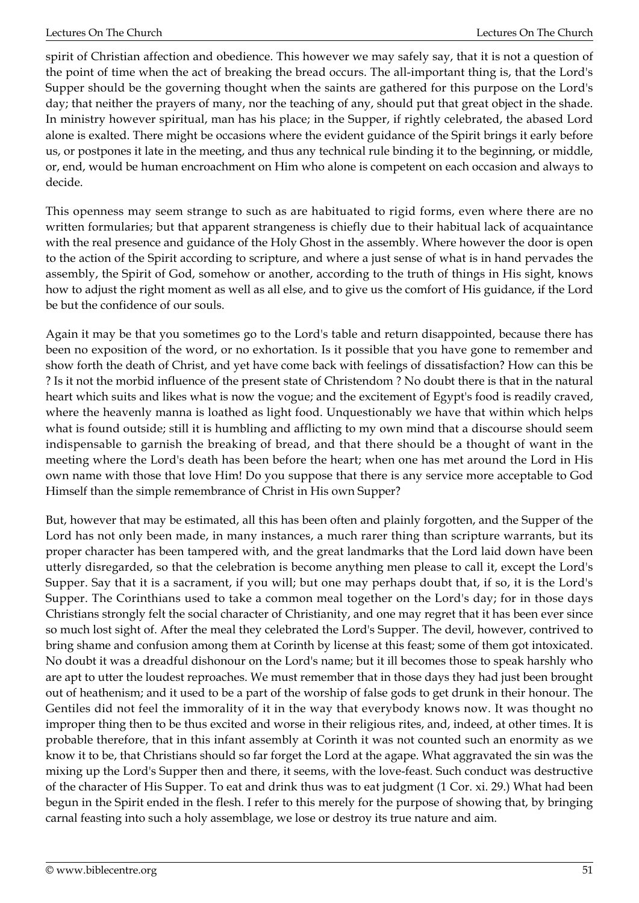spirit of Christian affection and obedience. This however we may safely say, that it is not a question of the point of time when the act of breaking the bread occurs. The all-important thing is, that the Lord's Supper should be the governing thought when the saints are gathered for this purpose on the Lord's day; that neither the prayers of many, nor the teaching of any, should put that great object in the shade. In ministry however spiritual, man has his place; in the Supper, if rightly celebrated, the abased Lord alone is exalted. There might be occasions where the evident guidance of the Spirit brings it early before us, or postpones it late in the meeting, and thus any technical rule binding it to the beginning, or middle, or, end, would be human encroachment on Him who alone is competent on each occasion and always to decide.

This openness may seem strange to such as are habituated to rigid forms, even where there are no written formularies; but that apparent strangeness is chiefly due to their habitual lack of acquaintance with the real presence and guidance of the Holy Ghost in the assembly. Where however the door is open to the action of the Spirit according to scripture, and where a just sense of what is in hand pervades the assembly, the Spirit of God, somehow or another, according to the truth of things in His sight, knows how to adjust the right moment as well as all else, and to give us the comfort of His guidance, if the Lord be but the confidence of our souls.

Again it may be that you sometimes go to the Lord's table and return disappointed, because there has been no exposition of the word, or no exhortation. Is it possible that you have gone to remember and show forth the death of Christ, and yet have come back with feelings of dissatisfaction? How can this be ? Is it not the morbid influence of the present state of Christendom ? No doubt there is that in the natural heart which suits and likes what is now the vogue; and the excitement of Egypt's food is readily craved, where the heavenly manna is loathed as light food. Unquestionably we have that within which helps what is found outside; still it is humbling and afflicting to my own mind that a discourse should seem indispensable to garnish the breaking of bread, and that there should be a thought of want in the meeting where the Lord's death has been before the heart; when one has met around the Lord in His own name with those that love Him! Do you suppose that there is any service more acceptable to God Himself than the simple remembrance of Christ in His own Supper?

But, however that may be estimated, all this has been often and plainly forgotten, and the Supper of the Lord has not only been made, in many instances, a much rarer thing than scripture warrants, but its proper character has been tampered with, and the great landmarks that the Lord laid down have been utterly disregarded, so that the celebration is become anything men please to call it, except the Lord's Supper. Say that it is a sacrament, if you will; but one may perhaps doubt that, if so, it is the Lord's Supper. The Corinthians used to take a common meal together on the Lord's day; for in those days Christians strongly felt the social character of Christianity, and one may regret that it has been ever since so much lost sight of. After the meal they celebrated the Lord's Supper. The devil, however, contrived to bring shame and confusion among them at Corinth by license at this feast; some of them got intoxicated. No doubt it was a dreadful dishonour on the Lord's name; but it ill becomes those to speak harshly who are apt to utter the loudest reproaches. We must remember that in those days they had just been brought out of heathenism; and it used to be a part of the worship of false gods to get drunk in their honour. The Gentiles did not feel the immorality of it in the way that everybody knows now. It was thought no improper thing then to be thus excited and worse in their religious rites, and, indeed, at other times. It is probable therefore, that in this infant assembly at Corinth it was not counted such an enormity as we know it to be, that Christians should so far forget the Lord at the agape. What aggravated the sin was the mixing up the Lord's Supper then and there, it seems, with the love-feast. Such conduct was destructive of the character of His Supper. To eat and drink thus was to eat judgment (1 Cor. xi. 29.) What had been begun in the Spirit ended in the flesh. I refer to this merely for the purpose of showing that, by bringing carnal feasting into such a holy assemblage, we lose or destroy its true nature and aim.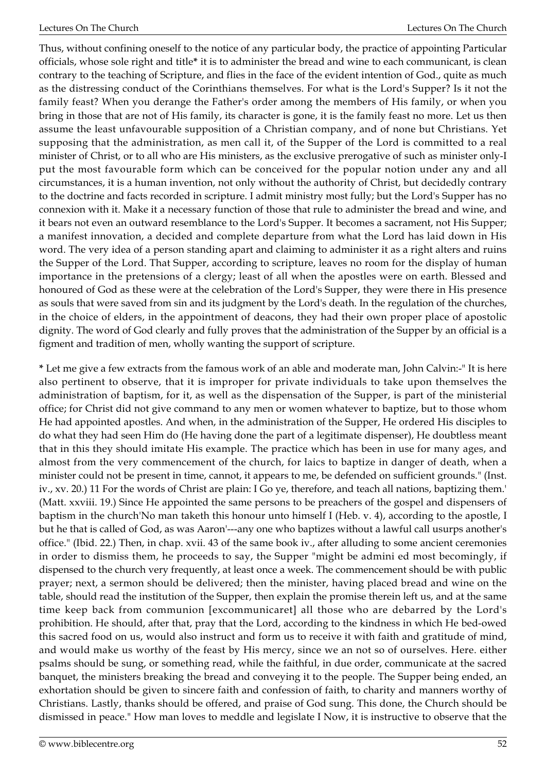Thus, without confining oneself to the notice of any particular body, the practice of appointing Particular officials, whose sole right and title* it is to administer the bread and wine to each communicant, is clean contrary to the teaching of Scripture, and flies in the face of the evident intention of God., quite as much as the distressing conduct of the Corinthians themselves. For what is the Lord's Supper? Is it not the family feast? When you derange the Father's order among the members of His family, or when you bring in those that are not of His family, its character is gone, it is the family feast no more. Let us then assume the least unfavourable supposition of a Christian company, and of none but Christians. Yet supposing that the administration, as men call it, of the Supper of the Lord is committed to a real minister of Christ, or to all who are His ministers, as the exclusive prerogative of such as minister only-I put the most favourable form which can be conceived for the popular notion under any and all circumstances, it is a human invention, not only without the authority of Christ, but decidedly contrary to the doctrine and facts recorded in scripture. I admit ministry most fully; but the Lord's Supper has no connexion with it. Make it a necessary function of those that rule to administer the bread and wine, and it bears not even an outward resemblance to the Lord's Supper. It becomes a sacrament, not His Supper; a manifest innovation, a decided and complete departure from what the Lord has laid down in His word. The very idea of a person standing apart and claiming to administer it as a right alters and ruins the Supper of the Lord. That Supper, according to scripture, leaves no room for the display of human importance in the pretensions of a clergy; least of all when the apostles were on earth. Blessed and honoured of God as these were at the celebration of the Lord's Supper, they were there in His presence as souls that were saved from sin and its judgment by the Lord's death. In the regulation of the churches, in the choice of elders, in the appointment of deacons, they had their own proper place of apostolic dignity. The word of God clearly and fully proves that the administration of the Supper by an official is a figment and tradition of men, wholly wanting the support of scripture.

* Let me give a few extracts from the famous work of an able and moderate man, John Calvin:-" It is here also pertinent to observe, that it is improper for private individuals to take upon themselves the administration of baptism, for it, as well as the dispensation of the Supper, is part of the ministerial office; for Christ did not give command to any men or women whatever to baptize, but to those whom He had appointed apostles. And when, in the administration of the Supper, He ordered His disciples to do what they had seen Him do (He having done the part of a legitimate dispenser), He doubtless meant that in this they should imitate His example. The practice which has been in use for many ages, and almost from the very commencement of the church, for laics to baptize in danger of death, when a minister could not be present in time, cannot, it appears to me, be defended on sufficient grounds." (Inst. iv., xv. 20.) 11 For the words of Christ are plain: I Go ye, therefore, and teach all nations, baptizing them.' (Matt. xxviii. 19.) Since He appointed the same persons to be preachers of the gospel and dispensers of baptism in the church'No man taketh this honour unto himself I (Heb. v. 4), according to the apostle, I but he that is called of God, as was Aaron'---any one who baptizes without a lawful call usurps another's office." (Ibid. 22.) Then, in chap. xvii. 43 of the same book iv., after alluding to some ancient ceremonies in order to dismiss them, he proceeds to say, the Supper "might be admini ed most becomingly, if dispensed to the church very frequently, at least once a week. The commencement should be with public prayer; next, a sermon should be delivered; then the minister, having placed bread and wine on the table, should read the institution of the Supper, then explain the promise therein left us, and at the same time keep back from communion [excommunicaret] all those who are debarred by the Lord's prohibition. He should, after that, pray that the Lord, according to the kindness in which He bed-owed this sacred food on us, would also instruct and form us to receive it with faith and gratitude of mind, and would make us worthy of the feast by His mercy, since we an not so of ourselves. Here. either psalms should be sung, or something read, while the faithful, in due order, communicate at the sacred banquet, the ministers breaking the bread and conveying it to the people. The Supper being ended, an exhortation should be given to sincere faith and confession of faith, to charity and manners worthy of Christians. Lastly, thanks should be offered, and praise of God sung. This done, the Church should be dismissed in peace." How man loves to meddle and legislate I Now, it is instructive to observe that the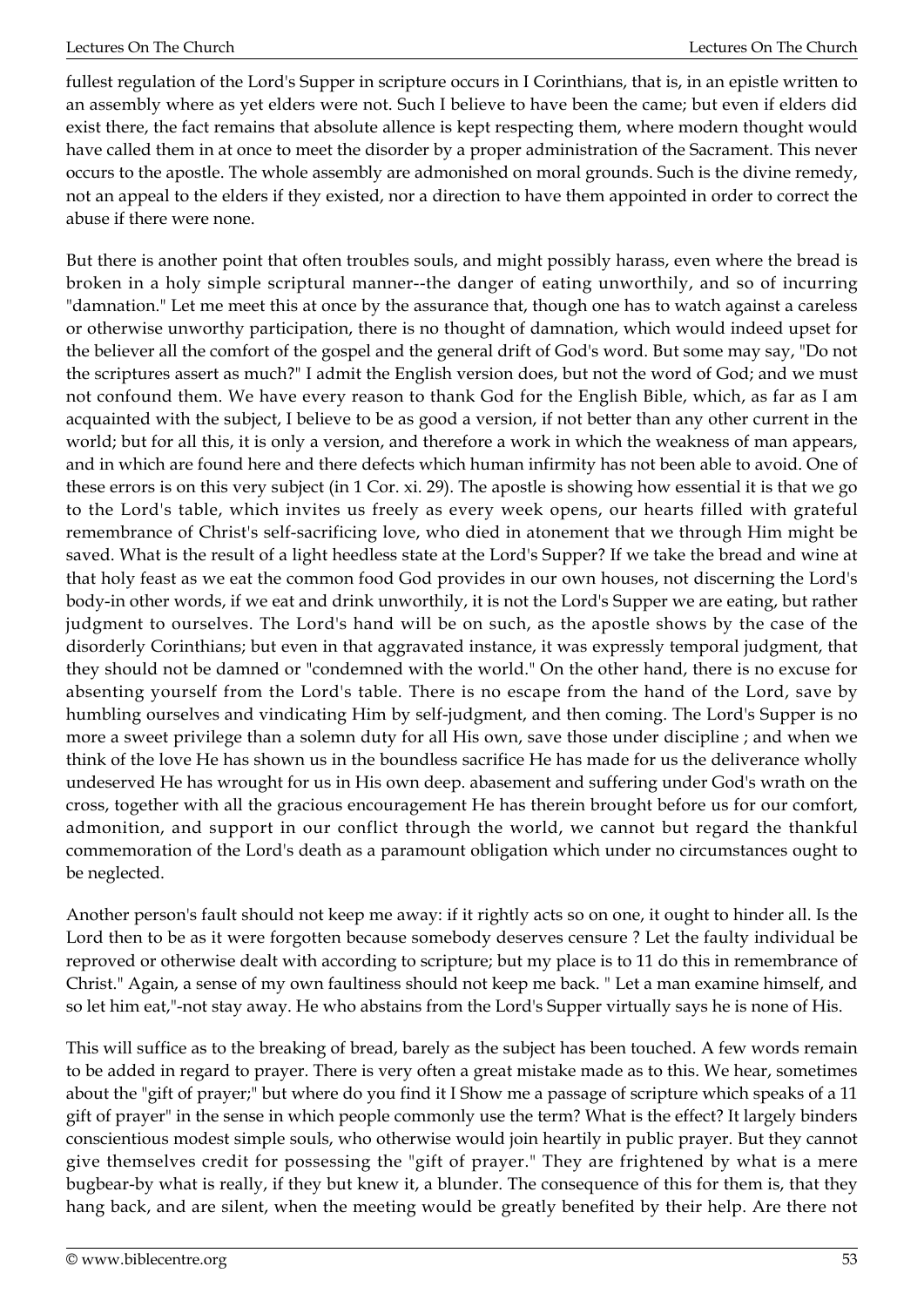fullest regulation of the Lord's Supper in scripture occurs in I Corinthians, that is, in an epistle written to an assembly where as yet elders were not. Such I believe to have been the came; but even if elders did exist there, the fact remains that absolute allence is kept respecting them, where modern thought would have called them in at once to meet the disorder by a proper administration of the Sacrament. This never occurs to the apostle. The whole assembly are admonished on moral grounds. Such is the divine remedy, not an appeal to the elders if they existed, nor a direction to have them appointed in order to correct the abuse if there were none.

But there is another point that often troubles souls, and might possibly harass, even where the bread is broken in a holy simple scriptural manner--the danger of eating unworthily, and so of incurring "damnation." Let me meet this at once by the assurance that, though one has to watch against a careless or otherwise unworthy participation, there is no thought of damnation, which would indeed upset for the believer all the comfort of the gospel and the general drift of God's word. But some may say, "Do not the scriptures assert as much?" I admit the English version does, but not the word of God; and we must not confound them. We have every reason to thank God for the English Bible, which, as far as I am acquainted with the subject, I believe to be as good a version, if not better than any other current in the world; but for all this, it is only a version, and therefore a work in which the weakness of man appears, and in which are found here and there defects which human infirmity has not been able to avoid. One of these errors is on this very subject (in 1 Cor. xi. 29). The apostle is showing how essential it is that we go to the Lord's table, which invites us freely as every week opens, our hearts filled with grateful remembrance of Christ's self-sacrificing love, who died in atonement that we through Him might be saved. What is the result of a light heedless state at the Lord's Supper? If we take the bread and wine at that holy feast as we eat the common food God provides in our own houses, not discerning the Lord's body-in other words, if we eat and drink unworthily, it is not the Lord's Supper we are eating, but rather judgment to ourselves. The Lord's hand will be on such, as the apostle shows by the case of the disorderly Corinthians; but even in that aggravated instance, it was expressly temporal judgment, that they should not be damned or "condemned with the world." On the other hand, there is no excuse for absenting yourself from the Lord's table. There is no escape from the hand of the Lord, save by humbling ourselves and vindicating Him by self-judgment, and then coming. The Lord's Supper is no more a sweet privilege than a solemn duty for all His own, save those under discipline ; and when we think of the love He has shown us in the boundless sacrifice He has made for us the deliverance wholly undeserved He has wrought for us in His own deep. abasement and suffering under God's wrath on the cross, together with all the gracious encouragement He has therein brought before us for our comfort, admonition, and support in our conflict through the world, we cannot but regard the thankful commemoration of the Lord's death as a paramount obligation which under no circumstances ought to be neglected.

Another person's fault should not keep me away: if it rightly acts so on one, it ought to hinder all. Is the Lord then to be as it were forgotten because somebody deserves censure ? Let the faulty individual be reproved or otherwise dealt with according to scripture; but my place is to 11 do this in remembrance of Christ." Again, a sense of my own faultiness should not keep me back. " Let a man examine himself, and so let him eat,"-not stay away. He who abstains from the Lord's Supper virtually says he is none of His.

This will suffice as to the breaking of bread, barely as the subject has been touched. A few words remain to be added in regard to prayer. There is very often a great mistake made as to this. We hear, sometimes about the "gift of prayer;" but where do you find it I Show me a passage of scripture which speaks of a 11 gift of prayer" in the sense in which people commonly use the term? What is the effect? It largely binders conscientious modest simple souls, who otherwise would join heartily in public prayer. But they cannot give themselves credit for possessing the "gift of prayer." They are frightened by what is a mere bugbear-by what is really, if they but knew it, a blunder. The consequence of this for them is, that they hang back, and are silent, when the meeting would be greatly benefited by their help. Are there not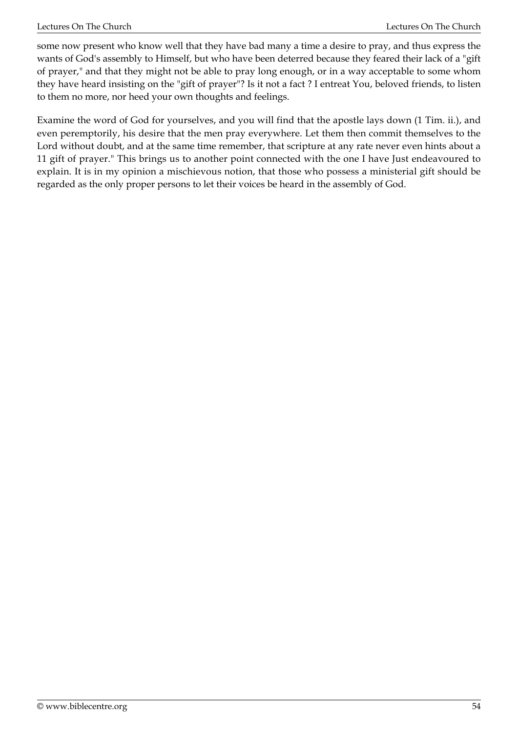some now present who know well that they have bad many a time a desire to pray, and thus express the wants of God's assembly to Himself, but who have been deterred because they feared their lack of a "gift of prayer," and that they might not be able to pray long enough, or in a way acceptable to some whom they have heard insisting on the "gift of prayer"? Is it not a fact ? I entreat You, beloved friends, to listen to them no more, nor heed your own thoughts and feelings.

Examine the word of God for yourselves, and you will find that the apostle lays down (1 Tim. ii.), and even peremptorily, his desire that the men pray everywhere. Let them then commit themselves to the Lord without doubt, and at the same time remember, that scripture at any rate never even hints about a 11 gift of prayer." This brings us to another point connected with the one I have Just endeavoured to explain. It is in my opinion a mischievous notion, that those who possess a ministerial gift should be regarded as the only proper persons to let their voices be heard in the assembly of God.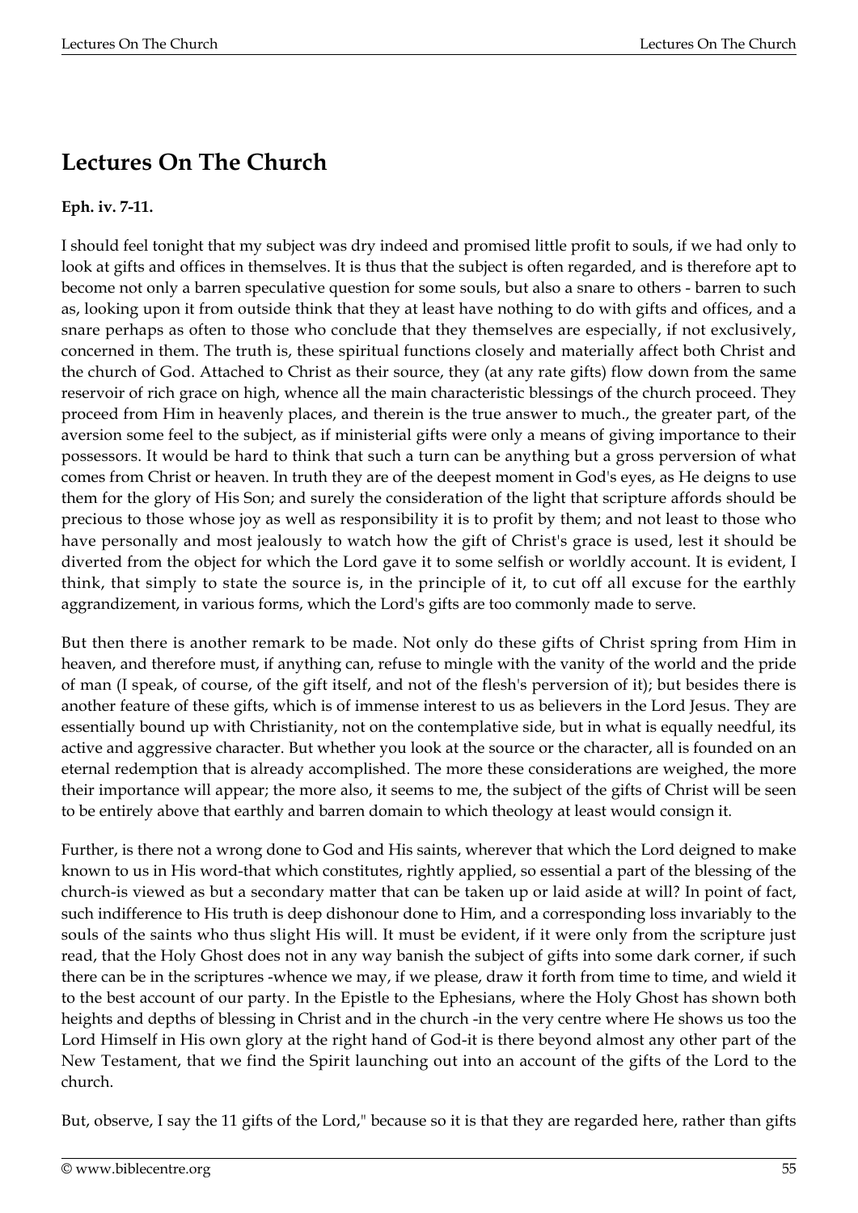## Lectures On The Church

**Eph. iv. 7-11.**

I should feel tonight that my subject was dry indeed and promised little profit to souls, if we had only to look at gifts and offices in themselves. It is thus that the subject is often regarded, and is therefore apt to become not only a barren speculative question for some souls, but also a snare to others - barren to such as, looking upon it from outside think that they at least have nothing to do with gifts and offices, and a snare perhaps as often to those who conclude that they themselves are especially, if not exclusively, concerned in them. The truth is, these spiritual functions closely and materially affect both Christ and the church of God. Attached to Christ as their source, they (at any rate gifts) flow down from the same reservoir of rich grace on high, whence all the main characteristic blessings of the church proceed. They proceed from Him in heavenly places, and therein is the true answer to much., the greater part, of the aversion some feel to the subject, as if ministerial gifts were only a means of giving importance to their possessors. It would be hard to think that such a turn can be anything but a gross perversion of what comes from Christ or heaven. In truth they are of the deepest moment in God's eyes, as He deigns to use them for the glory of His Son; and surely the consideration of the light that scripture affords should be precious to those whose joy as well as responsibility it is to profit by them; and not least to those who have personally and most jealously to watch how the gift of Christ's grace is used, lest it should be diverted from the object for which the Lord gave it to some selfish or worldly account. It is evident, I think, that simply to state the source is, in the principle of it, to cut off all excuse for the earthly aggrandizement, in various forms, which the Lord's gifts are too commonly made to serve.

But then there is another remark to be made. Not only do these gifts of Christ spring from Him in heaven, and therefore must, if anything can, refuse to mingle with the vanity of the world and the pride of man (I speak, of course, of the gift itself, and not of the flesh's perversion of it); but besides there is another feature of these gifts, which is of immense interest to us as believers in the Lord Jesus. They are essentially bound up with Christianity, not on the contemplative side, but in what is equally needful, its active and aggressive character. But whether you look at the source or the character, all is founded on an eternal redemption that is already accomplished. The more these considerations are weighed, the more their importance will appear; the more also, it seems to me, the subject of the gifts of Christ will be seen to be entirely above that earthly and barren domain to which theology at least would consign it.

Further, is there not a wrong done to God and His saints, wherever that which the Lord deigned to make known to us in His word-that which constitutes, rightly applied, so essential a part of the blessing of the church-is viewed as but a secondary matter that can be taken up or laid aside at will? In point of fact, such indifference to His truth is deep dishonour done to Him, and a corresponding loss invariably to the souls of the saints who thus slight His will. It must be evident, if it were only from the scripture just read, that the Holy Ghost does not in any way banish the subject of gifts into some dark corner, if such there can be in the scriptures -whence we may, if we please, draw it forth from time to time, and wield it to the best account of our party. In the Epistle to the Ephesians, where the Holy Ghost has shown both heights and depths of blessing in Christ and in the church -in the very centre where He shows us too the Lord Himself in His own glory at the right hand of God-it is there beyond almost any other part of the New Testament, that we find the Spirit launching out into an account of the gifts of the Lord to the church.

But, observe, I say the 11 gifts of the Lord," because so it is that they are regarded here, rather than gifts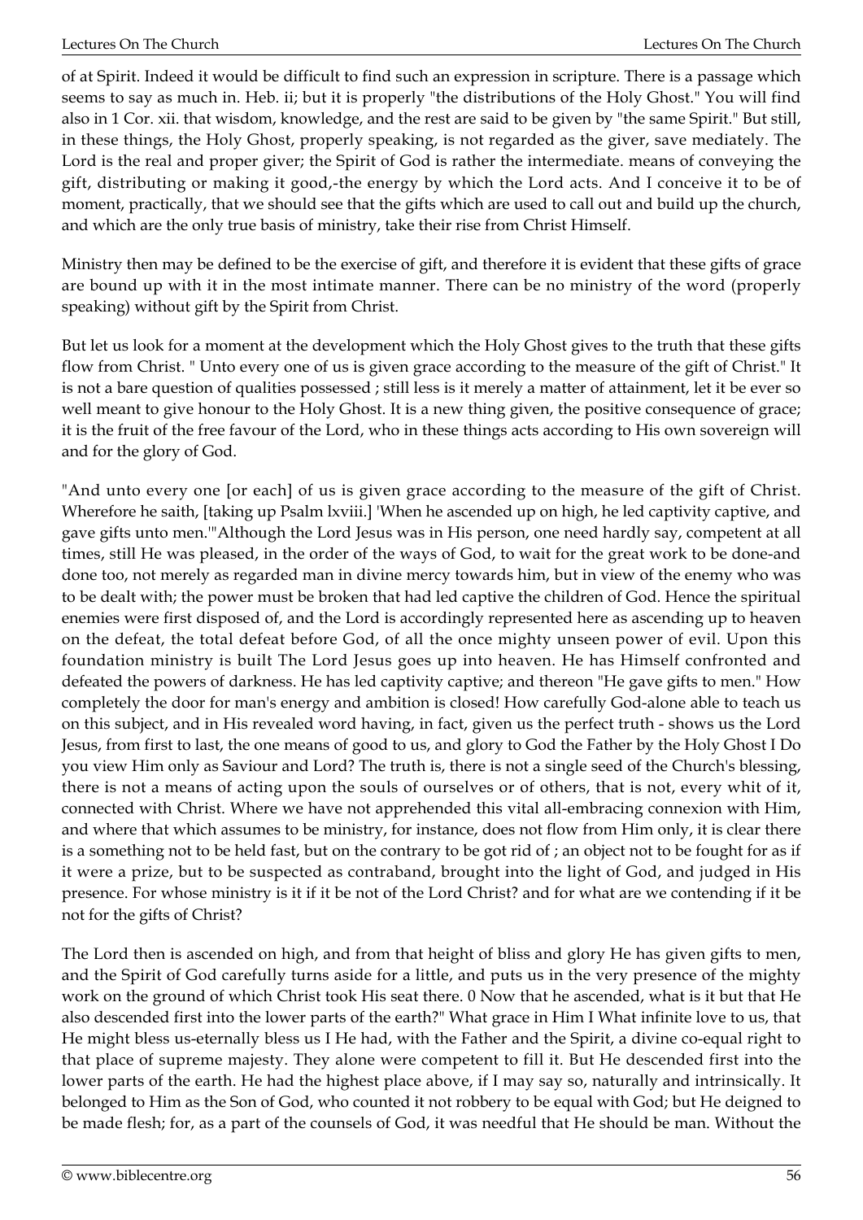of at Spirit. Indeed it would be difficult to find such an expression in scripture. There is a passage which seems to say as much in. Heb. ii; but it is properly "the distributions of the Holy Ghost." You will find also in 1 Cor. xii. that wisdom, knowledge, and the rest are said to be given by "the same Spirit." But still, in these things, the Holy Ghost, properly speaking, is not regarded as the giver, save mediately. The Lord is the real and proper giver; the Spirit of God is rather the intermediate. means of conveying the gift, distributing or making it good,-the energy by which the Lord acts. And I conceive it to be of moment, practically, that we should see that the gifts which are used to call out and build up the church, and which are the only true basis of ministry, take their rise from Christ Himself.

Ministry then may be defined to be the exercise of gift, and therefore it is evident that these gifts of grace are bound up with it in the most intimate manner. There can be no ministry of the word (properly speaking) without gift by the Spirit from Christ.

But let us look for a moment at the development which the Holy Ghost gives to the truth that these gifts flow from Christ. " Unto every one of us is given grace according to the measure of the gift of Christ." It is not a bare question of qualities possessed ; still less is it merely a matter of attainment, let it be ever so well meant to give honour to the Holy Ghost. It is a new thing given, the positive consequence of grace; it is the fruit of the free favour of the Lord, who in these things acts according to His own sovereign will and for the glory of God.

"And unto every one [or each] of us is given grace according to the measure of the gift of Christ. Wherefore he saith, [taking up Psalm lxviii.] 'When he ascended up on high, he led captivity captive, and gave gifts unto men.'"Although the Lord Jesus was in His person, one need hardly say, competent at all times, still He was pleased, in the order of the ways of God, to wait for the great work to be done-and done too, not merely as regarded man in divine mercy towards him, but in view of the enemy who was to be dealt with; the power must be broken that had led captive the children of God. Hence the spiritual enemies were first disposed of, and the Lord is accordingly represented here as ascending up to heaven on the defeat, the total defeat before God, of all the once mighty unseen power of evil. Upon this foundation ministry is built The Lord Jesus goes up into heaven. He has Himself confronted and defeated the powers of darkness. He has led captivity captive; and thereon "He gave gifts to men." How completely the door for man's energy and ambition is closed! How carefully God-alone able to teach us on this subject, and in His revealed word having, in fact, given us the perfect truth - shows us the Lord Jesus, from first to last, the one means of good to us, and glory to God the Father by the Holy Ghost I Do you view Him only as Saviour and Lord? The truth is, there is not a single seed of the Church's blessing, there is not a means of acting upon the souls of ourselves or of others, that is not, every whit of it, connected with Christ. Where we have not apprehended this vital all-embracing connexion with Him, and where that which assumes to be ministry, for instance, does not flow from Him only, it is clear there is a something not to be held fast, but on the contrary to be got rid of ; an object not to be fought for as if it were a prize, but to be suspected as contraband, brought into the light of God, and judged in His presence. For whose ministry is it if it be not of the Lord Christ? and for what are we contending if it be not for the gifts of Christ?

The Lord then is ascended on high, and from that height of bliss and glory He has given gifts to men, and the Spirit of God carefully turns aside for a little, and puts us in the very presence of the mighty work on the ground of which Christ took His seat there. 0 Now that he ascended, what is it but that He also descended first into the lower parts of the earth?" What grace in Him I What infinite love to us, that He might bless us-eternally bless us I He had, with the Father and the Spirit, a divine co-equal right to that place of supreme majesty. They alone were competent to fill it. But He descended first into the lower parts of the earth. He had the highest place above, if I may say so, naturally and intrinsically. It belonged to Him as the Son of God, who counted it not robbery to be equal with God; but He deigned to be made flesh; for, as a part of the counsels of God, it was needful that He should be man. Without the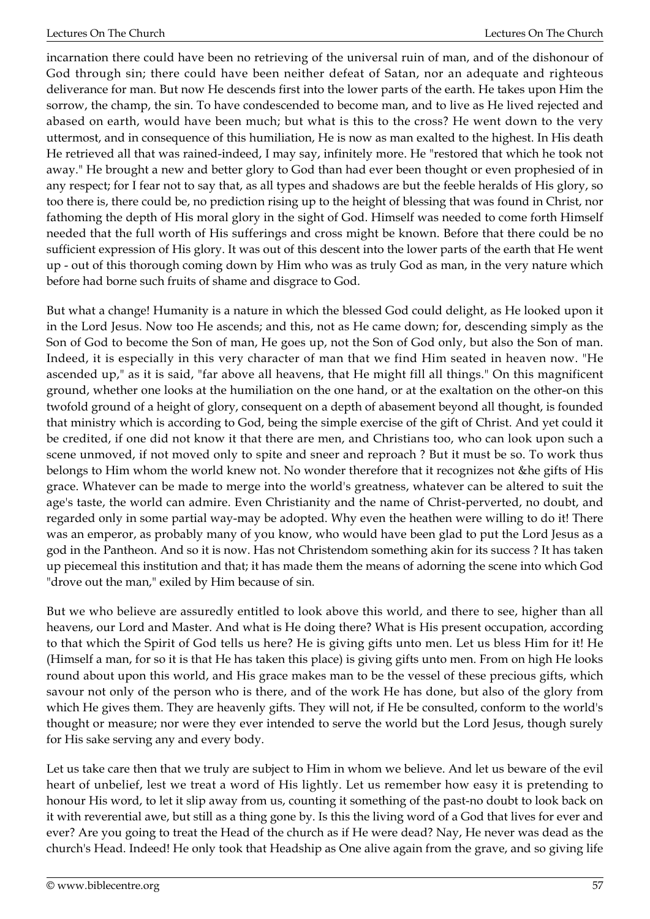incarnation there could have been no retrieving of the universal ruin of man, and of the dishonour of God through sin; there could have been neither defeat of Satan, nor an adequate and righteous deliverance for man. But now He descends first into the lower parts of the earth. He takes upon Him the sorrow, the champ, the sin. To have condescended to become man, and to live as He lived rejected and abased on earth, would have been much; but what is this to the cross? He went down to the very uttermost, and in consequence of this humiliation, He is now as man exalted to the highest. In His death He retrieved all that was rained-indeed, I may say, infinitely more. He "restored that which he took not away." He brought a new and better glory to God than had ever been thought or even prophesied of in any respect; for I fear not to say that, as all types and shadows are but the feeble heralds of His glory, so too there is, there could be, no prediction rising up to the height of blessing that was found in Christ, nor fathoming the depth of His moral glory in the sight of God. Himself was needed to come forth Himself needed that the full worth of His sufferings and cross might be known. Before that there could be no sufficient expression of His glory. It was out of this descent into the lower parts of the earth that He went up - out of this thorough coming down by Him who was as truly God as man, in the very nature which before had borne such fruits of shame and disgrace to God.

But what a change! Humanity is a nature in which the blessed God could delight, as He looked upon it in the Lord Jesus. Now too He ascends; and this, not as He came down; for, descending simply as the Son of God to become the Son of man, He goes up, not the Son of God only, but also the Son of man. Indeed, it is especially in this very character of man that we find Him seated in heaven now. "He ascended up," as it is said, "far above all heavens, that He might fill all things." On this magnificent ground, whether one looks at the humiliation on the one hand, or at the exaltation on the other-on this twofold ground of a height of glory, consequent on a depth of abasement beyond all thought, is founded that ministry which is according to God, being the simple exercise of the gift of Christ. And yet could it be credited, if one did not know it that there are men, and Christians too, who can look upon such a scene unmoved, if not moved only to spite and sneer and reproach ? But it must be so. To work thus belongs to Him whom the world knew not. No wonder therefore that it recognizes not &he gifts of His grace. Whatever can be made to merge into the world's greatness, whatever can be altered to suit the age's taste, the world can admire. Even Christianity and the name of Christ-perverted, no doubt, and regarded only in some partial way-may be adopted. Why even the heathen were willing to do it! There was an emperor, as probably many of you know, who would have been glad to put the Lord Jesus as a god in the Pantheon. And so it is now. Has not Christendom something akin for its success ? It has taken up piecemeal this institution and that; it has made them the means of adorning the scene into which God "drove out the man," exiled by Him because of sin.

But we who believe are assuredly entitled to look above this world, and there to see, higher than all heavens, our Lord and Master. And what is He doing there? What is His present occupation, according to that which the Spirit of God tells us here? He is giving gifts unto men. Let us bless Him for it! He (Himself a man, for so it is that He has taken this place) is giving gifts unto men. From on high He looks round about upon this world, and His grace makes man to be the vessel of these precious gifts, which savour not only of the person who is there, and of the work He has done, but also of the glory from which He gives them. They are heavenly gifts. They will not, if He be consulted, conform to the world's thought or measure; nor were they ever intended to serve the world but the Lord Jesus, though surely for His sake serving any and every body.

Let us take care then that we truly are subject to Him in whom we believe. And let us beware of the evil heart of unbelief, lest we treat a word of His lightly. Let us remember how easy it is pretending to honour His word, to let it slip away from us, counting it something of the past-no doubt to look back on it with reverential awe, but still as a thing gone by. Is this the living word of a God that lives for ever and ever? Are you going to treat the Head of the church as if He were dead? Nay, He never was dead as the church's Head. Indeed! He only took that Headship as One alive again from the grave, and so giving life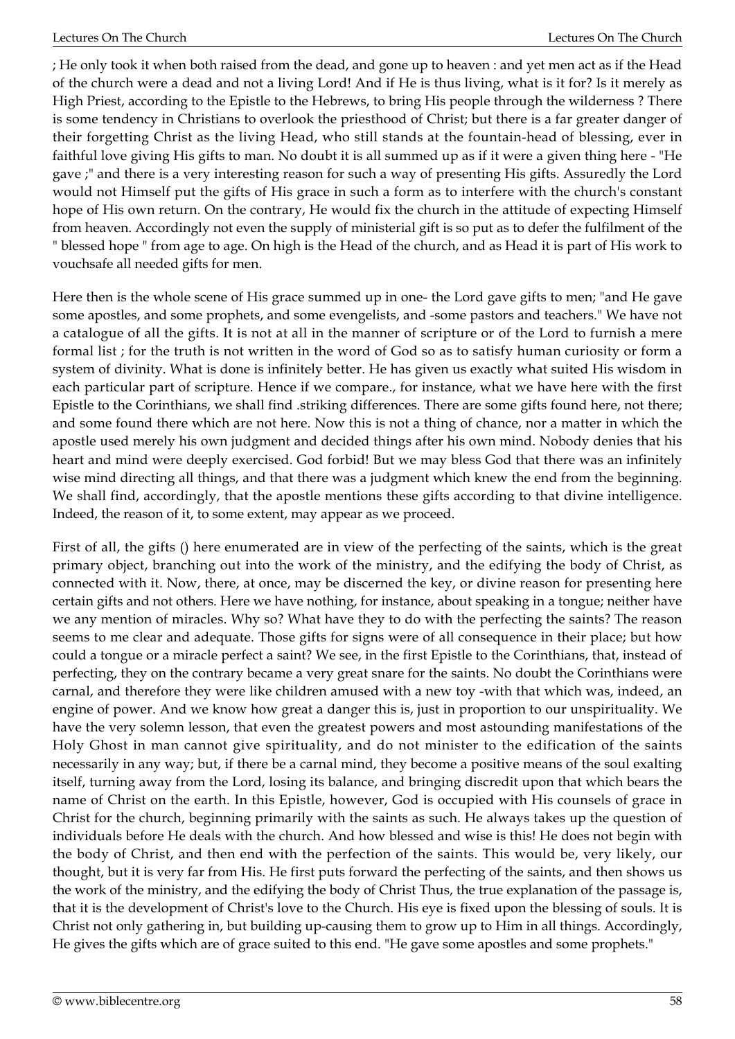; He only took it when both raised from the dead, and gone up to heaven : and yet men act as if the Head of the church were a dead and not a living Lord! And if He is thus living, what is it for? Is it merely as High Priest, according to the Epistle to the Hebrews, to bring His people through the wilderness ? There is some tendency in Christians to overlook the priesthood of Christ; but there is a far greater danger of their forgetting Christ as the living Head, who still stands at the fountain-head of blessing, ever in faithful love giving His gifts to man. No doubt it is all summed up as if it were a given thing here - "He gave ;" and there is a very interesting reason for such a way of presenting His gifts. Assuredly the Lord would not Himself put the gifts of His grace in such a form as to interfere with the church's constant hope of His own return. On the contrary, He would fix the church in the attitude of expecting Himself from heaven. Accordingly not even the supply of ministerial gift is so put as to defer the fulfilment of the " blessed hope " from age to age. On high is the Head of the church, and as Head it is part of His work to vouchsafe all needed gifts for men.

Here then is the whole scene of His grace summed up in one- the Lord gave gifts to men; "and He gave some apostles, and some prophets, and some evangelists, and -some pastors and teachers." We have not a catalogue of all the gifts. It is not at all in the manner of scripture or of the Lord to furnish a mere formal list ; for the truth is not written in the word of God so as to satisfy human curiosity or form a system of divinity. What is done is infinitely better. He has given us exactly what suited His wisdom in each particular part of scripture. Hence if we compare., for instance, what we have here with the first Epistle to the Corinthians, we shall find .striking differences. There are some gifts found here, not there; and some found there which are not here. Now this is not a thing of chance, nor a matter in which the apostle used merely his own judgment and decided things after his own mind. Nobody denies that his heart and mind were deeply exercised. God forbid! But we may bless God that there was an infinitely wise mind directing all things, and that there was a judgment which knew the end from the beginning. We shall find, accordingly, that the apostle mentions these gifts according to that divine intelligence. Indeed, the reason of it, to some extent, may appear as we proceed.

First of all, the gifts () here enumerated are in view of the perfecting of the saints, which is the great primary object, branching out into the work of the ministry, and the edifying the body of Christ, as connected with it. Now, there, at once, may be discerned the key, or divine reason for presenting here certain gifts and not others. Here we have nothing, for instance, about speaking in a tongue; neither have we any mention of miracles. Why so? What have they to do with the perfecting the saints? The reason seems to me clear and adequate. Those gifts for signs were of all consequence in their place; but how could a tongue or a miracle perfect a saint? We see, in the first Epistle to the Corinthians, that, instead of perfecting, they on the contrary became a very great snare for the saints. No doubt the Corinthians were carnal, and therefore they were like children amused with a new toy -with that which was, indeed, an engine of power. And we know how great a danger this is, just in proportion to our unspirituality. We have the very solemn lesson, that even the greatest powers and most astounding manifestations of the Holy Ghost in man cannot give spirituality, and do not minister to the edification of the saints necessarily in any way; but, if there be a carnal mind, they become a positive means of the soul exalting itself, turning away from the Lord, losing its balance, and bringing discredit upon that which bears the name of Christ on the earth. In this Epistle, however, God is occupied with His counsels of grace in Christ for the church, beginning primarily with the saints as such. He always takes up the question of individuals before He deals with the church. And how blessed and wise is this! He does not begin with the body of Christ, and then end with the perfection of the saints. This would be, very likely, our thought, but it is very far from His. He first puts forward the perfecting of the saints, and then shows us the work of the ministry, and the edifying the body of Christ Thus, the true explanation of the passage is, that it is the development of Christ's love to the Church. His eye is fixed upon the blessing of souls. It is Christ not only gathering in, but building up-causing them to grow up to Him in all things. Accordingly, He gives the gifts which are of grace suited to this end. "He gave some apostles and some prophets."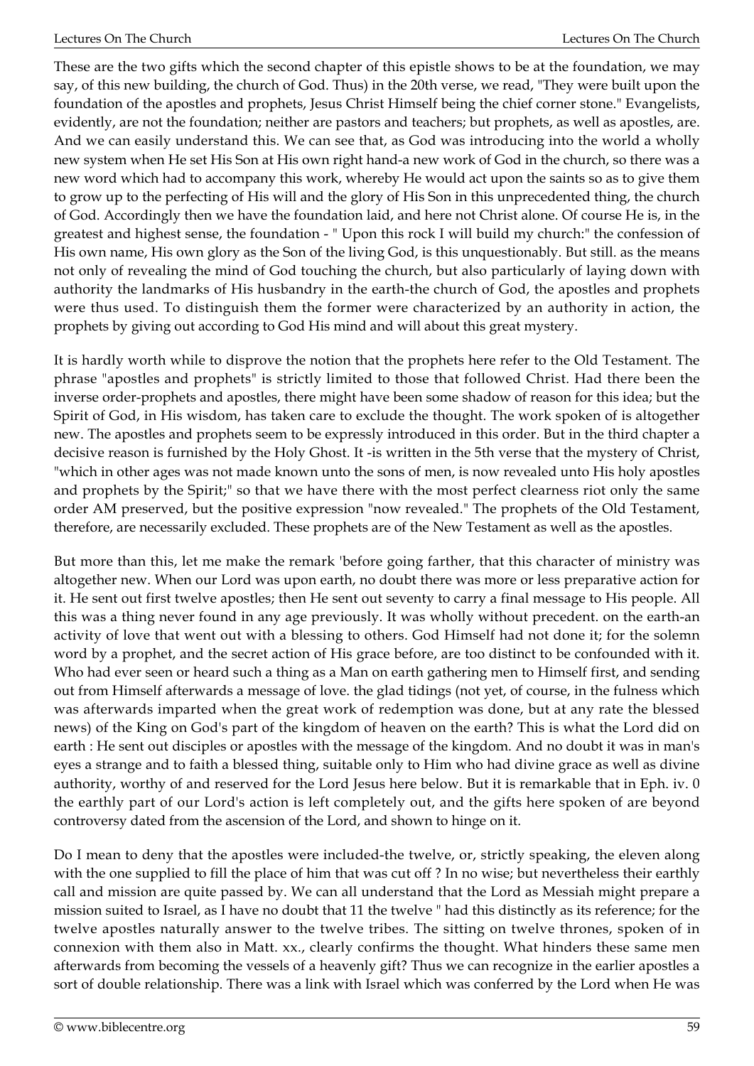These are the two gifts which the second chapter of this epistle shows to be at the foundation, we may say, of this new building, the church of God. Thus) in the 20th verse, we read, "They were built upon the foundation of the apostles and prophets, Jesus Christ Himself being the chief corner stone." Evangelists, evidently, are not the foundation; neither are pastors and teachers; but prophets, as well as apostles, are. And we can easily understand this. We can see that, as God was introducing into the world a wholly new system when He set His Son at His own right hand-a new work of God in the church, so there was a new word which had to accompany this work, whereby He would act upon the saints so as to give them to grow up to the perfecting of His will and the glory of His Son in this unprecedented thing, the church of God. Accordingly then we have the foundation laid, and here not Christ alone. Of course He is, in the greatest and highest sense, the foundation - " Upon this rock I will build my church:" the confession of His own name, His own glory as the Son of the living God, is this unquestionably. But still. as the means not only of revealing the mind of God touching the church, but also particularly of laying down with authority the landmarks of His husbandry in the earth-the church of God, the apostles and prophets were thus used. To distinguish them the former were characterized by an authority in action, the prophets by giving out according to God His mind and will about this great mystery.

It is hardly worth while to disprove the notion that the prophets here refer to the Old Testament. The phrase "apostles and prophets" is strictly limited to those that followed Christ. Had there been the inverse order-prophets and apostles, there might have been some shadow of reason for this idea; but the Spirit of God, in His wisdom, has taken care to exclude the thought. The work spoken of is altogether new. The apostles and prophets seem to be expressly introduced in this order. But in the third chapter a decisive reason is furnished by the Holy Ghost. It -is written in the 5th verse that the mystery of Christ, "which in other ages was not made known unto the sons of men, is now revealed unto His holy apostles and prophets by the Spirit;" so that we have there with the most perfect clearness riot only the same order AM preserved, but the positive expression "now revealed." The prophets of the Old Testament, therefore, are necessarily excluded. These prophets are of the New Testament as well as the apostles.

But more than this, let me make the remark 'before going farther, that this character of ministry was altogether new. When our Lord was upon earth, no doubt there was more or less preparative action for it. He sent out first twelve apostles; then He sent out seventy to carry a final message to His people. All this was a thing never found in any age previously. It was wholly without precedent. on the earth-an activity of love that went out with a blessing to others. God Himself had not done it; for the solemn word by a prophet, and the secret action of His grace before, are too distinct to be confounded with it. Who had ever seen or heard such a thing as a Man on earth gathering men to Himself first, and sending out from Himself afterwards a message of love. the glad tidings (not yet, of course, in the fulness which was afterwards imparted when the great work of redemption was done, but at any rate the blessed news) of the King on God's part of the kingdom of heaven on the earth? This is what the Lord did on earth : He sent out disciples or apostles with the message of the kingdom. And no doubt it was in man's eyes a strange and to faith a blessed thing, suitable only to Him who had divine grace as well as divine authority, worthy of and reserved for the Lord Jesus here below. But it is remarkable that in Eph. iv. 0 the earthly part of our Lord's action is left completely out, and the gifts here spoken of are beyond controversy dated from the ascension of the Lord, and shown to hinge on it.

Do I mean to deny that the apostles were included-the twelve, or, strictly speaking, the eleven along with the one supplied to fill the place of him that was cut off ? In no wise; but nevertheless their earthly call and mission are quite passed by. We can all understand that the Lord as Messiah might prepare a mission suited to Israel, as I have no doubt that 11 the twelve " had this distinctly as its reference; for the twelve apostles naturally answer to the twelve tribes. The sitting on twelve thrones, spoken of in connexion with them also in Matt. xx., clearly confirms the thought. What hinders these same men afterwards from becoming the vessels of a heavenly gift? Thus we can recognize in the earlier apostles a sort of double relationship. There was a link with Israel which was conferred by the Lord when He was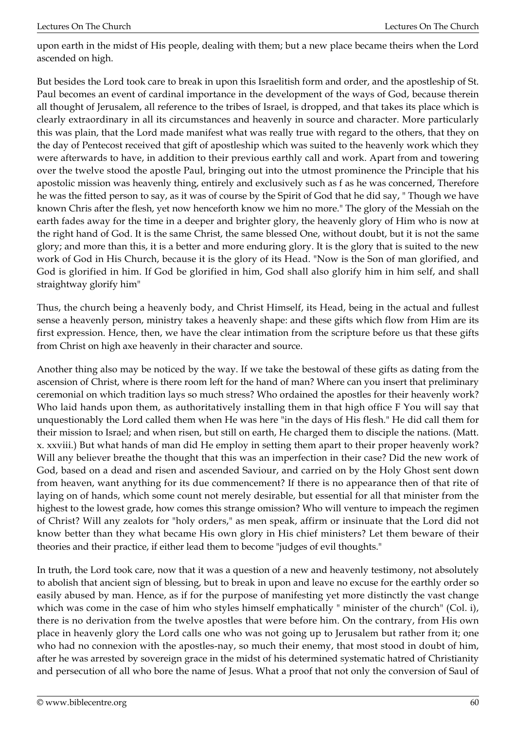upon earth in the midst of His people, dealing with them; but a new place became theirs when the Lord ascended on high.

But besides the Lord took care to break in upon this Israelitish form and order, and the apostleship of St. Paul becomes an event of cardinal importance in the development of the ways of God, because therein all thought of Jerusalem, all reference to the tribes of Israel, is dropped, and that takes its place which is clearly extraordinary in all its circumstances and heavenly in source and character. More particularly this was plain, that the Lord made manifest what was really true with regard to the others, that they on the day of Pentecost received that gift of apostleship which was suited to the heavenly work which they were afterwards to have, in addition to their previous earthly call and work. Apart from and towering over the twelve stood the apostle Paul, bringing out into the utmost prominence the Principle that his apostolic mission was heavenly thing, entirely and exclusively such as f as he was concerned, Therefore he was the fitted person to say, as it was of course by the Spirit of God that he did say, " Though we have known Chris after the flesh, yet now henceforth know we him no more." The glory of the Messiah on the earth fades away for the time in a deeper and brighter glory, the heavenly glory of Him who is now at the right hand of God. It is the same Christ, the same blessed One, without doubt, but it is not the same glory; and more than this, it is a better and more enduring glory. It is the glory that is suited to the new work of God in His Church, because it is the glory of its Head. "Now is the Son of man glorified, and God is glorified in him. If God be glorified in him, God shall also glorify him in him self, and shall straightway glorify him"

Thus, the church being a heavenly body, and Christ Himself, its Head, being in the actual and fullest sense a heavenly person, ministry takes a heavenly shape: and these gifts which flow from Him are its first expression. Hence, then, we have the clear intimation from the scripture before us that these gifts from Christ on high axe heavenly in their character and source.

Another thing also may be noticed by the way. If we take the bestowal of these gifts as dating from the ascension of Christ, where is there room left for the hand of man? Where can you insert that preliminary ceremonial on which tradition lays so much stress? Who ordained the apostles for their heavenly work? Who laid hands upon them, as authoritatively installing them in that high office F You will say that unquestionably the Lord called them when He was here "in the days of His flesh." He did call them for their mission to Israel; and when risen, but still on earth, He charged them to disciple the nations. (Matt. x. xxviii.) But what hands of man did He employ in setting them apart to their proper heavenly work? Will any believer breathe the thought that this was an imperfection in their case? Did the new work of God, based on a dead and risen and ascended Saviour, and carried on by the Holy Ghost sent down from heaven, want anything for its due commencement? If there is no appearance then of that rite of laying on of hands, which some count not merely desirable, but essential for all that minister from the highest to the lowest grade, how comes this strange omission? Who will venture to impeach the regimen of Christ? Will any zealots for "holy orders," as men speak, affirm or insinuate that the Lord did not know better than they what became His own glory in His chief ministers? Let them beware of their theories and their practice, if either lead them to become "judges of evil thoughts."

In truth, the Lord took care, now that it was a question of a new and heavenly testimony, not absolutely to abolish that ancient sign of blessing, but to break in upon and leave no excuse for the earthly order so easily abused by man. Hence, as if for the purpose of manifesting yet more distinctly the vast change which was come in the case of him who styles himself emphatically " minister of the church" (Col. i), there is no derivation from the twelve apostles that were before him. On the contrary, from His own place in heavenly glory the Lord calls one who was not going up to Jerusalem but rather from it; one who had no connexion with the apostles-nay, so much their enemy, that most stood in doubt of him, after he was arrested by sovereign grace in the midst of his determined systematic hatred of Christianity and persecution of all who bore the name of Jesus. What a proof that not only the conversion of Saul of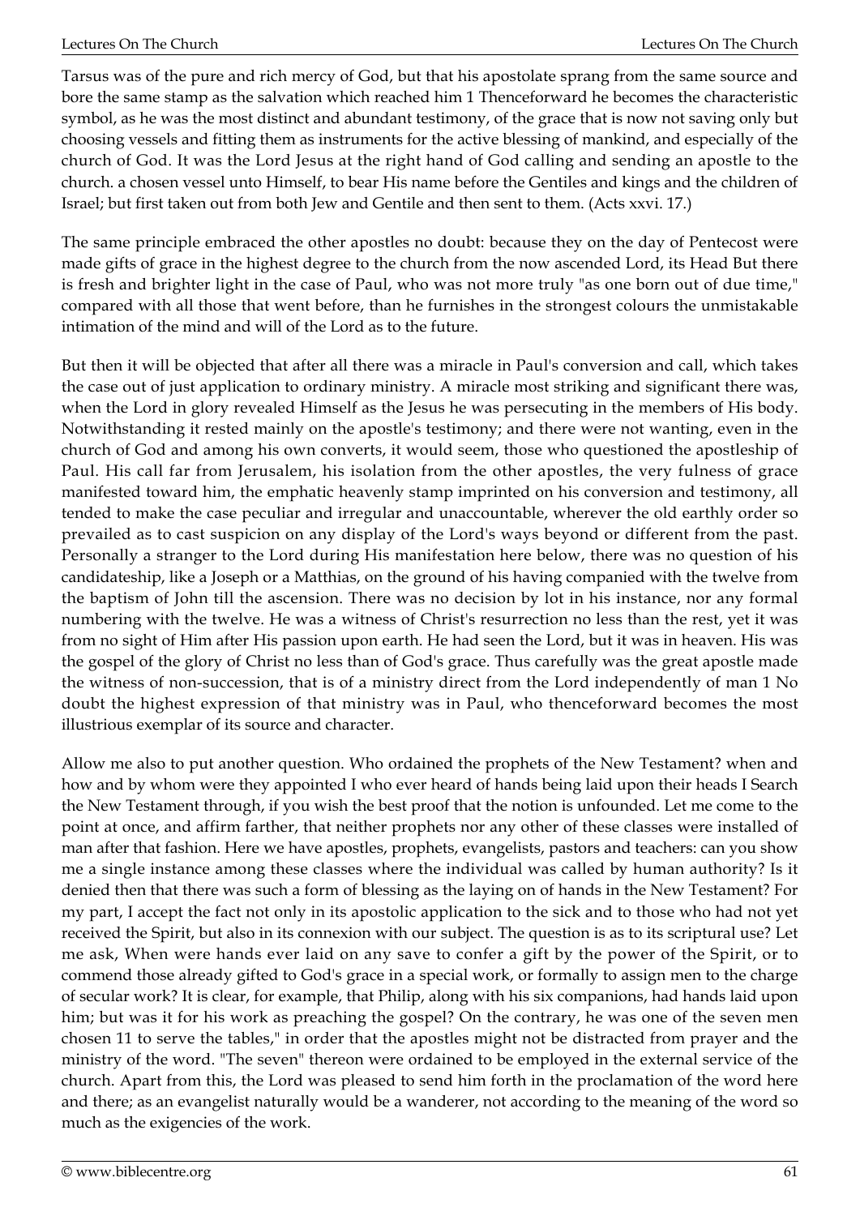Tarsus was of the pure and rich mercy of God, but that his apostolate sprang from the same source and bore the same stamp as the salvation which reached him 1 Thenceforward he becomes the characteristic symbol, as he was the most distinct and abundant testimony, of the grace that is now not saving only but choosing vessels and fitting them as instruments for the active blessing of mankind, and especially of the church of God. It was the Lord Jesus at the right hand of God calling and sending an apostle to the church. a chosen vessel unto Himself, to bear His name before the Gentiles and kings and the children of Israel; but first taken out from both Jew and Gentile and then sent to them. (Acts xxvi. 17.)

The same principle embraced the other apostles no doubt: because they on the day of Pentecost were made gifts of grace in the highest degree to the church from the now ascended Lord, its Head But there is fresh and brighter light in the case of Paul, who was not more truly "as one born out of due time," compared with all those that went before, than he furnishes in the strongest colours the unmistakable intimation of the mind and will of the Lord as to the future.

But then it will be objected that after all there was a miracle in Paul's conversion and call, which takes the case out of just application to ordinary ministry. A miracle most striking and significant there was, when the Lord in glory revealed Himself as the Jesus he was persecuting in the members of His body. Notwithstanding it rested mainly on the apostle's testimony; and there were not wanting, even in the church of God and among his own converts, it would seem, those who questioned the apostleship of Paul. His call far from Jerusalem, his isolation from the other apostles, the very fulness of grace manifested toward him, the emphatic heavenly stamp imprinted on his conversion and testimony, all tended to make the case peculiar and irregular and unaccountable, wherever the old earthly order so prevailed as to cast suspicion on any display of the Lord's ways beyond or different from the past. Personally a stranger to the Lord during His manifestation here below, there was no question of his candidateship, like a Joseph or a Matthias, on the ground of his having companied with the twelve from the baptism of John till the ascension. There was no decision by lot in his instance, nor any formal numbering with the twelve. He was a witness of Christ's resurrection no less than the rest, yet it was from no sight of Him after His passion upon earth. He had seen the Lord, but it was in heaven. His was the gospel of the glory of Christ no less than of God's grace. Thus carefully was the great apostle made the witness of non-succession, that is of a ministry direct from the Lord independently of man 1 No doubt the highest expression of that ministry was in Paul, who thenceforward becomes the most illustrious exemplar of its source and character.

Allow me also to put another question. Who ordained the prophets of the New Testament? when and how and by whom were they appointed I who ever heard of hands being laid upon their heads I Search the New Testament through, if you wish the best proof that the notion is unfounded. Let me come to the point at once, and affirm farther, that neither prophets nor any other of these classes were installed of man after that fashion. Here we have apostles, prophets, evangelists, pastors and teachers: can you show me a single instance among these classes where the individual was called by human authority? Is it denied then that there was such a form of blessing as the laying on of hands in the New Testament? For my part, I accept the fact not only in its apostolic application to the sick and to those who had not yet received the Spirit, but also in its connexion with our subject. The question is as to its scriptural use? Let me ask, When were hands ever laid on any save to confer a gift by the power of the Spirit, or to commend those already gifted to God's grace in a special work, or formally to assign men to the charge of secular work? It is clear, for example, that Philip, along with his six companions, had hands laid upon him; but was it for his work as preaching the gospel? On the contrary, he was one of the seven men chosen 11 to serve the tables," in order that the apostles might not be distracted from prayer and the ministry of the word. "The seven" thereon were ordained to be employed in the external service of the church. Apart from this, the Lord was pleased to send him forth in the proclamation of the word here and there; as an evangelist naturally would be a wanderer, not according to the meaning of the word so much as the exigencies of the work.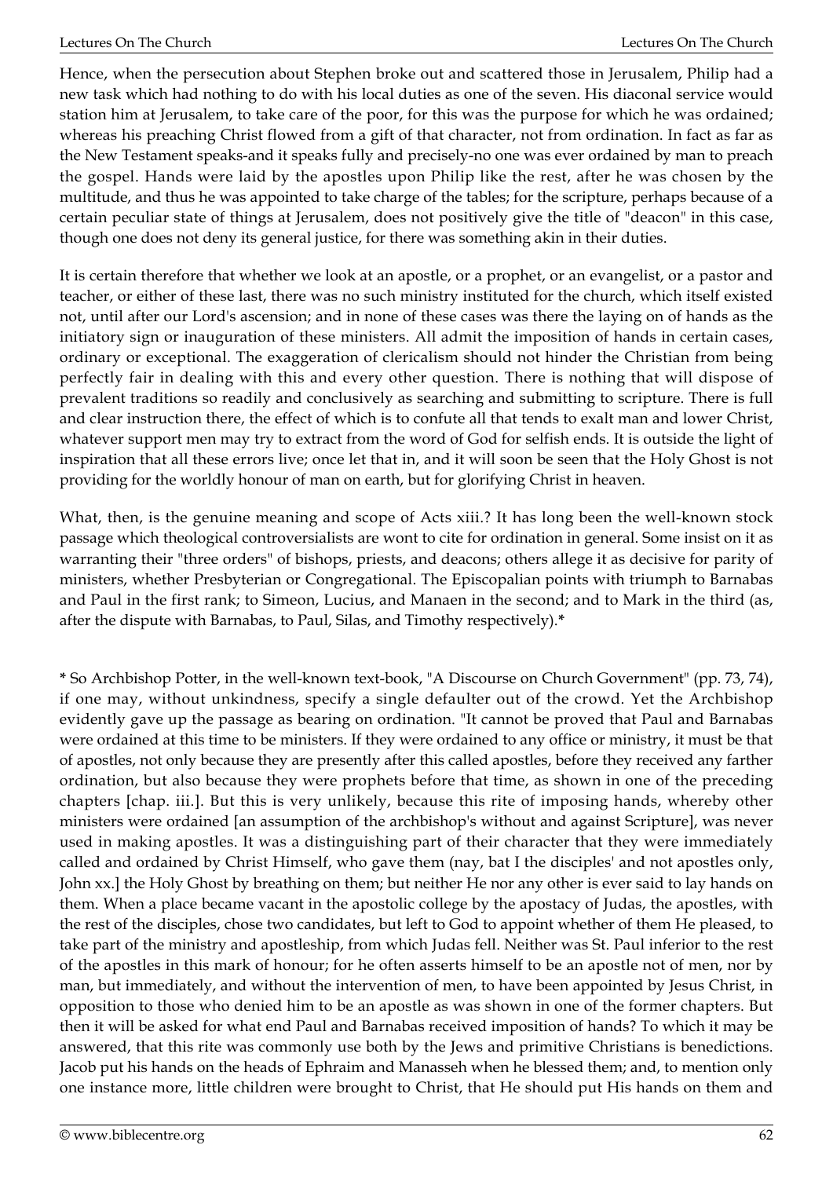Hence, when the persecution about Stephen broke out and scattered those in Jerusalem, Philip had a new task which had nothing to do with his local duties as one of the seven. His diaconal service would station him at Jerusalem, to take care of the poor, for this was the purpose for which he was ordained; whereas his preaching Christ flowed from a gift of that character, not from ordination. In fact as far as the New Testament speaks-and it speaks fully and precisely-no one was ever ordained by man to preach the gospel. Hands were laid by the apostles upon Philip like the rest, after he was chosen by the multitude, and thus he was appointed to take charge of the tables; for the scripture, perhaps because of a certain peculiar state of things at Jerusalem, does not positively give the title of "deacon" in this case, though one does not deny its general justice, for there was something akin in their duties.

It is certain therefore that whether we look at an apostle, or a prophet, or an evangelist, or a pastor and teacher, or either of these last, there was no such ministry instituted for the church, which itself existed not, until after our Lord's ascension; and in none of these cases was there the laying on of hands as the initiatory sign or inauguration of these ministers. All admit the imposition of hands in certain cases, ordinary or exceptional. The exaggeration of clericalism should not hinder the Christian from being perfectly fair in dealing with this and every other question. There is nothing that will dispose of prevalent traditions so readily and conclusively as searching and submitting to scripture. There is full and clear instruction there, the effect of which is to confute all that tends to exalt man and lower Christ, whatever support men may try to extract from the word of God for selfish ends. It is outside the light of inspiration that all these errors live; once let that in, and it will soon be seen that the Holy Ghost is not providing for the worldly honour of man on earth, but for glorifying Christ in heaven.

What, then, is the genuine meaning and scope of Acts xiii.? It has long been the well-known stock passage which theological controversialists are wont to cite for ordination in general. Some insist on it as warranting their "three orders" of bishops, priests, and deacons; others allege it as decisive for parity of ministers, whether Presbyterian or Congregational. The Episcopalian points with triumph to Barnabas and Paul in the first rank; to Simeon, Lucius, and Manaen in the second; and to Mark in the third (as, after the dispute with Barnabas, to Paul, Silas, and Timothy respectively).**\***

**\*** So Archbishop Potter, in the well-known text-book, "A Discourse on Church Government" (pp. 73, 74), if one may, without unkindness, specify a single defaulter out of the crowd. Yet the Archbishop evidently gave up the passage as bearing on ordination. "It cannot be proved that Paul and Barnabas were ordained at this time to be ministers. If they were ordained to any office or ministry, it must be that of apostles, not only because they are presently after this called apostles, before they received any farther ordination, but also because they were prophets before that time, as shown in one of the preceding chapters [chap. iii.]. But this is very unlikely, because this rite of imposing hands, whereby other ministers were ordained [an assumption of the archbishop's without and against Scripture], was never used in making apostles. It was a distinguishing part of their character that they were immediately called and ordained by Christ Himself, who gave them (nay, bat I the disciples' and not apostles only, John xx.] the Holy Ghost by breathing on them; but neither He nor any other is ever said to lay hands on them. When a place became vacant in the apostolic college by the apostacy of Judas, the apostles, with the rest of the disciples, chose two candidates, but left to God to appoint whether of them He pleased, to take part of the ministry and apostleship, from which Judas fell. Neither was St. Paul inferior to the rest of the apostles in this mark of honour; for he often asserts himself to be an apostle not of men, nor by man, but immediately, and without the intervention of men, to have been appointed by Jesus Christ, in opposition to those who denied him to be an apostle as was shown in one of the former chapters. But then it will be asked for what end Paul and Barnabas received imposition of hands? To which it may be answered, that this rite was commonly use both by the Jews and primitive Christians is benedictions. Jacob put his hands on the heads of Ephraim and Manasseh when he blessed them; and, to mention only one instance more, little children were brought to Christ, that He should put His hands on them and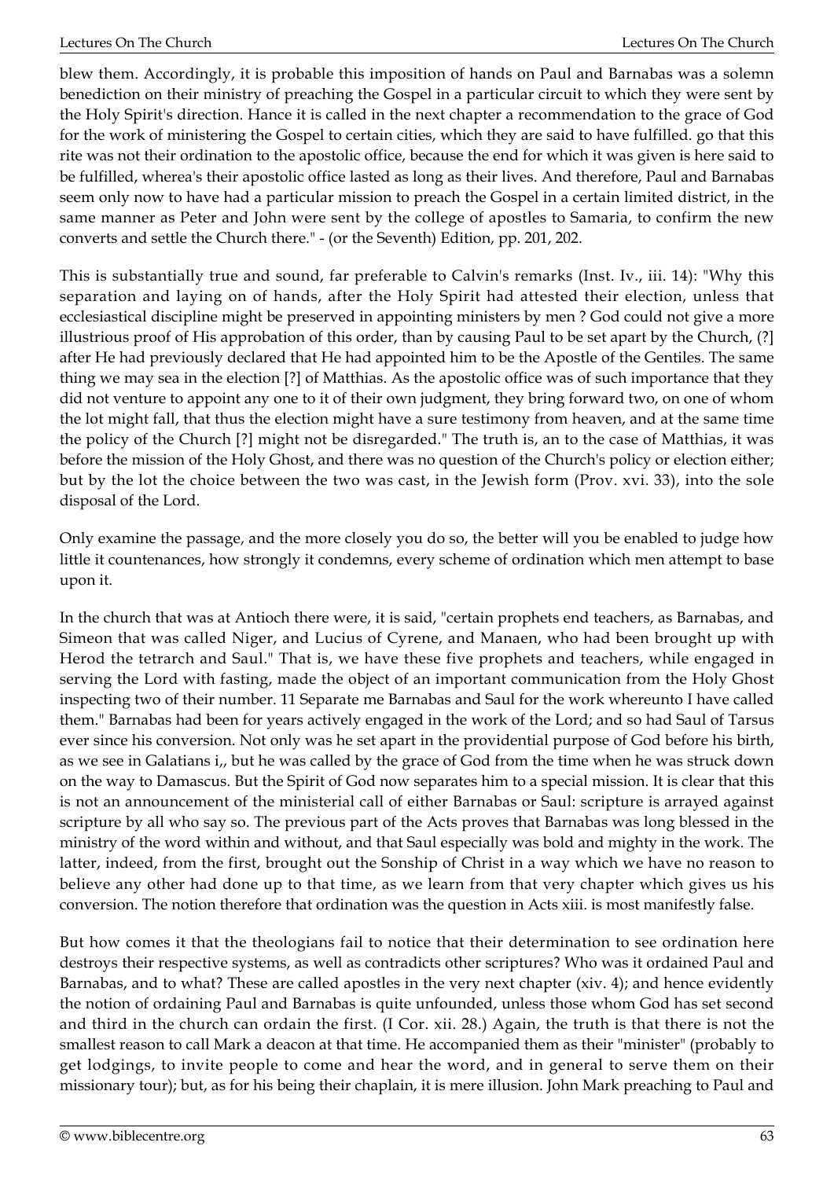blew them. Accordingly, it is probable this imposition of hands on Paul and Barnabas was a solemn benediction on their ministry of preaching the Gospel in a particular circuit to which they were sent by the Holy Spirit's direction. Hance it is called in the next chapter a recommendation to the grace of God for the work of ministering the Gospel to certain cities, which they are said to have fulfilled. go that this rite was not their ordination to the apostolic office, because the end for which it was given is here said to be fulfilled, wherea's their apostolic office lasted as long as their lives. And therefore, Paul and Barnabas seem only now to have had a particular mission to preach the Gospel in a certain limited district, in the same manner as Peter and John were sent by the college of apostles to Samaria, to confirm the new converts and settle the Church there." - (or the Seventh) Edition, pp. 201, 202.

This is substantially true and sound, far preferable to Calvin's remarks (Inst. Iv., iii. 14): "Why this separation and laying on of hands, after the Holy Spirit had attested their election, unless that ecclesiastical discipline might be preserved in appointing ministers by men ? God could not give a more illustrious proof of His approbation of this order, than by causing Paul to be set apart by the Church, (?] after He had previously declared that He had appointed him to be the Apostle of the Gentiles. The same thing we may sea in the election [?] of Matthias. As the apostolic office was of such importance that they did not venture to appoint any one to it of their own judgment, they bring forward two, on one of whom the lot might fall, that thus the election might have a sure testimony from heaven, and at the same time the policy of the Church [?] might not be disregarded." The truth is, an to the case of Matthias, it was before the mission of the Holy Ghost, and there was no question of the Church's policy or election either; but by the lot the choice between the two was cast, in the Jewish form (Prov. xvi. 33), into the sole disposal of the Lord.

Only examine the passage, and the more closely you do so, the better will you be enabled to judge how little it countenances, how strongly it condemns, every scheme of ordination which men attempt to base upon it.

In the church that was at Antioch there were, it is said, "certain prophets end teachers, as Barnabas, and Simeon that was called Niger, and Lucius of Cyrene, and Manaen, who had been brought up with Herod the tetrarch and Saul." That is, we have these five prophets and teachers, while engaged in serving the Lord with fasting, made the object of an important communication from the Holy Ghost inspecting two of their number. 11 Separate me Barnabas and Saul for the work whereunto I have called them." Barnabas had been for years actively engaged in the work of the Lord; and so had Saul of Tarsus ever since his conversion. Not only was he set apart in the providential purpose of God before his birth, as we see in Galatians i,, but he was called by the grace of God from the time when he was struck down on the way to Damascus. But the Spirit of God now separates him to a special mission. It is clear that this is not an announcement of the ministerial call of either Barnabas or Saul: scripture is arrayed against scripture by all who say so. The previous part of the Acts proves that Barnabas was long blessed in the ministry of the word within and without, and that Saul especially was bold and mighty in the work. The latter, indeed, from the first, brought out the Sonship of Christ in a way which we have no reason to believe any other had done up to that time, as we learn from that very chapter which gives us his conversion. The notion therefore that ordination was the question in Acts xiii. is most manifestly false.

But how comes it that the theologians fail to notice that their determination to see ordination here destroys their respective systems, as well as contradicts other scriptures? Who was it ordained Paul and Barnabas, and to what? These are called apostles in the very next chapter (xiv. 4); and hence evidently the notion of ordaining Paul and Barnabas is quite unfounded, unless those whom God has set second and third in the church can ordain the first. (I Cor. xii. 28.) Again, the truth is that there is not the smallest reason to call Mark a deacon at that time. He accompanied them as their "minister" (probably to get lodgings, to invite people to come and hear the word, and in general to serve them on their missionary tour); but, as for his being their chaplain, it is mere illusion. John Mark preaching to Paul and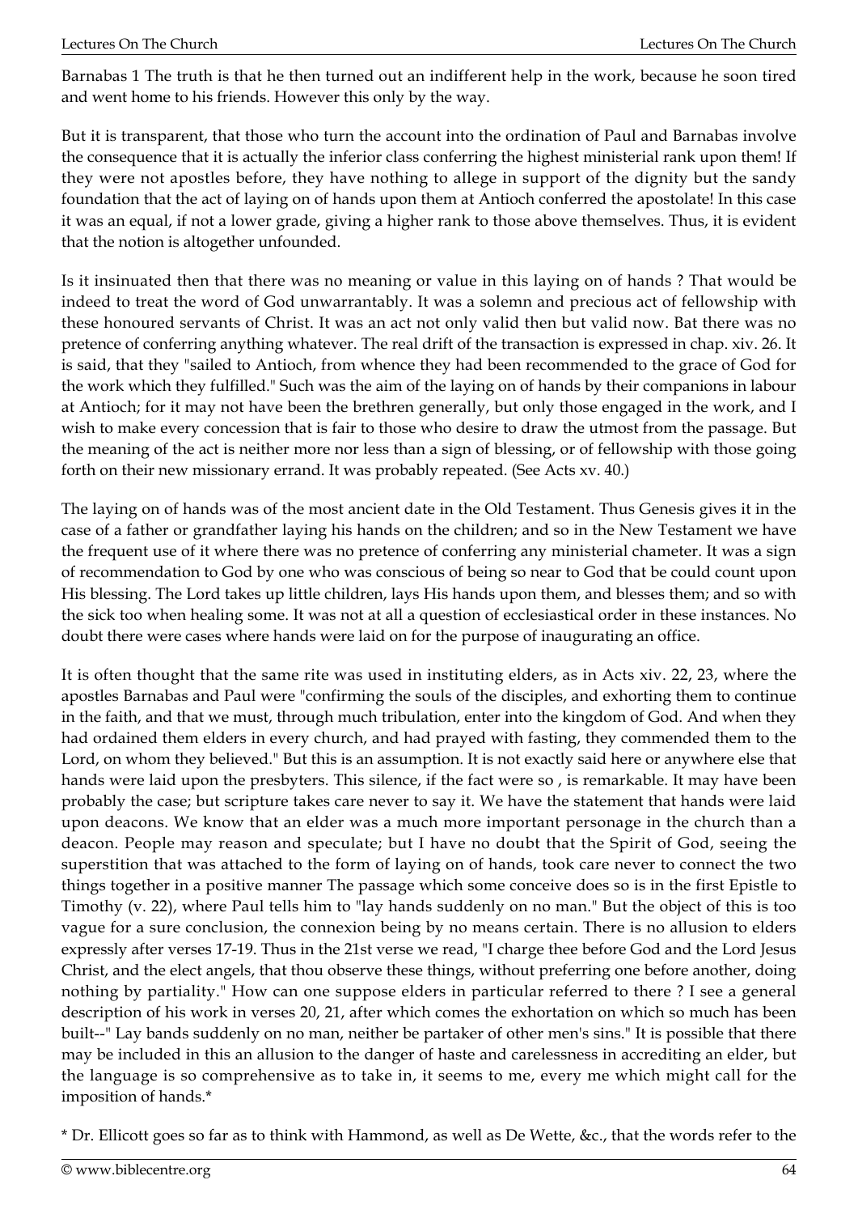Barnabas 1 The truth is that he then turned out an indifferent help in the work, because he soon tired and went home to his friends. However this only by the way.

But it is transparent, that those who turn the account into the ordination of Paul and Barnabas involve the consequence that it is actually the inferior class conferring the highest ministerial rank upon them! If they were not apostles before, they have nothing to allege in support of the dignity but the sandy foundation that the act of laying on of hands upon them at Antioch conferred the apostolate! In this case it was an equal, if not a lower grade, giving a higher rank to those above themselves. Thus, it is evident that the notion is altogether unfounded.

Is it insinuated then that there was no meaning or value in this laying on of hands ? That would be indeed to treat the word of God unwarrantably. It was a solemn and precious act of fellowship with these honoured servants of Christ. It was an act not only valid then but valid now. Bat there was no pretence of conferring anything whatever. The real drift of the transaction is expressed in chap. xiv. 26. It is said, that they "sailed to Antioch, from whence they had been recommended to the grace of God for the work which they fulfilled." Such was the aim of the laying on of hands by their companions in labour at Antioch; for it may not have been the brethren generally, but only those engaged in the work, and I wish to make every concession that is fair to those who desire to draw the utmost from the passage. But the meaning of the act is neither more nor less than a sign of blessing, or of fellowship with those going forth on their new missionary errand. It was probably repeated. (See Acts xv. 40.)

The laying on of hands was of the most ancient date in the Old Testament. Thus Genesis gives it in the case of a father or grandfather laying his hands on the children; and so in the New Testament we have the frequent use of it where there was no pretence of conferring any ministerial chameter. It was a sign of recommendation to God by one who was conscious of being so near to God that be could count upon His blessing. The Lord takes up little children, lays His hands upon them, and blesses them; and so with the sick too when healing some. It was not at all a question of ecclesiastical order in these instances. No doubt there were cases where hands were laid on for the purpose of inaugurating an office.

It is often thought that the same rite was used in instituting elders, as in Acts xiv. 22, 23, where the apostles Barnabas and Paul were "confirming the souls of the disciples, and exhorting them to continue in the faith, and that we must, through much tribulation, enter into the kingdom of God. And when they had ordained them elders in every church, and had prayed with fasting, they commended them to the Lord, on whom they believed." But this is an assumption. It is not exactly said here or anywhere else that hands were laid upon the presbyters. This silence, if the fact were so , is remarkable. It may have been probably the case; but scripture takes care never to say it. We have the statement that hands were laid upon deacons. We know that an elder was a much more important personage in the church than a deacon. People may reason and speculate; but I have no doubt that the Spirit of God, seeing the superstition that was attached to the form of laying on of hands, took care never to connect the two things together in a positive manner The passage which some conceive does so is in the first Epistle to Timothy (v. 22), where Paul tells him to "lay hands suddenly on no man." But the object of this is too vague for a sure conclusion, the connexion being by no means certain. There is no allusion to elders expressly after verses 17-19. Thus in the 21st verse we read, "I charge thee before God and the Lord Jesus Christ, and the elect angels, that thou observe these things, without preferring one before another, doing nothing by partiality." How can one suppose elders in particular referred to there ? I see a general description of his work in verses 20, 21, after which comes the exhortation on which so much has been built--" Lay bands suddenly on no man, neither be partaker of other men's sins." It is possible that there may be included in this an allusion to the danger of haste and carelessness in accrediting an elder, but the language is so comprehensive as to take in, it seems to me, every me which might call for the imposition of hands.*

* Dr. Ellicott goes so far as to think with Hammond, as well as De Wette, &c., that the words refer to the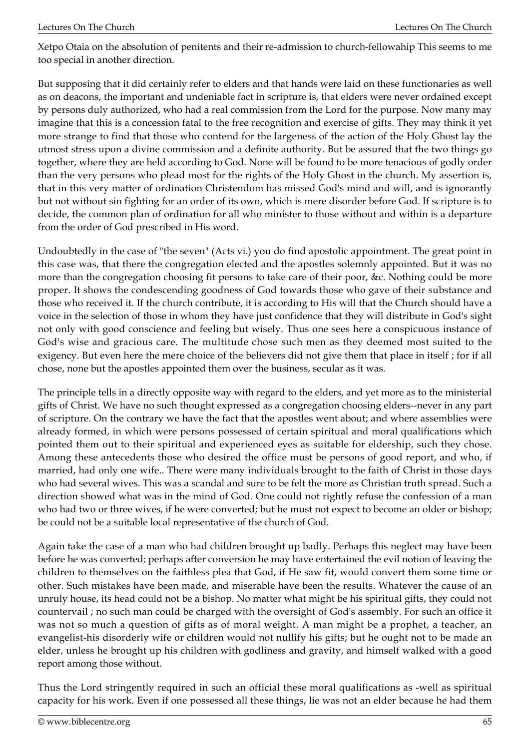Xetpo Otaia on the absolution of penitents and their re-admission to church-fellowahip This seems to me too special in another direction.

But supposing that it did certainly refer to elders and that hands were laid on these functionaries as well as on deacons, the important and undeniable fact in scripture is, that elders were never ordained except by persons duly authorized, who had a real commission from the Lord for the purpose. Now many may imagine that this is a concession fatal to the free recognition and exercise of gifts. They may think it yet more strange to find that those who contend for the largeness of the action of the Holy Ghost lay the utmost stress upon a divine commission and a definite authority. But be assured that the two things go together, where they are held according to God. None will be found to be more tenacious of godly order than the very persons who plead most for the rights of the Holy Ghost in the church. My assertion is, that in this very matter of ordination Christendom has missed God's mind and will, and is ignorantly but not without sin fighting for an order of its own, which is mere disorder before God. If scripture is to decide, the common plan of ordination for all who minister to those without and within is a departure from the order of God prescribed in His word.

Undoubtedly in the case of "the seven" (Acts vi.) you do find apostolic appointment. The great point in this case was, that there the congregation elected and the apostles solemnly appointed. But it was no more than the congregation choosing fit persons to take care of their poor, &c. Nothing could be more proper. It shows the condescending goodness of God towards those who gave of their substance and those who received it. If the church contribute, it is according to His will that the Church should have a voice in the selection of those in whom they have just confidence that they will distribute in God's sight not only with good conscience and feeling but wisely. Thus one sees here a conspicuous instance of God's wise and gracious care. The multitude chose such men as they deemed most suited to the exigency. But even here the mere choice of the believers did not give them that place in itself ; for if all chose, none but the apostles appointed them over the business, secular as it was.

The principle tells in a directly opposite way with regard to the elders, and yet more as to the ministerial gifts of Christ. We have no such thought expressed as a congregation choosing elders--never in any part of scripture. On the contrary we have the fact that the apostles went about; and where assemblies were already formed, in which were persons possessed of certain spiritual and moral qualifications which pointed them out to their spiritual and experienced eyes as suitable for eldership, such they chose. Among these antecedents those who desired the office must be persons of good report, and who, if married, had only one wife.. There were many individuals brought to the faith of Christ in those days who had several wives. This was a scandal and sure to be felt the more as Christian truth spread. Such a direction showed what was in the mind of God. One could not rightly refuse the confession of a man who had two or three wives, if he were converted; but he must not expect to become an older or bishop; be could not be a suitable local representative of the church of God.

Again take the case of a man who had children brought up badly. Perhaps this neglect may have been before he was converted; perhaps after conversion he may have entertained the evil notion of leaving the children to themselves on the faithless plea that God, if He saw fit, would convert them some time or other. Such mistakes have been made, and miserable have been the results. Whatever the cause of an unruly house, its head could not be a bishop. No matter what might be his spiritual gifts, they could not countervail ; no such man could be charged with the oversight of God's assembly. For such an office it was not so much a question of gifts as of moral weight. A man might be a prophet, a teacher, an evangelist-his disorderly wife or children would not nullify his gifts; but he ought not to be made an elder, unless he brought up his children with godliness and gravity, and himself walked with a good report among those without.

Thus the Lord stringently required in such an official these moral qualifications as -well as spiritual capacity for his work. Even if one possessed all these things, lie was not an elder because he had them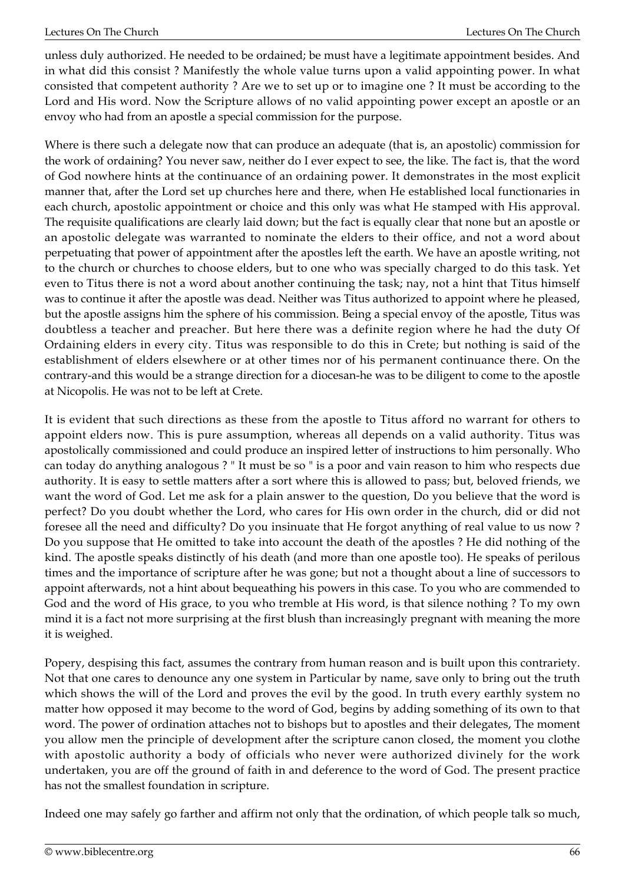unless duly authorized. He needed to be ordained; be must have a legitimate appointment besides. And in what did this consist ? Manifestly the whole value turns upon a valid appointing power. In what consisted that competent authority ? Are we to set up or to imagine one ? It must be according to the Lord and His word. Now the Scripture allows of no valid appointing power except an apostle or an envoy who had from an apostle a special commission for the purpose.

Where is there such a delegate now that can produce an adequate (that is, an apostolic) commission for the work of ordaining? You never saw, neither do I ever expect to see, the like. The fact is, that the word of God nowhere hints at the continuance of an ordaining power. It demonstrates in the most explicit manner that, after the Lord set up churches here and there, when He established local functionaries in each church, apostolic appointment or choice and this only was what He stamped with His approval. The requisite qualifications are clearly laid down; but the fact is equally clear that none but an apostle or an apostolic delegate was warranted to nominate the elders to their office, and not a word about perpetuating that power of appointment after the apostles left the earth. We have an apostle writing, not to the church or churches to choose elders, but to one who was specially charged to do this task. Yet even to Titus there is not a word about another continuing the task; nay, not a hint that Titus himself was to continue it after the apostle was dead. Neither was Titus authorized to appoint where he pleased, but the apostle assigns him the sphere of his commission. Being a special envoy of the apostle, Titus was doubtless a teacher and preacher. But here there was a definite region where he had the duty Of Ordaining elders in every city. Titus was responsible to do this in Crete; but nothing is said of the establishment of elders elsewhere or at other times nor of his permanent continuance there. On the contrary-and this would be a strange direction for a diocesan-he was to be diligent to come to the apostle at Nicopolis. He was not to be left at Crete.

It is evident that such directions as these from the apostle to Titus afford no warrant for others to appoint elders now. This is pure assumption, whereas all depends on a valid authority. Titus was apostolically commissioned and could produce an inspired letter of instructions to him personally. Who can today do anything analogous ? " It must be so " is a poor and vain reason to him who respects due authority. It is easy to settle matters after a sort where this is allowed to pass; but, beloved friends, we want the word of God. Let me ask for a plain answer to the question, Do you believe that the word is perfect? Do you doubt whether the Lord, who cares for His own order in the church, did or did not foresee all the need and difficulty? Do you insinuate that He forgot anything of real value to us now ? Do you suppose that He omitted to take into account the death of the apostles ? He did nothing of the kind. The apostle speaks distinctly of his death (and more than one apostle too). He speaks of perilous times and the importance of scripture after he was gone; but not a thought about a line of successors to appoint afterwards, not a hint about bequeathing his powers in this case. To you who are commended to God and the word of His grace, to you who tremble at His word, is that silence nothing ? To my own mind it is a fact not more surprising at the first blush than increasingly pregnant with meaning the more it is weighed.

Popery, despising this fact, assumes the contrary from human reason and is built upon this contrariety. Not that one cares to denounce any one system in Particular by name, save only to bring out the truth which shows the will of the Lord and proves the evil by the good. In truth every earthly system no matter how opposed it may become to the word of God, begins by adding something of its own to that word. The power of ordination attaches not to bishops but to apostles and their delegates, The moment you allow men the principle of development after the scripture canon closed, the moment you clothe with apostolic authority a body of officials who never were authorized divinely for the work undertaken, you are off the ground of faith in and deference to the word of God. The present practice has not the smallest foundation in scripture.

Indeed one may safely go farther and affirm not only that the ordination, of which people talk so much,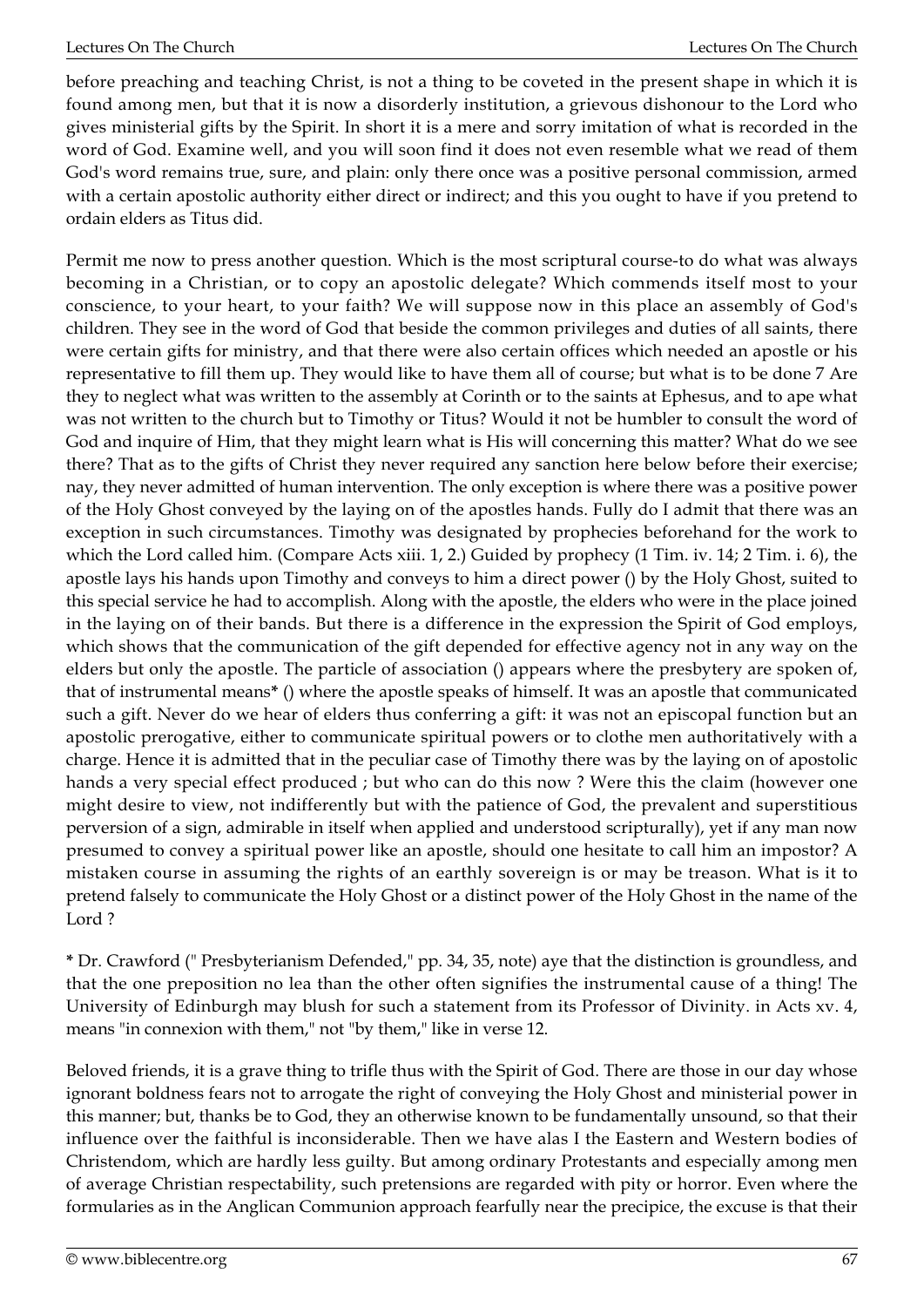before preaching and teaching Christ, is not a thing to be coveted in the present shape in which it is found among men, but that it is now a disorderly institution, a grievous dishonour to the Lord who gives ministerial gifts by the Spirit. In short it is a mere and sorry imitation of what is recorded in the word of God. Examine well, and you will soon find it does not even resemble what we read of them God's word remains true, sure, and plain: only there once was a positive personal commission, armed with a certain apostolic authority either direct or indirect; and this you ought to have if you pretend to ordain elders as Titus did.

Permit me now to press another question. Which is the most scriptural course-to do what was always becoming in a Christian, or to copy an apostolic delegate? Which commends itself most to your conscience, to your heart, to your faith? We will suppose now in this place an assembly of God's children. They see in the word of God that beside the common privileges and duties of all saints, there were certain gifts for ministry, and that there were also certain offices which needed an apostle or his representative to fill them up. They would like to have them all of course; but what is to be done 7 Are they to neglect what was written to the assembly at Corinth or to the saints at Ephesus, and to ape what was not written to the church but to Timothy or Titus? Would it not be humbler to consult the word of God and inquire of Him, that they might learn what is His will concerning this matter? What do we see there? That as to the gifts of Christ they never required any sanction here below before their exercise; nay, they never admitted of human intervention. The only exception is where there was a positive power of the Holy Ghost conveyed by the laying on of the apostles hands. Fully do I admit that there was an exception in such circumstances. Timothy was designated by prophecies beforehand for the work to which the Lord called him. (Compare Acts xiii. 1, 2.) Guided by prophecy (1 Tim. iv. 14; 2 Tim. i. 6), the apostle lays his hands upon Timothy and conveys to him a direct power () by the Holy Ghost, suited to this special service he had to accomplish. Along with the apostle, the elders who were in the place joined in the laying on of their bands. But there is a difference in the expression the Spirit of God employs, which shows that the communication of the gift depended for effective agency not in any way on the elders but only the apostle. The particle of association () appears where the presbytery are spoken of, that of instrumental means* () where the apostle speaks of himself. It was an apostle that communicated such a gift. Never do we hear of elders thus conferring a gift: it was not an episcopal function but an apostolic prerogative, either to communicate spiritual powers or to clothe men authoritatively with a charge. Hence it is admitted that in the peculiar case of Timothy there was by the laying on of apostolic hands a very special effect produced ; but who can do this now ? Were this the claim (however one might desire to view, not indifferently but with the patience of God, the prevalent and superstitious perversion of a sign, admirable in itself when applied and understood scripturally), yet if any man now presumed to convey a spiritual power like an apostle, should one hesitate to call him an impostor? A mistaken course in assuming the rights of an earthly sovereign is or may be treason. What is it to pretend falsely to communicate the Holy Ghost or a distinct power of the Holy Ghost in the name of the Lord ?

* Dr. Crawford (" Presbyterianism Defended," pp. 34, 35, note) aye that the distinction is groundless, and that the one preposition no lea than the other often signifies the instrumental cause of a thing! The University of Edinburgh may blush for such a statement from its Professor of Divinity. in Acts xv. 4, means "in connexion with them," not "by them," like in verse 12.

Beloved friends, it is a grave thing to trifle thus with the Spirit of God. There are those in our day whose ignorant boldness fears not to arrogate the right of conveying the Holy Ghost and ministerial power in this manner; but, thanks be to God, they an otherwise known to be fundamentally unsound, so that their influence over the faithful is inconsiderable. Then we have alas I the Eastern and Western bodies of Christendom, which are hardly less guilty. But among ordinary Protestants and especially among men of average Christian respectability, such pretensions are regarded with pity or horror. Even where the formularies as in the Anglican Communion approach fearfully near the precipice, the excuse is that their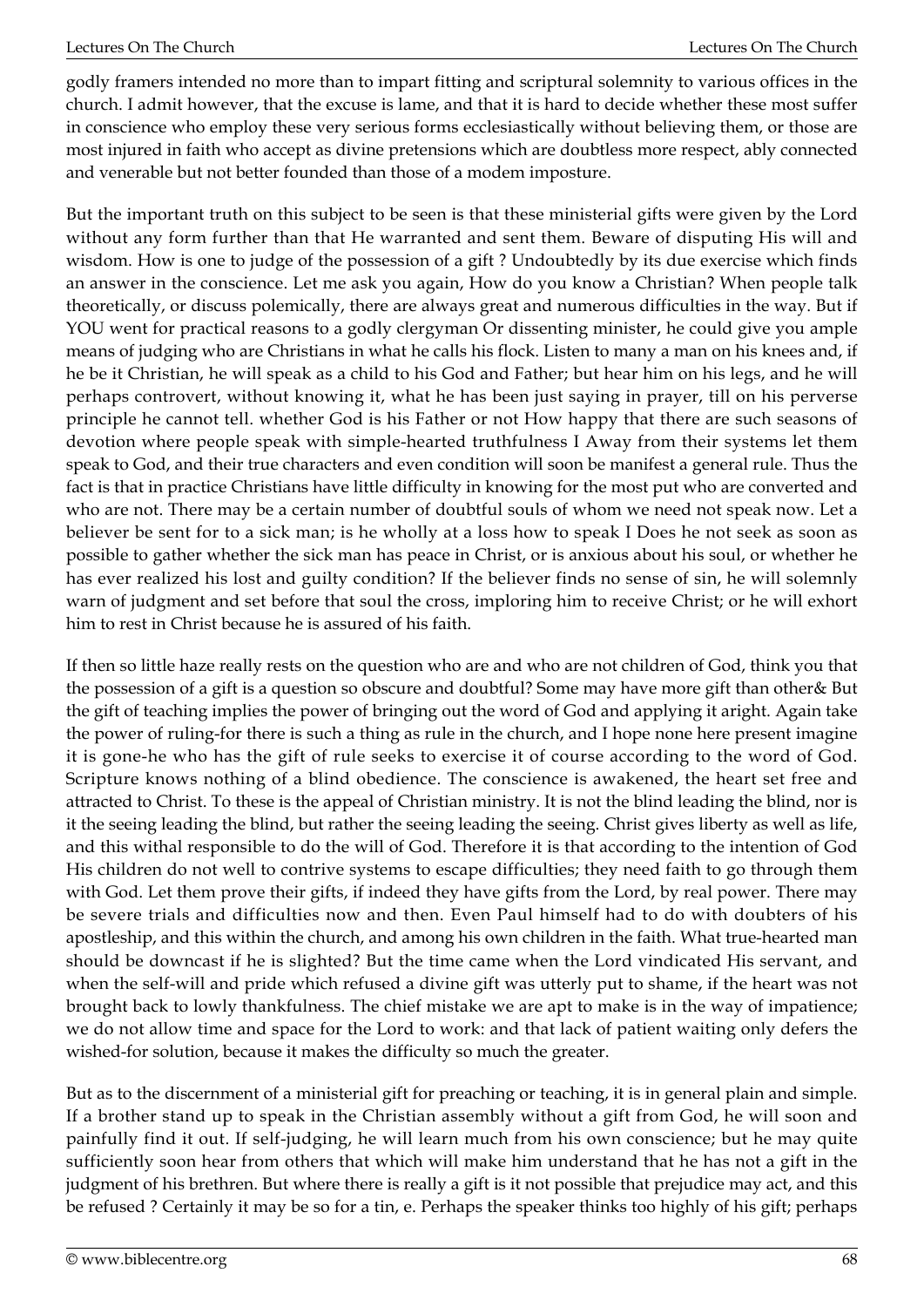godly framers intended no more than to impart fitting and scriptural solemnity to various offices in the church. I admit however, that the excuse is lame, and that it is hard to decide whether these most suffer in conscience who employ these very serious forms ecclesiastically without believing them, or those are most injured in faith who accept as divine pretensions which are doubtless more respect, ably connected and venerable but not better founded than those of a modem imposture.

But the important truth on this subject to be seen is that these ministerial gifts were given by the Lord without any form further than that He warranted and sent them. Beware of disputing His will and wisdom. How is one to judge of the possession of a gift ? Undoubtedly by its due exercise which finds an answer in the conscience. Let me ask you again, How do you know a Christian? When people talk theoretically, or discuss polemically, there are always great and numerous difficulties in the way. But if YOU went for practical reasons to a godly clergyman Or dissenting minister, he could give you ample means of judging who are Christians in what he calls his flock. Listen to many a man on his knees and, if he be it Christian, he will speak as a child to his God and Father; but hear him on his legs, and he will perhaps controvert, without knowing it, what he has been just saying in prayer, till on his perverse principle he cannot tell. whether God is his Father or not How happy that there are such seasons of devotion where people speak with simple-hearted truthfulness I Away from their systems let them speak to God, and their true characters and even condition will soon be manifest a general rule. Thus the fact is that in practice Christians have little difficulty in knowing for the most put who are converted and who are not. There may be a certain number of doubtful souls of whom we need not speak now. Let a believer be sent for to a sick man; is he wholly at a loss how to speak I Does he not seek as soon as possible to gather whether the sick man has peace in Christ, or is anxious about his soul, or whether he has ever realized his lost and guilty condition? If the believer finds no sense of sin, he will solemnly warn of judgment and set before that soul the cross, imploring him to receive Christ; or he will exhort him to rest in Christ because he is assured of his faith.

If then so little haze really rests on the question who are and who are not children of God, think you that the possession of a gift is a question so obscure and doubtful? Some may have more gift than other& But the gift of teaching implies the power of bringing out the word of God and applying it aright. Again take the power of ruling-for there is such a thing as rule in the church, and I hope none here present imagine it is gone-he who has the gift of rule seeks to exercise it of course according to the word of God. Scripture knows nothing of a blind obedience. The conscience is awakened, the heart set free and attracted to Christ. To these is the appeal of Christian ministry. It is not the blind leading the blind, nor is it the seeing leading the blind, but rather the seeing leading the seeing. Christ gives liberty as well as life, and this withal responsible to do the will of God. Therefore it is that according to the intention of God His children do not well to contrive systems to escape difficulties; they need faith to go through them with God. Let them prove their gifts, if indeed they have gifts from the Lord, by real power. There may be severe trials and difficulties now and then. Even Paul himself had to do with doubters of his apostleship, and this within the church, and among his own children in the faith. What true-hearted man should be downcast if he is slighted? But the time came when the Lord vindicated His servant, and when the self-will and pride which refused a divine gift was utterly put to shame, if the heart was not brought back to lowly thankfulness. The chief mistake we are apt to make is in the way of impatience; we do not allow time and space for the Lord to work: and that lack of patient waiting only defers the wished-for solution, because it makes the difficulty so much the greater.

But as to the discernment of a ministerial gift for preaching or teaching, it is in general plain and simple. If a brother stand up to speak in the Christian assembly without a gift from God, he will soon and painfully find it out. If self-judging, he will learn much from his own conscience; but he may quite sufficiently soon hear from others that which will make him understand that he has not a gift in the judgment of his brethren. But where there is really a gift is it not possible that prejudice may act, and this be refused ? Certainly it may be so for a tin, e. Perhaps the speaker thinks too highly of his gift; perhaps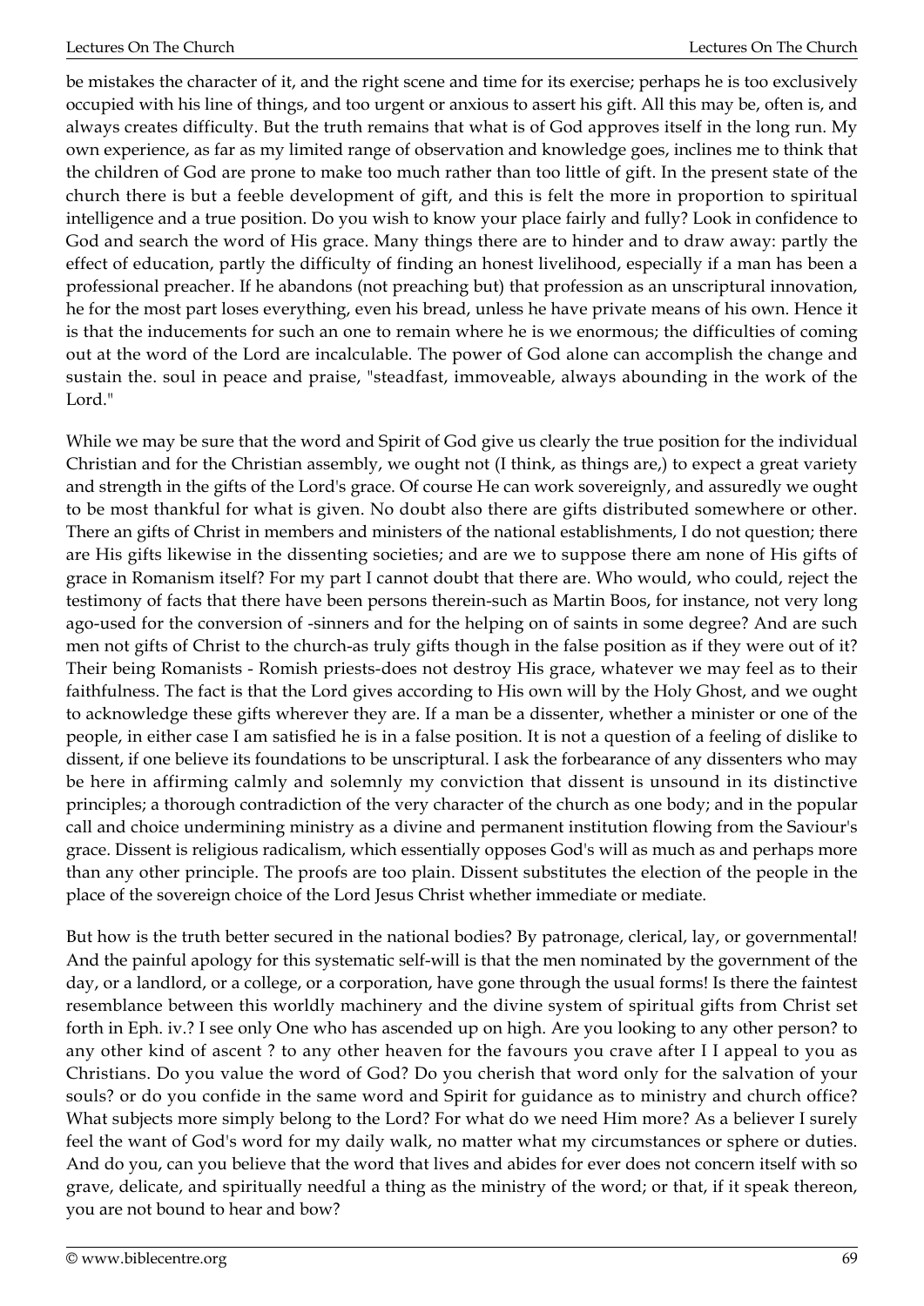be mistakes the character of it, and the right scene and time for its exercise; perhaps he is too exclusively occupied with his line of things, and too urgent or anxious to assert his gift. All this may be, often is, and always creates difficulty. But the truth remains that what is of God approves itself in the long run. My own experience, as far as my limited range of observation and knowledge goes, inclines me to think that the children of God are prone to make too much rather than too little of gift. In the present state of the church there is but a feeble development of gift, and this is felt the more in proportion to spiritual intelligence and a true position. Do you wish to know your place fairly and fully? Look in confidence to God and search the word of His grace. Many things there are to hinder and to draw away: partly the effect of education, partly the difficulty of finding an honest livelihood, especially if a man has been a professional preacher. If he abandons (not preaching but) that profession as an unscriptural innovation, he for the most part loses everything, even his bread, unless he have private means of his own. Hence it is that the inducements for such an one to remain where he is we enormous; the difficulties of coming out at the word of the Lord are incalculable. The power of God alone can accomplish the change and sustain the. soul in peace and praise, "steadfast, immoveable, always abounding in the work of the Lord."

While we may be sure that the word and Spirit of God give us clearly the true position for the individual Christian and for the Christian assembly, we ought not (I think, as things are,) to expect a great variety and strength in the gifts of the Lord's grace. Of course He can work sovereignly, and assuredly we ought to be most thankful for what is given. No doubt also there are gifts distributed somewhere or other. There an gifts of Christ in members and ministers of the national establishments, I do not question; there are His gifts likewise in the dissenting societies; and are we to suppose there am none of His gifts of grace in Romanism itself? For my part I cannot doubt that there are. Who would, who could, reject the testimony of facts that there have been persons therein-such as Martin Boos, for instance, not very long ago-used for the conversion of -sinners and for the helping on of saints in some degree? And are such men not gifts of Christ to the church-as truly gifts though in the false position as if they were out of it? Their being Romanists - Romish priests-does not destroy His grace, whatever we may feel as to their faithfulness. The fact is that the Lord gives according to His own will by the Holy Ghost, and we ought to acknowledge these gifts wherever they are. If a man be a dissenter, whether a minister or one of the people, in either case I am satisfied he is in a false position. It is not a question of a feeling of dislike to dissent, if one believe its foundations to be unscriptural. I ask the forbearance of any dissenters who may be here in affirming calmly and solemnly my conviction that dissent is unsound in its distinctive principles; a thorough contradiction of the very character of the church as one body; and in the popular call and choice undermining ministry as a divine and permanent institution flowing from the Saviour's grace. Dissent is religious radicalism, which essentially opposes God's will as much as and perhaps more than any other principle. The proofs are too plain. Dissent substitutes the election of the people in the place of the sovereign choice of the Lord Jesus Christ whether immediate or mediate.

But how is the truth better secured in the national bodies? By patronage, clerical, lay, or governmental! And the painful apology for this systematic self-will is that the men nominated by the government of the day, or a landlord, or a college, or a corporation, have gone through the usual forms! Is there the faintest resemblance between this worldly machinery and the divine system of spiritual gifts from Christ set forth in Eph. iv.? I see only One who has ascended up on high. Are you looking to any other person? to any other kind of ascent ? to any other heaven for the favours you crave after I I appeal to you as Christians. Do you value the word of God? Do you cherish that word only for the salvation of your souls? or do you confide in the same word and Spirit for guidance as to ministry and church office? What subjects more simply belong to the Lord? For what do we need Him more? As a believer I surely feel the want of God's word for my daily walk, no matter what my circumstances or sphere or duties. And do you, can you believe that the word that lives and abides for ever does not concern itself with so grave, delicate, and spiritually needful a thing as the ministry of the word; or that, if it speak thereon, you are not bound to hear and bow?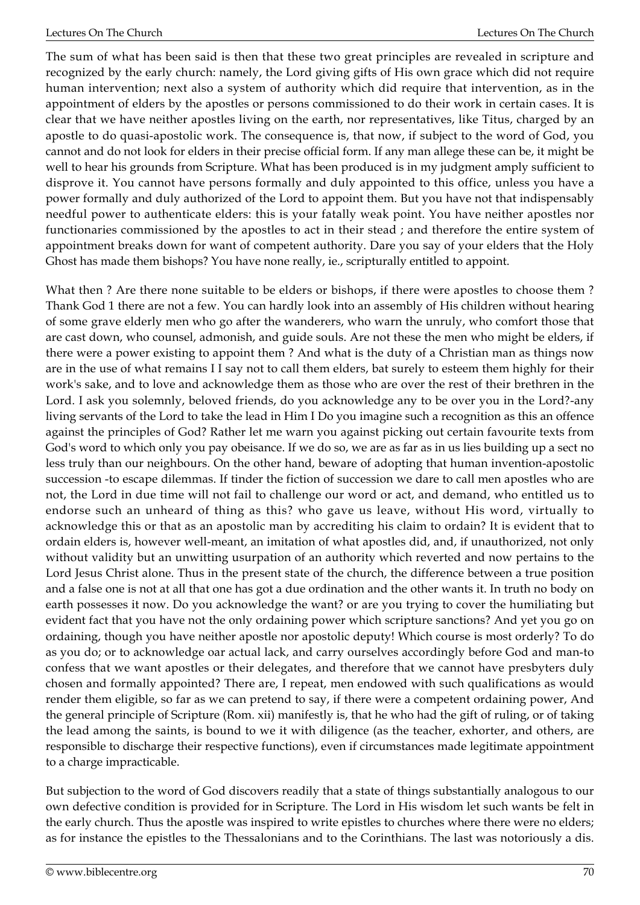The sum of what has been said is then that these two great principles are revealed in scripture and recognized by the early church: namely, the Lord giving gifts of His own grace which did not require human intervention; next also a system of authority which did require that intervention, as in the appointment of elders by the apostles or persons commissioned to do their work in certain cases. It is clear that we have neither apostles living on the earth, nor representatives, like Titus, charged by an apostle to do quasi-apostolic work. The consequence is, that now, if subject to the word of God, you cannot and do not look for elders in their precise official form. If any man allege these can be, it might be well to hear his grounds from Scripture. What has been produced is in my judgment amply sufficient to disprove it. You cannot have persons formally and duly appointed to this office, unless you have a power formally and duly authorized of the Lord to appoint them. But you have not that indispensably needful power to authenticate elders: this is your fatally weak point. You have neither apostles nor functionaries commissioned by the apostles to act in their stead ; and therefore the entire system of appointment breaks down for want of competent authority. Dare you say of your elders that the Holy Ghost has made them bishops? You have none really, ie., scripturally entitled to appoint.

What then ? Are there none suitable to be elders or bishops, if there were apostles to choose them ? Thank God 1 there are not a few. You can hardly look into an assembly of His children without hearing of some grave elderly men who go after the wanderers, who warn the unruly, who comfort those that are cast down, who counsel, admonish, and guide souls. Are not these the men who might be elders, if there were a power existing to appoint them ? And what is the duty of a Christian man as things now are in the use of what remains I I say not to call them elders, bat surely to esteem them highly for their work's sake, and to love and acknowledge them as those who are over the rest of their brethren in the Lord. I ask you solemnly, beloved friends, do you acknowledge any to be over you in the Lord?-any living servants of the Lord to take the lead in Him I Do you imagine such a recognition as this an offence against the principles of God? Rather let me warn you against picking out certain favourite texts from God's word to which only you pay obeisance. If we do so, we are as far as in us lies building up a sect no less truly than our neighbours. On the other hand, beware of adopting that human invention-apostolic succession -to escape dilemmas. If tinder the fiction of succession we dare to call men apostles who are not, the Lord in due time will not fail to challenge our word or act, and demand, who entitled us to endorse such an unheard of thing as this? who gave us leave, without His word, virtually to acknowledge this or that as an apostolic man by accrediting his claim to ordain? It is evident that to ordain elders is, however well-meant, an imitation of what apostles did, and, if unauthorized, not only without validity but an unwitting usurpation of an authority which reverted and now pertains to the Lord Jesus Christ alone. Thus in the present state of the church, the difference between a true position and a false one is not at all that one has got a due ordination and the other wants it. In truth no body on earth possesses it now. Do you acknowledge the want? or are you trying to cover the humiliating but evident fact that you have not the only ordaining power which scripture sanctions? And yet you go on ordaining, though you have neither apostle nor apostolic deputy! Which course is most orderly? To do as you do; or to acknowledge oar actual lack, and carry ourselves accordingly before God and man-to confess that we want apostles or their delegates, and therefore that we cannot have presbyters duly chosen and formally appointed? There are, I repeat, men endowed with such qualifications as would render them eligible, so far as we can pretend to say, if there were a competent ordaining power, And the general principle of Scripture (Rom. xii) manifestly is, that he who had the gift of ruling, or of taking the lead among the saints, is bound to we it with diligence (as the teacher, exhorter, and others, are responsible to discharge their respective functions), even if circumstances made legitimate appointment to a charge impracticable.

But subjection to the word of God discovers readily that a state of things substantially analogous to our own defective condition is provided for in Scripture. The Lord in His wisdom let such wants be felt in the early church. Thus the apostle was inspired to write epistles to churches where there were no elders; as for instance the epistles to the Thessalonians and to the Corinthians. The last was notoriously a dis.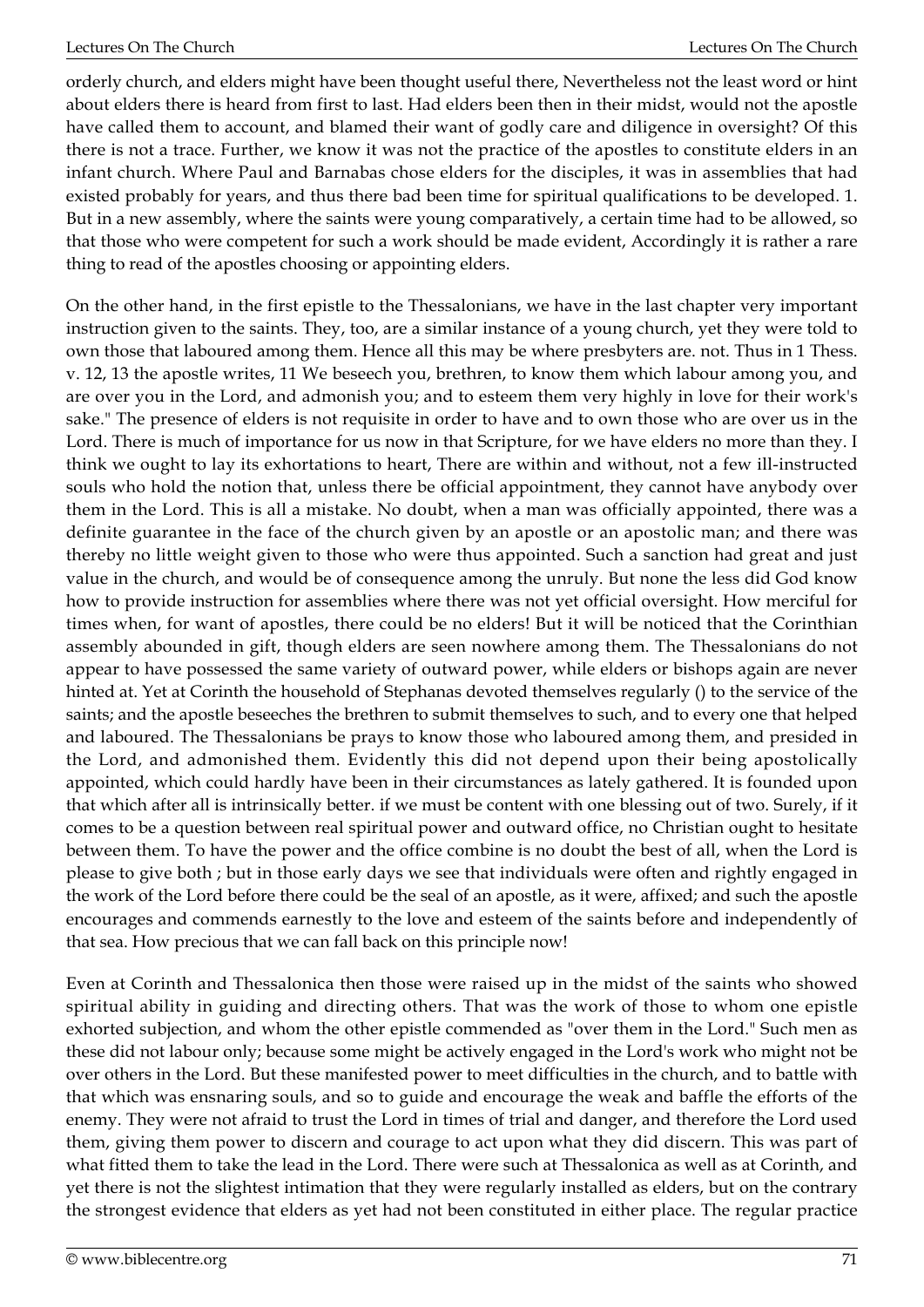orderly church, and elders might have been thought useful there, Nevertheless not the least word or hint about elders there is heard from first to last. Had elders been then in their midst, would not the apostle have called them to account, and blamed their want of godly care and diligence in oversight? Of this there is not a trace. Further, we know it was not the practice of the apostles to constitute elders in an infant church. Where Paul and Barnabas chose elders for the disciples, it was in assemblies that had existed probably for years, and thus there bad been time for spiritual qualifications to be developed. 1. But in a new assembly, where the saints were young comparatively, a certain time had to be allowed, so that those who were competent for such a work should be made evident, Accordingly it is rather a rare thing to read of the apostles choosing or appointing elders.

On the other hand, in the first epistle to the Thessalonians, we have in the last chapter very important instruction given to the saints. They, too, are a similar instance of a young church, yet they were told to own those that laboured among them. Hence all this may be where presbyters are. not. Thus in 1 Thess. v. 12, 13 the apostle writes, 11 We beseech you, brethren, to know them which labour among you, and are over you in the Lord, and admonish you; and to esteem them very highly in love for their work's sake." The presence of elders is not requisite in order to have and to own those who are over us in the Lord. There is much of importance for us now in that Scripture, for we have elders no more than they. I think we ought to lay its exhortations to heart, There are within and without, not a few ill-instructed souls who hold the notion that, unless there be official appointment, they cannot have anybody over them in the Lord. This is all a mistake. No doubt, when a man was officially appointed, there was a definite guarantee in the face of the church given by an apostle or an apostolic man; and there was thereby no little weight given to those who were thus appointed. Such a sanction had great and just value in the church, and would be of consequence among the unruly. But none the less did God know how to provide instruction for assemblies where there was not yet official oversight. How merciful for times when, for want of apostles, there could be no elders! But it will be noticed that the Corinthian assembly abounded in gift, though elders are seen nowhere among them. The Thessalonians do not appear to have possessed the same variety of outward power, while elders or bishops again are never hinted at. Yet at Corinth the household of Stephanas devoted themselves regularly () to the service of the saints; and the apostle beseeches the brethren to submit themselves to such, and to every one that helped and laboured. The Thessalonians be prays to know those who laboured among them, and presided in the Lord, and admonished them. Evidently this did not depend upon their being apostolically appointed, which could hardly have been in their circumstances as lately gathered. It is founded upon that which after all is intrinsically better. if we must be content with one blessing out of two. Surely, if it comes to be a question between real spiritual power and outward office, no Christian ought to hesitate between them. To have the power and the office combine is no doubt the best of all, when the Lord is please to give both ; but in those early days we see that individuals were often and rightly engaged in the work of the Lord before there could be the seal of an apostle, as it were, affixed; and such the apostle encourages and commends earnestly to the love and esteem of the saints before and independently of that sea. How precious that we can fall back on this principle now!

Even at Corinth and Thessalonica then those were raised up in the midst of the saints who showed spiritual ability in guiding and directing others. That was the work of those to whom one epistle exhorted subjection, and whom the other epistle commended as "over them in the Lord." Such men as these did not labour only; because some might be actively engaged in the Lord's work who might not be over others in the Lord. But these manifested power to meet difficulties in the church, and to battle with that which was ensnaring souls, and so to guide and encourage the weak and baffle the efforts of the enemy. They were not afraid to trust the Lord in times of trial and danger, and therefore the Lord used them, giving them power to discern and courage to act upon what they did discern. This was part of what fitted them to take the lead in the Lord. There were such at Thessalonica as well as at Corinth, and yet there is not the slightest intimation that they were regularly installed as elders, but on the contrary the strongest evidence that elders as yet had not been constituted in either place. The regular practice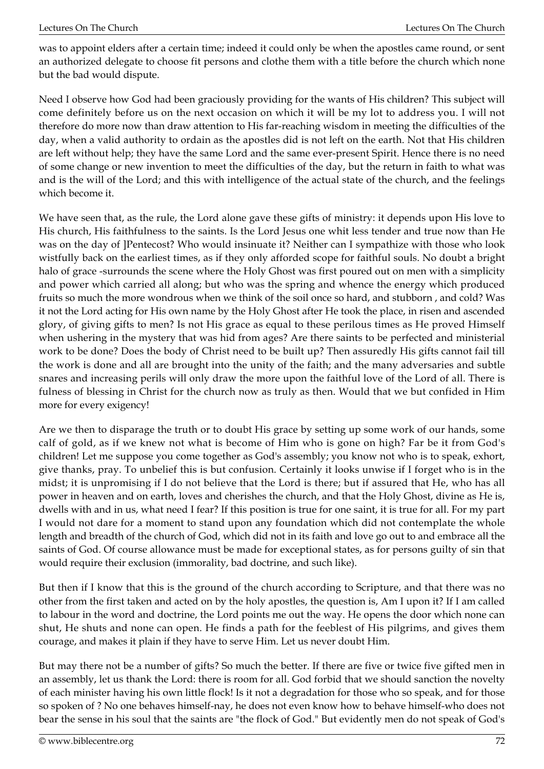was to appoint elders after a certain time; indeed it could only be when the apostles came round, or sent an authorized delegate to choose fit persons and clothe them with a title before the church which none but the bad would dispute.

Need I observe how God had been graciously providing for the wants of His children? This subject will come definitely before us on the next occasion on which it will be my lot to address you. I will not therefore do more now than draw attention to His far-reaching wisdom in meeting the difficulties of the day, when a valid authority to ordain as the apostles did is not left on the earth. Not that His children are left without help; they have the same Lord and the same ever-present Spirit. Hence there is no need of some change or new invention to meet the difficulties of the day, but the return in faith to what was and is the will of the Lord; and this with intelligence of the actual state of the church, and the feelings which become it.

We have seen that, as the rule, the Lord alone gave these gifts of ministry: it depends upon His love to His church, His faithfulness to the saints. Is the Lord Jesus one whit less tender and true now than He was on the day of ]Pentecost? Who would insinuate it? Neither can I sympathize with those who look wistfully back on the earliest times, as if they only afforded scope for faithful souls. No doubt a bright halo of grace -surrounds the scene where the Holy Ghost was first poured out on men with a simplicity and power which carried all along; but who was the spring and whence the energy which produced fruits so much the more wondrous when we think of the soil once so hard, and stubborn , and cold? Was it not the Lord acting for His own name by the Holy Ghost after He took the place, in risen and ascended glory, of giving gifts to men? Is not His grace as equal to these perilous times as He proved Himself when ushering in the mystery that was hid from ages? Are there saints to be perfected and ministerial work to be done? Does the body of Christ need to be built up? Then assuredly His gifts cannot fail till the work is done and all are brought into the unity of the faith; and the many adversaries and subtle snares and increasing perils will only draw the more upon the faithful love of the Lord of all. There is fulness of blessing in Christ for the church now as truly as then. Would that we but confided in Him more for every exigency!

Are we then to disparage the truth or to doubt His grace by setting up some work of our hands, some calf of gold, as if we knew not what is become of Him who is gone on high? Far be it from God's children! Let me suppose you come together as God's assembly; you know not who is to speak, exhort, give thanks, pray. To unbelief this is but confusion. Certainly it looks unwise if I forget who is in the midst; it is unpromising if I do not believe that the Lord is there; but if assured that He, who has all power in heaven and on earth, loves and cherishes the church, and that the Holy Ghost, divine as He is, dwells with and in us, what need I fear? If this position is true for one saint, it is true for all. For my part I would not dare for a moment to stand upon any foundation which did not contemplate the whole length and breadth of the church of God, which did not in its faith and love go out to and embrace all the saints of God. Of course allowance must be made for exceptional states, as for persons guilty of sin that would require their exclusion (immorality, bad doctrine, and such like).

But then if I know that this is the ground of the church according to Scripture, and that there was no other from the first taken and acted on by the holy apostles, the question is, Am I upon it? If I am called to labour in the word and doctrine, the Lord points me out the way. He opens the door which none can shut, He shuts and none can open. He finds a path for the feeblest of His pilgrims, and gives them courage, and makes it plain if they have to serve Him. Let us never doubt Him.

But may there not be a number of gifts? So much the better. If there are five or twice five gifted men in an assembly, let us thank the Lord: there is room for all. God forbid that we should sanction the novelty of each minister having his own little flock! Is it not a degradation for those who so speak, and for those so spoken of ? No one behaves himself-nay, he does not even know how to behave himself-who does not bear the sense in his soul that the saints are "the flock of God." But evidently men do not speak of God's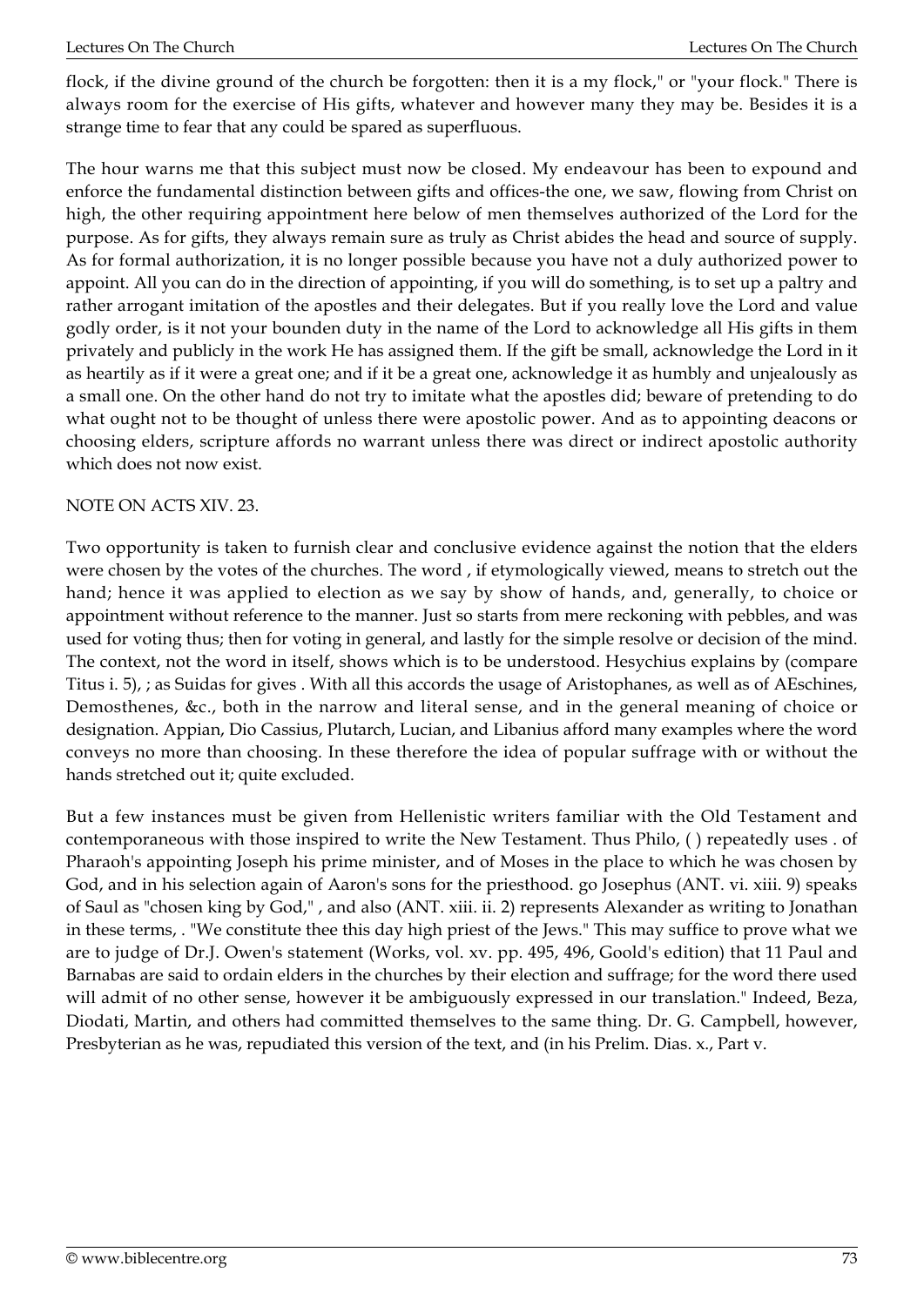flock, if the divine ground of the church be forgotten: then it is a my flock," or "your flock." There is always room for the exercise of His gifts, whatever and however many they may be. Besides it is a strange time to fear that any could be spared as superfluous.

The hour warns me that this subject must now be closed. My endeavour has been to expound and enforce the fundamental distinction between gifts and offices-the one, we saw, flowing from Christ on high, the other requiring appointment here below of men themselves authorized of the Lord for the purpose. As for gifts, they always remain sure as truly as Christ abides the head and source of supply. As for formal authorization, it is no longer possible because you have not a duly authorized power to appoint. All you can do in the direction of appointing, if you will do something, is to set up a paltry and rather arrogant imitation of the apostles and their delegates. But if you really love the Lord and value godly order, is it not your bounden duty in the name of the Lord to acknowledge all His gifts in them privately and publicly in the work He has assigned them. If the gift be small, acknowledge the Lord in it as heartily as if it were a great one; and if it be a great one, acknowledge it as humbly and unjealously as a small one. On the other hand do not try to imitate what the apostles did; beware of pretending to do what ought not to be thought of unless there were apostolic power. And as to appointing deacons or choosing elders, scripture affords no warrant unless there was direct or indirect apostolic authority which does not now exist.

NOTE ON ACTS XIV. 23.

Two opportunity is taken to furnish clear and conclusive evidence against the notion that the elders were chosen by the votes of the churches. The word , if etymologically viewed, means to stretch out the hand; hence it was applied to election as we say by show of hands, and, generally, to choice or appointment without reference to the manner. Just so starts from mere reckoning with pebbles, and was used for voting thus; then for voting in general, and lastly for the simple resolve or decision of the mind. The context, not the word in itself, shows which is to be understood. Hesychius explains by (compare Titus i. 5), ; as Suidas for gives . With all this accords the usage of Aristophanes, as well as of AEschines, Demosthenes, &c., both in the narrow and literal sense, and in the general meaning of choice or designation. Appian, Dio Cassius, Plutarch, Lucian, and Libanius afford many examples where the word conveys no more than choosing. In these therefore the idea of popular suffrage with or without the hands stretched out it; quite excluded.

But a few instances must be given from Hellenistic writers familiar with the Old Testament and contemporaneous with those inspired to write the New Testament. Thus Philo, ( ) repeatedly uses . of Pharaoh's appointing Joseph his prime minister, and of Moses in the place to which he was chosen by God, and in his selection again of Aaron's sons for the priesthood. go Josephus (ANT. vi. xiii. 9) speaks of Saul as "chosen king by God," , and also (ANT. xiii. ii. 2) represents Alexander as writing to Jonathan in these terms, . "We constitute thee this day high priest of the Jews." This may suffice to prove what we are to judge of Dr.J. Owen's statement (Works, vol. xv. pp. 495, 496, Goold's edition) that 11 Paul and Barnabas are said to ordain elders in the churches by their election and suffrage; for the word there used will admit of no other sense, however it be ambiguously expressed in our translation." Indeed, Beza, Diodati, Martin, and others had committed themselves to the same thing. Dr. G. Campbell, however, Presbyterian as he was, repudiated this version of the text, and (in his Prelim. Dias. x., Part v.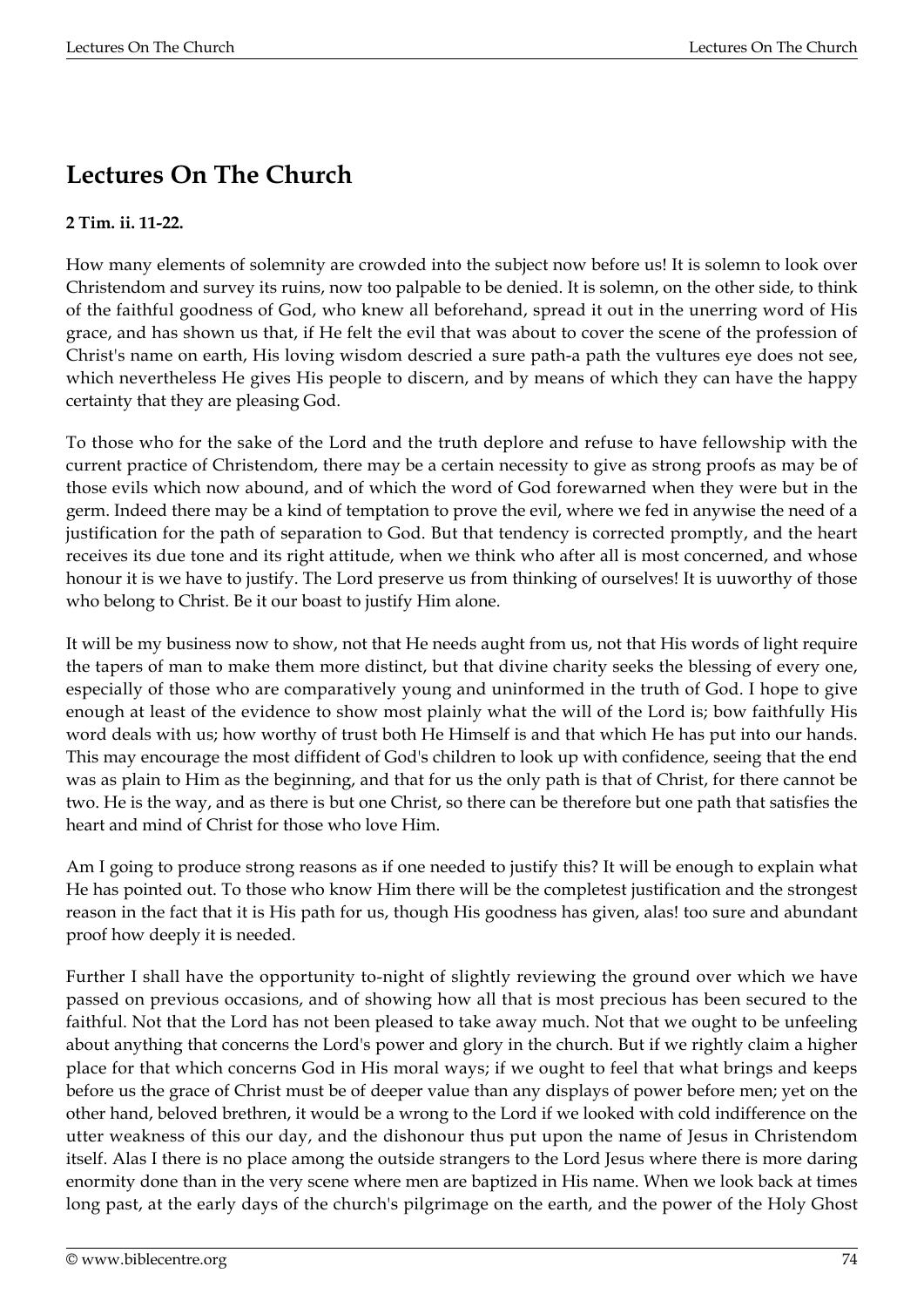# Lectures On The Church

**2 Tim. ii. 11-22.**

How many elements of solemnity are crowded into the subject now before us! It is solemn to look over Christendom and survey its ruins, now too palpable to be denied. It is solemn, on the other side, to think of the faithful goodness of God, who knew all beforehand, spread it out in the unerring word of His grace, and has shown us that, if He felt the evil that was about to cover the scene of the profession of Christ's name on earth, His loving wisdom descried a sure path-a path the vultures eye does not see, which nevertheless He gives His people to discern, and by means of which they can have the happy certainty that they are pleasing God.

To those who for the sake of the Lord and the truth deplore and refuse to have fellowship with the current practice of Christendom, there may be a certain necessity to give as strong proofs as may be of those evils which now abound, and of which the word of God forewarned when they were but in the germ. Indeed there may be a kind of temptation to prove the evil, where we fed in anywise the need of a justification for the path of separation to God. But that tendency is corrected promptly, and the heart receives its due tone and its right attitude, when we think who after all is most concerned, and whose honour it is we have to justify. The Lord preserve us from thinking of ourselves! It is uuworthy of those who belong to Christ. Be it our boast to justify Him alone.

It will be my business now to show, not that He needs aught from us, not that His words of light require the tapers of man to make them more distinct, but that divine charity seeks the blessing of every one, especially of those who are comparatively young and uninformed in the truth of God. I hope to give enough at least of the evidence to show most plainly what the will of the Lord is; bow faithfully His word deals with us; how worthy of trust both He Himself is and that which He has put into our hands. This may encourage the most diffident of God's children to look up with confidence, seeing that the end was as plain to Him as the beginning, and that for us the only path is that of Christ, for there cannot be two. He is the way, and as there is but one Christ, so there can be therefore but one path that satisfies the heart and mind of Christ for those who love Him.

Am I going to produce strong reasons as if one needed to justify this? It will be enough to explain what He has pointed out. To those who know Him there will be the completest justification and the strongest reason in the fact that it is His path for us, though His goodness has given, alas! too sure and abundant proof how deeply it is needed.

Further I shall have the opportunity to-night of slightly reviewing the ground over which we have passed on previous occasions, and of showing how all that is most precious has been secured to the faithful. Not that the Lord has not been pleased to take away much. Not that we ought to be unfeeling about anything that concerns the Lord's power and glory in the church. But if we rightly claim a higher place for that which concerns God in His moral ways; if we ought to feel that what brings and keeps before us the grace of Christ must be of deeper value than any displays of power before men; yet on the other hand, beloved brethren, it would be a wrong to the Lord if we looked with cold indifference on the utter weakness of this our day, and the dishonour thus put upon the name of Jesus in Christendom itself. Alas I there is no place among the outside strangers to the Lord Jesus where there is more daring enormity done than in the very scene where men are baptized in His name. When we look back at times long past, at the early days of the church's pilgrimage on the earth, and the power of the Holy Ghost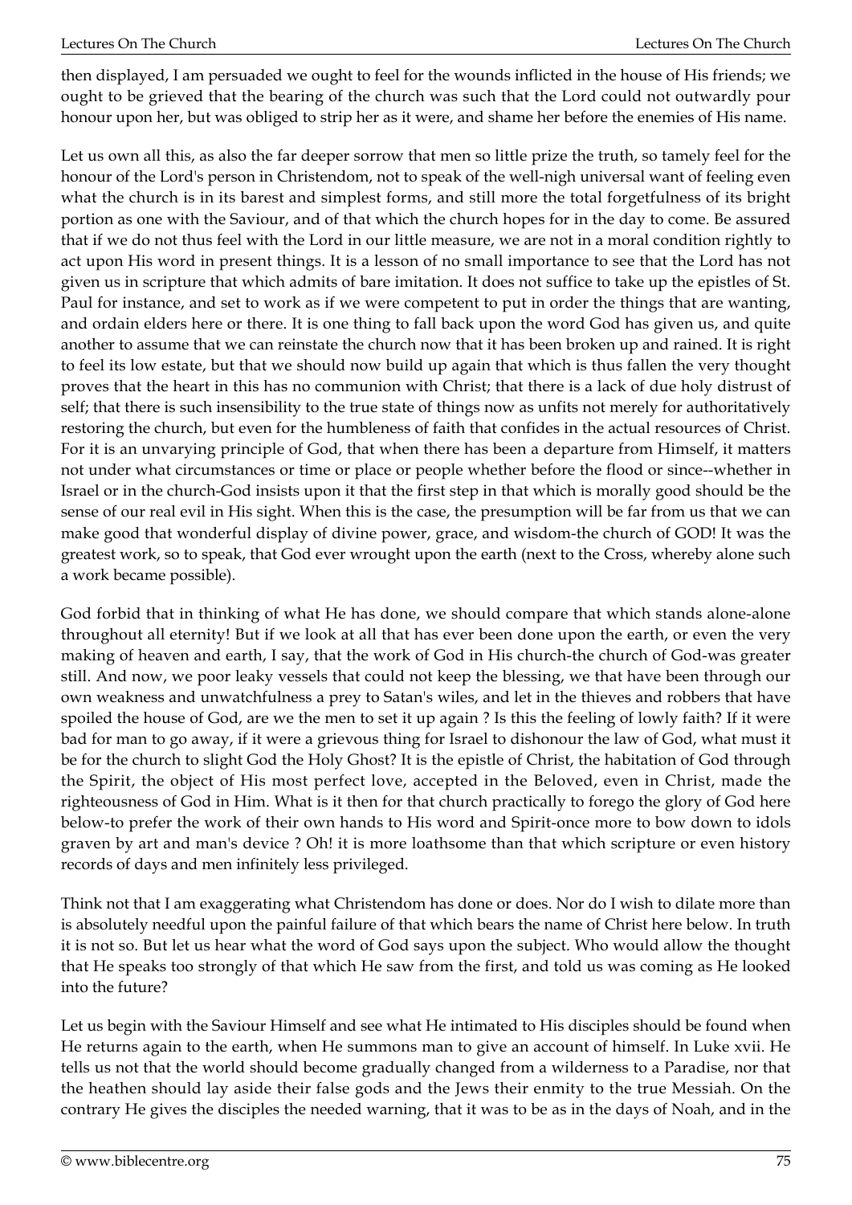then displayed, I am persuaded we ought to feel for the wounds inflicted in the house of His friends; we ought to be grieved that the bearing of the church was such that the Lord could not outwardly pour honour upon her, but was obliged to strip her as it were, and shame her before the enemies of His name.

Let us own all this, as also the far deeper sorrow that men so little prize the truth, so tamely feel for the honour of the Lord's person in Christendom, not to speak of the well-nigh universal want of feeling even what the church is in its barest and simplest forms, and still more the total forgetfulness of its bright portion as one with the Saviour, and of that which the church hopes for in the day to come. Be assured that if we do not thus feel with the Lord in our little measure, we are not in a moral condition rightly to act upon His word in present things. It is a lesson of no small importance to see that the Lord has not given us in scripture that which admits of bare imitation. It does not suffice to take up the epistles of St. Paul for instance, and set to work as if we were competent to put in order the things that are wanting, and ordain elders here or there. It is one thing to fall back upon the word God has given us, and quite another to assume that we can reinstate the church now that it has been broken up and rained. It is right to feel its low estate, but that we should now build up again that which is thus fallen the very thought proves that the heart in this has no communion with Christ; that there is a lack of due holy distrust of self; that there is such insensibility to the true state of things now as unfits not merely for authoritatively restoring the church, but even for the humbleness of faith that confides in the actual resources of Christ. For it is an unvarying principle of God, that when there has been a departure from Himself, it matters not under what circumstances or time or place or people whether before the flood or since--whether in Israel or in the church-God insists upon it that the first step in that which is morally good should be the sense of our real evil in His sight. When this is the case, the presumption will be far from us that we can make good that wonderful display of divine power, grace, and wisdom-the church of GOD! It was the greatest work, so to speak, that God ever wrought upon the earth (next to the Cross, whereby alone such a work became possible).

God forbid that in thinking of what He has done, we should compare that which stands alone-alone throughout all eternity! But if we look at all that has ever been done upon the earth, or even the very making of heaven and earth, I say, that the work of God in His church-the church of God-was greater still. And now, we poor leaky vessels that could not keep the blessing, we that have been through our own weakness and unwatchfulness a prey to Satan's wiles, and let in the thieves and robbers that have spoiled the house of God, are we the men to set it up again ? Is this the feeling of lowly faith? If it were bad for man to go away, if it were a grievous thing for Israel to dishonour the law of God, what must it be for the church to slight God the Holy Ghost? It is the epistle of Christ, the habitation of God through the Spirit, the object of His most perfect love, accepted in the Beloved, even in Christ, made the righteousness of God in Him. What is it then for that church practically to forego the glory of God here below-to prefer the work of their own hands to His word and Spirit-once more to bow down to idols graven by art and man's device ? Oh! it is more loathsome than that which scripture or even history records of days and men infinitely less privileged.

Think not that I am exaggerating what Christendom has done or does. Nor do I wish to dilate more than is absolutely needful upon the painful failure of that which bears the name of Christ here below. In truth it is not so. But let us hear what the word of God says upon the subject. Who would allow the thought that He speaks too strongly of that which He saw from the first, and told us was coming as He looked into the future?

Let us begin with the Saviour Himself and see what He intimated to His disciples should be found when He returns again to the earth, when He summons man to give an account of himself. In Luke xvii. He tells us not that the world should become gradually changed from a wilderness to a Paradise, nor that the heathen should lay aside their false gods and the Jews their enmity to the true Messiah. On the contrary He gives the disciples the needed warning, that it was to be as in the days of Noah, and in the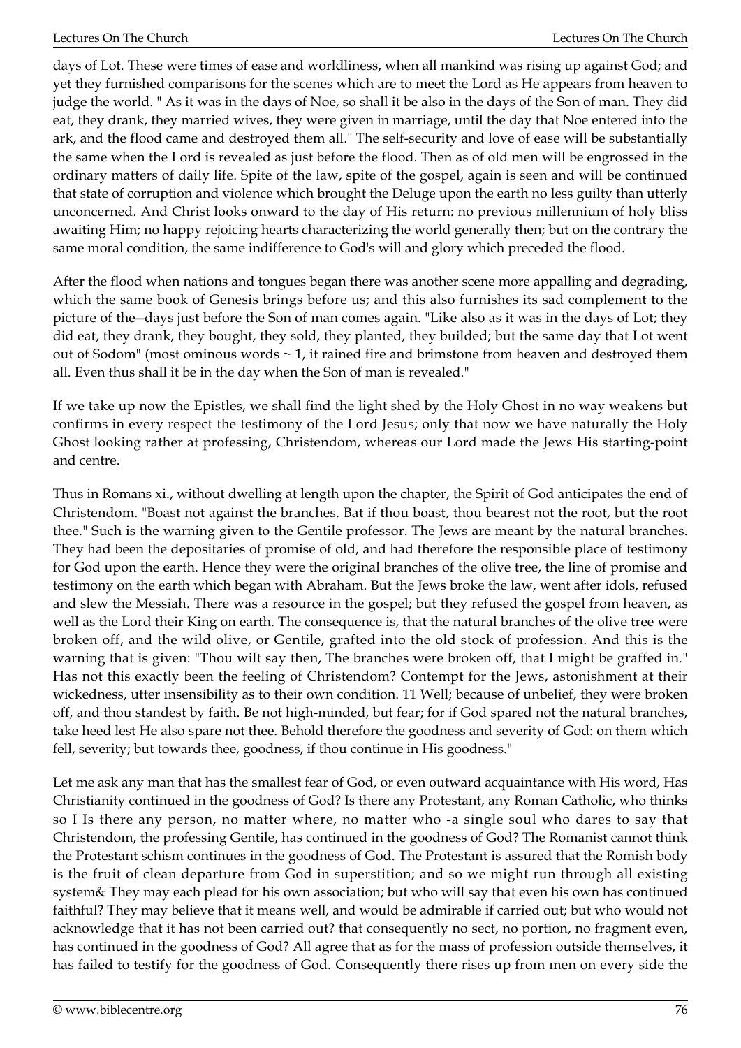days of Lot. These were times of ease and worldliness, when all mankind was rising up against God; and yet they furnished comparisons for the scenes which are to meet the Lord as He appears from heaven to judge the world. " As it was in the days of Noe, so shall it be also in the days of the Son of man. They did eat, they drank, they married wives, they were given in marriage, until the day that Noe entered into the ark, and the flood came and destroyed them all." The self-security and love of ease will be substantially the same when the Lord is revealed as just before the flood. Then as of old men will be engrossed in the ordinary matters of daily life. Spite of the law, spite of the gospel, again is seen and will be continued that state of corruption and violence which brought the Deluge upon the earth no less guilty than utterly unconcerned. And Christ looks onward to the day of His return: no previous millennium of holy bliss awaiting Him; no happy rejoicing hearts characterizing the world generally then; but on the contrary the same moral condition, the same indifference to God's will and glory which preceded the flood.

After the flood when nations and tongues began there was another scene more appalling and degrading, which the same book of Genesis brings before us; and this also furnishes its sad complement to the picture of the--days just before the Son of man comes again. "Like also as it was in the days of Lot; they did eat, they drank, they bought, they sold, they planted, they builded; but the same day that Lot went out of Sodom" (most ominous words ~ 1, it rained fire and brimstone from heaven and destroyed them all. Even thus shall it be in the day when the Son of man is revealed."

If we take up now the Epistles, we shall find the light shed by the Holy Ghost in no way weakens but confirms in every respect the testimony of the Lord Jesus; only that now we have naturally the Holy Ghost looking rather at professing, Christendom, whereas our Lord made the Jews His starting-point and centre.

Thus in Romans xi., without dwelling at length upon the chapter, the Spirit of God anticipates the end of Christendom. "Boast not against the branches. Bat if thou boast, thou bearest not the root, but the root thee." Such is the warning given to the Gentile professor. The Jews are meant by the natural branches. They had been the depositaries of promise of old, and had therefore the responsible place of testimony for God upon the earth. Hence they were the original branches of the olive tree, the line of promise and testimony on the earth which began with Abraham. But the Jews broke the law, went after idols, refused and slew the Messiah. There was a resource in the gospel; but they refused the gospel from heaven, as well as the Lord their King on earth. The consequence is, that the natural branches of the olive tree were broken off, and the wild olive, or Gentile, grafted into the old stock of profession. And this is the warning that is given: "Thou wilt say then, The branches were broken off, that I might be graffed in." Has not this exactly been the feeling of Christendom? Contempt for the Jews, astonishment at their wickedness, utter insensibility as to their own condition. 11 Well; because of unbelief, they were broken off, and thou standest by faith. Be not high-minded, but fear; for if God spared not the natural branches, take heed lest He also spare not thee. Behold therefore the goodness and severity of God: on them which fell, severity; but towards thee, goodness, if thou continue in His goodness."

Let me ask any man that has the smallest fear of God, or even outward acquaintance with His word, Has Christianity continued in the goodness of God? Is there any Protestant, any Roman Catholic, who thinks so I Is there any person, no matter where, no matter who -a single soul who dares to say that Christendom, the professing Gentile, has continued in the goodness of God? The Romanist cannot think the Protestant schism continues in the goodness of God. The Protestant is assured that the Romish body is the fruit of clean departure from God in superstition; and so we might run through all existing system& They may each plead for his own association; but who will say that even his own has continued faithful? They may believe that it means well, and would be admirable if carried out; but who would not acknowledge that it has not been carried out? that consequently no sect, no portion, no fragment even, has continued in the goodness of God? All agree that as for the mass of profession outside themselves, it has failed to testify for the goodness of God. Consequently there rises up from men on every side the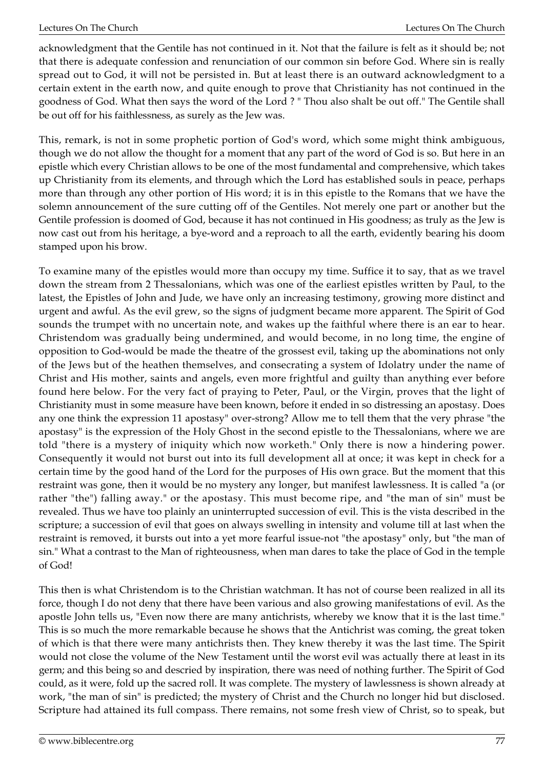acknowledgment that the Gentile has not continued in it. Not that the failure is felt as it should be; not that there is adequate confession and renunciation of our common sin before God. Where sin is really spread out to God, it will not be persisted in. But at least there is an outward acknowledgment to a certain extent in the earth now, and quite enough to prove that Christianity has not continued in the goodness of God. What then says the word of the Lord ? " Thou also shalt be out off." The Gentile shall be out off for his faithlessness, as surely as the Jew was.

This, remark, is not in some prophetic portion of God's word, which some might think ambiguous, though we do not allow the thought for a moment that any part of the word of God is so. But here in an epistle which every Christian allows to be one of the most fundamental and comprehensive, which takes up Christianity from its elements, and through which the Lord has established souls in peace, perhaps more than through any other portion of His word; it is in this epistle to the Romans that we have the solemn announcement of the sure cutting off of the Gentiles. Not merely one part or another but the Gentile profession is doomed of God, because it has not continued in His goodness; as truly as the Jew is now cast out from his heritage, a bye-word and a reproach to all the earth, evidently bearing his doom stamped upon his brow.

To examine many of the epistles would more than occupy my time. Suffice it to say, that as we travel down the stream from 2 Thessalonians, which was one of the earliest epistles written by Paul, to the latest, the Epistles of John and Jude, we have only an increasing testimony, growing more distinct and urgent and awful. As the evil grew, so the signs of judgment became more apparent. The Spirit of God sounds the trumpet with no uncertain note, and wakes up the faithful where there is an ear to hear. Christendom was gradually being undermined, and would become, in no long time, the engine of opposition to God-would be made the theatre of the grossest evil, taking up the abominations not only of the Jews but of the heathen themselves, and consecrating a system of Idolatry under the name of Christ and His mother, saints and angels, even more frightful and guilty than anything ever before found here below. For the very fact of praying to Peter, Paul, or the Virgin, proves that the light of Christianity must in some measure have been known, before it ended in so distressing an apostasy. Does any one think the expression 11 apostasy" over-strong? Allow me to tell them that the very phrase "the apostasy" is the expression of the Holy Ghost in the second epistle to the Thessalonians, where we are told "there is a mystery of iniquity which now worketh." Only there is now a hindering power. Consequently it would not burst out into its full development all at once; it was kept in check for a certain time by the good hand of the Lord for the purposes of His own grace. But the moment that this restraint was gone, then it would be no mystery any longer, but manifest lawlessness. It is called "a (or rather "the") falling away." or the apostasy. This must become ripe, and "the man of sin" must be revealed. Thus we have too plainly an uninterrupted succession of evil. This is the vista described in the scripture; a succession of evil that goes on always swelling in intensity and volume till at last when the restraint is removed, it bursts out into a yet more fearful issue-not "the apostasy" only, but "the man of sin." What a contrast to the Man of righteousness, when man dares to take the place of God in the temple of God!

This then is what Christendom is to the Christian watchman. It has not of course been realized in all its force, though I do not deny that there have been various and also growing manifestations of evil. As the apostle John tells us, "Even now there are many antichrists, whereby we know that it is the last time." This is so much the more remarkable because he shows that the Antichrist was coming, the great token of which is that there were many antichrists then. They knew thereby it was the last time. The Spirit would not close the volume of the New Testament until the worst evil was actually there at least in its germ; and this being so and descried by inspiration, there was need of nothing further. The Spirit of God could, as it were, fold up the sacred roll. It was complete. The mystery of lawlessness is shown already at work, "the man of sin" is predicted; the mystery of Christ and the Church no longer hid but disclosed. Scripture had attained its full compass. There remains, not some fresh view of Christ, so to speak, but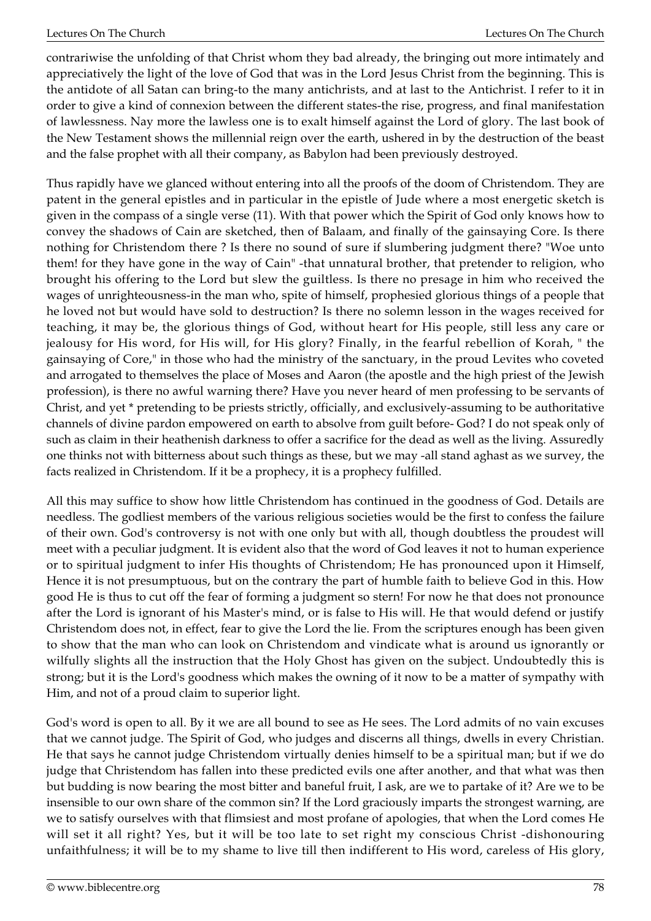contrariwise the unfolding of that Christ whom they bad already, the bringing out more intimately and appreciatively the light of the love of God that was in the Lord Jesus Christ from the beginning. This is the antidote of all Satan can bring-to the many antichrists, and at last to the Antichrist. I refer to it in order to give a kind of connexion between the different states-the rise, progress, and final manifestation of lawlessness. Nay more the lawless one is to exalt himself against the Lord of glory. The last book of the New Testament shows the millennial reign over the earth, ushered in by the destruction of the beast and the false prophet with all their company, as Babylon had been previously destroyed.

Thus rapidly have we glanced without entering into all the proofs of the doom of Christendom. They are patent in the general epistles and in particular in the epistle of Jude where a most energetic sketch is given in the compass of a single verse (11). With that power which the Spirit of God only knows how to convey the shadows of Cain are sketched, then of Balaam, and finally of the gainsaying Core. Is there nothing for Christendom there ? Is there no sound of sure if slumbering judgment there? "Woe unto them! for they have gone in the way of Cain" -that unnatural brother, that pretender to religion, who brought his offering to the Lord but slew the guiltless. Is there no presage in him who received the wages of unrighteousness-in the man who, spite of himself, prophesied glorious things of a people that he loved not but would have sold to destruction? Is there no solemn lesson in the wages received for teaching, it may be, the glorious things of God, without heart for His people, still less any care or jealousy for His word, for His will, for His glory? Finally, in the fearful rebellion of Korah, " the gainsaying of Core," in those who had the ministry of the sanctuary, in the proud Levites who coveted and arrogated to themselves the place of Moses and Aaron (the apostle and the high priest of the Jewish profession), is there no awful warning there? Have you never heard of men professing to be servants of Christ, and yet * pretending to be priests strictly, officially, and exclusively-assuming to be authoritative channels of divine pardon empowered on earth to absolve from guilt before- God? I do not speak only of such as claim in their heathenish darkness to offer a sacrifice for the dead as well as the living. Assuredly one thinks not with bitterness about such things as these, but we may -all stand aghast as we survey, the facts realized in Christendom. If it be a prophecy, it is a prophecy fulfilled.

All this may suffice to show how little Christendom has continued in the goodness of God. Details are needless. The godliest members of the various religious societies would be the first to confess the failure of their own. God's controversy is not with one only but with all, though doubtless the proudest will meet with a peculiar judgment. It is evident also that the word of God leaves it not to human experience or to spiritual judgment to infer His thoughts of Christendom; He has pronounced upon it Himself, Hence it is not presumptuous, but on the contrary the part of humble faith to believe God in this. How good He is thus to cut off the fear of forming a judgment so stern! For now he that does not pronounce after the Lord is ignorant of his Master's mind, or is false to His will. He that would defend or justify Christendom does not, in effect, fear to give the Lord the lie. From the scriptures enough has been given to show that the man who can look on Christendom and vindicate what is around us ignorantly or wilfully slights all the instruction that the Holy Ghost has given on the subject. Undoubtedly this is strong; but it is the Lord's goodness which makes the owning of it now to be a matter of sympathy with Him, and not of a proud claim to superior light.

God's word is open to all. By it we are all bound to see as He sees. The Lord admits of no vain excuses that we cannot judge. The Spirit of God, who judges and discerns all things, dwells in every Christian. He that says he cannot judge Christendom virtually denies himself to be a spiritual man; but if we do judge that Christendom has fallen into these predicted evils one after another, and that what was then but budding is now bearing the most bitter and baneful fruit, I ask, are we to partake of it? Are we to be insensible to our own share of the common sin? If the Lord graciously imparts the strongest warning, are we to satisfy ourselves with that flimsiest and most profane of apologies, that when the Lord comes He will set it all right? Yes, but it will be too late to set right my conscious Christ -dishonouring unfaithfulness; it will be to my shame to live till then indifferent to His word, careless of His glory,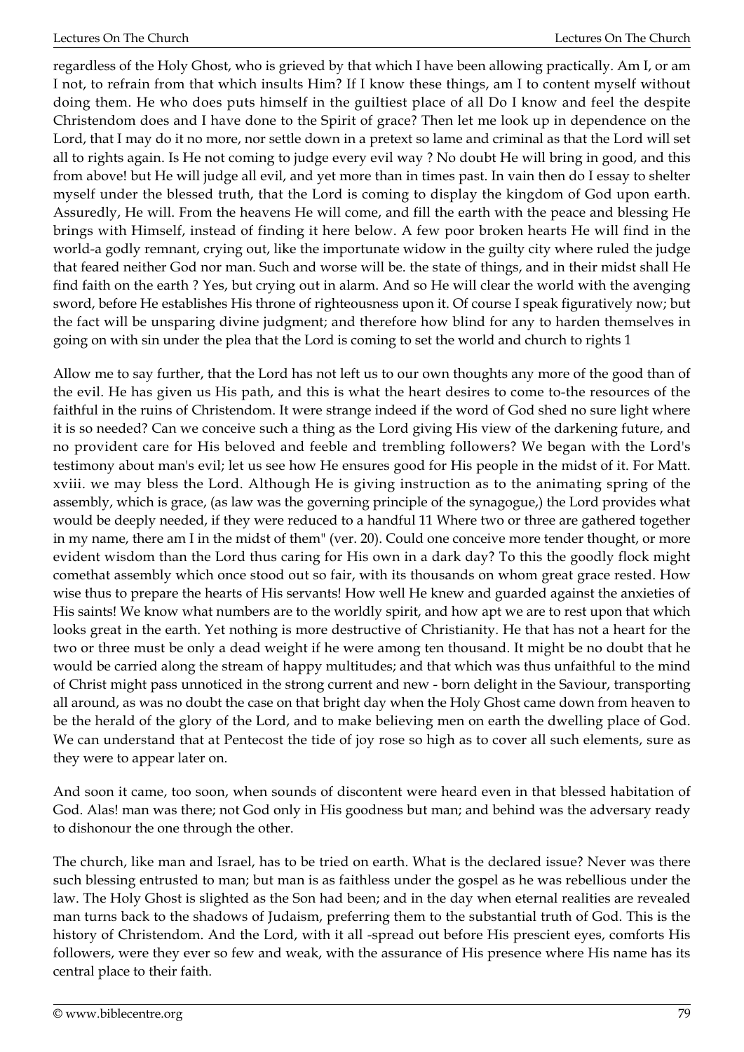regardless of the Holy Ghost, who is grieved by that which I have been allowing practically. Am I, or am I not, to refrain from that which insults Him? If I know these things, am I to content myself without doing them. He who does puts himself in the guiltiest place of all Do I know and feel the despite Christendom does and I have done to the Spirit of grace? Then let me look up in dependence on the Lord, that I may do it no more, nor settle down in a pretext so lame and criminal as that the Lord will set all to rights again. Is He not coming to judge every evil way ? No doubt He will bring in good, and this from above! but He will judge all evil, and yet more than in times past. In vain then do I essay to shelter myself under the blessed truth, that the Lord is coming to display the kingdom of God upon earth. Assuredly, He will. From the heavens He will come, and fill the earth with the peace and blessing He brings with Himself, instead of finding it here below. A few poor broken hearts He will find in the world-a godly remnant, crying out, like the importunate widow in the guilty city where ruled the judge that feared neither God nor man. Such and worse will be. the state of things, and in their midst shall He find faith on the earth ? Yes, but crying out in alarm. And so He will clear the world with the avenging sword, before He establishes His throne of righteousness upon it. Of course I speak figuratively now; but the fact will be unsparing divine judgment; and therefore how blind for any to harden themselves in going on with sin under the plea that the Lord is coming to set the world and church to rights 1

Allow me to say further, that the Lord has not left us to our own thoughts any more of the good than of the evil. He has given us His path, and this is what the heart desires to come to-the resources of the faithful in the ruins of Christendom. It were strange indeed if the word of God shed no sure light where it is so needed? Can we conceive such a thing as the Lord giving His view of the darkening future, and no provident care for His beloved and feeble and trembling followers? We began with the Lord's testimony about man's evil; let us see how He ensures good for His people in the midst of it. For Matt. xviii. we may bless the Lord. Although He is giving instruction as to the animating spring of the assembly, which is grace, (as law was the governing principle of the synagogue,) the Lord provides what would be deeply needed, if they were reduced to a handful 11 Where two or three are gathered together in my name, there am I in the midst of them" (ver. 20). Could one conceive more tender thought, or more evident wisdom than the Lord thus caring for His own in a dark day? To this the goodly flock might comethat assembly which once stood out so fair, with its thousands on whom great grace rested. How wise thus to prepare the hearts of His servants! How well He knew and guarded against the anxieties of His saints! We know what numbers are to the worldly spirit, and how apt we are to rest upon that which looks great in the earth. Yet nothing is more destructive of Christianity. He that has not a heart for the two or three must be only a dead weight if he were among ten thousand. It might be no doubt that he would be carried along the stream of happy multitudes; and that which was thus unfaithful to the mind of Christ might pass unnoticed in the strong current and new - born delight in the Saviour, transporting all around, as was no doubt the case on that bright day when the Holy Ghost came down from heaven to be the herald of the glory of the Lord, and to make believing men on earth the dwelling place of God. We can understand that at Pentecost the tide of joy rose so high as to cover all such elements, sure as they were to appear later on.

And soon it came, too soon, when sounds of discontent were heard even in that blessed habitation of God. Alas! man was there; not God only in His goodness but man; and behind was the adversary ready to dishonour the one through the other.

The church, like man and Israel, has to be tried on earth. What is the declared issue? Never was there such blessing entrusted to man; but man is as faithless under the gospel as he was rebellious under the law. The Holy Ghost is slighted as the Son had been; and in the day when eternal realities are revealed man turns back to the shadows of Judaism, preferring them to the substantial truth of God. This is the history of Christendom. And the Lord, with it all -spread out before His prescient eyes, comforts His followers, were they ever so few and weak, with the assurance of His presence where His name has its central place to their faith.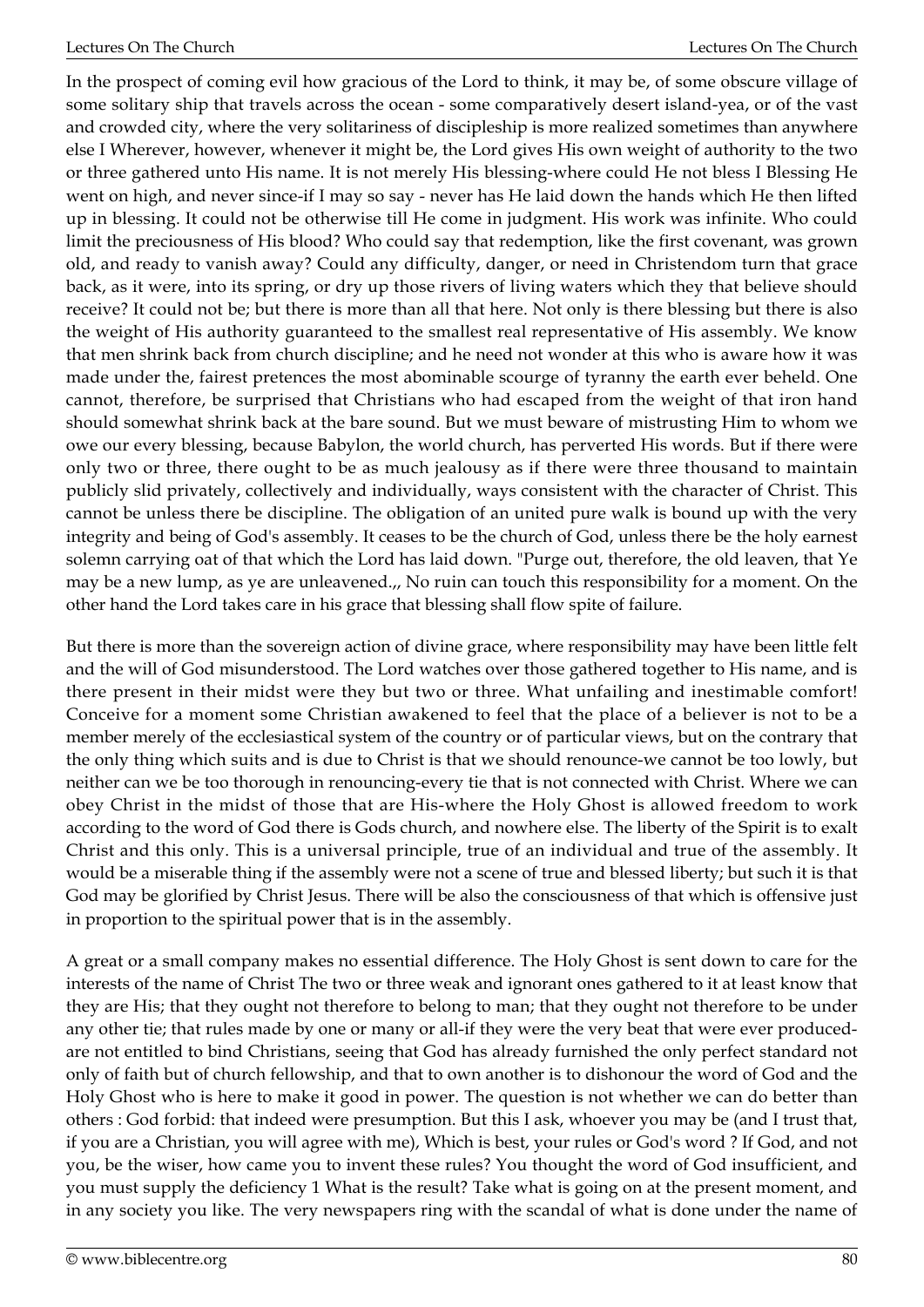In the prospect of coming evil how gracious of the Lord to think, it may be, of some obscure village of some solitary ship that travels across the ocean - some comparatively desert island-yea, or of the vast and crowded city, where the very solitariness of discipleship is more realized sometimes than anywhere else I Wherever, however, whenever it might be, the Lord gives His own weight of authority to the two or three gathered unto His name. It is not merely His blessing-where could He not bless I Blessing He went on high, and never since-if I may so say - never has He laid down the hands which He then lifted up in blessing. It could not be otherwise till He come in judgment. His work was infinite. Who could limit the preciousness of His blood? Who could say that redemption, like the first covenant, was grown old, and ready to vanish away? Could any difficulty, danger, or need in Christendom turn that grace back, as it were, into its spring, or dry up those rivers of living waters which they that believe should receive? It could not be; but there is more than all that here. Not only is there blessing but there is also the weight of His authority guaranteed to the smallest real representative of His assembly. We know that men shrink back from church discipline; and he need not wonder at this who is aware how it was made under the, fairest pretences the most abominable scourge of tyranny the earth ever beheld. One cannot, therefore, be surprised that Christians who had escaped from the weight of that iron hand should somewhat shrink back at the bare sound. But we must beware of mistrusting Him to whom we owe our every blessing, because Babylon, the world church, has perverted His words. But if there were only two or three, there ought to be as much jealousy as if there were three thousand to maintain publicly slid privately, collectively and individually, ways consistent with the character of Christ. This cannot be unless there be discipline. The obligation of an united pure walk is bound up with the very integrity and being of God's assembly. It ceases to be the church of God, unless there be the holy earnest solemn carrying oat of that which the Lord has laid down. "Purge out, therefore, the old leaven, that Ye may be a new lump, as ye are unleavened.,, No ruin can touch this responsibility for a moment. On the other hand the Lord takes care in his grace that blessing shall flow spite of failure.

But there is more than the sovereign action of divine grace, where responsibility may have been little felt and the will of God misunderstood. The Lord watches over those gathered together to His name, and is there present in their midst were they but two or three. What unfailing and inestimable comfort! Conceive for a moment some Christian awakened to feel that the place of a believer is not to be a member merely of the ecclesiastical system of the country or of particular views, but on the contrary that the only thing which suits and is due to Christ is that we should renounce-we cannot be too lowly, but neither can we be too thorough in renouncing-every tie that is not connected with Christ. Where we can obey Christ in the midst of those that are His-where the Holy Ghost is allowed freedom to work according to the word of God there is Gods church, and nowhere else. The liberty of the Spirit is to exalt Christ and this only. This is a universal principle, true of an individual and true of the assembly. It would be a miserable thing if the assembly were not a scene of true and blessed liberty; but such it is that God may be glorified by Christ Jesus. There will be also the consciousness of that which is offensive just in proportion to the spiritual power that is in the assembly.

A great or a small company makes no essential difference. The Holy Ghost is sent down to care for the interests of the name of Christ The two or three weak and ignorant ones gathered to it at least know that they are His; that they ought not therefore to belong to man; that they ought not therefore to be under any other tie; that rules made by one or many or all-if they were the very beat that were ever produced-are not entitled to bind Christians, seeing that God has already furnished the only perfect standard not only of faith but of church fellowship, and that to own another is to dishonour the word of God and the Holy Ghost who is here to make it good in power. The question is not whether we can do better than others : God forbid: that indeed were presumption. But this I ask, whoever you may be (and I trust that, if you are a Christian, you will agree with me), Which is best, your rules or God's word ? If God, and not you, be the wiser, how came you to invent these rules? You thought the word of God insufficient, and you must supply the deficiency 1 What is the result? Take what is going on at the present moment, and in any society you like. The very newspapers ring with the scandal of what is done under the name of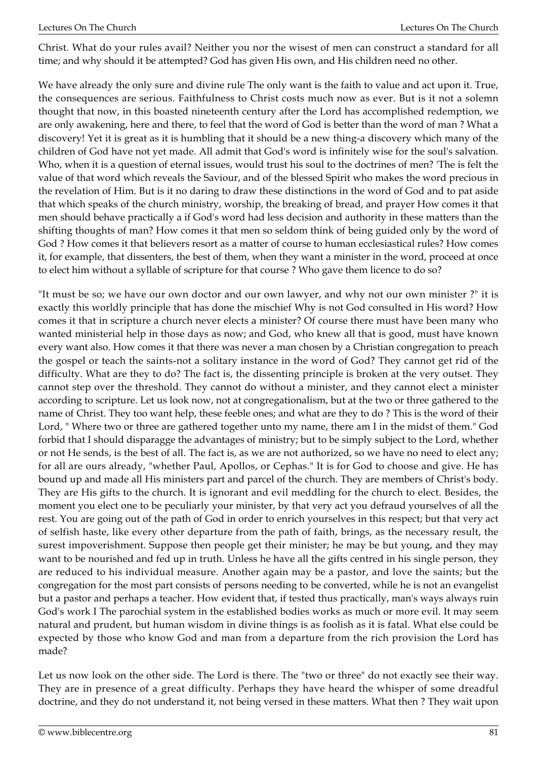Christ. What do your rules avail? Neither you nor the wisest of men can construct a standard for all time; and why should it be attempted? God has given His own, and His children need no other.

We have already the only sure and divine rule The only want is the faith to value and act upon it. True, the consequences are serious. Faithfulness to Christ costs much now as ever. But is it not a solemn thought that now, in this boasted nineteenth century after the Lord has accomplished redemption, we are only awakening, here and there, to feel that the word of God is better than the word of man ? What a discovery! Yet it is great as it is humbling that it should be a new thing-a discovery which many of the children of God have not yet made. All admit that God's word is infinitely wise for the soul's salvation. Who, when it is a question of eternal issues, would trust his soul to the doctrines of men? 'The is felt the value of that word which reveals the Saviour, and of the blessed Spirit who makes the word precious in the revelation of Him. But is it no daring to draw these distinctions in the word of God and to pat aside that which speaks of the church ministry, worship, the breaking of bread, and prayer How comes it that men should behave practically a if God's word had less decision and authority in these matters than the shifting thoughts of man? How comes it that men so seldom think of being guided only by the word of God ? How comes it that believers resort as a matter of course to human ecclesiastical rules? How comes it, for example, that dissenters, the best of them, when they want a minister in the word, proceed at once to elect him without a syllable of scripture for that course ? Who gave them licence to do so?

"It must be so; we have our own doctor and our own lawyer, and why not our own minister ?" it is exactly this worldly principle that has done the mischief Why is not God consulted in His word? How comes it that in scripture a church never elects a minister? Of course there must have been many who wanted ministerial help in those days as now; and God, who knew all that is good, must have known every want also. How comes it that there was never a man chosen by a Christian congregation to preach the gospel or teach the saints-not a solitary instance in the word of God? They cannot get rid of the difficulty. What are they to do? The fact is, the dissenting principle is broken at the very outset. They cannot step over the threshold. They cannot do without a minister, and they cannot elect a minister according to scripture. Let us look now, not at congregationalism, but at the two or three gathered to the name of Christ. They too want help, these feeble ones; and what are they to do ? This is the word of their Lord, " Where two or three are gathered together unto my name, there am I in the midst of them." God forbid that I should disparagge the advantages of ministry; but to be simply subject to the Lord, whether or not He sends, is the best of all. The fact is, as we are not authorized, so we have no need to elect any; for all are ours already, "whether Paul, Apollos, or Cephas." It is for God to choose and give. He has bound up and made all His ministers part and parcel of the church. They are members of Christ's body. They are His gifts to the church. It is ignorant and evil meddling for the church to elect. Besides, the moment you elect one to be peculiarly your minister, by that very act you defraud yourselves of all the rest. You are going out of the path of God in order to enrich yourselves in this respect; but that very act of selfish haste, like every other departure from the path of faith, brings, as the necessary result, the surest impoverishment. Suppose then people get their minister; he may be but young, and they may want to be nourished and fed up in truth. Unless he have all the gifts centred in his single person, they are reduced to his individual measure. Another again may be a pastor, and love the saints; but the congregation for the most part consists of persons needing to be converted, while he is not an evangelist but a pastor and perhaps a teacher. How evident that, if tested thus practically, man's ways always ruin God's work I The parochial system in the established bodies works as much or more evil. It may seem natural and prudent, but human wisdom in divine things is as foolish as it is fatal. What else could be expected by those who know God and man from a departure from the rich provision the Lord has made?

Let us now look on the other side. The Lord is there. The "two or three" do not exactly see their way. They are in presence of a great difficulty. Perhaps they have heard the whisper of some dreadful doctrine, and they do not understand it, not being versed in these matters. What then ? They wait upon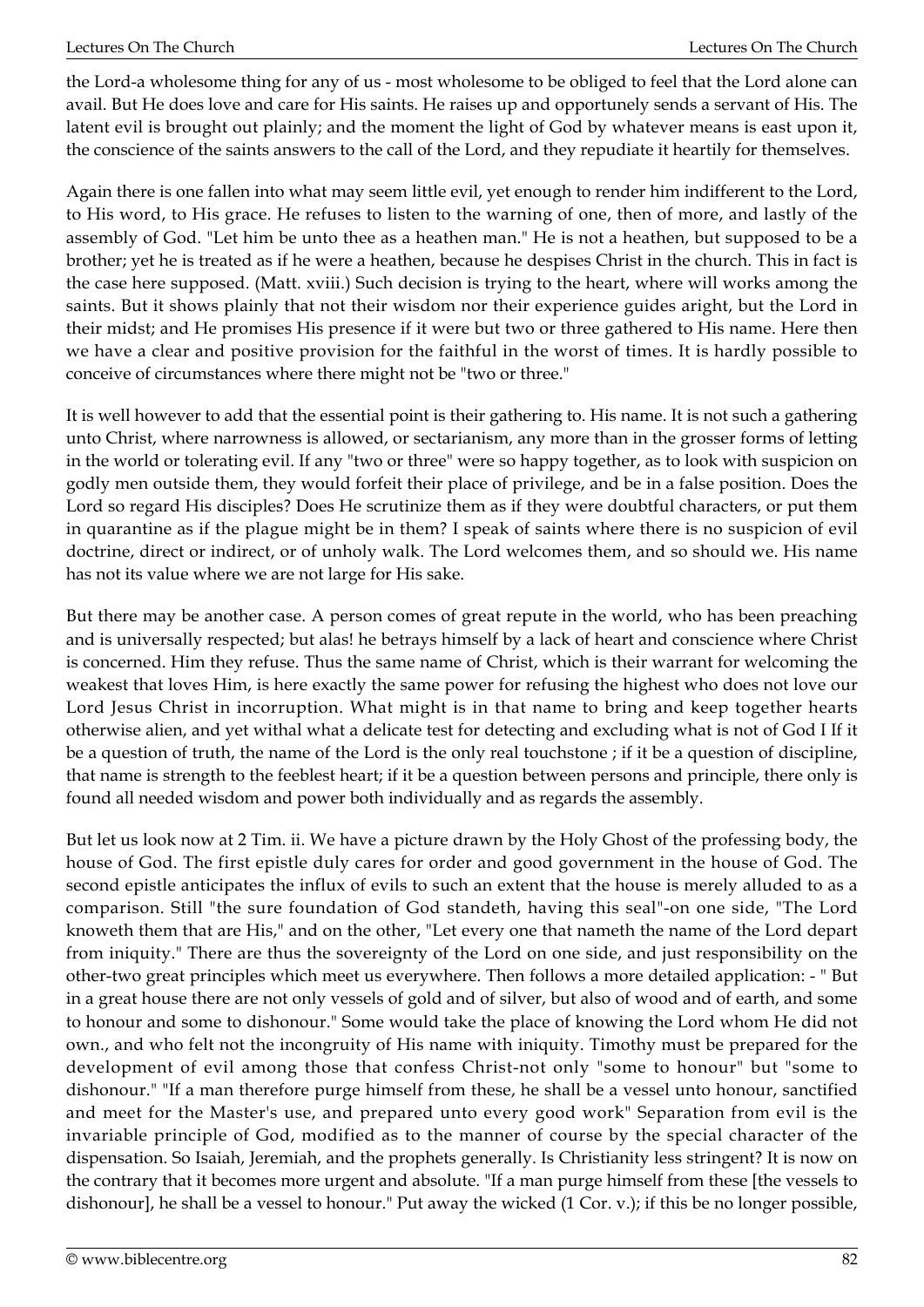the Lord-a wholesome thing for any of us - most wholesome to be obliged to feel that the Lord alone can avail. But He does love and care for His saints. He raises up and opportunely sends a servant of His. The latent evil is brought out plainly; and the moment the light of God by whatever means is east upon it, the conscience of the saints answers to the call of the Lord, and they repudiate it heartily for themselves.

Again there is one fallen into what may seem little evil, yet enough to render him indifferent to the Lord, to His word, to His grace. He refuses to listen to the warning of one, then of more, and lastly of the assembly of God. "Let him be unto thee as a heathen man." He is not a heathen, but supposed to be a brother; yet he is treated as if he were a heathen, because he despises Christ in the church. This in fact is the case here supposed. (Matt. xviii.) Such decision is trying to the heart, where will works among the saints. But it shows plainly that not their wisdom nor their experience guides aright, but the Lord in their midst; and He promises His presence if it were but two or three gathered to His name. Here then we have a clear and positive provision for the faithful in the worst of times. It is hardly possible to conceive of circumstances where there might not be "two or three."

It is well however to add that the essential point is their gathering to. His name. It is not such a gathering unto Christ, where narrowness is allowed, or sectarianism, any more than in the grosser forms of letting in the world or tolerating evil. If any "two or three" were so happy together, as to look with suspicion on godly men outside them, they would forfeit their place of privilege, and be in a false position. Does the Lord so regard His disciples? Does He scrutinize them as if they were doubtful characters, or put them in quarantine as if the plague might be in them? I speak of saints where there is no suspicion of evil doctrine, direct or indirect, or of unholy walk. The Lord welcomes them, and so should we. His name has not its value where we are not large for His sake.

But there may be another case. A person comes of great repute in the world, who has been preaching and is universally respected; but alas! he betrays himself by a lack of heart and conscience where Christ is concerned. Him they refuse. Thus the same name of Christ, which is their warrant for welcoming the weakest that loves Him, is here exactly the same power for refusing the highest who does not love our Lord Jesus Christ in incorruption. What might is in that name to bring and keep together hearts otherwise alien, and yet withal what a delicate test for detecting and excluding what is not of God I If it be a question of truth, the name of the Lord is the only real touchstone ; if it be a question of discipline, that name is strength to the feeblest heart; if it be a question between persons and principle, there only is found all needed wisdom and power both individually and as regards the assembly.

But let us look now at 2 Tim. ii. We have a picture drawn by the Holy Ghost of the professing body, the house of God. The first epistle duly cares for order and good government in the house of God. The second epistle anticipates the influx of evils to such an extent that the house is merely alluded to as a comparison. Still "the sure foundation of God standeth, having this seal"-on one side, "The Lord knoweth them that are His," and on the other, "Let every one that nameth the name of the Lord depart from iniquity." There are thus the sovereignty of the Lord on one side, and just responsibility on the other-two great principles which meet us everywhere. Then follows a more detailed application: - " But in a great house there are not only vessels of gold and of silver, but also of wood and of earth, and some to honour and some to dishonour." Some would take the place of knowing the Lord whom He did not own., and who felt not the incongruity of His name with iniquity. Timothy must be prepared for the development of evil among those that confess Christ-not only "some to honour" but "some to dishonour." "If a man therefore purge himself from these, he shall be a vessel unto honour, sanctified and meet for the Master's use, and prepared unto every good work" Separation from evil is the invariable principle of God, modified as to the manner of course by the special character of the dispensation. So Isaiah, Jeremiah, and the prophets generally. Is Christianity less stringent? It is now on the contrary that it becomes more urgent and absolute. "If a man purge himself from these [the vessels to dishonour], he shall be a vessel to honour." Put away the wicked (1 Cor. v.); if this be no longer possible,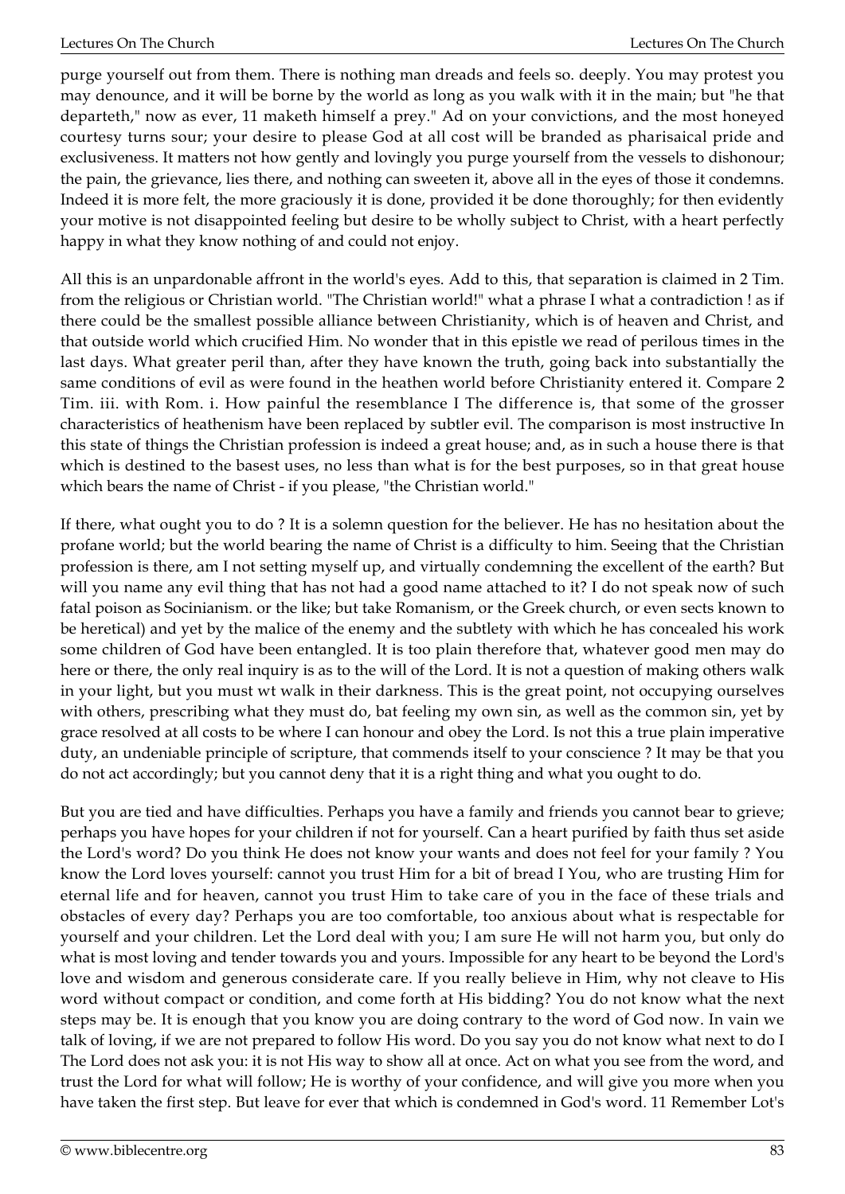purge yourself out from them. There is nothing man dreads and feels so. deeply. You may protest you may denounce, and it will be borne by the world as long as you walk with it in the main; but "he that departeth," now as ever, 11 maketh himself a prey." Ad on your convictions, and the most honeyed courtesy turns sour; your desire to please God at all cost will be branded as pharisaical pride and exclusiveness. It matters not how gently and lovingly you purge yourself from the vessels to dishonour; the pain, the grievance, lies there, and nothing can sweeten it, above all in the eyes of those it condemns. Indeed it is more felt, the more graciously it is done, provided it be done thoroughly; for then evidently your motive is not disappointed feeling but desire to be wholly subject to Christ, with a heart perfectly happy in what they know nothing of and could not enjoy.

All this is an unpardonable affront in the world's eyes. Add to this, that separation is claimed in 2 Tim. from the religious or Christian world. "The Christian world!" what a phrase I what a contradiction ! as if there could be the smallest possible alliance between Christianity, which is of heaven and Christ, and that outside world which crucified Him. No wonder that in this epistle we read of perilous times in the last days. What greater peril than, after they have known the truth, going back into substantially the same conditions of evil as were found in the heathen world before Christianity entered it. Compare 2 Tim. iii. with Rom. i. How painful the resemblance I The difference is, that some of the grosser characteristics of heathenism have been replaced by subtler evil. The comparison is most instructive In this state of things the Christian profession is indeed a great house; and, as in such a house there is that which is destined to the basest uses, no less than what is for the best purposes, so in that great house which bears the name of Christ - if you please, "the Christian world."

If there, what ought you to do ? It is a solemn question for the believer. He has no hesitation about the profane world; but the world bearing the name of Christ is a difficulty to him. Seeing that the Christian profession is there, am I not setting myself up, and virtually condemning the excellent of the earth? But will you name any evil thing that has not had a good name attached to it? I do not speak now of such fatal poison as Socinianism. or the like; but take Romanism, or the Greek church, or even sects known to be heretical) and yet by the malice of the enemy and the subtlety with which he has concealed his work some children of God have been entangled. It is too plain therefore that, whatever good men may do here or there, the only real inquiry is as to the will of the Lord. It is not a question of making others walk in your light, but you must wt walk in their darkness. This is the great point, not occupying ourselves with others, prescribing what they must do, bat feeling my own sin, as well as the common sin, yet by grace resolved at all costs to be where I can honour and obey the Lord. Is not this a true plain imperative duty, an undeniable principle of scripture, that commends itself to your conscience ? It may be that you do not act accordingly; but you cannot deny that it is a right thing and what you ought to do.

But you are tied and have difficulties. Perhaps you have a family and friends you cannot bear to grieve; perhaps you have hopes for your children if not for yourself. Can a heart purified by faith thus set aside the Lord's word? Do you think He does not know your wants and does not feel for your family ? You know the Lord loves yourself: cannot you trust Him for a bit of bread I You, who are trusting Him for eternal life and for heaven, cannot you trust Him to take care of you in the face of these trials and obstacles of every day? Perhaps you are too comfortable, too anxious about what is respectable for yourself and your children. Let the Lord deal with you; I am sure He will not harm you, but only do what is most loving and tender towards you and yours. Impossible for any heart to be beyond the Lord's love and wisdom and generous considerate care. If you really believe in Him, why not cleave to His word without compact or condition, and come forth at His bidding? You do not know what the next steps may be. It is enough that you know you are doing contrary to the word of God now. In vain we talk of loving, if we are not prepared to follow His word. Do you say you do not know what next to do I The Lord does not ask you: it is not His way to show all at once. Act on what you see from the word, and trust the Lord for what will follow; He is worthy of your confidence, and will give you more when you have taken the first step. But leave for ever that which is condemned in God's word. 11 Remember Lot's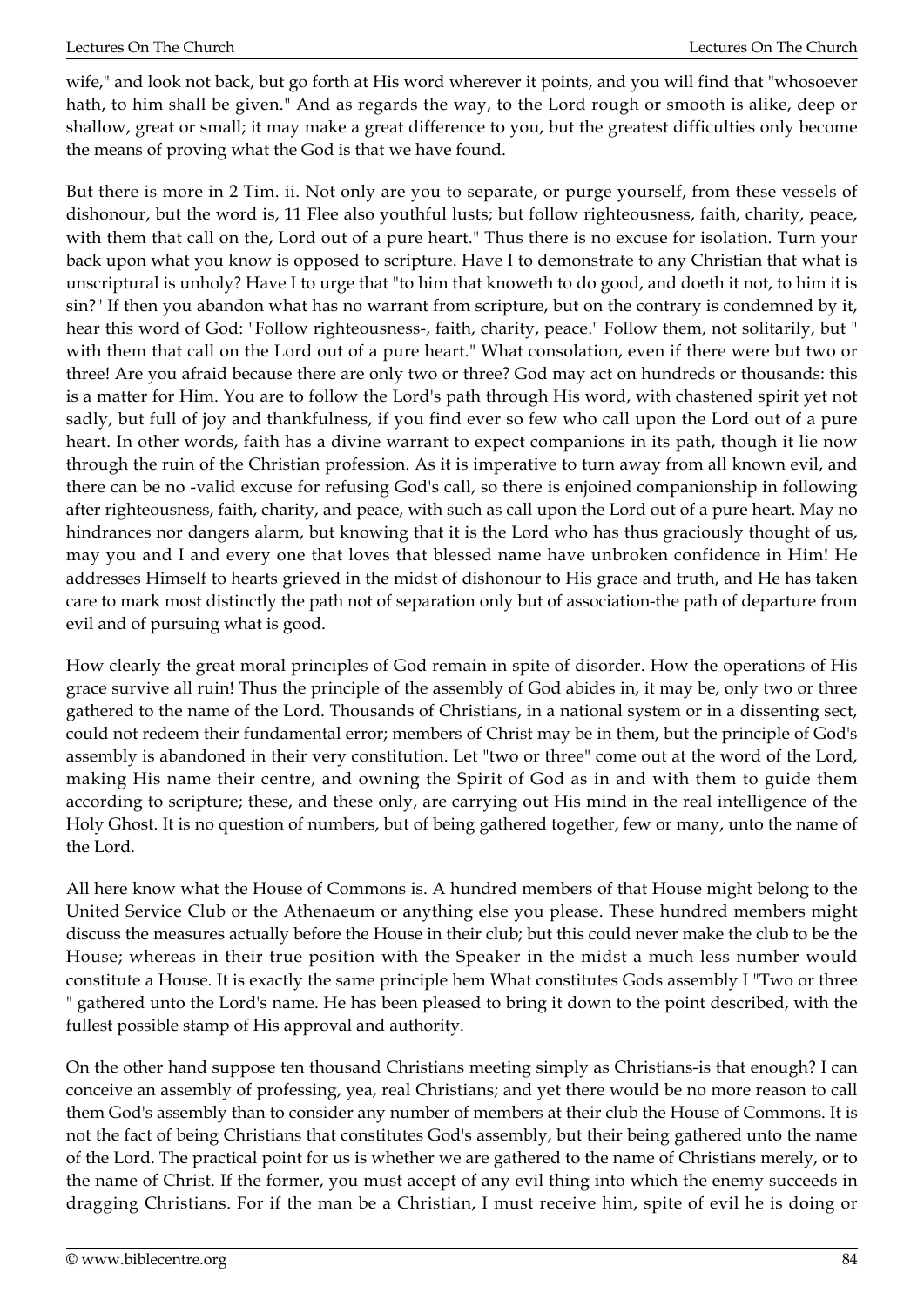wife," and look not back, but go forth at His word wherever it points, and you will find that "whosoever hath, to him shall be given." And as regards the way, to the Lord rough or smooth is alike, deep or shallow, great or small; it may make a great difference to you, but the greatest difficulties only become the means of proving what the God is that we have found.

But there is more in 2 Tim. ii. Not only are you to separate, or purge yourself, from these vessels of dishonour, but the word is, 11 Flee also youthful lusts; but follow righteousness, faith, charity, peace, with them that call on the, Lord out of a pure heart." Thus there is no excuse for isolation. Turn your back upon what you know is opposed to scripture. Have I to demonstrate to any Christian that what is unscriptural is unholy? Have I to urge that "to him that knoweth to do good, and doeth it not, to him it is sin?" If then you abandon what has no warrant from scripture, but on the contrary is condemned by it, hear this word of God: "Follow righteousness-, faith, charity, peace." Follow them, not solitarily, but " with them that call on the Lord out of a pure heart." What consolation, even if there were but two or three! Are you afraid because there are only two or three? God may act on hundreds or thousands: this is a matter for Him. You are to follow the Lord's path through His word, with chastened spirit yet not sadly, but full of joy and thankfulness, if you find ever so few who call upon the Lord out of a pure heart. In other words, faith has a divine warrant to expect companions in its path, though it lie now through the ruin of the Christian profession. As it is imperative to turn away from all known evil, and there can be no -valid excuse for refusing God's call, so there is enjoined companionship in following after righteousness, faith, charity, and peace, with such as call upon the Lord out of a pure heart. May no hindrances nor dangers alarm, but knowing that it is the Lord who has thus graciously thought of us, may you and I and every one that loves that blessed name have unbroken confidence in Him! He addresses Himself to hearts grieved in the midst of dishonour to His grace and truth, and He has taken care to mark most distinctly the path not of separation only but of association-the path of departure from evil and of pursuing what is good.

How clearly the great moral principles of God remain in spite of disorder. How the operations of His grace survive all ruin! Thus the principle of the assembly of God abides in, it may be, only two or three gathered to the name of the Lord. Thousands of Christians, in a national system or in a dissenting sect, could not redeem their fundamental error; members of Christ may be in them, but the principle of God's assembly is abandoned in their very constitution. Let "two or three" come out at the word of the Lord, making His name their centre, and owning the Spirit of God as in and with them to guide them according to scripture; these, and these only, are carrying out His mind in the real intelligence of the Holy Ghost. It is no question of numbers, but of being gathered together, few or many, unto the name of the Lord.

All here know what the House of Commons is. A hundred members of that House might belong to the United Service Club or the Athenaeum or anything else you please. These hundred members might discuss the measures actually before the House in their club; but this could never make the club to be the House; whereas in their true position with the Speaker in the midst a much less number would constitute a House. It is exactly the same principle hem What constitutes Gods assembly I "Two or three " gathered unto the Lord's name. He has been pleased to bring it down to the point described, with the fullest possible stamp of His approval and authority.

On the other hand suppose ten thousand Christians meeting simply as Christians-is that enough? I can conceive an assembly of professing, yea, real Christians; and yet there would be no more reason to call them God's assembly than to consider any number of members at their club the House of Commons. It is not the fact of being Christians that constitutes God's assembly, but their being gathered unto the name of the Lord. The practical point for us is whether we are gathered to the name of Christians merely, or to the name of Christ. If the former, you must accept of any evil thing into which the enemy succeeds in dragging Christians. For if the man be a Christian, I must receive him, spite of evil he is doing or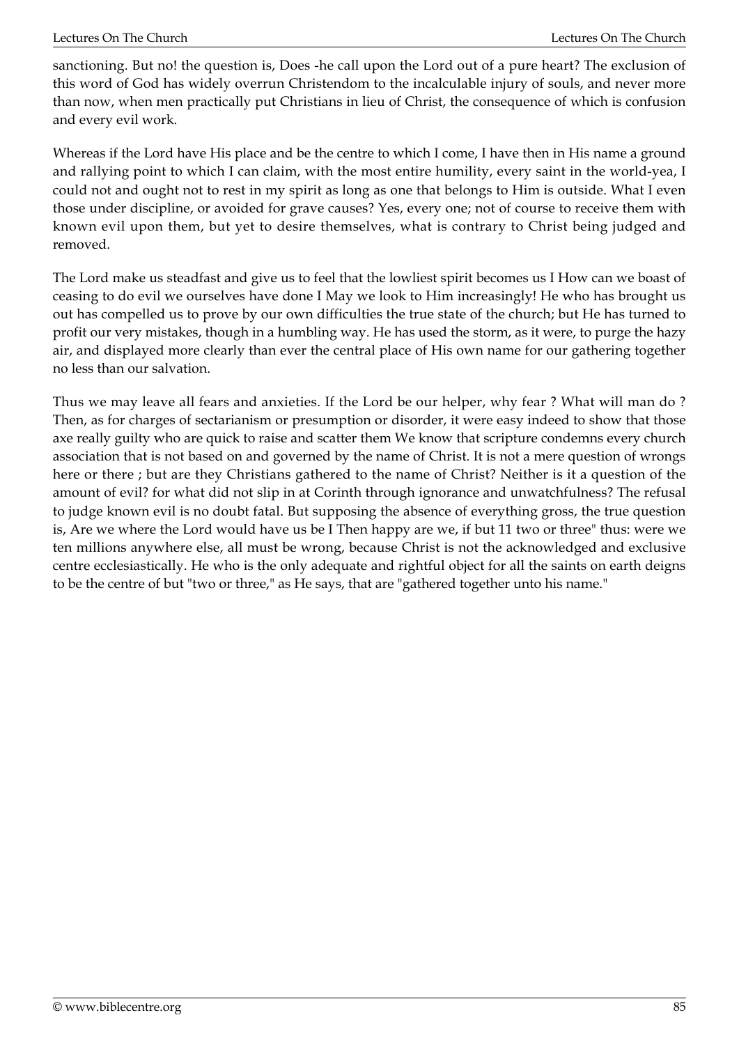sanctioning. But no! the question is, Does -he call upon the Lord out of a pure heart? The exclusion of this word of God has widely overrun Christendom to the incalculable injury of souls, and never more than now, when men practically put Christians in lieu of Christ, the consequence of which is confusion and every evil work.

Whereas if the Lord have His place and be the centre to which I come, I have then in His name a ground and rallying point to which I can claim, with the most entire humility, every saint in the world-yea, I could not and ought not to rest in my spirit as long as one that belongs to Him is outside. What I even those under discipline, or avoided for grave causes? Yes, every one; not of course to receive them with known evil upon them, but yet to desire themselves, what is contrary to Christ being judged and removed.

The Lord make us steadfast and give us to feel that the lowliest spirit becomes us I How can we boast of ceasing to do evil we ourselves have done I May we look to Him increasingly! He who has brought us out has compelled us to prove by our own difficulties the true state of the church; but He has turned to profit our very mistakes, though in a humbling way. He has used the storm, as it were, to purge the hazy air, and displayed more clearly than ever the central place of His own name for our gathering together no less than our salvation.

Thus we may leave all fears and anxieties. If the Lord be our helper, why fear ? What will man do ? Then, as for charges of sectarianism or presumption or disorder, it were easy indeed to show that those axe really guilty who are quick to raise and scatter them We know that scripture condemns every church association that is not based on and governed by the name of Christ. It is not a mere question of wrongs here or there ; but are they Christians gathered to the name of Christ? Neither is it a question of the amount of evil? for what did not slip in at Corinth through ignorance and unwatchfulness? The refusal to judge known evil is no doubt fatal. But supposing the absence of everything gross, the true question is, Are we where the Lord would have us be I Then happy are we, if but 11 two or three" thus: were we ten millions anywhere else, all must be wrong, because Christ is not the acknowledged and exclusive centre ecclesiastically. He who is the only adequate and rightful object for all the saints on earth deigns to be the centre of but "two or three," as He says, that are "gathered together unto his name."